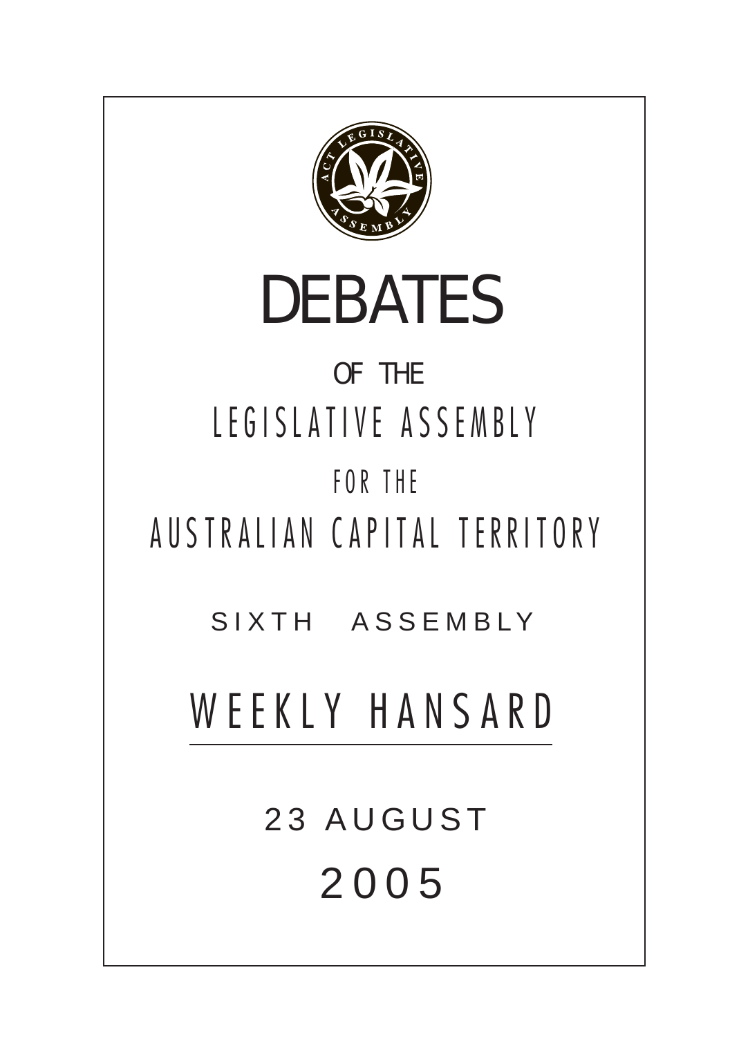# DEBATES

OF THE

LEGISLATIVE ASSEMBLY

FOR THE

AUSTRALIAN CAPITAL TERRITORY

SIXTH ASSEMBLY

## WEEKLY HANSARD

23 AUGUST

2005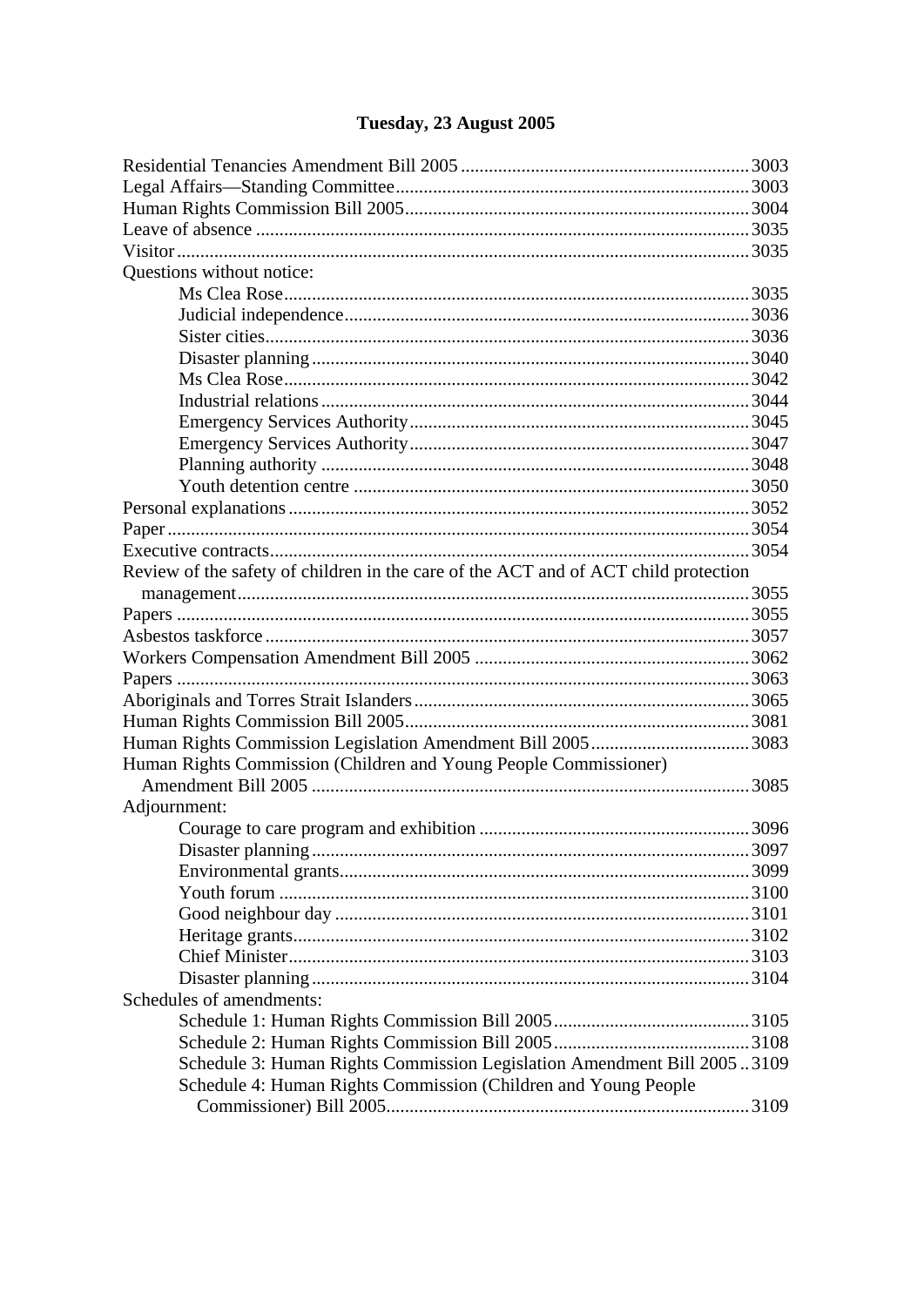# Tuesday, 23 August 2005

Residential Tenancies Amendment Bill 2005 .......... 3003
Legal Affairs—Standing Committee .......... 3003
Human Rights Commission Bill 2005 .......... 3004
Leave of absence .......... 3035
Visitor .......... 3035
Questions without notice:
- Ms Clea Rose .......... 3035
- Judicial independence .......... 3036
- Sister cities .......... 3036
- Disaster planning .......... 3040
- Ms Clea Rose .......... 3042
- Industrial relations .......... 3044
- Emergency Services Authority .......... 3045
- Emergency Services Authority .......... 3047
- Planning authority .......... 3048
- Youth detention centre .......... 3050

Personal explanations .......... 3052
Paper .......... 3054
Executive contracts .......... 3054
Review of the safety of children in the care of the ACT and of ACT child protection management .......... 3055
Papers .......... 3055
Asbestos taskforce .......... 3057
Workers Compensation Amendment Bill 2005 .......... 3062
Papers .......... 3063
Aboriginals and Torres Strait Islanders .......... 3065
Human Rights Commission Bill 2005 .......... 3081
Human Rights Commission Legislation Amendment Bill 2005 .......... 3083
Human Rights Commission (Children and Young People Commissioner) Amendment Bill 2005 .......... 3085
Adjournment:
- Courage to care program and exhibition .......... 3096
- Disaster planning .......... 3097
- Environmental grants .......... 3099
- Youth forum .......... 3100
- Good neighbour day .......... 3101
- Heritage grants .......... 3102
- Chief Minister .......... 3103
- Disaster planning .......... 3104

Schedules of amendments:
- Schedule 1: Human Rights Commission Bill 2005 .......... 3105
- Schedule 2: Human Rights Commission Bill 2005 .......... 3108
- Schedule 3: Human Rights Commission Legislation Amendment Bill 2005 .......... 3109
- Schedule 4: Human Rights Commission (Children and Young People Commissioner) Bill 2005 .......... 3109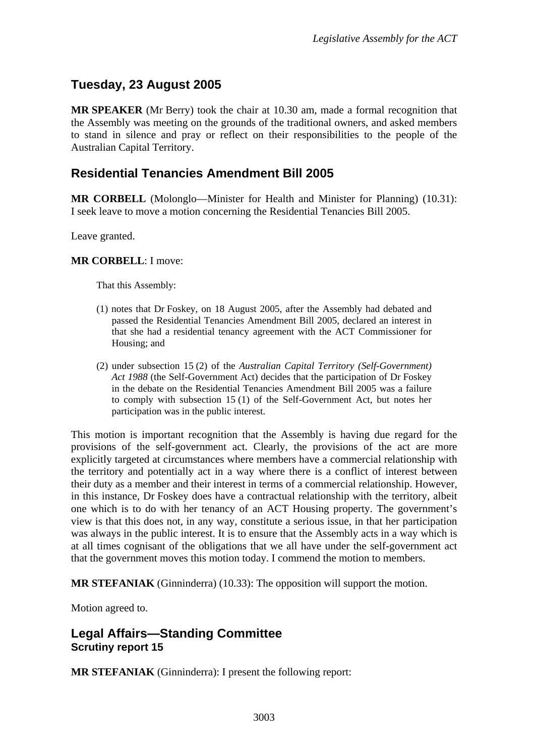## Tuesday, 23 August 2005

**MR SPEAKER** (Mr Berry) took the chair at 10.30 am, made a formal recognition that the Assembly was meeting on the grounds of the traditional owners, and asked members to stand in silence and pray or reflect on their responsibilities to the people of the Australian Capital Territory.

## Residential Tenancies Amendment Bill 2005

**MR CORBELL** (Molonglo—Minister for Health and Minister for Planning) (10.31): I seek leave to move a motion concerning the Residential Tenancies Bill 2005.

Leave granted.

**MR CORBELL**: I move:

> That this Assembly:
>
> (1) notes that Dr Foskey, on 18 August 2005, after the Assembly had debated and passed the Residential Tenancies Amendment Bill 2005, declared an interest in that she had a residential tenancy agreement with the ACT Commissioner for Housing; and
>
> (2) under subsection 15 (2) of the *Australian Capital Territory (Self-Government) Act 1988* (the Self-Government Act) decides that the participation of Dr Foskey in the debate on the Residential Tenancies Amendment Bill 2005 was a failure to comply with subsection 15 (1) of the Self-Government Act, but notes her participation was in the public interest.

This motion is important recognition that the Assembly is having due regard for the provisions of the self-government act. Clearly, the provisions of the act are more explicitly targeted at circumstances where members have a commercial relationship with the territory and potentially act in a way where there is a conflict of interest between their duty as a member and their interest in terms of a commercial relationship. However, in this instance, Dr Foskey does have a contractual relationship with the territory, albeit one which is to do with her tenancy of an ACT Housing property. The government's view is that this does not, in any way, constitute a serious issue, in that her participation was always in the public interest. It is to ensure that the Assembly acts in a way which is at all times cognisant of the obligations that we all have under the self-government act that the government moves this motion today. I commend the motion to members.

**MR STEFANIAK** (Ginninderra) (10.33): The opposition will support the motion.

Motion agreed to.

## Legal Affairs—Standing Committee
### Scrutiny report 15

**MR STEFANIAK** (Ginninderra): I present the following report: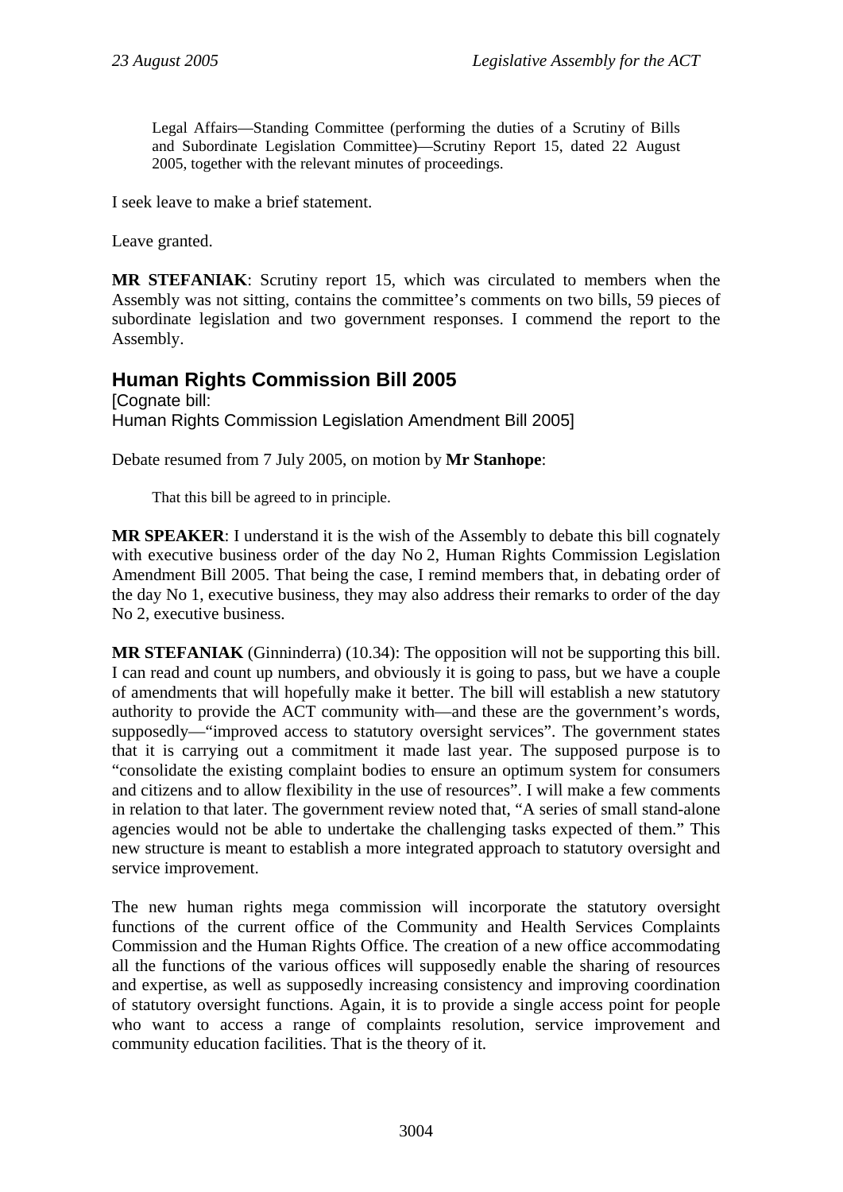Legal Affairs—Standing Committee (performing the duties of a Scrutiny of Bills and Subordinate Legislation Committee)—Scrutiny Report 15, dated 22 August 2005, together with the relevant minutes of proceedings.

I seek leave to make a brief statement.

Leave granted.

**MR STEFANIAK**: Scrutiny report 15, which was circulated to members when the Assembly was not sitting, contains the committee's comments on two bills, 59 pieces of subordinate legislation and two government responses. I commend the report to the Assembly.

## Human Rights Commission Bill 2005

[Cognate bill:
Human Rights Commission Legislation Amendment Bill 2005]

Debate resumed from 7 July 2005, on motion by **Mr Stanhope**:

> That this bill be agreed to in principle.

**MR SPEAKER**: I understand it is the wish of the Assembly to debate this bill cognately with executive business order of the day No 2, Human Rights Commission Legislation Amendment Bill 2005. That being the case, I remind members that, in debating order of the day No 1, executive business, they may also address their remarks to order of the day No 2, executive business.

**MR STEFANIAK** (Ginninderra) (10.34): The opposition will not be supporting this bill. I can read and count up numbers, and obviously it is going to pass, but we have a couple of amendments that will hopefully make it better. The bill will establish a new statutory authority to provide the ACT community with—and these are the government's words, supposedly—"improved access to statutory oversight services". The government states that it is carrying out a commitment it made last year. The supposed purpose is to "consolidate the existing complaint bodies to ensure an optimum system for consumers and citizens and to allow flexibility in the use of resources". I will make a few comments in relation to that later. The government review noted that, "A series of small stand-alone agencies would not be able to undertake the challenging tasks expected of them." This new structure is meant to establish a more integrated approach to statutory oversight and service improvement.

The new human rights mega commission will incorporate the statutory oversight functions of the current office of the Community and Health Services Complaints Commission and the Human Rights Office. The creation of a new office accommodating all the functions of the various offices will supposedly enable the sharing of resources and expertise, as well as supposedly increasing consistency and improving coordination of statutory oversight functions. Again, it is to provide a single access point for people who want to access a range of complaints resolution, service improvement and community education facilities. That is the theory of it.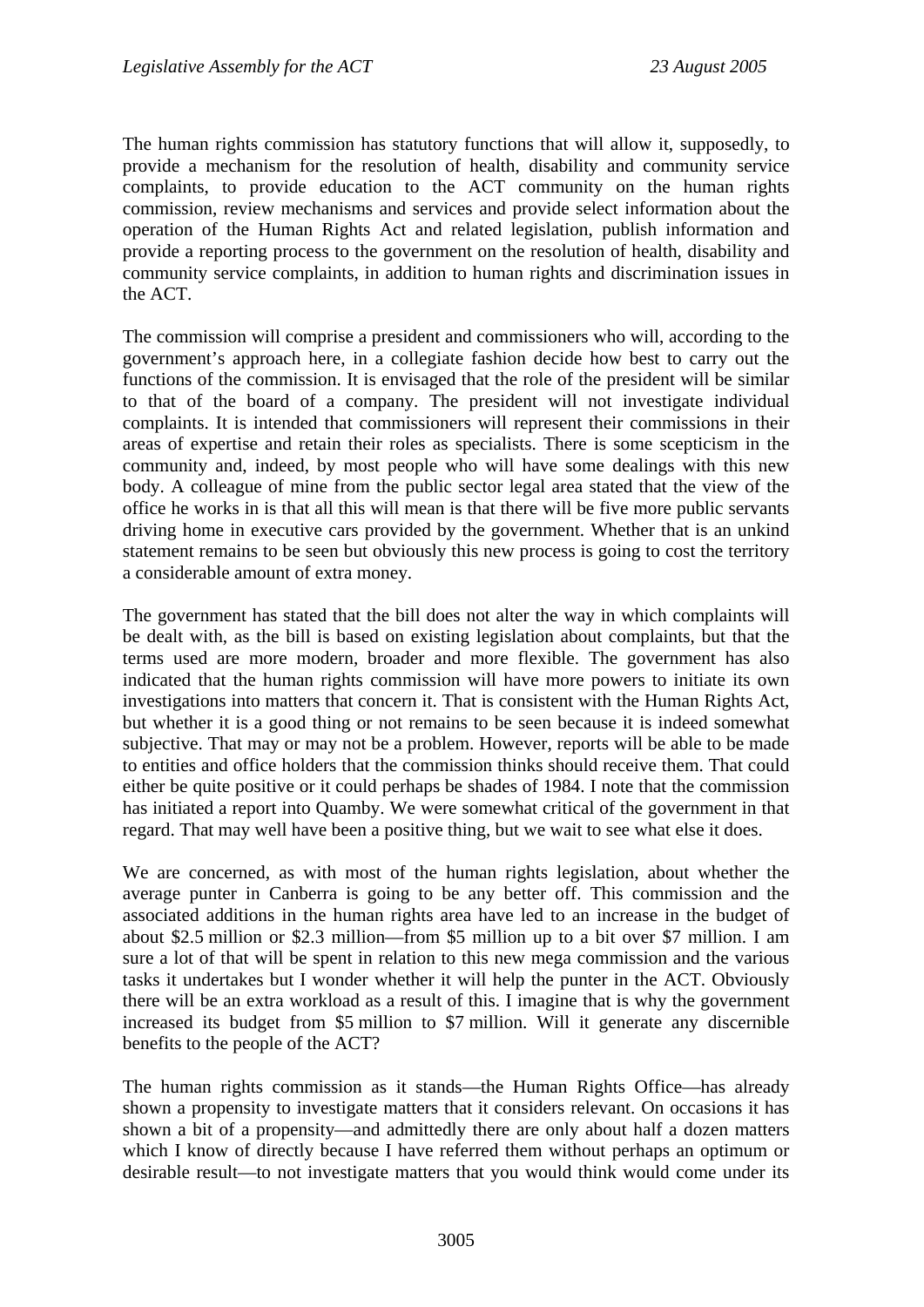The human rights commission has statutory functions that will allow it, supposedly, to provide a mechanism for the resolution of health, disability and community service complaints, to provide education to the ACT community on the human rights commission, review mechanisms and services and provide select information about the operation of the Human Rights Act and related legislation, publish information and provide a reporting process to the government on the resolution of health, disability and community service complaints, in addition to human rights and discrimination issues in the ACT.

The commission will comprise a president and commissioners who will, according to the government's approach here, in a collegiate fashion decide how best to carry out the functions of the commission. It is envisaged that the role of the president will be similar to that of the board of a company. The president will not investigate individual complaints. It is intended that commissioners will represent their commissions in their areas of expertise and retain their roles as specialists. There is some scepticism in the community and, indeed, by most people who will have some dealings with this new body. A colleague of mine from the public sector legal area stated that the view of the office he works in is that all this will mean is that there will be five more public servants driving home in executive cars provided by the government. Whether that is an unkind statement remains to be seen but obviously this new process is going to cost the territory a considerable amount of extra money.

The government has stated that the bill does not alter the way in which complaints will be dealt with, as the bill is based on existing legislation about complaints, but that the terms used are more modern, broader and more flexible. The government has also indicated that the human rights commission will have more powers to initiate its own investigations into matters that concern it. That is consistent with the Human Rights Act, but whether it is a good thing or not remains to be seen because it is indeed somewhat subjective. That may or may not be a problem. However, reports will be able to be made to entities and office holders that the commission thinks should receive them. That could either be quite positive or it could perhaps be shades of 1984. I note that the commission has initiated a report into Quamby. We were somewhat critical of the government in that regard. That may well have been a positive thing, but we wait to see what else it does.

We are concerned, as with most of the human rights legislation, about whether the average punter in Canberra is going to be any better off. This commission and the associated additions in the human rights area have led to an increase in the budget of about $2.5 million or $2.3 million—from $5 million up to a bit over $7 million. I am sure a lot of that will be spent in relation to this new mega commission and the various tasks it undertakes but I wonder whether it will help the punter in the ACT. Obviously there will be an extra workload as a result of this. I imagine that is why the government increased its budget from $5 million to $7 million. Will it generate any discernible benefits to the people of the ACT?

The human rights commission as it stands—the Human Rights Office—has already shown a propensity to investigate matters that it considers relevant. On occasions it has shown a bit of a propensity—and admittedly there are only about half a dozen matters which I know of directly because I have referred them without perhaps an optimum or desirable result—to not investigate matters that you would think would come under its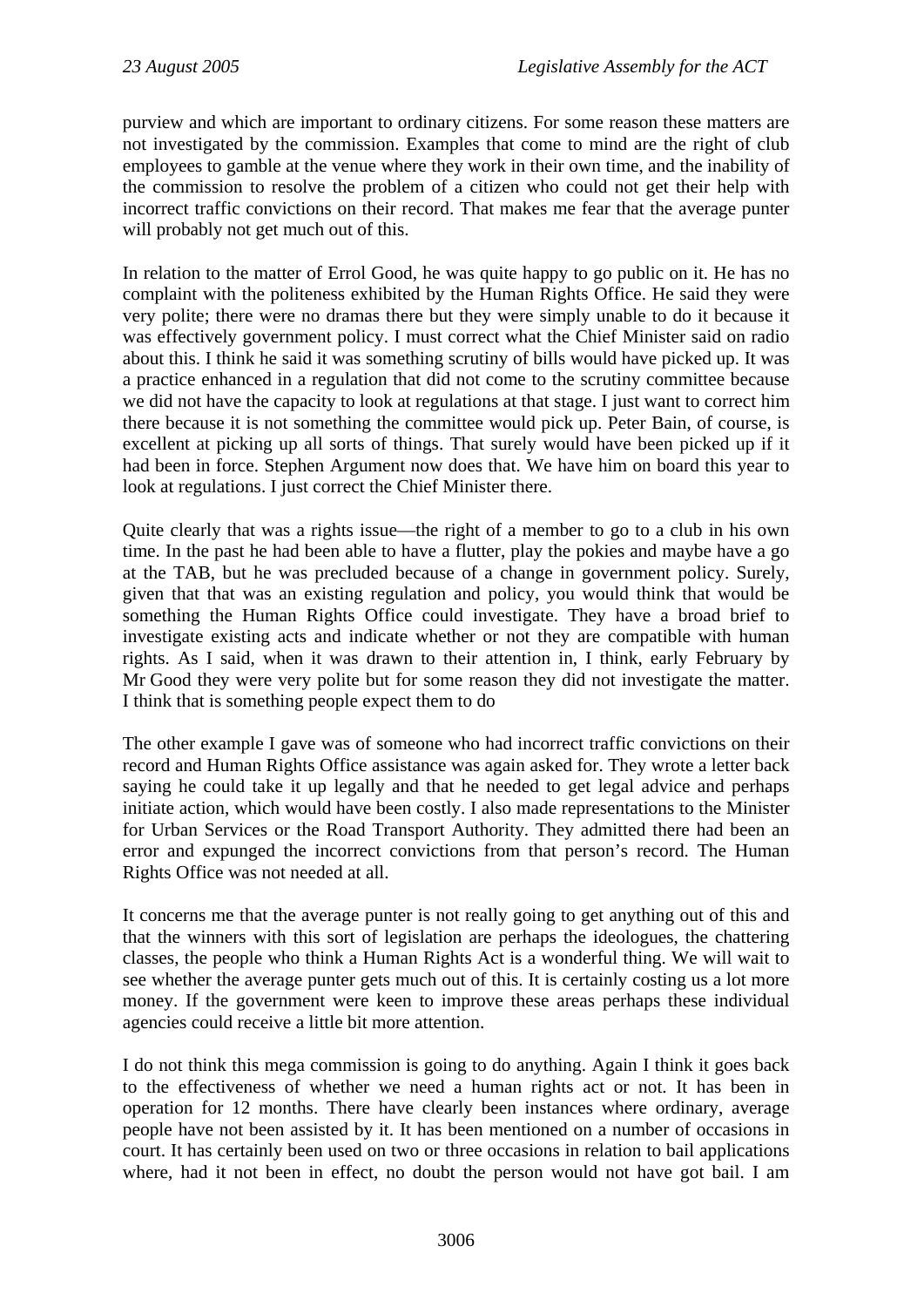purview and which are important to ordinary citizens. For some reason these matters are not investigated by the commission. Examples that come to mind are the right of club employees to gamble at the venue where they work in their own time, and the inability of the commission to resolve the problem of a citizen who could not get their help with incorrect traffic convictions on their record. That makes me fear that the average punter will probably not get much out of this.

In relation to the matter of Errol Good, he was quite happy to go public on it. He has no complaint with the politeness exhibited by the Human Rights Office. He said they were very polite; there were no dramas there but they were simply unable to do it because it was effectively government policy. I must correct what the Chief Minister said on radio about this. I think he said it was something scrutiny of bills would have picked up. It was a practice enhanced in a regulation that did not come to the scrutiny committee because we did not have the capacity to look at regulations at that stage. I just want to correct him there because it is not something the committee would pick up. Peter Bain, of course, is excellent at picking up all sorts of things. That surely would have been picked up if it had been in force. Stephen Argument now does that. We have him on board this year to look at regulations. I just correct the Chief Minister there.

Quite clearly that was a rights issue—the right of a member to go to a club in his own time. In the past he had been able to have a flutter, play the pokies and maybe have a go at the TAB, but he was precluded because of a change in government policy. Surely, given that that was an existing regulation and policy, you would think that would be something the Human Rights Office could investigate. They have a broad brief to investigate existing acts and indicate whether or not they are compatible with human rights. As I said, when it was drawn to their attention in, I think, early February by Mr Good they were very polite but for some reason they did not investigate the matter. I think that is something people expect them to do

The other example I gave was of someone who had incorrect traffic convictions on their record and Human Rights Office assistance was again asked for. They wrote a letter back saying he could take it up legally and that he needed to get legal advice and perhaps initiate action, which would have been costly. I also made representations to the Minister for Urban Services or the Road Transport Authority. They admitted there had been an error and expunged the incorrect convictions from that person's record. The Human Rights Office was not needed at all.

It concerns me that the average punter is not really going to get anything out of this and that the winners with this sort of legislation are perhaps the ideologues, the chattering classes, the people who think a Human Rights Act is a wonderful thing. We will wait to see whether the average punter gets much out of this. It is certainly costing us a lot more money. If the government were keen to improve these areas perhaps these individual agencies could receive a little bit more attention.

I do not think this mega commission is going to do anything. Again I think it goes back to the effectiveness of whether we need a human rights act or not. It has been in operation for 12 months. There have clearly been instances where ordinary, average people have not been assisted by it. It has been mentioned on a number of occasions in court. It has certainly been used on two or three occasions in relation to bail applications where, had it not been in effect, no doubt the person would not have got bail. I am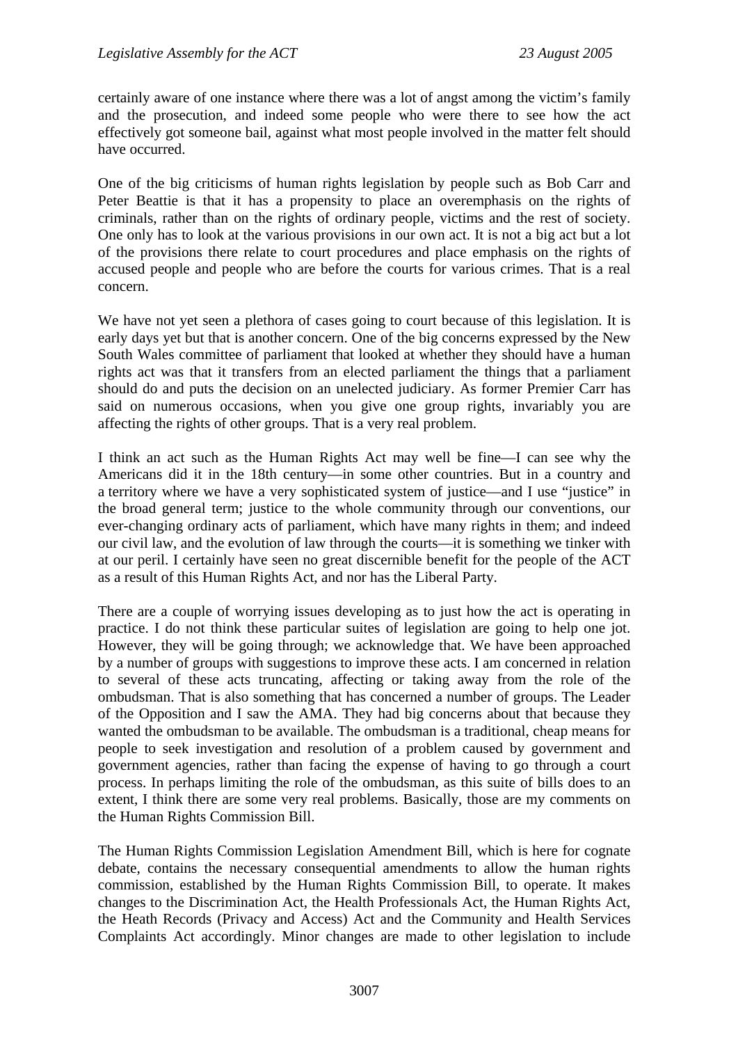certainly aware of one instance where there was a lot of angst among the victim's family and the prosecution, and indeed some people who were there to see how the act effectively got someone bail, against what most people involved in the matter felt should have occurred.

One of the big criticisms of human rights legislation by people such as Bob Carr and Peter Beattie is that it has a propensity to place an overemphasis on the rights of criminals, rather than on the rights of ordinary people, victims and the rest of society. One only has to look at the various provisions in our own act. It is not a big act but a lot of the provisions there relate to court procedures and place emphasis on the rights of accused people and people who are before the courts for various crimes. That is a real concern.

We have not yet seen a plethora of cases going to court because of this legislation. It is early days yet but that is another concern. One of the big concerns expressed by the New South Wales committee of parliament that looked at whether they should have a human rights act was that it transfers from an elected parliament the things that a parliament should do and puts the decision on an unelected judiciary. As former Premier Carr has said on numerous occasions, when you give one group rights, invariably you are affecting the rights of other groups. That is a very real problem.

I think an act such as the Human Rights Act may well be fine—I can see why the Americans did it in the 18th century—in some other countries. But in a country and a territory where we have a very sophisticated system of justice—and I use "justice" in the broad general term; justice to the whole community through our conventions, our ever-changing ordinary acts of parliament, which have many rights in them; and indeed our civil law, and the evolution of law through the courts—it is something we tinker with at our peril. I certainly have seen no great discernible benefit for the people of the ACT as a result of this Human Rights Act, and nor has the Liberal Party.

There are a couple of worrying issues developing as to just how the act is operating in practice. I do not think these particular suites of legislation are going to help one jot. However, they will be going through; we acknowledge that. We have been approached by a number of groups with suggestions to improve these acts. I am concerned in relation to several of these acts truncating, affecting or taking away from the role of the ombudsman. That is also something that has concerned a number of groups. The Leader of the Opposition and I saw the AMA. They had big concerns about that because they wanted the ombudsman to be available. The ombudsman is a traditional, cheap means for people to seek investigation and resolution of a problem caused by government and government agencies, rather than facing the expense of having to go through a court process. In perhaps limiting the role of the ombudsman, as this suite of bills does to an extent, I think there are some very real problems. Basically, those are my comments on the Human Rights Commission Bill.

The Human Rights Commission Legislation Amendment Bill, which is here for cognate debate, contains the necessary consequential amendments to allow the human rights commission, established by the Human Rights Commission Bill, to operate. It makes changes to the Discrimination Act, the Health Professionals Act, the Human Rights Act, the Heath Records (Privacy and Access) Act and the Community and Health Services Complaints Act accordingly. Minor changes are made to other legislation to include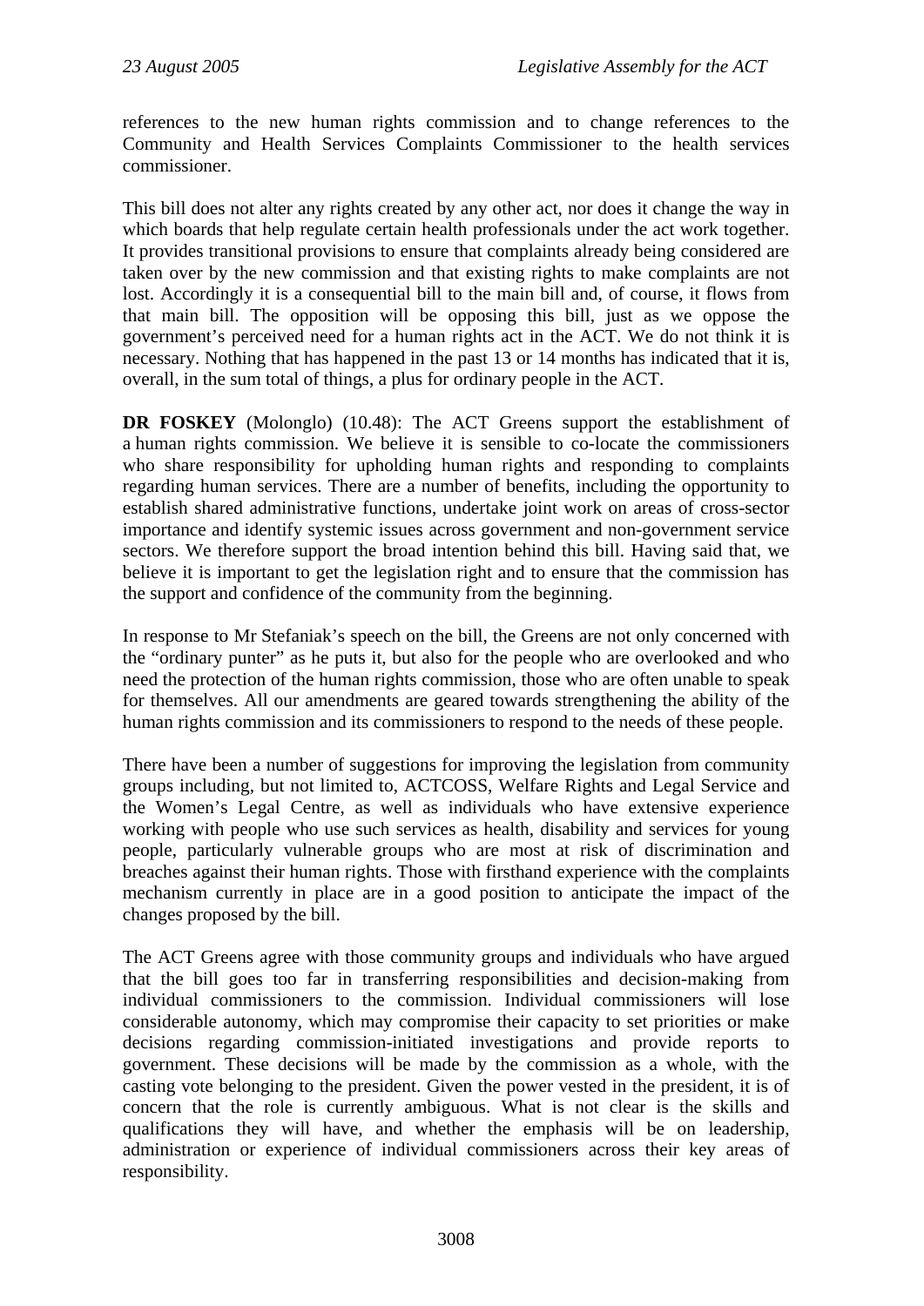references to the new human rights commission and to change references to the Community and Health Services Complaints Commissioner to the health services commissioner.

This bill does not alter any rights created by any other act, nor does it change the way in which boards that help regulate certain health professionals under the act work together. It provides transitional provisions to ensure that complaints already being considered are taken over by the new commission and that existing rights to make complaints are not lost. Accordingly it is a consequential bill to the main bill and, of course, it flows from that main bill. The opposition will be opposing this bill, just as we oppose the government's perceived need for a human rights act in the ACT. We do not think it is necessary. Nothing that has happened in the past 13 or 14 months has indicated that it is, overall, in the sum total of things, a plus for ordinary people in the ACT.

**DR FOSKEY** (Molonglo) (10.48): The ACT Greens support the establishment of a human rights commission. We believe it is sensible to co-locate the commissioners who share responsibility for upholding human rights and responding to complaints regarding human services. There are a number of benefits, including the opportunity to establish shared administrative functions, undertake joint work on areas of cross-sector importance and identify systemic issues across government and non-government service sectors. We therefore support the broad intention behind this bill. Having said that, we believe it is important to get the legislation right and to ensure that the commission has the support and confidence of the community from the beginning.

In response to Mr Stefaniak's speech on the bill, the Greens are not only concerned with the "ordinary punter" as he puts it, but also for the people who are overlooked and who need the protection of the human rights commission, those who are often unable to speak for themselves. All our amendments are geared towards strengthening the ability of the human rights commission and its commissioners to respond to the needs of these people.

There have been a number of suggestions for improving the legislation from community groups including, but not limited to, ACTCOSS, Welfare Rights and Legal Service and the Women's Legal Centre, as well as individuals who have extensive experience working with people who use such services as health, disability and services for young people, particularly vulnerable groups who are most at risk of discrimination and breaches against their human rights. Those with firsthand experience with the complaints mechanism currently in place are in a good position to anticipate the impact of the changes proposed by the bill.

The ACT Greens agree with those community groups and individuals who have argued that the bill goes too far in transferring responsibilities and decision-making from individual commissioners to the commission. Individual commissioners will lose considerable autonomy, which may compromise their capacity to set priorities or make decisions regarding commission-initiated investigations and provide reports to government. These decisions will be made by the commission as a whole, with the casting vote belonging to the president. Given the power vested in the president, it is of concern that the role is currently ambiguous. What is not clear is the skills and qualifications they will have, and whether the emphasis will be on leadership, administration or experience of individual commissioners across their key areas of responsibility.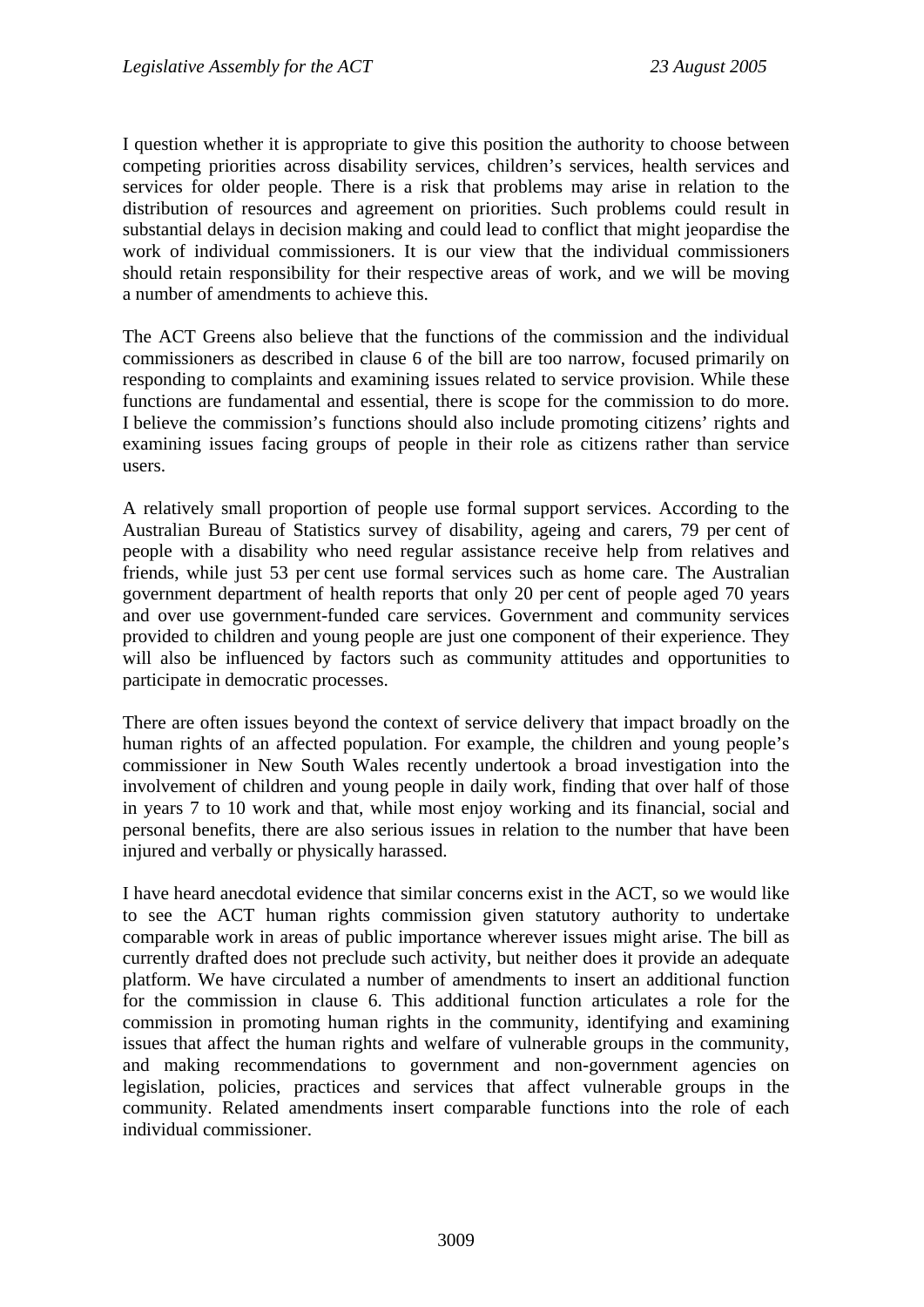I question whether it is appropriate to give this position the authority to choose between competing priorities across disability services, children's services, health services and services for older people. There is a risk that problems may arise in relation to the distribution of resources and agreement on priorities. Such problems could result in substantial delays in decision making and could lead to conflict that might jeopardise the work of individual commissioners. It is our view that the individual commissioners should retain responsibility for their respective areas of work, and we will be moving a number of amendments to achieve this.

The ACT Greens also believe that the functions of the commission and the individual commissioners as described in clause 6 of the bill are too narrow, focused primarily on responding to complaints and examining issues related to service provision. While these functions are fundamental and essential, there is scope for the commission to do more. I believe the commission's functions should also include promoting citizens' rights and examining issues facing groups of people in their role as citizens rather than service users.

A relatively small proportion of people use formal support services. According to the Australian Bureau of Statistics survey of disability, ageing and carers, 79 per cent of people with a disability who need regular assistance receive help from relatives and friends, while just 53 per cent use formal services such as home care. The Australian government department of health reports that only 20 per cent of people aged 70 years and over use government-funded care services. Government and community services provided to children and young people are just one component of their experience. They will also be influenced by factors such as community attitudes and opportunities to participate in democratic processes.

There are often issues beyond the context of service delivery that impact broadly on the human rights of an affected population. For example, the children and young people's commissioner in New South Wales recently undertook a broad investigation into the involvement of children and young people in daily work, finding that over half of those in years 7 to 10 work and that, while most enjoy working and its financial, social and personal benefits, there are also serious issues in relation to the number that have been injured and verbally or physically harassed.

I have heard anecdotal evidence that similar concerns exist in the ACT, so we would like to see the ACT human rights commission given statutory authority to undertake comparable work in areas of public importance wherever issues might arise. The bill as currently drafted does not preclude such activity, but neither does it provide an adequate platform. We have circulated a number of amendments to insert an additional function for the commission in clause 6. This additional function articulates a role for the commission in promoting human rights in the community, identifying and examining issues that affect the human rights and welfare of vulnerable groups in the community, and making recommendations to government and non-government agencies on legislation, policies, practices and services that affect vulnerable groups in the community. Related amendments insert comparable functions into the role of each individual commissioner.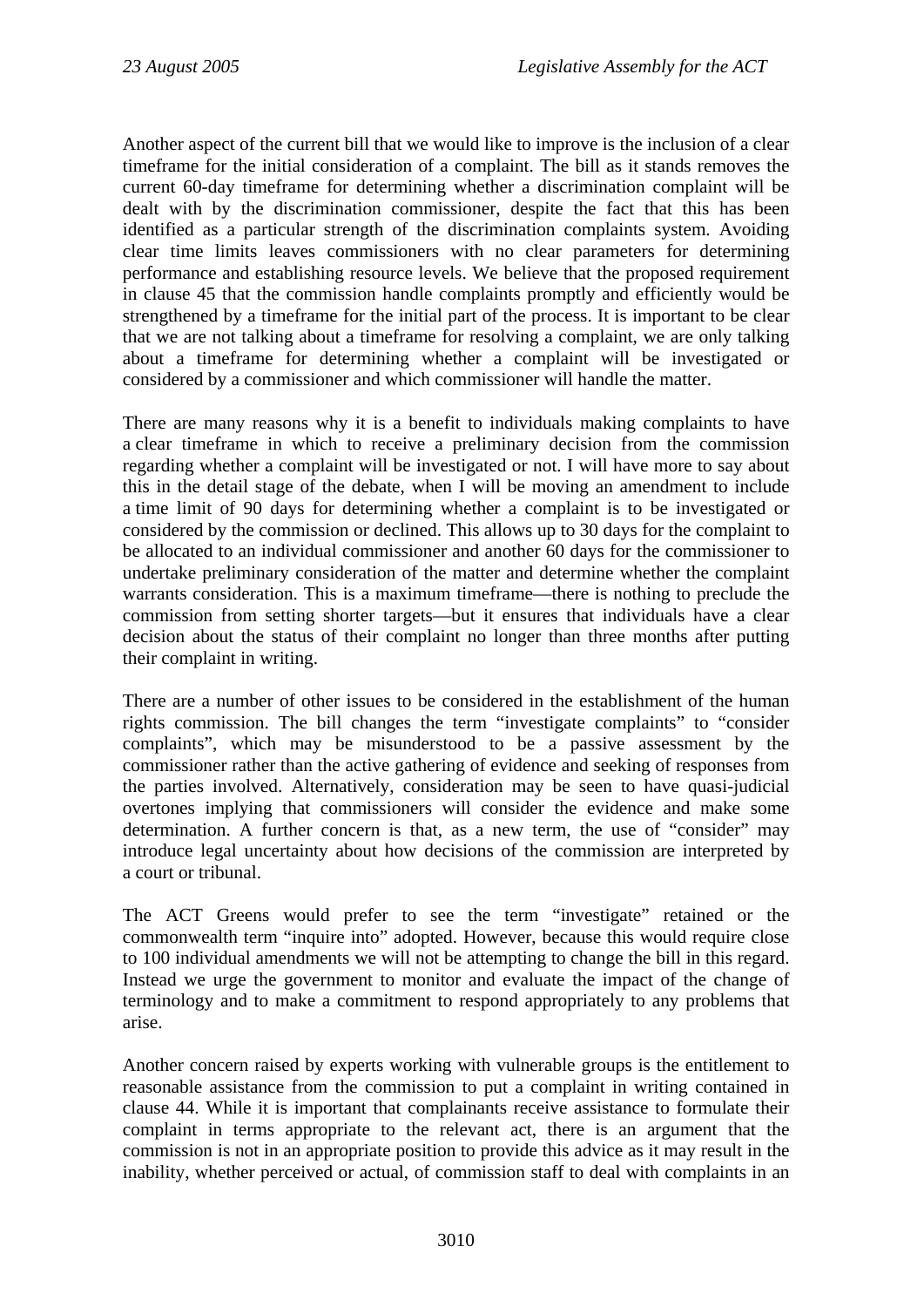Another aspect of the current bill that we would like to improve is the inclusion of a clear timeframe for the initial consideration of a complaint. The bill as it stands removes the current 60-day timeframe for determining whether a discrimination complaint will be dealt with by the discrimination commissioner, despite the fact that this has been identified as a particular strength of the discrimination complaints system. Avoiding clear time limits leaves commissioners with no clear parameters for determining performance and establishing resource levels. We believe that the proposed requirement in clause 45 that the commission handle complaints promptly and efficiently would be strengthened by a timeframe for the initial part of the process. It is important to be clear that we are not talking about a timeframe for resolving a complaint, we are only talking about a timeframe for determining whether a complaint will be investigated or considered by a commissioner and which commissioner will handle the matter.

There are many reasons why it is a benefit to individuals making complaints to have a clear timeframe in which to receive a preliminary decision from the commission regarding whether a complaint will be investigated or not. I will have more to say about this in the detail stage of the debate, when I will be moving an amendment to include a time limit of 90 days for determining whether a complaint is to be investigated or considered by the commission or declined. This allows up to 30 days for the complaint to be allocated to an individual commissioner and another 60 days for the commissioner to undertake preliminary consideration of the matter and determine whether the complaint warrants consideration. This is a maximum timeframe—there is nothing to preclude the commission from setting shorter targets—but it ensures that individuals have a clear decision about the status of their complaint no longer than three months after putting their complaint in writing.

There are a number of other issues to be considered in the establishment of the human rights commission. The bill changes the term "investigate complaints" to "consider complaints", which may be misunderstood to be a passive assessment by the commissioner rather than the active gathering of evidence and seeking of responses from the parties involved. Alternatively, consideration may be seen to have quasi-judicial overtones implying that commissioners will consider the evidence and make some determination. A further concern is that, as a new term, the use of "consider" may introduce legal uncertainty about how decisions of the commission are interpreted by a court or tribunal.

The ACT Greens would prefer to see the term "investigate" retained or the commonwealth term "inquire into" adopted. However, because this would require close to 100 individual amendments we will not be attempting to change the bill in this regard. Instead we urge the government to monitor and evaluate the impact of the change of terminology and to make a commitment to respond appropriately to any problems that arise.

Another concern raised by experts working with vulnerable groups is the entitlement to reasonable assistance from the commission to put a complaint in writing contained in clause 44. While it is important that complainants receive assistance to formulate their complaint in terms appropriate to the relevant act, there is an argument that the commission is not in an appropriate position to provide this advice as it may result in the inability, whether perceived or actual, of commission staff to deal with complaints in an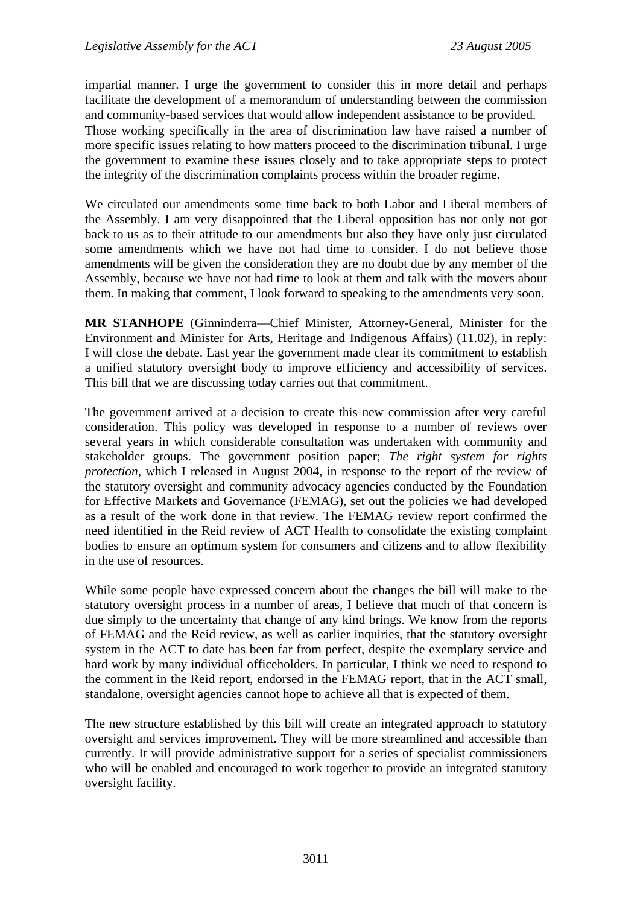impartial manner. I urge the government to consider this in more detail and perhaps facilitate the development of a memorandum of understanding between the commission and community-based services that would allow independent assistance to be provided. Those working specifically in the area of discrimination law have raised a number of more specific issues relating to how matters proceed to the discrimination tribunal. I urge the government to examine these issues closely and to take appropriate steps to protect the integrity of the discrimination complaints process within the broader regime.

We circulated our amendments some time back to both Labor and Liberal members of the Assembly. I am very disappointed that the Liberal opposition has not only not got back to us as to their attitude to our amendments but also they have only just circulated some amendments which we have not had time to consider. I do not believe those amendments will be given the consideration they are no doubt due by any member of the Assembly, because we have not had time to look at them and talk with the movers about them. In making that comment, I look forward to speaking to the amendments very soon.

**MR STANHOPE** (Ginninderra—Chief Minister, Attorney-General, Minister for the Environment and Minister for Arts, Heritage and Indigenous Affairs) (11.02), in reply: I will close the debate. Last year the government made clear its commitment to establish a unified statutory oversight body to improve efficiency and accessibility of services. This bill that we are discussing today carries out that commitment.

The government arrived at a decision to create this new commission after very careful consideration. This policy was developed in response to a number of reviews over several years in which considerable consultation was undertaken with community and stakeholder groups. The government position paper; *The right system for rights protection*, which I released in August 2004, in response to the report of the review of the statutory oversight and community advocacy agencies conducted by the Foundation for Effective Markets and Governance (FEMAG), set out the policies we had developed as a result of the work done in that review. The FEMAG review report confirmed the need identified in the Reid review of ACT Health to consolidate the existing complaint bodies to ensure an optimum system for consumers and citizens and to allow flexibility in the use of resources.

While some people have expressed concern about the changes the bill will make to the statutory oversight process in a number of areas, I believe that much of that concern is due simply to the uncertainty that change of any kind brings. We know from the reports of FEMAG and the Reid review, as well as earlier inquiries, that the statutory oversight system in the ACT to date has been far from perfect, despite the exemplary service and hard work by many individual officeholders. In particular, I think we need to respond to the comment in the Reid report, endorsed in the FEMAG report, that in the ACT small, standalone, oversight agencies cannot hope to achieve all that is expected of them.

The new structure established by this bill will create an integrated approach to statutory oversight and services improvement. They will be more streamlined and accessible than currently. It will provide administrative support for a series of specialist commissioners who will be enabled and encouraged to work together to provide an integrated statutory oversight facility.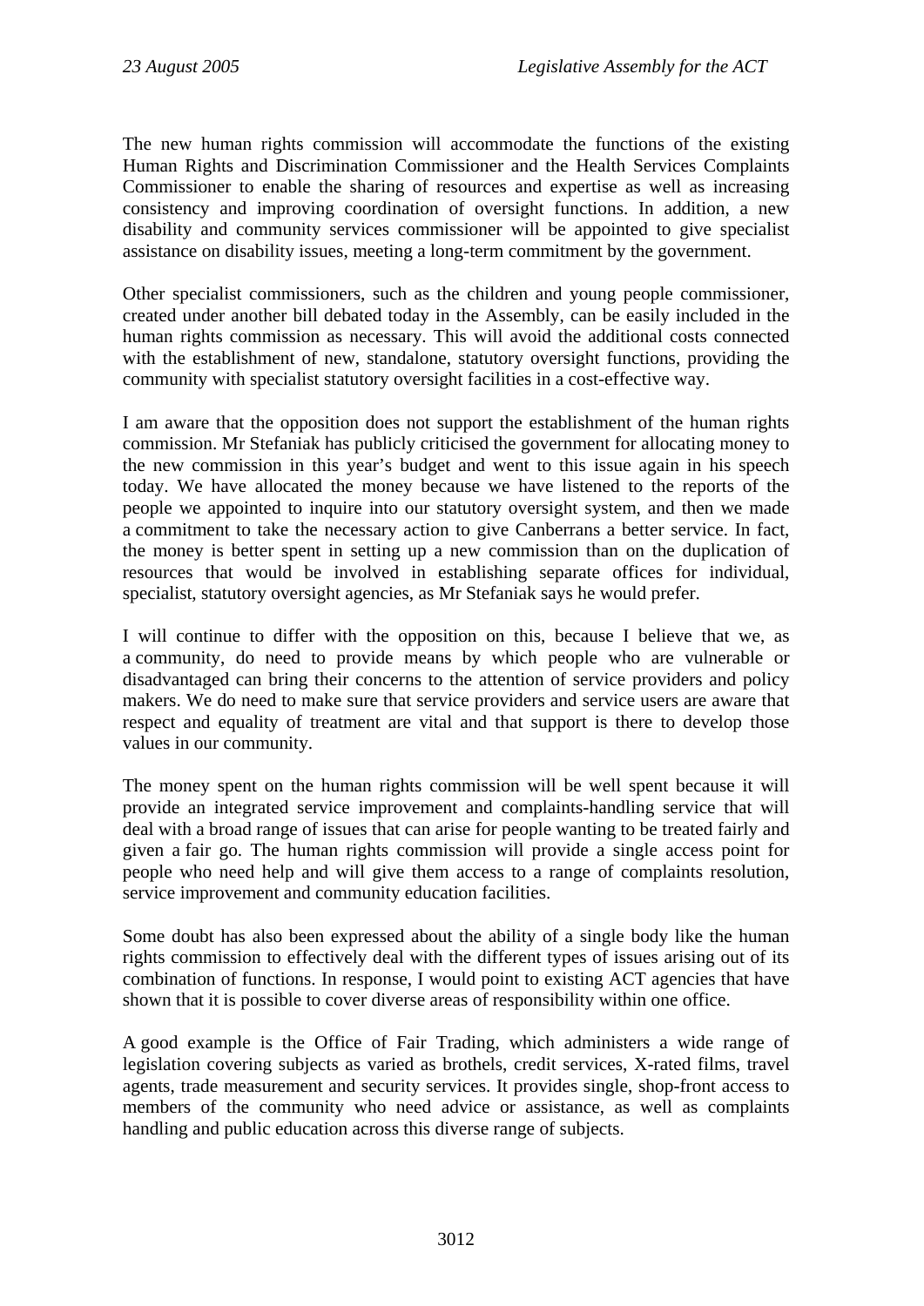The new human rights commission will accommodate the functions of the existing Human Rights and Discrimination Commissioner and the Health Services Complaints Commissioner to enable the sharing of resources and expertise as well as increasing consistency and improving coordination of oversight functions. In addition, a new disability and community services commissioner will be appointed to give specialist assistance on disability issues, meeting a long-term commitment by the government.

Other specialist commissioners, such as the children and young people commissioner, created under another bill debated today in the Assembly, can be easily included in the human rights commission as necessary. This will avoid the additional costs connected with the establishment of new, standalone, statutory oversight functions, providing the community with specialist statutory oversight facilities in a cost-effective way.

I am aware that the opposition does not support the establishment of the human rights commission. Mr Stefaniak has publicly criticised the government for allocating money to the new commission in this year's budget and went to this issue again in his speech today. We have allocated the money because we have listened to the reports of the people we appointed to inquire into our statutory oversight system, and then we made a commitment to take the necessary action to give Canberrans a better service. In fact, the money is better spent in setting up a new commission than on the duplication of resources that would be involved in establishing separate offices for individual, specialist, statutory oversight agencies, as Mr Stefaniak says he would prefer.

I will continue to differ with the opposition on this, because I believe that we, as a community, do need to provide means by which people who are vulnerable or disadvantaged can bring their concerns to the attention of service providers and policy makers. We do need to make sure that service providers and service users are aware that respect and equality of treatment are vital and that support is there to develop those values in our community.

The money spent on the human rights commission will be well spent because it will provide an integrated service improvement and complaints-handling service that will deal with a broad range of issues that can arise for people wanting to be treated fairly and given a fair go. The human rights commission will provide a single access point for people who need help and will give them access to a range of complaints resolution, service improvement and community education facilities.

Some doubt has also been expressed about the ability of a single body like the human rights commission to effectively deal with the different types of issues arising out of its combination of functions. In response, I would point to existing ACT agencies that have shown that it is possible to cover diverse areas of responsibility within one office.

A good example is the Office of Fair Trading, which administers a wide range of legislation covering subjects as varied as brothels, credit services, X-rated films, travel agents, trade measurement and security services. It provides single, shop-front access to members of the community who need advice or assistance, as well as complaints handling and public education across this diverse range of subjects.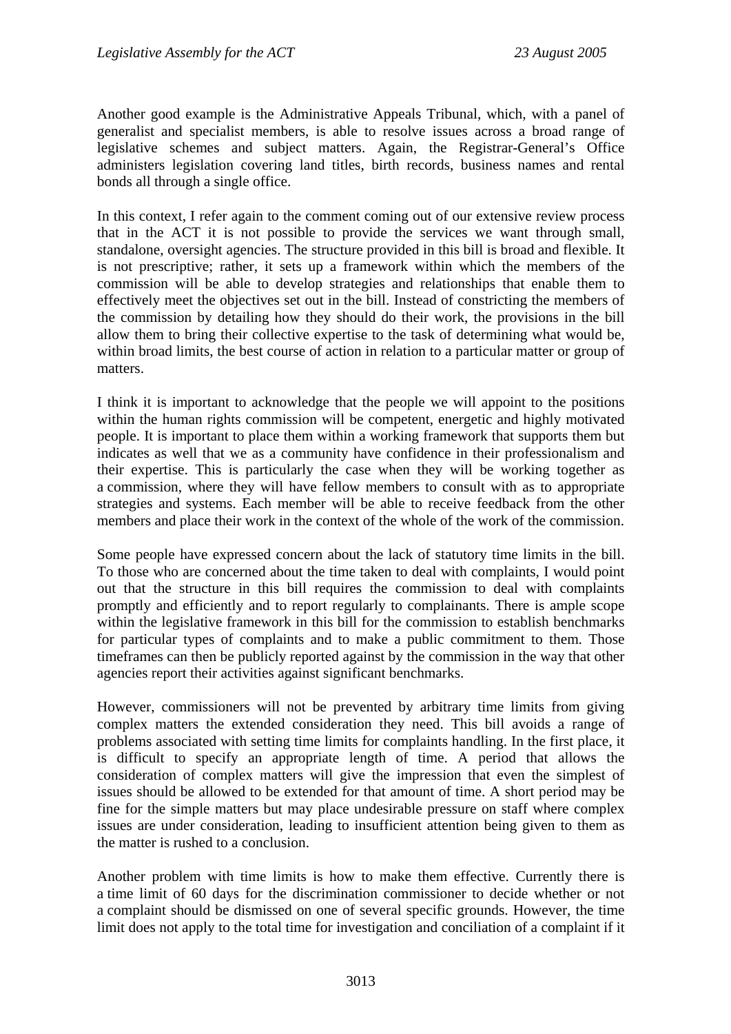Another good example is the Administrative Appeals Tribunal, which, with a panel of generalist and specialist members, is able to resolve issues across a broad range of legislative schemes and subject matters. Again, the Registrar-General's Office administers legislation covering land titles, birth records, business names and rental bonds all through a single office.

In this context, I refer again to the comment coming out of our extensive review process that in the ACT it is not possible to provide the services we want through small, standalone, oversight agencies. The structure provided in this bill is broad and flexible. It is not prescriptive; rather, it sets up a framework within which the members of the commission will be able to develop strategies and relationships that enable them to effectively meet the objectives set out in the bill. Instead of constricting the members of the commission by detailing how they should do their work, the provisions in the bill allow them to bring their collective expertise to the task of determining what would be, within broad limits, the best course of action in relation to a particular matter or group of matters.

I think it is important to acknowledge that the people we will appoint to the positions within the human rights commission will be competent, energetic and highly motivated people. It is important to place them within a working framework that supports them but indicates as well that we as a community have confidence in their professionalism and their expertise. This is particularly the case when they will be working together as a commission, where they will have fellow members to consult with as to appropriate strategies and systems. Each member will be able to receive feedback from the other members and place their work in the context of the whole of the work of the commission.

Some people have expressed concern about the lack of statutory time limits in the bill. To those who are concerned about the time taken to deal with complaints, I would point out that the structure in this bill requires the commission to deal with complaints promptly and efficiently and to report regularly to complainants. There is ample scope within the legislative framework in this bill for the commission to establish benchmarks for particular types of complaints and to make a public commitment to them. Those timeframes can then be publicly reported against by the commission in the way that other agencies report their activities against significant benchmarks.

However, commissioners will not be prevented by arbitrary time limits from giving complex matters the extended consideration they need. This bill avoids a range of problems associated with setting time limits for complaints handling. In the first place, it is difficult to specify an appropriate length of time. A period that allows the consideration of complex matters will give the impression that even the simplest of issues should be allowed to be extended for that amount of time. A short period may be fine for the simple matters but may place undesirable pressure on staff where complex issues are under consideration, leading to insufficient attention being given to them as the matter is rushed to a conclusion.

Another problem with time limits is how to make them effective. Currently there is a time limit of 60 days for the discrimination commissioner to decide whether or not a complaint should be dismissed on one of several specific grounds. However, the time limit does not apply to the total time for investigation and conciliation of a complaint if it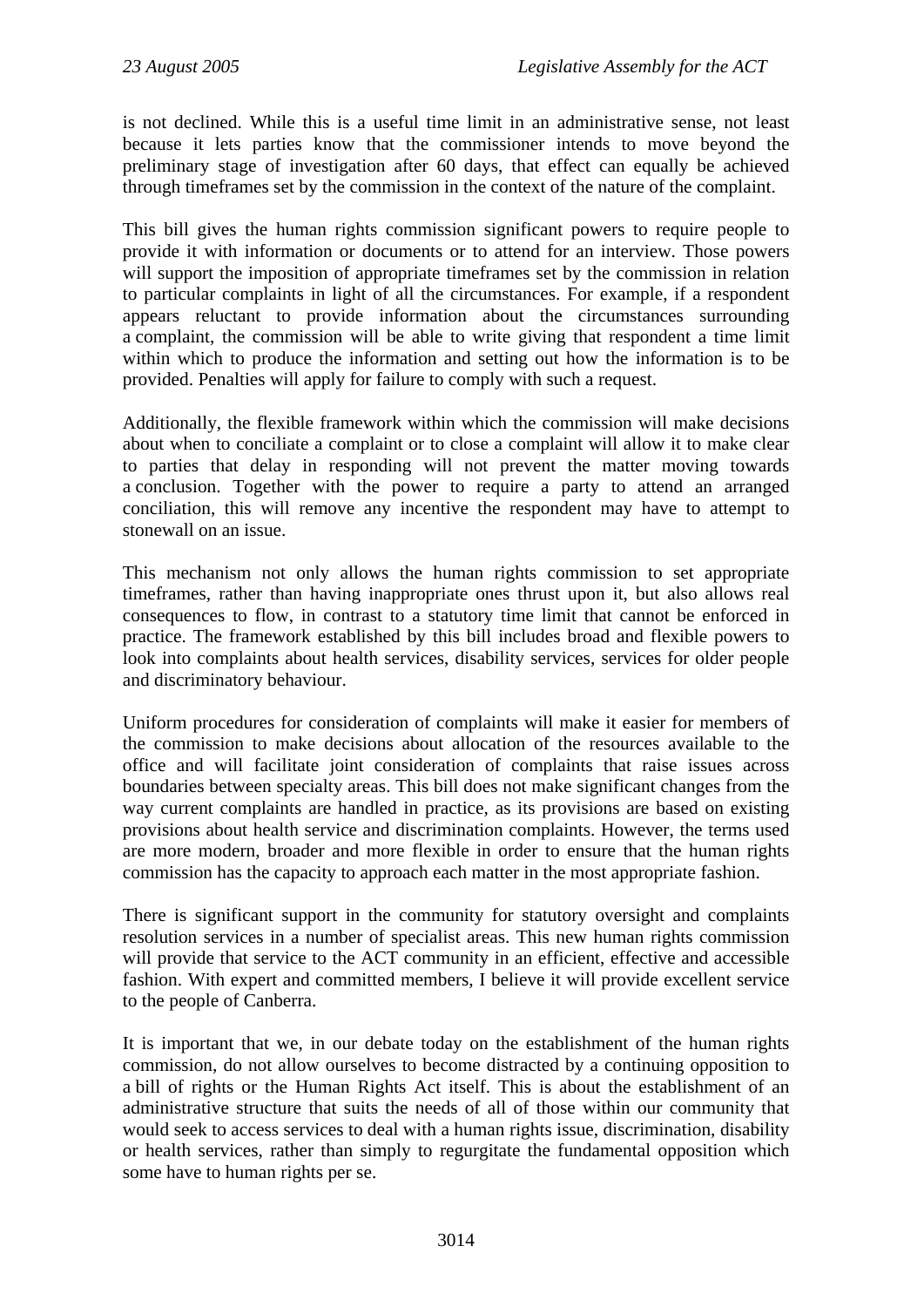is not declined. While this is a useful time limit in an administrative sense, not least because it lets parties know that the commissioner intends to move beyond the preliminary stage of investigation after 60 days, that effect can equally be achieved through timeframes set by the commission in the context of the nature of the complaint.

This bill gives the human rights commission significant powers to require people to provide it with information or documents or to attend for an interview. Those powers will support the imposition of appropriate timeframes set by the commission in relation to particular complaints in light of all the circumstances. For example, if a respondent appears reluctant to provide information about the circumstances surrounding a complaint, the commission will be able to write giving that respondent a time limit within which to produce the information and setting out how the information is to be provided. Penalties will apply for failure to comply with such a request.

Additionally, the flexible framework within which the commission will make decisions about when to conciliate a complaint or to close a complaint will allow it to make clear to parties that delay in responding will not prevent the matter moving towards a conclusion. Together with the power to require a party to attend an arranged conciliation, this will remove any incentive the respondent may have to attempt to stonewall on an issue.

This mechanism not only allows the human rights commission to set appropriate timeframes, rather than having inappropriate ones thrust upon it, but also allows real consequences to flow, in contrast to a statutory time limit that cannot be enforced in practice. The framework established by this bill includes broad and flexible powers to look into complaints about health services, disability services, services for older people and discriminatory behaviour.

Uniform procedures for consideration of complaints will make it easier for members of the commission to make decisions about allocation of the resources available to the office and will facilitate joint consideration of complaints that raise issues across boundaries between specialty areas. This bill does not make significant changes from the way current complaints are handled in practice, as its provisions are based on existing provisions about health service and discrimination complaints. However, the terms used are more modern, broader and more flexible in order to ensure that the human rights commission has the capacity to approach each matter in the most appropriate fashion.

There is significant support in the community for statutory oversight and complaints resolution services in a number of specialist areas. This new human rights commission will provide that service to the ACT community in an efficient, effective and accessible fashion. With expert and committed members, I believe it will provide excellent service to the people of Canberra.

It is important that we, in our debate today on the establishment of the human rights commission, do not allow ourselves to become distracted by a continuing opposition to a bill of rights or the Human Rights Act itself. This is about the establishment of an administrative structure that suits the needs of all of those within our community that would seek to access services to deal with a human rights issue, discrimination, disability or health services, rather than simply to regurgitate the fundamental opposition which some have to human rights per se.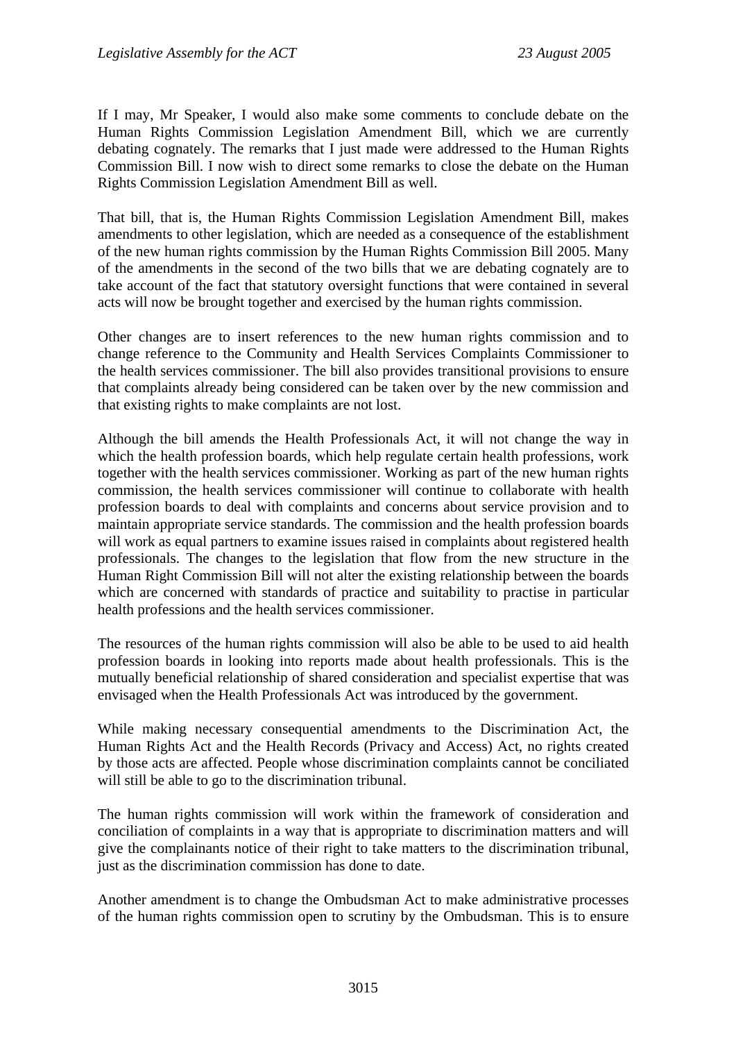If I may, Mr Speaker, I would also make some comments to conclude debate on the Human Rights Commission Legislation Amendment Bill, which we are currently debating cognately. The remarks that I just made were addressed to the Human Rights Commission Bill. I now wish to direct some remarks to close the debate on the Human Rights Commission Legislation Amendment Bill as well.

That bill, that is, the Human Rights Commission Legislation Amendment Bill, makes amendments to other legislation, which are needed as a consequence of the establishment of the new human rights commission by the Human Rights Commission Bill 2005. Many of the amendments in the second of the two bills that we are debating cognately are to take account of the fact that statutory oversight functions that were contained in several acts will now be brought together and exercised by the human rights commission.

Other changes are to insert references to the new human rights commission and to change reference to the Community and Health Services Complaints Commissioner to the health services commissioner. The bill also provides transitional provisions to ensure that complaints already being considered can be taken over by the new commission and that existing rights to make complaints are not lost.

Although the bill amends the Health Professionals Act, it will not change the way in which the health profession boards, which help regulate certain health professions, work together with the health services commissioner. Working as part of the new human rights commission, the health services commissioner will continue to collaborate with health profession boards to deal with complaints and concerns about service provision and to maintain appropriate service standards. The commission and the health profession boards will work as equal partners to examine issues raised in complaints about registered health professionals. The changes to the legislation that flow from the new structure in the Human Right Commission Bill will not alter the existing relationship between the boards which are concerned with standards of practice and suitability to practise in particular health professions and the health services commissioner.

The resources of the human rights commission will also be able to be used to aid health profession boards in looking into reports made about health professionals. This is the mutually beneficial relationship of shared consideration and specialist expertise that was envisaged when the Health Professionals Act was introduced by the government.

While making necessary consequential amendments to the Discrimination Act, the Human Rights Act and the Health Records (Privacy and Access) Act, no rights created by those acts are affected. People whose discrimination complaints cannot be conciliated will still be able to go to the discrimination tribunal.

The human rights commission will work within the framework of consideration and conciliation of complaints in a way that is appropriate to discrimination matters and will give the complainants notice of their right to take matters to the discrimination tribunal, just as the discrimination commission has done to date.

Another amendment is to change the Ombudsman Act to make administrative processes of the human rights commission open to scrutiny by the Ombudsman. This is to ensure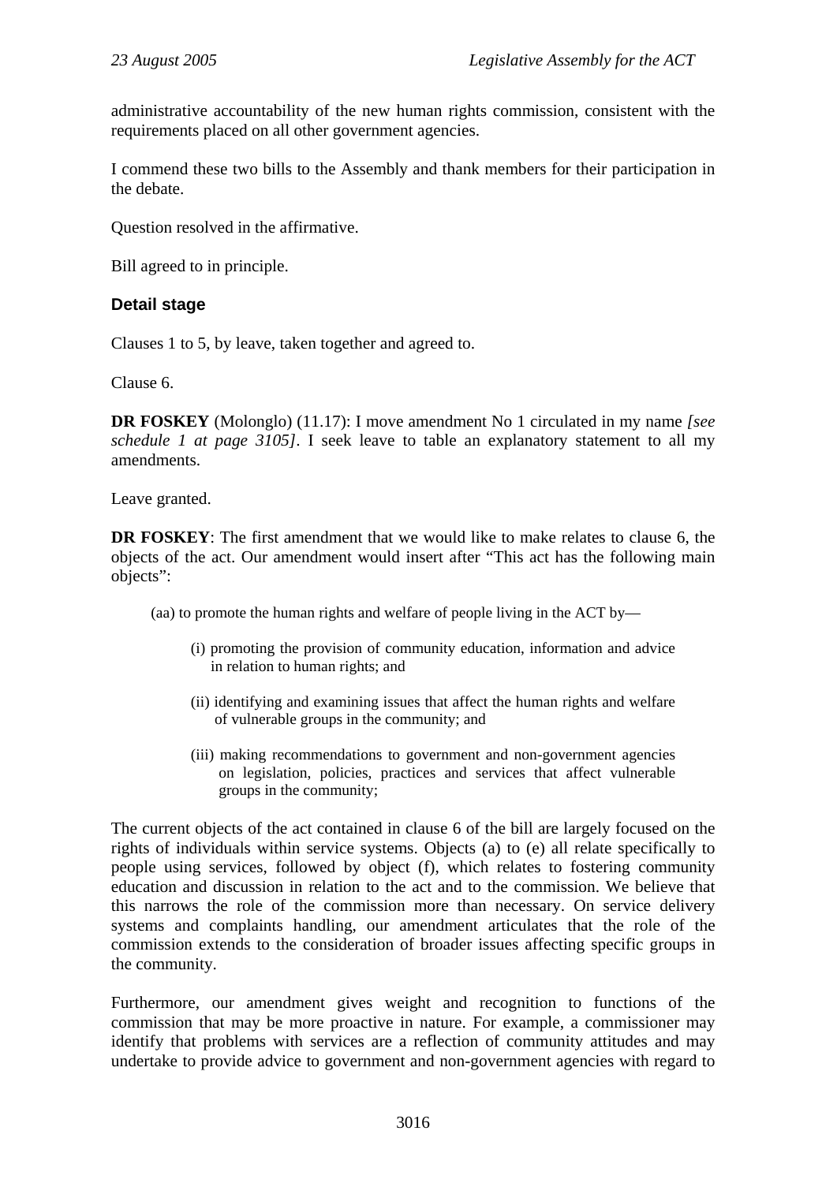administrative accountability of the new human rights commission, consistent with the requirements placed on all other government agencies.

I commend these two bills to the Assembly and thank members for their participation in the debate.

Question resolved in the affirmative.

Bill agreed to in principle.

### Detail stage

Clauses 1 to 5, by leave, taken together and agreed to.

Clause 6.

**DR FOSKEY** (Molonglo) (11.17): I move amendment No 1 circulated in my name *[see schedule 1 at page 3105]*. I seek leave to table an explanatory statement to all my amendments.

Leave granted.

**DR FOSKEY**: The first amendment that we would like to make relates to clause 6, the objects of the act. Our amendment would insert after "This act has the following main objects":

> (aa) to promote the human rights and welfare of people living in the ACT by—
>
> (i) promoting the provision of community education, information and advice in relation to human rights; and
>
> (ii) identifying and examining issues that affect the human rights and welfare of vulnerable groups in the community; and
>
> (iii) making recommendations to government and non-government agencies on legislation, policies, practices and services that affect vulnerable groups in the community;

The current objects of the act contained in clause 6 of the bill are largely focused on the rights of individuals within service systems. Objects (a) to (e) all relate specifically to people using services, followed by object (f), which relates to fostering community education and discussion in relation to the act and to the commission. We believe that this narrows the role of the commission more than necessary. On service delivery systems and complaints handling, our amendment articulates that the role of the commission extends to the consideration of broader issues affecting specific groups in the community.

Furthermore, our amendment gives weight and recognition to functions of the commission that may be more proactive in nature. For example, a commissioner may identify that problems with services are a reflection of community attitudes and may undertake to provide advice to government and non-government agencies with regard to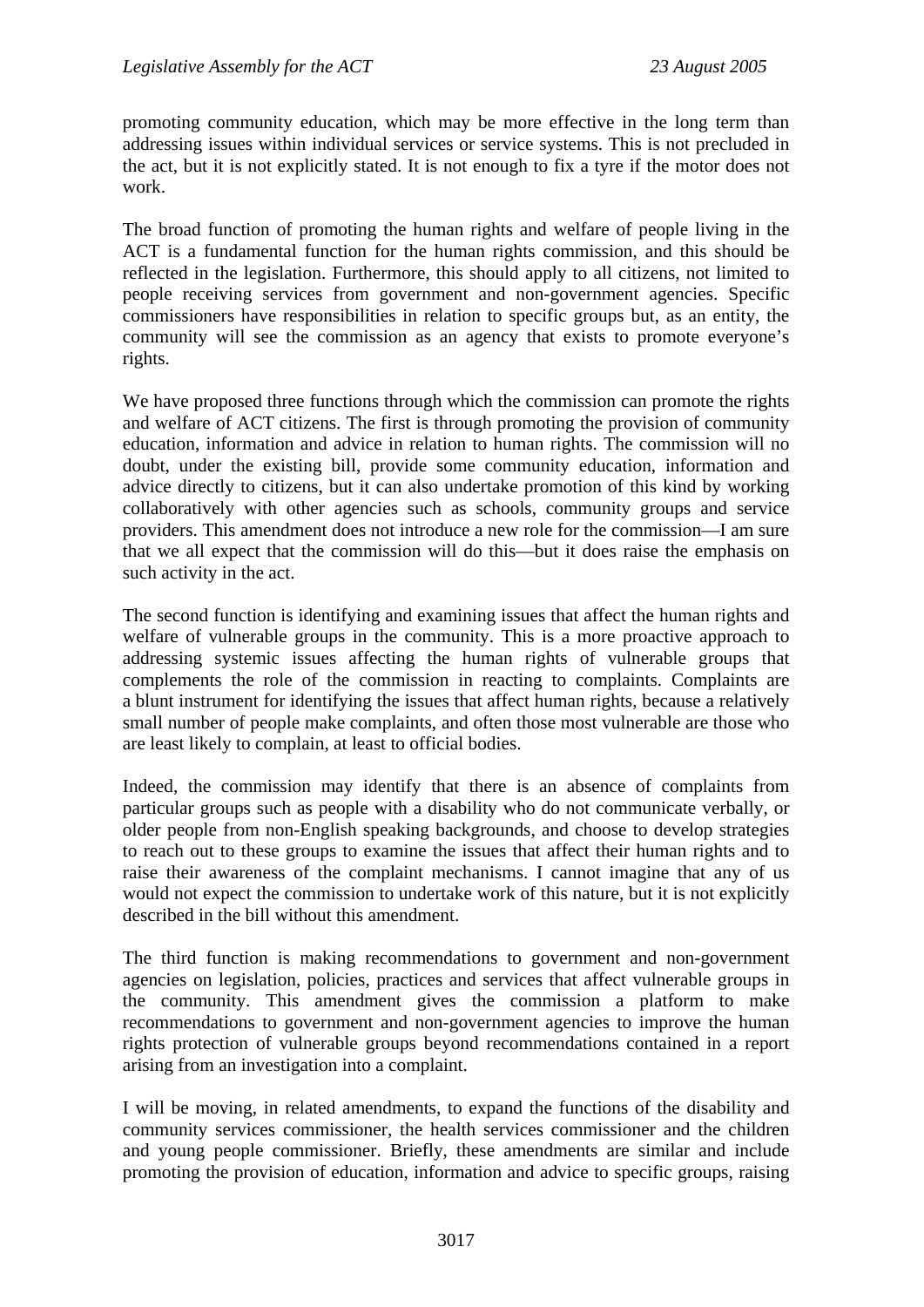promoting community education, which may be more effective in the long term than addressing issues within individual services or service systems. This is not precluded in the act, but it is not explicitly stated. It is not enough to fix a tyre if the motor does not work.

The broad function of promoting the human rights and welfare of people living in the ACT is a fundamental function for the human rights commission, and this should be reflected in the legislation. Furthermore, this should apply to all citizens, not limited to people receiving services from government and non-government agencies. Specific commissioners have responsibilities in relation to specific groups but, as an entity, the community will see the commission as an agency that exists to promote everyone's rights.

We have proposed three functions through which the commission can promote the rights and welfare of ACT citizens. The first is through promoting the provision of community education, information and advice in relation to human rights. The commission will no doubt, under the existing bill, provide some community education, information and advice directly to citizens, but it can also undertake promotion of this kind by working collaboratively with other agencies such as schools, community groups and service providers. This amendment does not introduce a new role for the commission—I am sure that we all expect that the commission will do this—but it does raise the emphasis on such activity in the act.

The second function is identifying and examining issues that affect the human rights and welfare of vulnerable groups in the community. This is a more proactive approach to addressing systemic issues affecting the human rights of vulnerable groups that complements the role of the commission in reacting to complaints. Complaints are a blunt instrument for identifying the issues that affect human rights, because a relatively small number of people make complaints, and often those most vulnerable are those who are least likely to complain, at least to official bodies.

Indeed, the commission may identify that there is an absence of complaints from particular groups such as people with a disability who do not communicate verbally, or older people from non-English speaking backgrounds, and choose to develop strategies to reach out to these groups to examine the issues that affect their human rights and to raise their awareness of the complaint mechanisms. I cannot imagine that any of us would not expect the commission to undertake work of this nature, but it is not explicitly described in the bill without this amendment.

The third function is making recommendations to government and non-government agencies on legislation, policies, practices and services that affect vulnerable groups in the community. This amendment gives the commission a platform to make recommendations to government and non-government agencies to improve the human rights protection of vulnerable groups beyond recommendations contained in a report arising from an investigation into a complaint.

I will be moving, in related amendments, to expand the functions of the disability and community services commissioner, the health services commissioner and the children and young people commissioner. Briefly, these amendments are similar and include promoting the provision of education, information and advice to specific groups, raising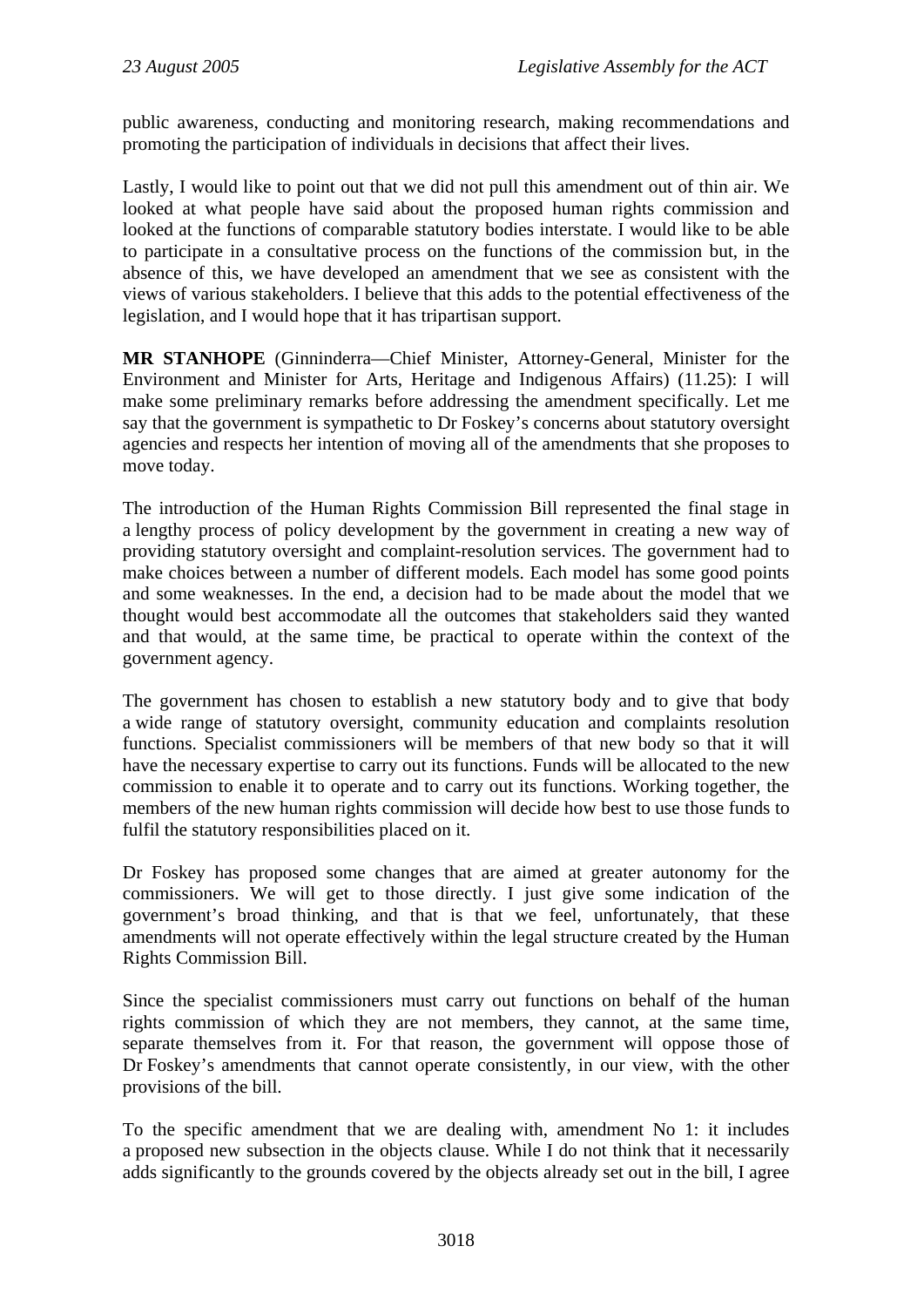public awareness, conducting and monitoring research, making recommendations and promoting the participation of individuals in decisions that affect their lives.

Lastly, I would like to point out that we did not pull this amendment out of thin air. We looked at what people have said about the proposed human rights commission and looked at the functions of comparable statutory bodies interstate. I would like to be able to participate in a consultative process on the functions of the commission but, in the absence of this, we have developed an amendment that we see as consistent with the views of various stakeholders. I believe that this adds to the potential effectiveness of the legislation, and I would hope that it has tripartisan support.

**MR STANHOPE** (Ginninderra—Chief Minister, Attorney-General, Minister for the Environment and Minister for Arts, Heritage and Indigenous Affairs) (11.25): I will make some preliminary remarks before addressing the amendment specifically. Let me say that the government is sympathetic to Dr Foskey's concerns about statutory oversight agencies and respects her intention of moving all of the amendments that she proposes to move today.

The introduction of the Human Rights Commission Bill represented the final stage in a lengthy process of policy development by the government in creating a new way of providing statutory oversight and complaint-resolution services. The government had to make choices between a number of different models. Each model has some good points and some weaknesses. In the end, a decision had to be made about the model that we thought would best accommodate all the outcomes that stakeholders said they wanted and that would, at the same time, be practical to operate within the context of the government agency.

The government has chosen to establish a new statutory body and to give that body a wide range of statutory oversight, community education and complaints resolution functions. Specialist commissioners will be members of that new body so that it will have the necessary expertise to carry out its functions. Funds will be allocated to the new commission to enable it to operate and to carry out its functions. Working together, the members of the new human rights commission will decide how best to use those funds to fulfil the statutory responsibilities placed on it.

Dr Foskey has proposed some changes that are aimed at greater autonomy for the commissioners. We will get to those directly. I just give some indication of the government's broad thinking, and that is that we feel, unfortunately, that these amendments will not operate effectively within the legal structure created by the Human Rights Commission Bill.

Since the specialist commissioners must carry out functions on behalf of the human rights commission of which they are not members, they cannot, at the same time, separate themselves from it. For that reason, the government will oppose those of Dr Foskey's amendments that cannot operate consistently, in our view, with the other provisions of the bill.

To the specific amendment that we are dealing with, amendment No 1: it includes a proposed new subsection in the objects clause. While I do not think that it necessarily adds significantly to the grounds covered by the objects already set out in the bill, I agree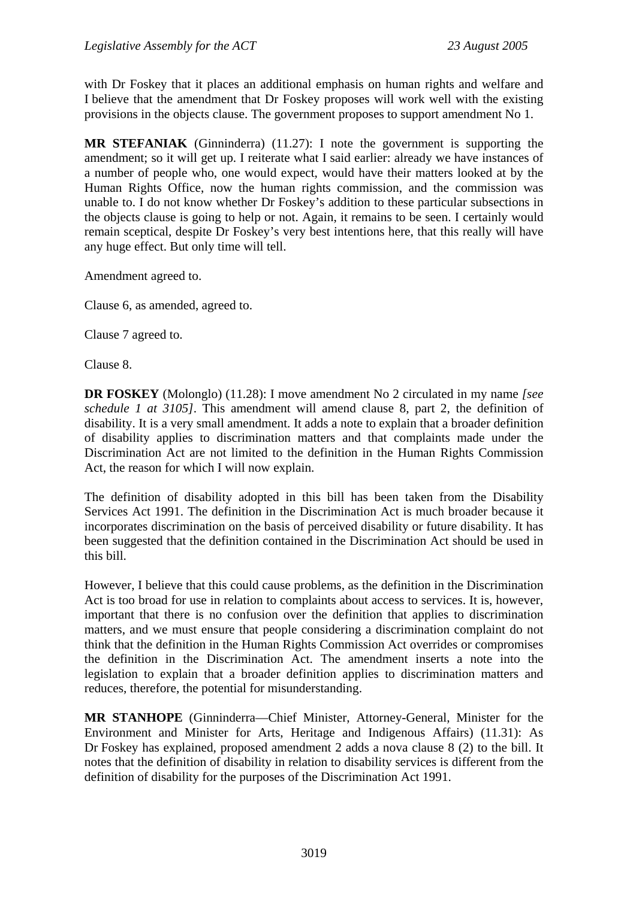with Dr Foskey that it places an additional emphasis on human rights and welfare and I believe that the amendment that Dr Foskey proposes will work well with the existing provisions in the objects clause. The government proposes to support amendment No 1.

**MR STEFANIAK** (Ginninderra) (11.27): I note the government is supporting the amendment; so it will get up. I reiterate what I said earlier: already we have instances of a number of people who, one would expect, would have their matters looked at by the Human Rights Office, now the human rights commission, and the commission was unable to. I do not know whether Dr Foskey's addition to these particular subsections in the objects clause is going to help or not. Again, it remains to be seen. I certainly would remain sceptical, despite Dr Foskey's very best intentions here, that this really will have any huge effect. But only time will tell.

Amendment agreed to.

Clause 6, as amended, agreed to.

Clause 7 agreed to.

Clause 8.

**DR FOSKEY** (Molonglo) (11.28): I move amendment No 2 circulated in my name *[see schedule 1 at 3105]*. This amendment will amend clause 8, part 2, the definition of disability. It is a very small amendment. It adds a note to explain that a broader definition of disability applies to discrimination matters and that complaints made under the Discrimination Act are not limited to the definition in the Human Rights Commission Act, the reason for which I will now explain.

The definition of disability adopted in this bill has been taken from the Disability Services Act 1991. The definition in the Discrimination Act is much broader because it incorporates discrimination on the basis of perceived disability or future disability. It has been suggested that the definition contained in the Discrimination Act should be used in this bill.

However, I believe that this could cause problems, as the definition in the Discrimination Act is too broad for use in relation to complaints about access to services. It is, however, important that there is no confusion over the definition that applies to discrimination matters, and we must ensure that people considering a discrimination complaint do not think that the definition in the Human Rights Commission Act overrides or compromises the definition in the Discrimination Act. The amendment inserts a note into the legislation to explain that a broader definition applies to discrimination matters and reduces, therefore, the potential for misunderstanding.

**MR STANHOPE** (Ginninderra—Chief Minister, Attorney-General, Minister for the Environment and Minister for Arts, Heritage and Indigenous Affairs) (11.31): As Dr Foskey has explained, proposed amendment 2 adds a nova clause 8 (2) to the bill. It notes that the definition of disability in relation to disability services is different from the definition of disability for the purposes of the Discrimination Act 1991.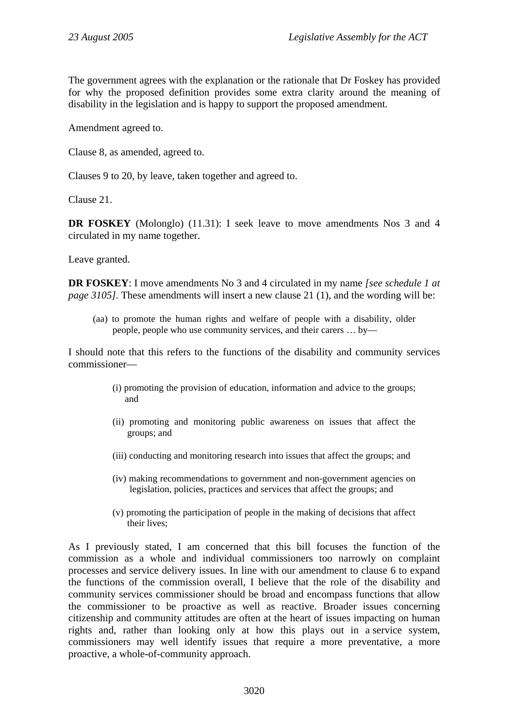The government agrees with the explanation or the rationale that Dr Foskey has provided for why the proposed definition provides some extra clarity around the meaning of disability in the legislation and is happy to support the proposed amendment.

Amendment agreed to.

Clause 8, as amended, agreed to.

Clauses 9 to 20, by leave, taken together and agreed to.

Clause 21.

**DR FOSKEY** (Molonglo) (11.31): I seek leave to move amendments Nos 3 and 4 circulated in my name together.

Leave granted.

**DR FOSKEY**: I move amendments No 3 and 4 circulated in my name *[see schedule 1 at page 3105]*. These amendments will insert a new clause 21 (1), and the wording will be:

> (aa) to promote the human rights and welfare of people with a disability, older people, people who use community services, and their carers … by—

I should note that this refers to the functions of the disability and community services commissioner—

> (i) promoting the provision of education, information and advice to the groups; and
>
> (ii) promoting and monitoring public awareness on issues that affect the groups; and
>
> (iii) conducting and monitoring research into issues that affect the groups; and
>
> (iv) making recommendations to government and non-government agencies on legislation, policies, practices and services that affect the groups; and
>
> (v) promoting the participation of people in the making of decisions that affect their lives;

As I previously stated, I am concerned that this bill focuses the function of the commission as a whole and individual commissioners too narrowly on complaint processes and service delivery issues. In line with our amendment to clause 6 to expand the functions of the commission overall, I believe that the role of the disability and community services commissioner should be broad and encompass functions that allow the commissioner to be proactive as well as reactive. Broader issues concerning citizenship and community attitudes are often at the heart of issues impacting on human rights and, rather than looking only at how this plays out in a service system, commissioners may well identify issues that require a more preventative, a more proactive, a whole-of-community approach.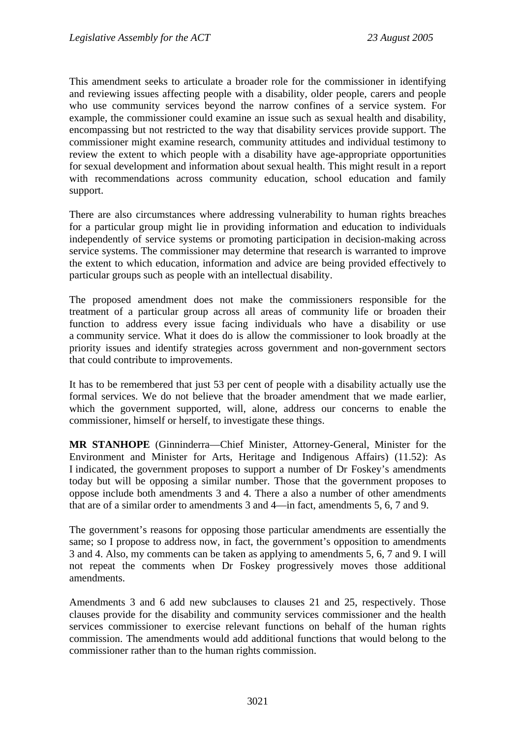This amendment seeks to articulate a broader role for the commissioner in identifying and reviewing issues affecting people with a disability, older people, carers and people who use community services beyond the narrow confines of a service system. For example, the commissioner could examine an issue such as sexual health and disability, encompassing but not restricted to the way that disability services provide support. The commissioner might examine research, community attitudes and individual testimony to review the extent to which people with a disability have age-appropriate opportunities for sexual development and information about sexual health. This might result in a report with recommendations across community education, school education and family support.

There are also circumstances where addressing vulnerability to human rights breaches for a particular group might lie in providing information and education to individuals independently of service systems or promoting participation in decision-making across service systems. The commissioner may determine that research is warranted to improve the extent to which education, information and advice are being provided effectively to particular groups such as people with an intellectual disability.

The proposed amendment does not make the commissioners responsible for the treatment of a particular group across all areas of community life or broaden their function to address every issue facing individuals who have a disability or use a community service. What it does do is allow the commissioner to look broadly at the priority issues and identify strategies across government and non-government sectors that could contribute to improvements.

It has to be remembered that just 53 per cent of people with a disability actually use the formal services. We do not believe that the broader amendment that we made earlier, which the government supported, will, alone, address our concerns to enable the commissioner, himself or herself, to investigate these things.

**MR STANHOPE** (Ginninderra—Chief Minister, Attorney-General, Minister for the Environment and Minister for Arts, Heritage and Indigenous Affairs) (11.52): As I indicated, the government proposes to support a number of Dr Foskey's amendments today but will be opposing a similar number. Those that the government proposes to oppose include both amendments 3 and 4. There a also a number of other amendments that are of a similar order to amendments 3 and 4—in fact, amendments 5, 6, 7 and 9.

The government's reasons for opposing those particular amendments are essentially the same; so I propose to address now, in fact, the government's opposition to amendments 3 and 4. Also, my comments can be taken as applying to amendments 5, 6, 7 and 9. I will not repeat the comments when Dr Foskey progressively moves those additional amendments.

Amendments 3 and 6 add new subclauses to clauses 21 and 25, respectively. Those clauses provide for the disability and community services commissioner and the health services commissioner to exercise relevant functions on behalf of the human rights commission. The amendments would add additional functions that would belong to the commissioner rather than to the human rights commission.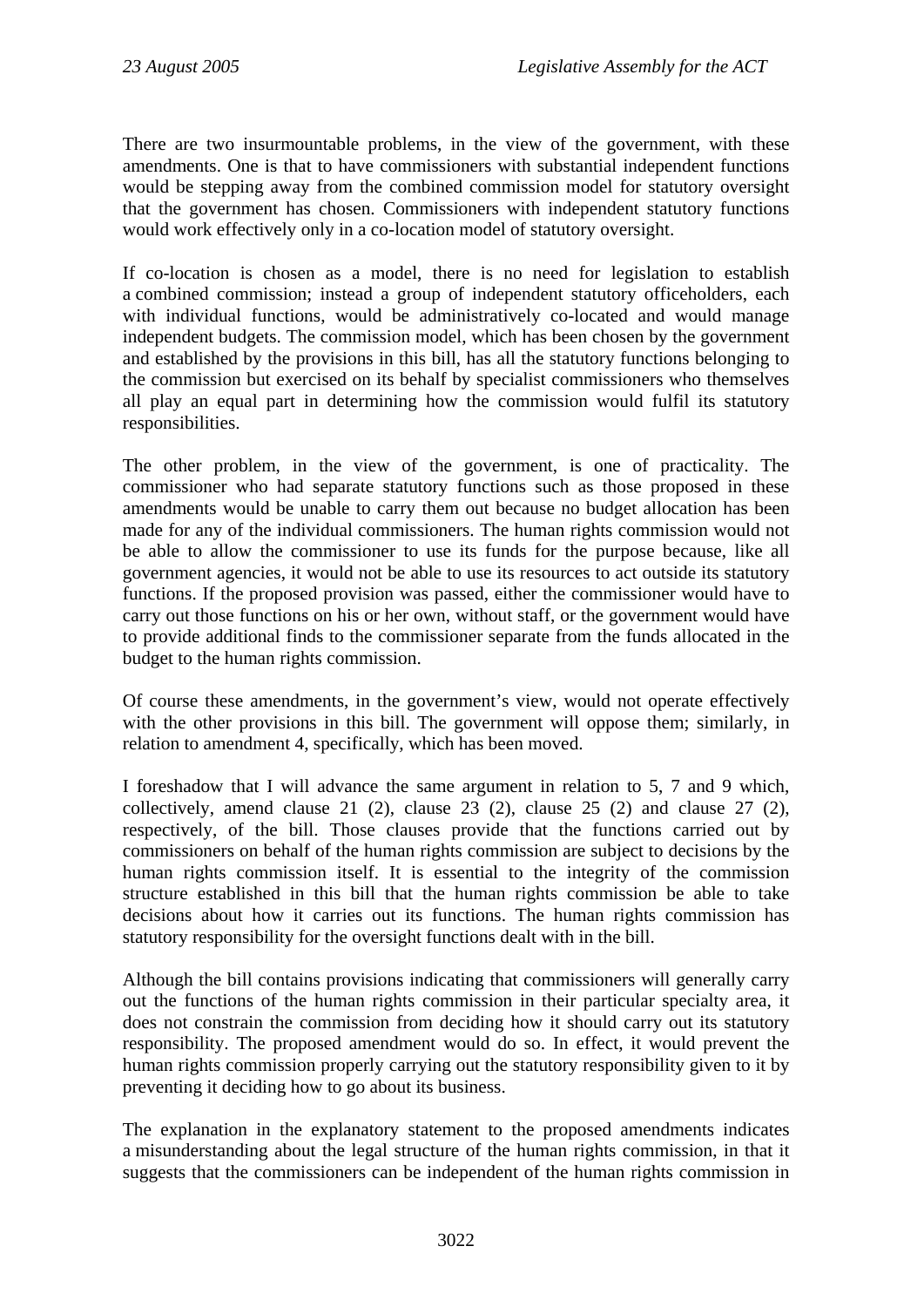There are two insurmountable problems, in the view of the government, with these amendments. One is that to have commissioners with substantial independent functions would be stepping away from the combined commission model for statutory oversight that the government has chosen. Commissioners with independent statutory functions would work effectively only in a co-location model of statutory oversight.

If co-location is chosen as a model, there is no need for legislation to establish a combined commission; instead a group of independent statutory officeholders, each with individual functions, would be administratively co-located and would manage independent budgets. The commission model, which has been chosen by the government and established by the provisions in this bill, has all the statutory functions belonging to the commission but exercised on its behalf by specialist commissioners who themselves all play an equal part in determining how the commission would fulfil its statutory responsibilities.

The other problem, in the view of the government, is one of practicality. The commissioner who had separate statutory functions such as those proposed in these amendments would be unable to carry them out because no budget allocation has been made for any of the individual commissioners. The human rights commission would not be able to allow the commissioner to use its funds for the purpose because, like all government agencies, it would not be able to use its resources to act outside its statutory functions. If the proposed provision was passed, either the commissioner would have to carry out those functions on his or her own, without staff, or the government would have to provide additional finds to the commissioner separate from the funds allocated in the budget to the human rights commission.

Of course these amendments, in the government's view, would not operate effectively with the other provisions in this bill. The government will oppose them; similarly, in relation to amendment 4, specifically, which has been moved.

I foreshadow that I will advance the same argument in relation to 5, 7 and 9 which, collectively, amend clause 21 (2), clause 23 (2), clause 25 (2) and clause 27 (2), respectively, of the bill. Those clauses provide that the functions carried out by commissioners on behalf of the human rights commission are subject to decisions by the human rights commission itself. It is essential to the integrity of the commission structure established in this bill that the human rights commission be able to take decisions about how it carries out its functions. The human rights commission has statutory responsibility for the oversight functions dealt with in the bill.

Although the bill contains provisions indicating that commissioners will generally carry out the functions of the human rights commission in their particular specialty area, it does not constrain the commission from deciding how it should carry out its statutory responsibility. The proposed amendment would do so. In effect, it would prevent the human rights commission properly carrying out the statutory responsibility given to it by preventing it deciding how to go about its business.

The explanation in the explanatory statement to the proposed amendments indicates a misunderstanding about the legal structure of the human rights commission, in that it suggests that the commissioners can be independent of the human rights commission in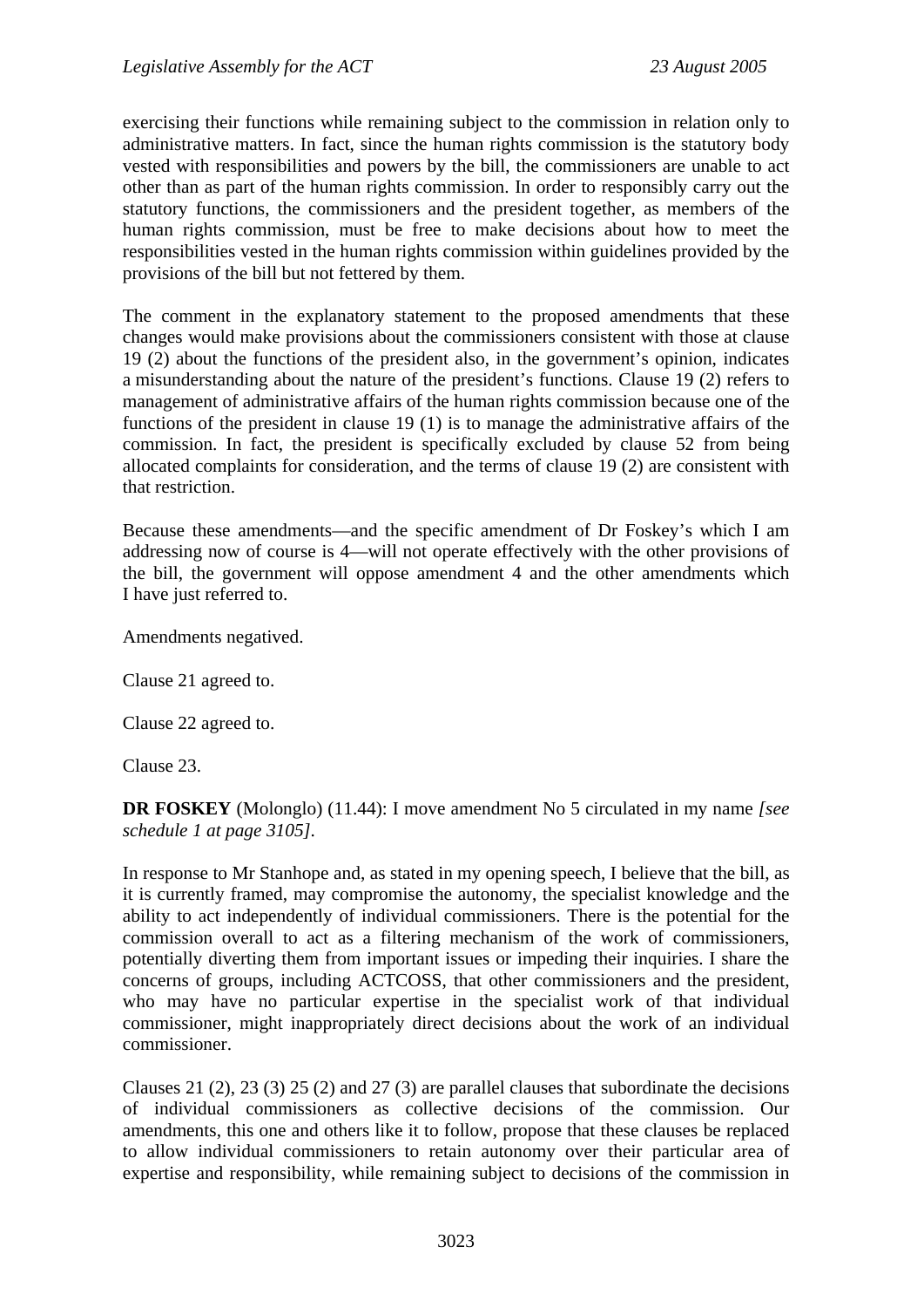exercising their functions while remaining subject to the commission in relation only to administrative matters. In fact, since the human rights commission is the statutory body vested with responsibilities and powers by the bill, the commissioners are unable to act other than as part of the human rights commission. In order to responsibly carry out the statutory functions, the commissioners and the president together, as members of the human rights commission, must be free to make decisions about how to meet the responsibilities vested in the human rights commission within guidelines provided by the provisions of the bill but not fettered by them.

The comment in the explanatory statement to the proposed amendments that these changes would make provisions about the commissioners consistent with those at clause 19 (2) about the functions of the president also, in the government's opinion, indicates a misunderstanding about the nature of the president's functions. Clause 19 (2) refers to management of administrative affairs of the human rights commission because one of the functions of the president in clause 19 (1) is to manage the administrative affairs of the commission. In fact, the president is specifically excluded by clause 52 from being allocated complaints for consideration, and the terms of clause 19 (2) are consistent with that restriction.

Because these amendments—and the specific amendment of Dr Foskey's which I am addressing now of course is 4—will not operate effectively with the other provisions of the bill, the government will oppose amendment 4 and the other amendments which I have just referred to.

Amendments negatived.

Clause 21 agreed to.

Clause 22 agreed to.

Clause 23.

**DR FOSKEY** (Molonglo) (11.44): I move amendment No 5 circulated in my name *[see schedule 1 at page 3105]*.

In response to Mr Stanhope and, as stated in my opening speech, I believe that the bill, as it is currently framed, may compromise the autonomy, the specialist knowledge and the ability to act independently of individual commissioners. There is the potential for the commission overall to act as a filtering mechanism of the work of commissioners, potentially diverting them from important issues or impeding their inquiries. I share the concerns of groups, including ACTCOSS, that other commissioners and the president, who may have no particular expertise in the specialist work of that individual commissioner, might inappropriately direct decisions about the work of an individual commissioner.

Clauses 21 (2), 23 (3) 25 (2) and 27 (3) are parallel clauses that subordinate the decisions of individual commissioners as collective decisions of the commission. Our amendments, this one and others like it to follow, propose that these clauses be replaced to allow individual commissioners to retain autonomy over their particular area of expertise and responsibility, while remaining subject to decisions of the commission in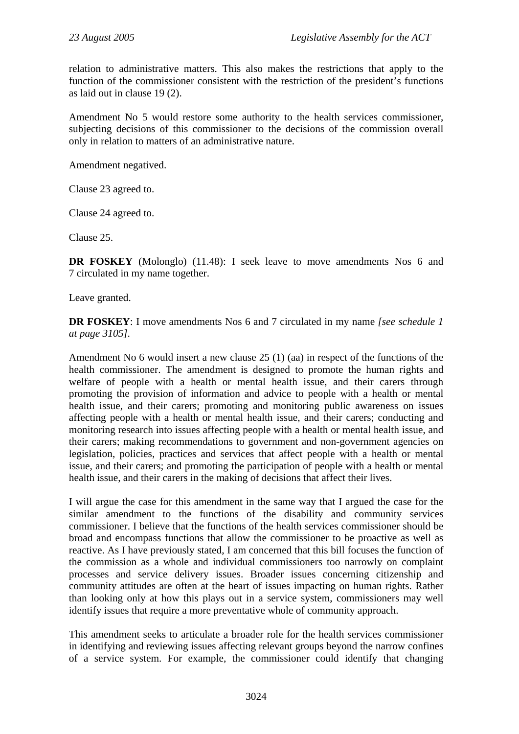relation to administrative matters. This also makes the restrictions that apply to the function of the commissioner consistent with the restriction of the president's functions as laid out in clause 19 (2).

Amendment No 5 would restore some authority to the health services commissioner, subjecting decisions of this commissioner to the decisions of the commission overall only in relation to matters of an administrative nature.

Amendment negatived.

Clause 23 agreed to.

Clause 24 agreed to.

Clause 25.

**DR FOSKEY** (Molonglo) (11.48): I seek leave to move amendments Nos 6 and 7 circulated in my name together.

Leave granted.

**DR FOSKEY**: I move amendments Nos 6 and 7 circulated in my name *[see schedule 1 at page 3105]*.

Amendment No 6 would insert a new clause 25 (1) (aa) in respect of the functions of the health commissioner. The amendment is designed to promote the human rights and welfare of people with a health or mental health issue, and their carers through promoting the provision of information and advice to people with a health or mental health issue, and their carers; promoting and monitoring public awareness on issues affecting people with a health or mental health issue, and their carers; conducting and monitoring research into issues affecting people with a health or mental health issue, and their carers; making recommendations to government and non-government agencies on legislation, policies, practices and services that affect people with a health or mental issue, and their carers; and promoting the participation of people with a health or mental health issue, and their carers in the making of decisions that affect their lives.

I will argue the case for this amendment in the same way that I argued the case for the similar amendment to the functions of the disability and community services commissioner. I believe that the functions of the health services commissioner should be broad and encompass functions that allow the commissioner to be proactive as well as reactive. As I have previously stated, I am concerned that this bill focuses the function of the commission as a whole and individual commissioners too narrowly on complaint processes and service delivery issues. Broader issues concerning citizenship and community attitudes are often at the heart of issues impacting on human rights. Rather than looking only at how this plays out in a service system, commissioners may well identify issues that require a more preventative whole of community approach.

This amendment seeks to articulate a broader role for the health services commissioner in identifying and reviewing issues affecting relevant groups beyond the narrow confines of a service system. For example, the commissioner could identify that changing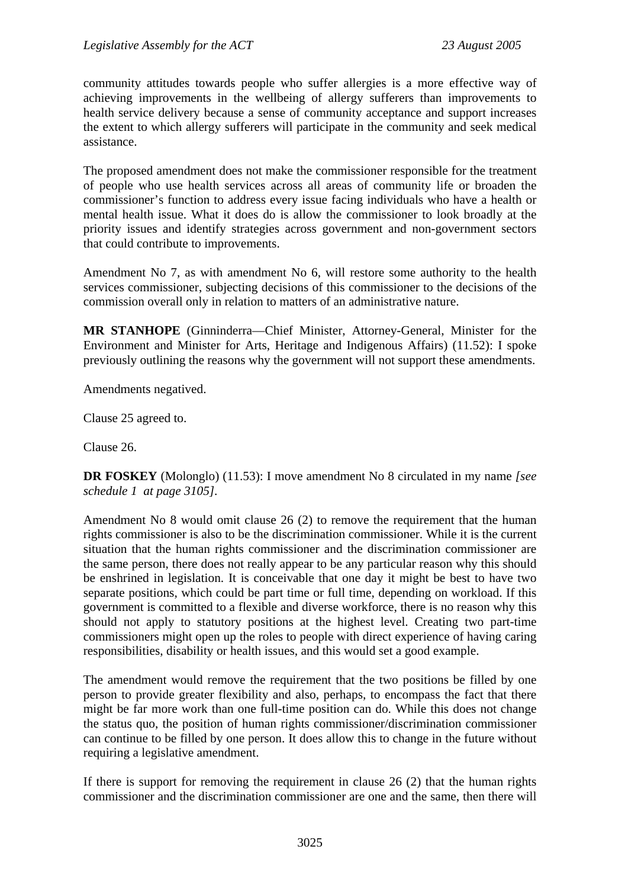community attitudes towards people who suffer allergies is a more effective way of achieving improvements in the wellbeing of allergy sufferers than improvements to health service delivery because a sense of community acceptance and support increases the extent to which allergy sufferers will participate in the community and seek medical assistance.

The proposed amendment does not make the commissioner responsible for the treatment of people who use health services across all areas of community life or broaden the commissioner's function to address every issue facing individuals who have a health or mental health issue. What it does do is allow the commissioner to look broadly at the priority issues and identify strategies across government and non-government sectors that could contribute to improvements.

Amendment No 7, as with amendment No 6, will restore some authority to the health services commissioner, subjecting decisions of this commissioner to the decisions of the commission overall only in relation to matters of an administrative nature.

**MR STANHOPE** (Ginninderra—Chief Minister, Attorney-General, Minister for the Environment and Minister for Arts, Heritage and Indigenous Affairs) (11.52): I spoke previously outlining the reasons why the government will not support these amendments.

Amendments negatived.

Clause 25 agreed to.

Clause 26.

**DR FOSKEY** (Molonglo) (11.53): I move amendment No 8 circulated in my name *[see schedule 1 at page 3105]*.

Amendment No 8 would omit clause 26 (2) to remove the requirement that the human rights commissioner is also to be the discrimination commissioner. While it is the current situation that the human rights commissioner and the discrimination commissioner are the same person, there does not really appear to be any particular reason why this should be enshrined in legislation. It is conceivable that one day it might be best to have two separate positions, which could be part time or full time, depending on workload. If this government is committed to a flexible and diverse workforce, there is no reason why this should not apply to statutory positions at the highest level. Creating two part-time commissioners might open up the roles to people with direct experience of having caring responsibilities, disability or health issues, and this would set a good example.

The amendment would remove the requirement that the two positions be filled by one person to provide greater flexibility and also, perhaps, to encompass the fact that there might be far more work than one full-time position can do. While this does not change the status quo, the position of human rights commissioner/discrimination commissioner can continue to be filled by one person. It does allow this to change in the future without requiring a legislative amendment.

If there is support for removing the requirement in clause 26 (2) that the human rights commissioner and the discrimination commissioner are one and the same, then there will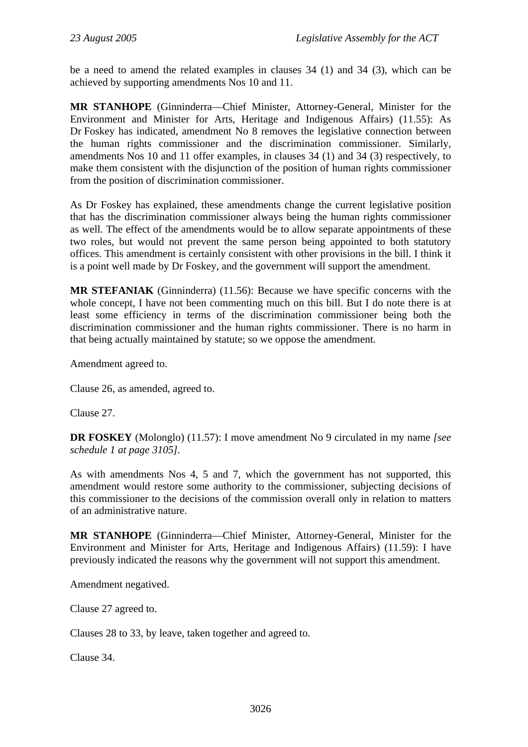be a need to amend the related examples in clauses 34 (1) and 34 (3), which can be achieved by supporting amendments Nos 10 and 11.

**MR STANHOPE** (Ginninderra—Chief Minister, Attorney-General, Minister for the Environment and Minister for Arts, Heritage and Indigenous Affairs) (11.55): As Dr Foskey has indicated, amendment No 8 removes the legislative connection between the human rights commissioner and the discrimination commissioner. Similarly, amendments Nos 10 and 11 offer examples, in clauses 34 (1) and 34 (3) respectively, to make them consistent with the disjunction of the position of human rights commissioner from the position of discrimination commissioner.

As Dr Foskey has explained, these amendments change the current legislative position that has the discrimination commissioner always being the human rights commissioner as well. The effect of the amendments would be to allow separate appointments of these two roles, but would not prevent the same person being appointed to both statutory offices. This amendment is certainly consistent with other provisions in the bill. I think it is a point well made by Dr Foskey, and the government will support the amendment.

**MR STEFANIAK** (Ginninderra) (11.56): Because we have specific concerns with the whole concept, I have not been commenting much on this bill. But I do note there is at least some efficiency in terms of the discrimination commissioner being both the discrimination commissioner and the human rights commissioner. There is no harm in that being actually maintained by statute; so we oppose the amendment.

Amendment agreed to.

Clause 26, as amended, agreed to.

Clause 27.

**DR FOSKEY** (Molonglo) (11.57): I move amendment No 9 circulated in my name *[see schedule 1 at page 3105]*.

As with amendments Nos 4, 5 and 7, which the government has not supported, this amendment would restore some authority to the commissioner, subjecting decisions of this commissioner to the decisions of the commission overall only in relation to matters of an administrative nature.

**MR STANHOPE** (Ginninderra—Chief Minister, Attorney-General, Minister for the Environment and Minister for Arts, Heritage and Indigenous Affairs) (11.59): I have previously indicated the reasons why the government will not support this amendment.

Amendment negatived.

Clause 27 agreed to.

Clauses 28 to 33, by leave, taken together and agreed to.

Clause 34.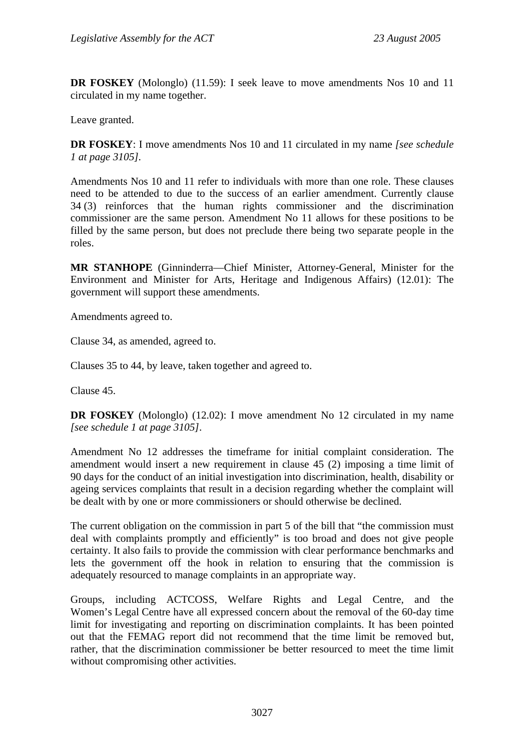**DR FOSKEY** (Molonglo) (11.59): I seek leave to move amendments Nos 10 and 11 circulated in my name together.

Leave granted.

**DR FOSKEY**: I move amendments Nos 10 and 11 circulated in my name *[see schedule 1 at page 3105]*.

Amendments Nos 10 and 11 refer to individuals with more than one role. These clauses need to be attended to due to the success of an earlier amendment. Currently clause 34 (3) reinforces that the human rights commissioner and the discrimination commissioner are the same person. Amendment No 11 allows for these positions to be filled by the same person, but does not preclude there being two separate people in the roles.

**MR STANHOPE** (Ginninderra—Chief Minister, Attorney-General, Minister for the Environment and Minister for Arts, Heritage and Indigenous Affairs) (12.01): The government will support these amendments.

Amendments agreed to.

Clause 34, as amended, agreed to.

Clauses 35 to 44, by leave, taken together and agreed to.

Clause 45.

**DR FOSKEY** (Molonglo) (12.02): I move amendment No 12 circulated in my name *[see schedule 1 at page 3105]*.

Amendment No 12 addresses the timeframe for initial complaint consideration. The amendment would insert a new requirement in clause 45 (2) imposing a time limit of 90 days for the conduct of an initial investigation into discrimination, health, disability or ageing services complaints that result in a decision regarding whether the complaint will be dealt with by one or more commissioners or should otherwise be declined.

The current obligation on the commission in part 5 of the bill that "the commission must deal with complaints promptly and efficiently" is too broad and does not give people certainty. It also fails to provide the commission with clear performance benchmarks and lets the government off the hook in relation to ensuring that the commission is adequately resourced to manage complaints in an appropriate way.

Groups, including ACTCOSS, Welfare Rights and Legal Centre, and the Women's Legal Centre have all expressed concern about the removal of the 60-day time limit for investigating and reporting on discrimination complaints. It has been pointed out that the FEMAG report did not recommend that the time limit be removed but, rather, that the discrimination commissioner be better resourced to meet the time limit without compromising other activities.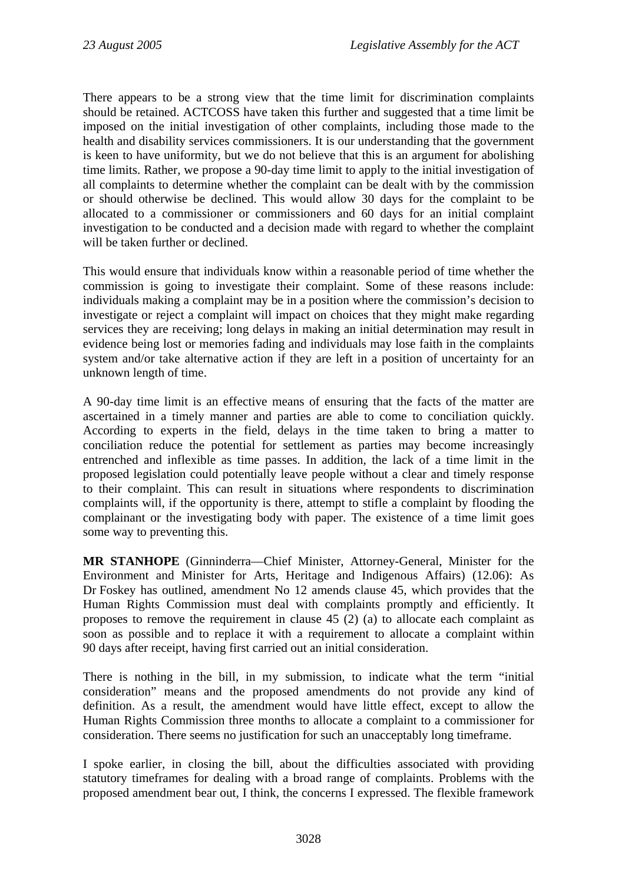There appears to be a strong view that the time limit for discrimination complaints should be retained. ACTCOSS have taken this further and suggested that a time limit be imposed on the initial investigation of other complaints, including those made to the health and disability services commissioners. It is our understanding that the government is keen to have uniformity, but we do not believe that this is an argument for abolishing time limits. Rather, we propose a 90-day time limit to apply to the initial investigation of all complaints to determine whether the complaint can be dealt with by the commission or should otherwise be declined. This would allow 30 days for the complaint to be allocated to a commissioner or commissioners and 60 days for an initial complaint investigation to be conducted and a decision made with regard to whether the complaint will be taken further or declined.

This would ensure that individuals know within a reasonable period of time whether the commission is going to investigate their complaint. Some of these reasons include: individuals making a complaint may be in a position where the commission's decision to investigate or reject a complaint will impact on choices that they might make regarding services they are receiving; long delays in making an initial determination may result in evidence being lost or memories fading and individuals may lose faith in the complaints system and/or take alternative action if they are left in a position of uncertainty for an unknown length of time.

A 90-day time limit is an effective means of ensuring that the facts of the matter are ascertained in a timely manner and parties are able to come to conciliation quickly. According to experts in the field, delays in the time taken to bring a matter to conciliation reduce the potential for settlement as parties may become increasingly entrenched and inflexible as time passes. In addition, the lack of a time limit in the proposed legislation could potentially leave people without a clear and timely response to their complaint. This can result in situations where respondents to discrimination complaints will, if the opportunity is there, attempt to stifle a complaint by flooding the complainant or the investigating body with paper. The existence of a time limit goes some way to preventing this.

**MR STANHOPE** (Ginninderra—Chief Minister, Attorney-General, Minister for the Environment and Minister for Arts, Heritage and Indigenous Affairs) (12.06): As Dr Foskey has outlined, amendment No 12 amends clause 45, which provides that the Human Rights Commission must deal with complaints promptly and efficiently. It proposes to remove the requirement in clause 45 (2) (a) to allocate each complaint as soon as possible and to replace it with a requirement to allocate a complaint within 90 days after receipt, having first carried out an initial consideration.

There is nothing in the bill, in my submission, to indicate what the term "initial consideration" means and the proposed amendments do not provide any kind of definition. As a result, the amendment would have little effect, except to allow the Human Rights Commission three months to allocate a complaint to a commissioner for consideration. There seems no justification for such an unacceptably long timeframe.

I spoke earlier, in closing the bill, about the difficulties associated with providing statutory timeframes for dealing with a broad range of complaints. Problems with the proposed amendment bear out, I think, the concerns I expressed. The flexible framework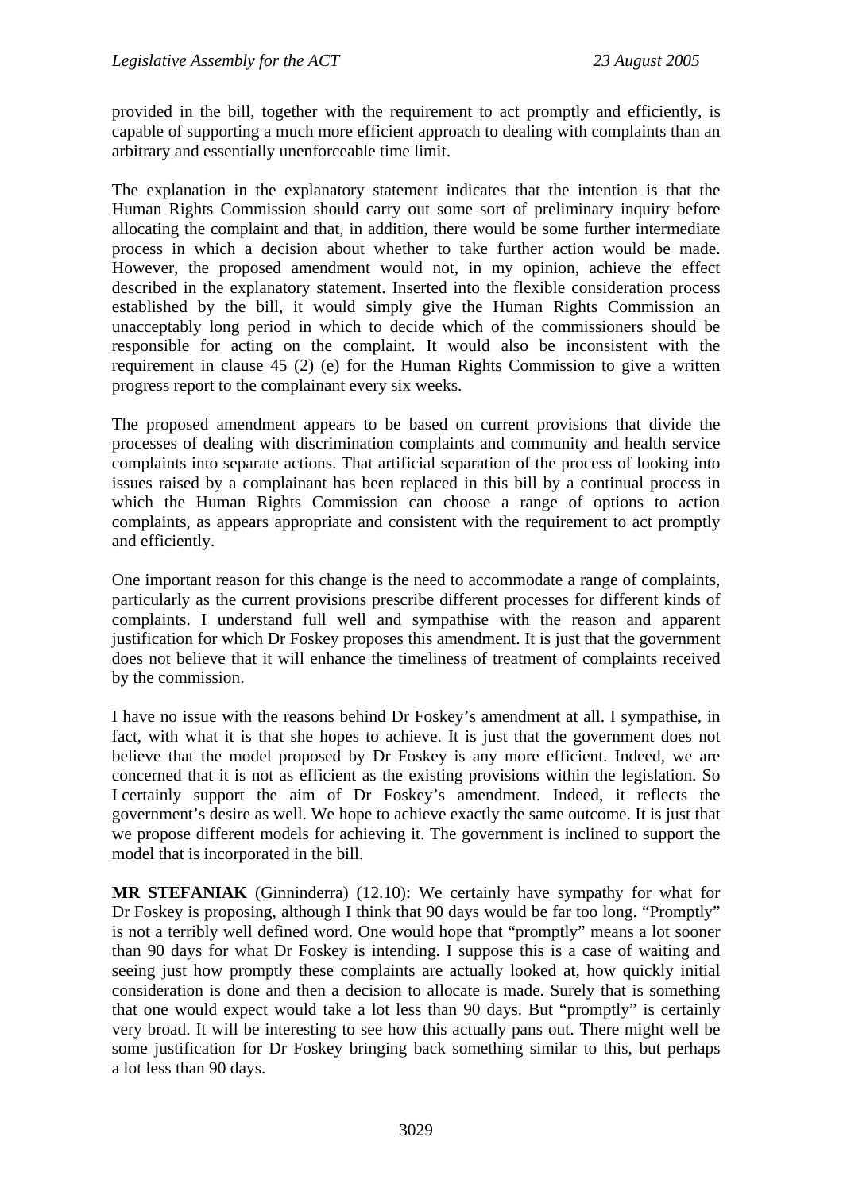provided in the bill, together with the requirement to act promptly and efficiently, is capable of supporting a much more efficient approach to dealing with complaints than an arbitrary and essentially unenforceable time limit.

The explanation in the explanatory statement indicates that the intention is that the Human Rights Commission should carry out some sort of preliminary inquiry before allocating the complaint and that, in addition, there would be some further intermediate process in which a decision about whether to take further action would be made. However, the proposed amendment would not, in my opinion, achieve the effect described in the explanatory statement. Inserted into the flexible consideration process established by the bill, it would simply give the Human Rights Commission an unacceptably long period in which to decide which of the commissioners should be responsible for acting on the complaint. It would also be inconsistent with the requirement in clause 45 (2) (e) for the Human Rights Commission to give a written progress report to the complainant every six weeks.

The proposed amendment appears to be based on current provisions that divide the processes of dealing with discrimination complaints and community and health service complaints into separate actions. That artificial separation of the process of looking into issues raised by a complainant has been replaced in this bill by a continual process in which the Human Rights Commission can choose a range of options to action complaints, as appears appropriate and consistent with the requirement to act promptly and efficiently.

One important reason for this change is the need to accommodate a range of complaints, particularly as the current provisions prescribe different processes for different kinds of complaints. I understand full well and sympathise with the reason and apparent justification for which Dr Foskey proposes this amendment. It is just that the government does not believe that it will enhance the timeliness of treatment of complaints received by the commission.

I have no issue with the reasons behind Dr Foskey's amendment at all. I sympathise, in fact, with what it is that she hopes to achieve. It is just that the government does not believe that the model proposed by Dr Foskey is any more efficient. Indeed, we are concerned that it is not as efficient as the existing provisions within the legislation. So I certainly support the aim of Dr Foskey's amendment. Indeed, it reflects the government's desire as well. We hope to achieve exactly the same outcome. It is just that we propose different models for achieving it. The government is inclined to support the model that is incorporated in the bill.

**MR STEFANIAK** (Ginninderra) (12.10): We certainly have sympathy for what for Dr Foskey is proposing, although I think that 90 days would be far too long. "Promptly" is not a terribly well defined word. One would hope that "promptly" means a lot sooner than 90 days for what Dr Foskey is intending. I suppose this is a case of waiting and seeing just how promptly these complaints are actually looked at, how quickly initial consideration is done and then a decision to allocate is made. Surely that is something that one would expect would take a lot less than 90 days. But "promptly" is certainly very broad. It will be interesting to see how this actually pans out. There might well be some justification for Dr Foskey bringing back something similar to this, but perhaps a lot less than 90 days.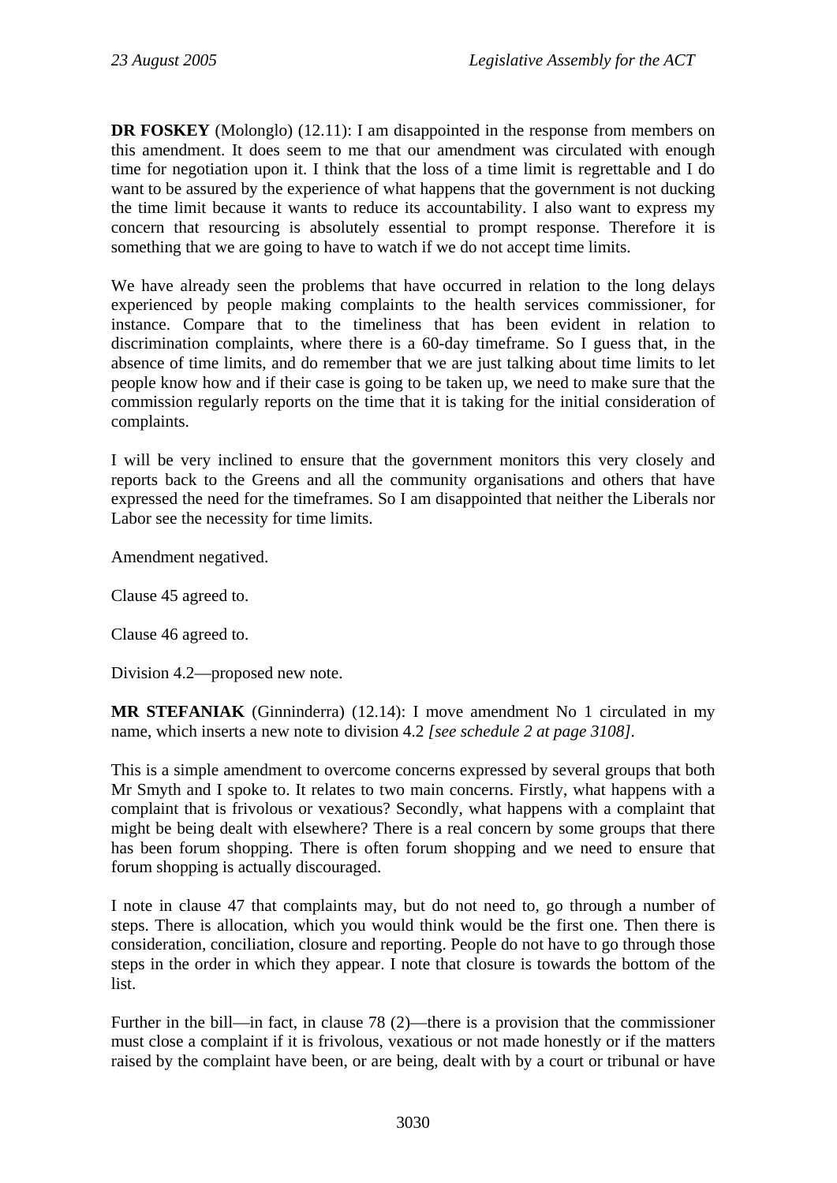**DR FOSKEY** (Molonglo) (12.11): I am disappointed in the response from members on this amendment. It does seem to me that our amendment was circulated with enough time for negotiation upon it. I think that the loss of a time limit is regrettable and I do want to be assured by the experience of what happens that the government is not ducking the time limit because it wants to reduce its accountability. I also want to express my concern that resourcing is absolutely essential to prompt response. Therefore it is something that we are going to have to watch if we do not accept time limits.

We have already seen the problems that have occurred in relation to the long delays experienced by people making complaints to the health services commissioner, for instance. Compare that to the timeliness that has been evident in relation to discrimination complaints, where there is a 60-day timeframe. So I guess that, in the absence of time limits, and do remember that we are just talking about time limits to let people know how and if their case is going to be taken up, we need to make sure that the commission regularly reports on the time that it is taking for the initial consideration of complaints.

I will be very inclined to ensure that the government monitors this very closely and reports back to the Greens and all the community organisations and others that have expressed the need for the timeframes. So I am disappointed that neither the Liberals nor Labor see the necessity for time limits.

Amendment negatived.

Clause 45 agreed to.

Clause 46 agreed to.

Division 4.2—proposed new note.

**MR STEFANIAK** (Ginninderra) (12.14): I move amendment No 1 circulated in my name, which inserts a new note to division 4.2 *[see schedule 2 at page 3108]*.

This is a simple amendment to overcome concerns expressed by several groups that both Mr Smyth and I spoke to. It relates to two main concerns. Firstly, what happens with a complaint that is frivolous or vexatious? Secondly, what happens with a complaint that might be being dealt with elsewhere? There is a real concern by some groups that there has been forum shopping. There is often forum shopping and we need to ensure that forum shopping is actually discouraged.

I note in clause 47 that complaints may, but do not need to, go through a number of steps. There is allocation, which you would think would be the first one. Then there is consideration, conciliation, closure and reporting. People do not have to go through those steps in the order in which they appear. I note that closure is towards the bottom of the list.

Further in the bill—in fact, in clause 78 (2)—there is a provision that the commissioner must close a complaint if it is frivolous, vexatious or not made honestly or if the matters raised by the complaint have been, or are being, dealt with by a court or tribunal or have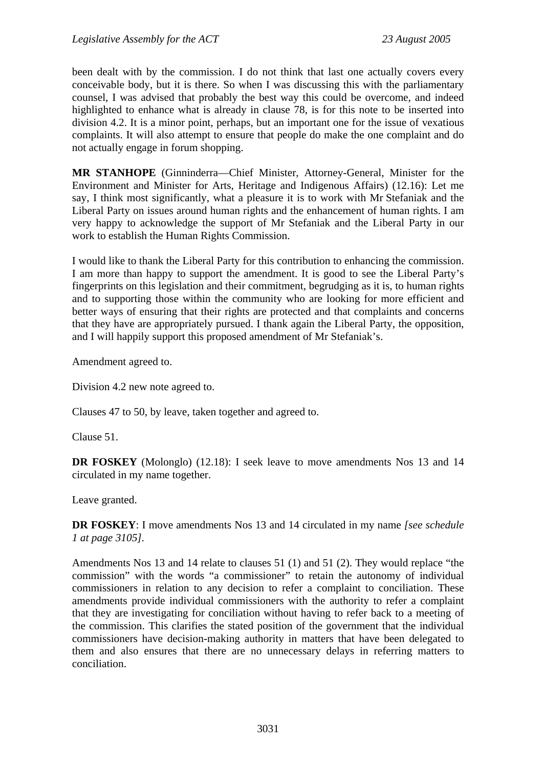been dealt with by the commission. I do not think that last one actually covers every conceivable body, but it is there. So when I was discussing this with the parliamentary counsel, I was advised that probably the best way this could be overcome, and indeed highlighted to enhance what is already in clause 78, is for this note to be inserted into division 4.2. It is a minor point, perhaps, but an important one for the issue of vexatious complaints. It will also attempt to ensure that people do make the one complaint and do not actually engage in forum shopping.

**MR STANHOPE** (Ginninderra—Chief Minister, Attorney-General, Minister for the Environment and Minister for Arts, Heritage and Indigenous Affairs) (12.16): Let me say, I think most significantly, what a pleasure it is to work with Mr Stefaniak and the Liberal Party on issues around human rights and the enhancement of human rights. I am very happy to acknowledge the support of Mr Stefaniak and the Liberal Party in our work to establish the Human Rights Commission.

I would like to thank the Liberal Party for this contribution to enhancing the commission. I am more than happy to support the amendment. It is good to see the Liberal Party's fingerprints on this legislation and their commitment, begrudging as it is, to human rights and to supporting those within the community who are looking for more efficient and better ways of ensuring that their rights are protected and that complaints and concerns that they have are appropriately pursued. I thank again the Liberal Party, the opposition, and I will happily support this proposed amendment of Mr Stefaniak's.

Amendment agreed to.

Division 4.2 new note agreed to.

Clauses 47 to 50, by leave, taken together and agreed to.

Clause 51.

**DR FOSKEY** (Molonglo) (12.18): I seek leave to move amendments Nos 13 and 14 circulated in my name together.

Leave granted.

**DR FOSKEY**: I move amendments Nos 13 and 14 circulated in my name *[see schedule 1 at page 3105]*.

Amendments Nos 13 and 14 relate to clauses 51 (1) and 51 (2). They would replace "the commission" with the words "a commissioner" to retain the autonomy of individual commissioners in relation to any decision to refer a complaint to conciliation. These amendments provide individual commissioners with the authority to refer a complaint that they are investigating for conciliation without having to refer back to a meeting of the commission. This clarifies the stated position of the government that the individual commissioners have decision-making authority in matters that have been delegated to them and also ensures that there are no unnecessary delays in referring matters to conciliation.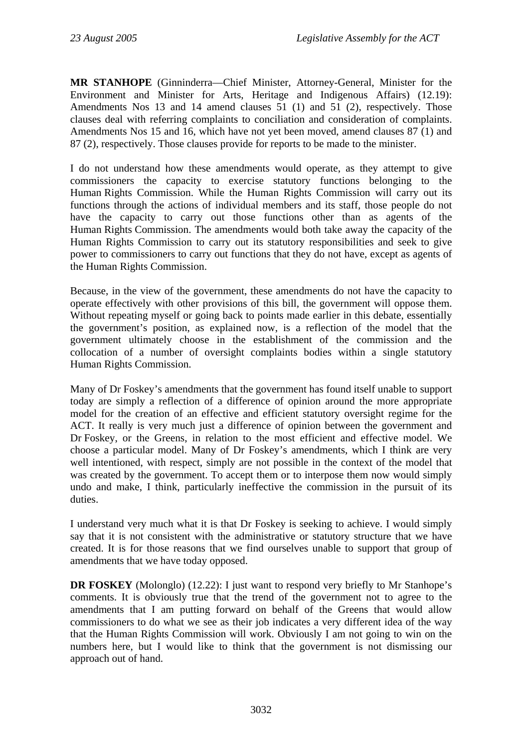**MR STANHOPE** (Ginninderra—Chief Minister, Attorney-General, Minister for the Environment and Minister for Arts, Heritage and Indigenous Affairs) (12.19): Amendments Nos 13 and 14 amend clauses 51 (1) and 51 (2), respectively. Those clauses deal with referring complaints to conciliation and consideration of complaints. Amendments Nos 15 and 16, which have not yet been moved, amend clauses 87 (1) and 87 (2), respectively. Those clauses provide for reports to be made to the minister.

I do not understand how these amendments would operate, as they attempt to give commissioners the capacity to exercise statutory functions belonging to the Human Rights Commission. While the Human Rights Commission will carry out its functions through the actions of individual members and its staff, those people do not have the capacity to carry out those functions other than as agents of the Human Rights Commission. The amendments would both take away the capacity of the Human Rights Commission to carry out its statutory responsibilities and seek to give power to commissioners to carry out functions that they do not have, except as agents of the Human Rights Commission.

Because, in the view of the government, these amendments do not have the capacity to operate effectively with other provisions of this bill, the government will oppose them. Without repeating myself or going back to points made earlier in this debate, essentially the government's position, as explained now, is a reflection of the model that the government ultimately choose in the establishment of the commission and the collocation of a number of oversight complaints bodies within a single statutory Human Rights Commission.

Many of Dr Foskey's amendments that the government has found itself unable to support today are simply a reflection of a difference of opinion around the more appropriate model for the creation of an effective and efficient statutory oversight regime for the ACT. It really is very much just a difference of opinion between the government and Dr Foskey, or the Greens, in relation to the most efficient and effective model. We choose a particular model. Many of Dr Foskey's amendments, which I think are very well intentioned, with respect, simply are not possible in the context of the model that was created by the government. To accept them or to interpose them now would simply undo and make, I think, particularly ineffective the commission in the pursuit of its duties.

I understand very much what it is that Dr Foskey is seeking to achieve. I would simply say that it is not consistent with the administrative or statutory structure that we have created. It is for those reasons that we find ourselves unable to support that group of amendments that we have today opposed.

**DR FOSKEY** (Molonglo) (12.22): I just want to respond very briefly to Mr Stanhope's comments. It is obviously true that the trend of the government not to agree to the amendments that I am putting forward on behalf of the Greens that would allow commissioners to do what we see as their job indicates a very different idea of the way that the Human Rights Commission will work. Obviously I am not going to win on the numbers here, but I would like to think that the government is not dismissing our approach out of hand.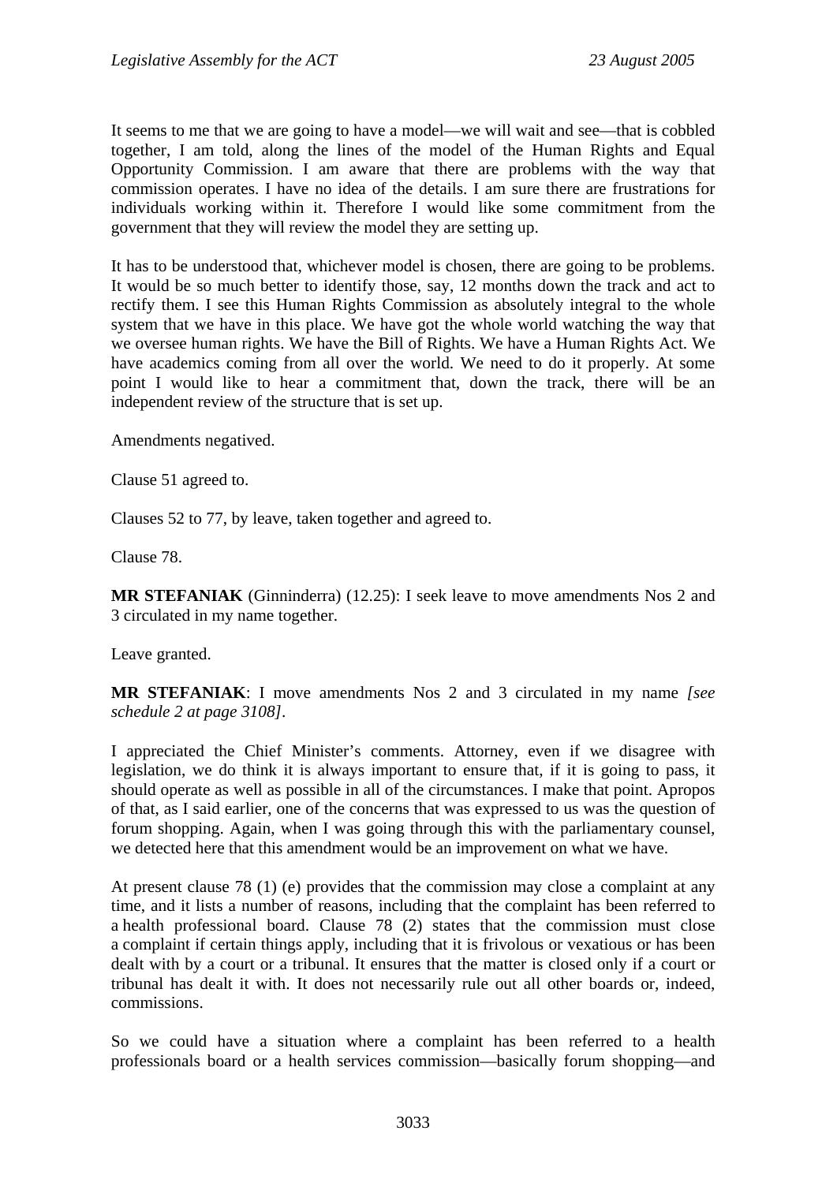It seems to me that we are going to have a model—we will wait and see—that is cobbled together, I am told, along the lines of the model of the Human Rights and Equal Opportunity Commission. I am aware that there are problems with the way that commission operates. I have no idea of the details. I am sure there are frustrations for individuals working within it. Therefore I would like some commitment from the government that they will review the model they are setting up.

It has to be understood that, whichever model is chosen, there are going to be problems. It would be so much better to identify those, say, 12 months down the track and act to rectify them. I see this Human Rights Commission as absolutely integral to the whole system that we have in this place. We have got the whole world watching the way that we oversee human rights. We have the Bill of Rights. We have a Human Rights Act. We have academics coming from all over the world. We need to do it properly. At some point I would like to hear a commitment that, down the track, there will be an independent review of the structure that is set up.

Amendments negatived.

Clause 51 agreed to.

Clauses 52 to 77, by leave, taken together and agreed to.

Clause 78.

**MR STEFANIAK** (Ginninderra) (12.25): I seek leave to move amendments Nos 2 and 3 circulated in my name together.

Leave granted.

**MR STEFANIAK**: I move amendments Nos 2 and 3 circulated in my name *[see schedule 2 at page 3108]*.

I appreciated the Chief Minister's comments. Attorney, even if we disagree with legislation, we do think it is always important to ensure that, if it is going to pass, it should operate as well as possible in all of the circumstances. I make that point. Apropos of that, as I said earlier, one of the concerns that was expressed to us was the question of forum shopping. Again, when I was going through this with the parliamentary counsel, we detected here that this amendment would be an improvement on what we have.

At present clause 78 (1) (e) provides that the commission may close a complaint at any time, and it lists a number of reasons, including that the complaint has been referred to a health professional board. Clause 78 (2) states that the commission must close a complaint if certain things apply, including that it is frivolous or vexatious or has been dealt with by a court or a tribunal. It ensures that the matter is closed only if a court or tribunal has dealt it with. It does not necessarily rule out all other boards or, indeed, commissions.

So we could have a situation where a complaint has been referred to a health professionals board or a health services commission—basically forum shopping—and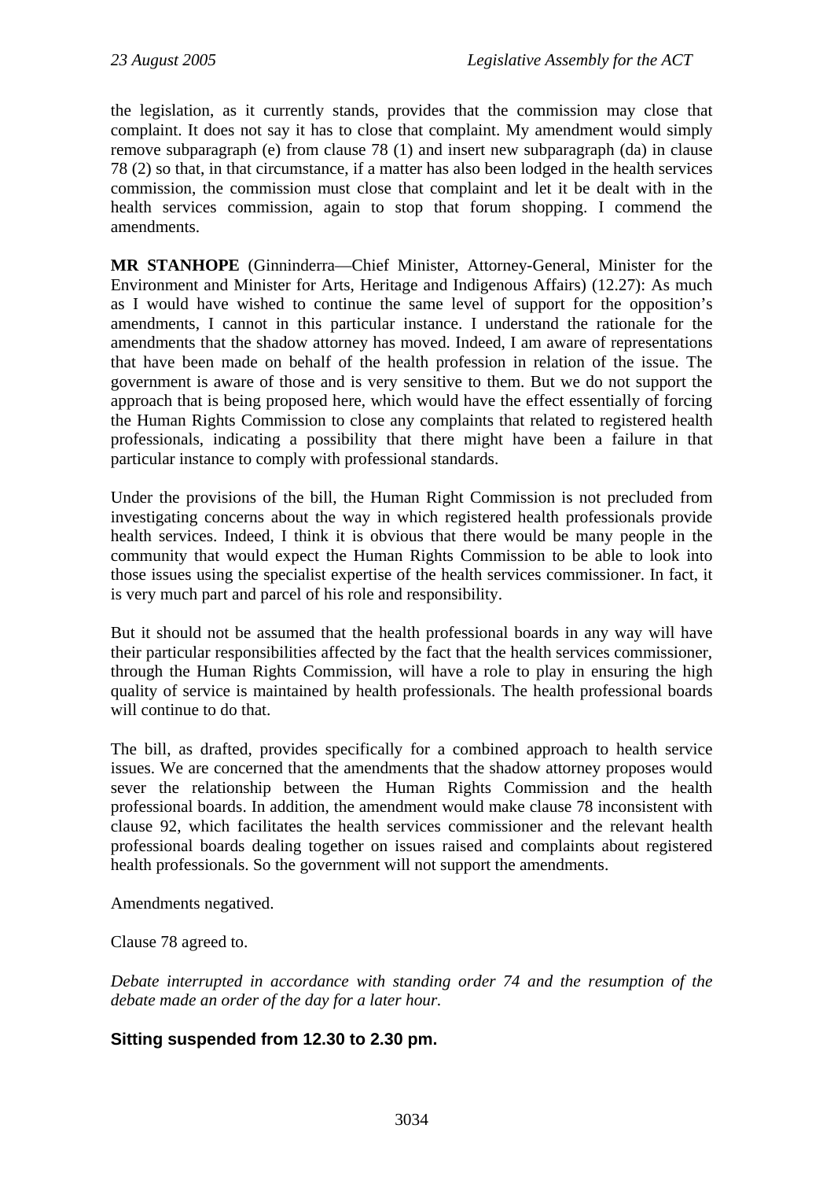the legislation, as it currently stands, provides that the commission may close that complaint. It does not say it has to close that complaint. My amendment would simply remove subparagraph (e) from clause 78 (1) and insert new subparagraph (da) in clause 78 (2) so that, in that circumstance, if a matter has also been lodged in the health services commission, the commission must close that complaint and let it be dealt with in the health services commission, again to stop that forum shopping. I commend the amendments.

**MR STANHOPE** (Ginninderra—Chief Minister, Attorney-General, Minister for the Environment and Minister for Arts, Heritage and Indigenous Affairs) (12.27): As much as I would have wished to continue the same level of support for the opposition's amendments, I cannot in this particular instance. I understand the rationale for the amendments that the shadow attorney has moved. Indeed, I am aware of representations that have been made on behalf of the health profession in relation of the issue. The government is aware of those and is very sensitive to them. But we do not support the approach that is being proposed here, which would have the effect essentially of forcing the Human Rights Commission to close any complaints that related to registered health professionals, indicating a possibility that there might have been a failure in that particular instance to comply with professional standards.

Under the provisions of the bill, the Human Right Commission is not precluded from investigating concerns about the way in which registered health professionals provide health services. Indeed, I think it is obvious that there would be many people in the community that would expect the Human Rights Commission to be able to look into those issues using the specialist expertise of the health services commissioner. In fact, it is very much part and parcel of his role and responsibility.

But it should not be assumed that the health professional boards in any way will have their particular responsibilities affected by the fact that the health services commissioner, through the Human Rights Commission, will have a role to play in ensuring the high quality of service is maintained by health professionals. The health professional boards will continue to do that.

The bill, as drafted, provides specifically for a combined approach to health service issues. We are concerned that the amendments that the shadow attorney proposes would sever the relationship between the Human Rights Commission and the health professional boards. In addition, the amendment would make clause 78 inconsistent with clause 92, which facilitates the health services commissioner and the relevant health professional boards dealing together on issues raised and complaints about registered health professionals. So the government will not support the amendments.

Amendments negatived.

Clause 78 agreed to.

*Debate interrupted in accordance with standing order 74 and the resumption of the debate made an order of the day for a later hour.*

### Sitting suspended from 12.30 to 2.30 pm.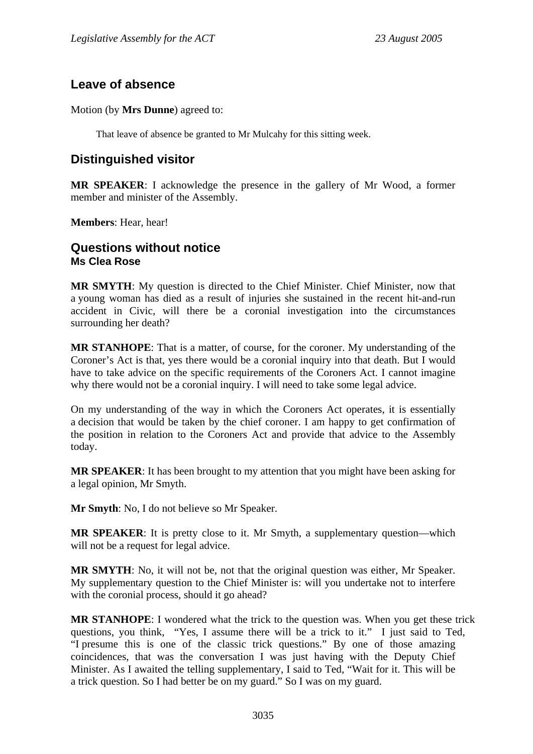## Leave of absence

Motion (by **Mrs Dunne**) agreed to:

> That leave of absence be granted to Mr Mulcahy for this sitting week.

## Distinguished visitor

**MR SPEAKER**: I acknowledge the presence in the gallery of Mr Wood, a former member and minister of the Assembly.

**Members**: Hear, hear!

## Questions without notice

### Ms Clea Rose

**MR SMYTH**: My question is directed to the Chief Minister. Chief Minister, now that a young woman has died as a result of injuries she sustained in the recent hit-and-run accident in Civic, will there be a coronial investigation into the circumstances surrounding her death?

**MR STANHOPE**: That is a matter, of course, for the coroner. My understanding of the Coroner's Act is that, yes there would be a coronial inquiry into that death. But I would have to take advice on the specific requirements of the Coroners Act. I cannot imagine why there would not be a coronial inquiry. I will need to take some legal advice.

On my understanding of the way in which the Coroners Act operates, it is essentially a decision that would be taken by the chief coroner. I am happy to get confirmation of the position in relation to the Coroners Act and provide that advice to the Assembly today.

**MR SPEAKER**: It has been brought to my attention that you might have been asking for a legal opinion, Mr Smyth.

**Mr Smyth**: No, I do not believe so Mr Speaker.

**MR SPEAKER**: It is pretty close to it. Mr Smyth, a supplementary question—which will not be a request for legal advice.

**MR SMYTH**: No, it will not be, not that the original question was either, Mr Speaker. My supplementary question to the Chief Minister is: will you undertake not to interfere with the coronial process, should it go ahead?

**MR STANHOPE**: I wondered what the trick to the question was. When you get these trick questions, you think, "Yes, I assume there will be a trick to it." I just said to Ted, "I presume this is one of the classic trick questions." By one of those amazing coincidences, that was the conversation I was just having with the Deputy Chief Minister. As I awaited the telling supplementary, I said to Ted, "Wait for it. This will be a trick question. So I had better be on my guard." So I was on my guard.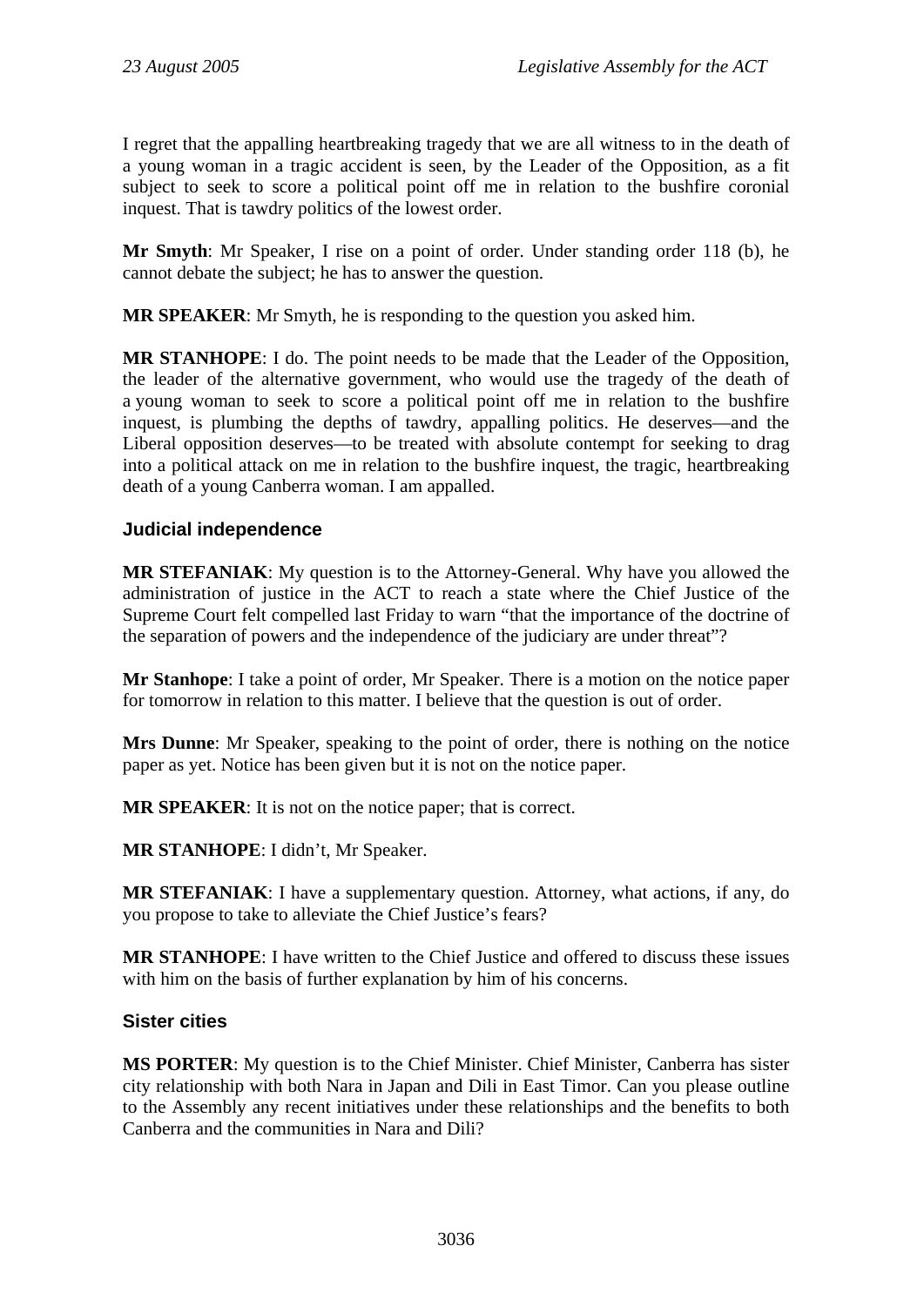I regret that the appalling heartbreaking tragedy that we are all witness to in the death of a young woman in a tragic accident is seen, by the Leader of the Opposition, as a fit subject to seek to score a political point off me in relation to the bushfire coronial inquest. That is tawdry politics of the lowest order.

**Mr Smyth**: Mr Speaker, I rise on a point of order. Under standing order 118 (b), he cannot debate the subject; he has to answer the question.

**MR SPEAKER**: Mr Smyth, he is responding to the question you asked him.

**MR STANHOPE**: I do. The point needs to be made that the Leader of the Opposition, the leader of the alternative government, who would use the tragedy of the death of a young woman to seek to score a political point off me in relation to the bushfire inquest, is plumbing the depths of tawdry, appalling politics. He deserves—and the Liberal opposition deserves—to be treated with absolute contempt for seeking to drag into a political attack on me in relation to the bushfire inquest, the tragic, heartbreaking death of a young Canberra woman. I am appalled.

### Judicial independence

**MR STEFANIAK**: My question is to the Attorney-General. Why have you allowed the administration of justice in the ACT to reach a state where the Chief Justice of the Supreme Court felt compelled last Friday to warn "that the importance of the doctrine of the separation of powers and the independence of the judiciary are under threat"?

**Mr Stanhope**: I take a point of order, Mr Speaker. There is a motion on the notice paper for tomorrow in relation to this matter. I believe that the question is out of order.

**Mrs Dunne**: Mr Speaker, speaking to the point of order, there is nothing on the notice paper as yet. Notice has been given but it is not on the notice paper.

**MR SPEAKER**: It is not on the notice paper; that is correct.

**MR STANHOPE**: I didn't, Mr Speaker.

**MR STEFANIAK**: I have a supplementary question. Attorney, what actions, if any, do you propose to take to alleviate the Chief Justice's fears?

**MR STANHOPE**: I have written to the Chief Justice and offered to discuss these issues with him on the basis of further explanation by him of his concerns.

### Sister cities

**MS PORTER**: My question is to the Chief Minister. Chief Minister, Canberra has sister city relationship with both Nara in Japan and Dili in East Timor. Can you please outline to the Assembly any recent initiatives under these relationships and the benefits to both Canberra and the communities in Nara and Dili?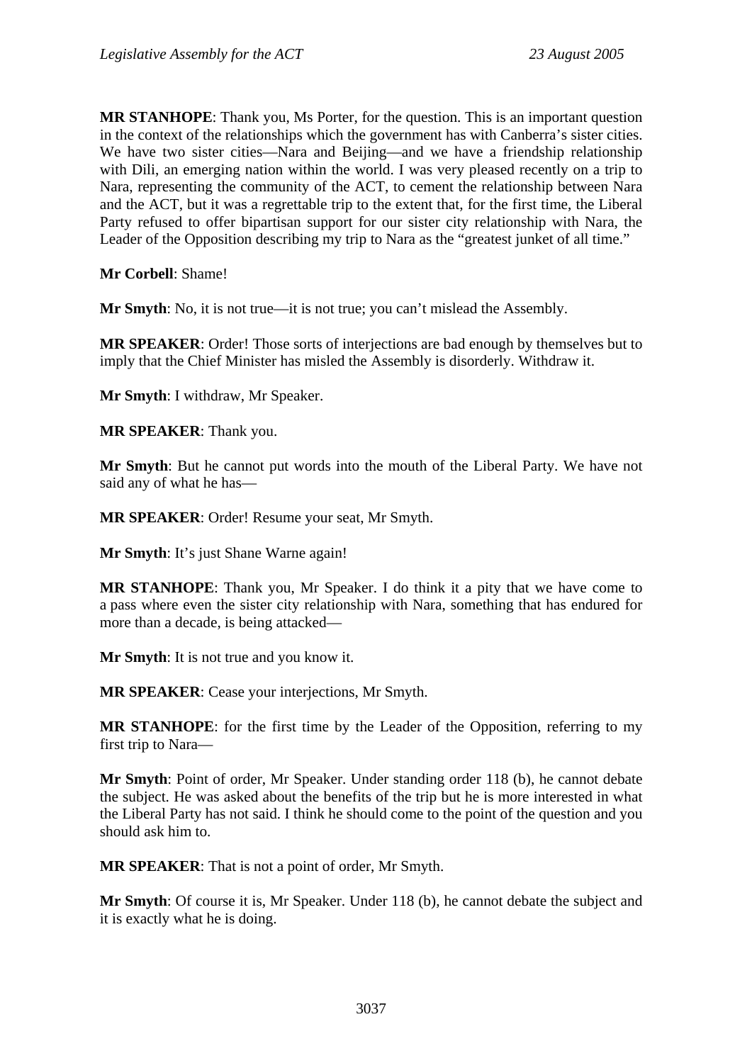**MR STANHOPE**: Thank you, Ms Porter, for the question. This is an important question in the context of the relationships which the government has with Canberra's sister cities. We have two sister cities—Nara and Beijing—and we have a friendship relationship with Dili, an emerging nation within the world. I was very pleased recently on a trip to Nara, representing the community of the ACT, to cement the relationship between Nara and the ACT, but it was a regrettable trip to the extent that, for the first time, the Liberal Party refused to offer bipartisan support for our sister city relationship with Nara, the Leader of the Opposition describing my trip to Nara as the "greatest junket of all time."

**Mr Corbell**: Shame!

**Mr Smyth**: No, it is not true—it is not true; you can't mislead the Assembly.

**MR SPEAKER**: Order! Those sorts of interjections are bad enough by themselves but to imply that the Chief Minister has misled the Assembly is disorderly. Withdraw it.

**Mr Smyth**: I withdraw, Mr Speaker.

**MR SPEAKER**: Thank you.

**Mr Smyth**: But he cannot put words into the mouth of the Liberal Party. We have not said any of what he has—

**MR SPEAKER**: Order! Resume your seat, Mr Smyth.

**Mr Smyth**: It's just Shane Warne again!

**MR STANHOPE**: Thank you, Mr Speaker. I do think it a pity that we have come to a pass where even the sister city relationship with Nara, something that has endured for more than a decade, is being attacked—

**Mr Smyth**: It is not true and you know it.

**MR SPEAKER**: Cease your interjections, Mr Smyth.

**MR STANHOPE**: for the first time by the Leader of the Opposition, referring to my first trip to Nara—

**Mr Smyth**: Point of order, Mr Speaker. Under standing order 118 (b), he cannot debate the subject. He was asked about the benefits of the trip but he is more interested in what the Liberal Party has not said. I think he should come to the point of the question and you should ask him to.

**MR SPEAKER**: That is not a point of order, Mr Smyth.

**Mr Smyth**: Of course it is, Mr Speaker. Under 118 (b), he cannot debate the subject and it is exactly what he is doing.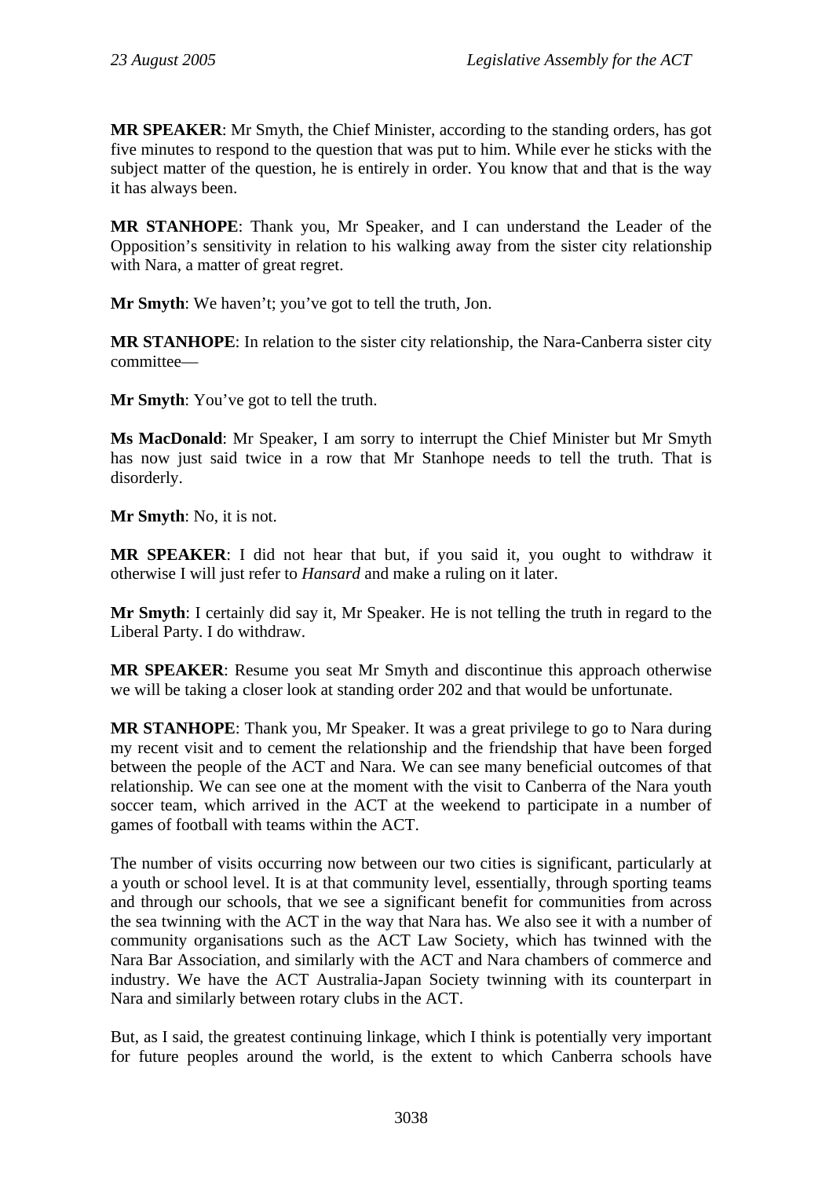**MR SPEAKER**: Mr Smyth, the Chief Minister, according to the standing orders, has got five minutes to respond to the question that was put to him. While ever he sticks with the subject matter of the question, he is entirely in order. You know that and that is the way it has always been.

**MR STANHOPE**: Thank you, Mr Speaker, and I can understand the Leader of the Opposition's sensitivity in relation to his walking away from the sister city relationship with Nara, a matter of great regret.

**Mr Smyth**: We haven't; you've got to tell the truth, Jon.

**MR STANHOPE**: In relation to the sister city relationship, the Nara-Canberra sister city committee—

**Mr Smyth**: You've got to tell the truth.

**Ms MacDonald**: Mr Speaker, I am sorry to interrupt the Chief Minister but Mr Smyth has now just said twice in a row that Mr Stanhope needs to tell the truth. That is disorderly.

**Mr Smyth**: No, it is not.

**MR SPEAKER**: I did not hear that but, if you said it, you ought to withdraw it otherwise I will just refer to *Hansard* and make a ruling on it later.

**Mr Smyth**: I certainly did say it, Mr Speaker. He is not telling the truth in regard to the Liberal Party. I do withdraw.

**MR SPEAKER**: Resume you seat Mr Smyth and discontinue this approach otherwise we will be taking a closer look at standing order 202 and that would be unfortunate.

**MR STANHOPE**: Thank you, Mr Speaker. It was a great privilege to go to Nara during my recent visit and to cement the relationship and the friendship that have been forged between the people of the ACT and Nara. We can see many beneficial outcomes of that relationship. We can see one at the moment with the visit to Canberra of the Nara youth soccer team, which arrived in the ACT at the weekend to participate in a number of games of football with teams within the ACT.

The number of visits occurring now between our two cities is significant, particularly at a youth or school level. It is at that community level, essentially, through sporting teams and through our schools, that we see a significant benefit for communities from across the sea twinning with the ACT in the way that Nara has. We also see it with a number of community organisations such as the ACT Law Society, which has twinned with the Nara Bar Association, and similarly with the ACT and Nara chambers of commerce and industry. We have the ACT Australia-Japan Society twinning with its counterpart in Nara and similarly between rotary clubs in the ACT.

But, as I said, the greatest continuing linkage, which I think is potentially very important for future peoples around the world, is the extent to which Canberra schools have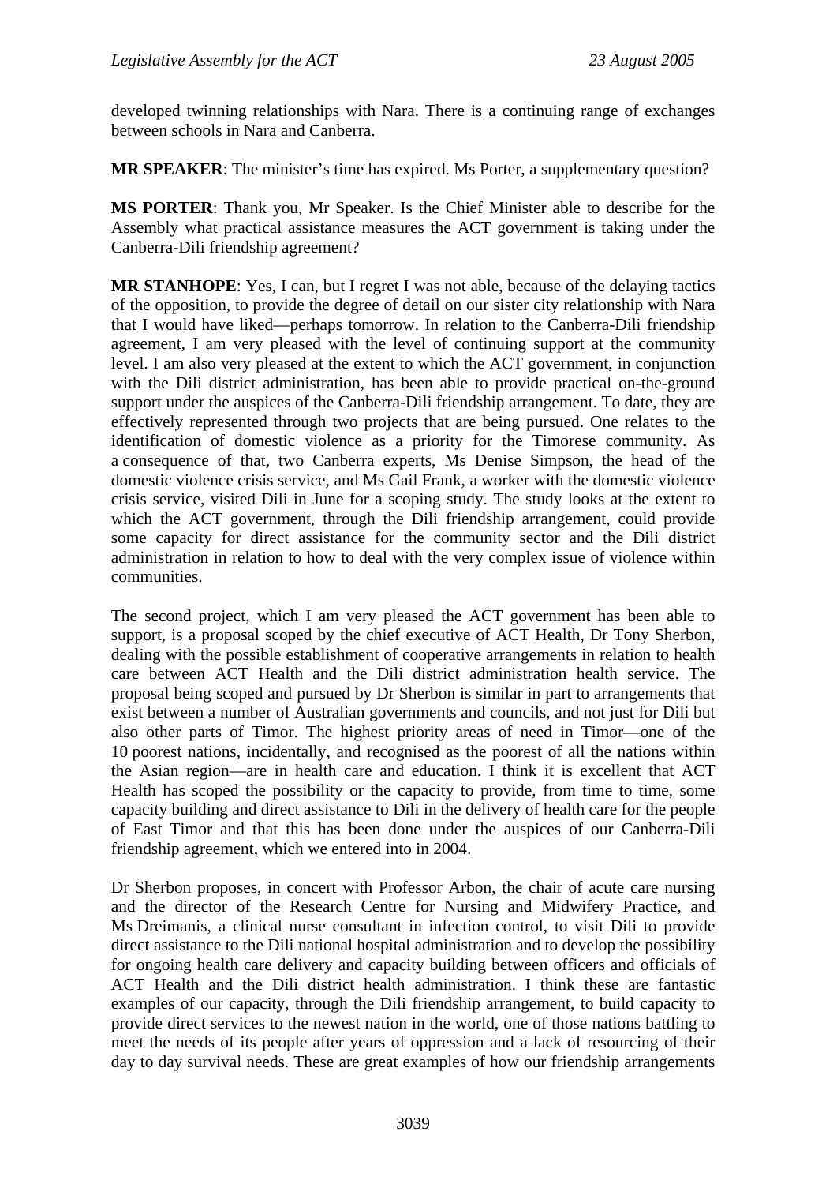developed twinning relationships with Nara. There is a continuing range of exchanges between schools in Nara and Canberra.

**MR SPEAKER**: The minister's time has expired. Ms Porter, a supplementary question?

**MS PORTER**: Thank you, Mr Speaker. Is the Chief Minister able to describe for the Assembly what practical assistance measures the ACT government is taking under the Canberra-Dili friendship agreement?

**MR STANHOPE**: Yes, I can, but I regret I was not able, because of the delaying tactics of the opposition, to provide the degree of detail on our sister city relationship with Nara that I would have liked—perhaps tomorrow. In relation to the Canberra-Dili friendship agreement, I am very pleased with the level of continuing support at the community level. I am also very pleased at the extent to which the ACT government, in conjunction with the Dili district administration, has been able to provide practical on-the-ground support under the auspices of the Canberra-Dili friendship arrangement. To date, they are effectively represented through two projects that are being pursued. One relates to the identification of domestic violence as a priority for the Timorese community. As a consequence of that, two Canberra experts, Ms Denise Simpson, the head of the domestic violence crisis service, and Ms Gail Frank, a worker with the domestic violence crisis service, visited Dili in June for a scoping study. The study looks at the extent to which the ACT government, through the Dili friendship arrangement, could provide some capacity for direct assistance for the community sector and the Dili district administration in relation to how to deal with the very complex issue of violence within communities.

The second project, which I am very pleased the ACT government has been able to support, is a proposal scoped by the chief executive of ACT Health, Dr Tony Sherbon, dealing with the possible establishment of cooperative arrangements in relation to health care between ACT Health and the Dili district administration health service. The proposal being scoped and pursued by Dr Sherbon is similar in part to arrangements that exist between a number of Australian governments and councils, and not just for Dili but also other parts of Timor. The highest priority areas of need in Timor—one of the 10 poorest nations, incidentally, and recognised as the poorest of all the nations within the Asian region—are in health care and education. I think it is excellent that ACT Health has scoped the possibility or the capacity to provide, from time to time, some capacity building and direct assistance to Dili in the delivery of health care for the people of East Timor and that this has been done under the auspices of our Canberra-Dili friendship agreement, which we entered into in 2004.

Dr Sherbon proposes, in concert with Professor Arbon, the chair of acute care nursing and the director of the Research Centre for Nursing and Midwifery Practice, and Ms Dreimanis, a clinical nurse consultant in infection control, to visit Dili to provide direct assistance to the Dili national hospital administration and to develop the possibility for ongoing health care delivery and capacity building between officers and officials of ACT Health and the Dili district health administration. I think these are fantastic examples of our capacity, through the Dili friendship arrangement, to build capacity to provide direct services to the newest nation in the world, one of those nations battling to meet the needs of its people after years of oppression and a lack of resourcing of their day to day survival needs. These are great examples of how our friendship arrangements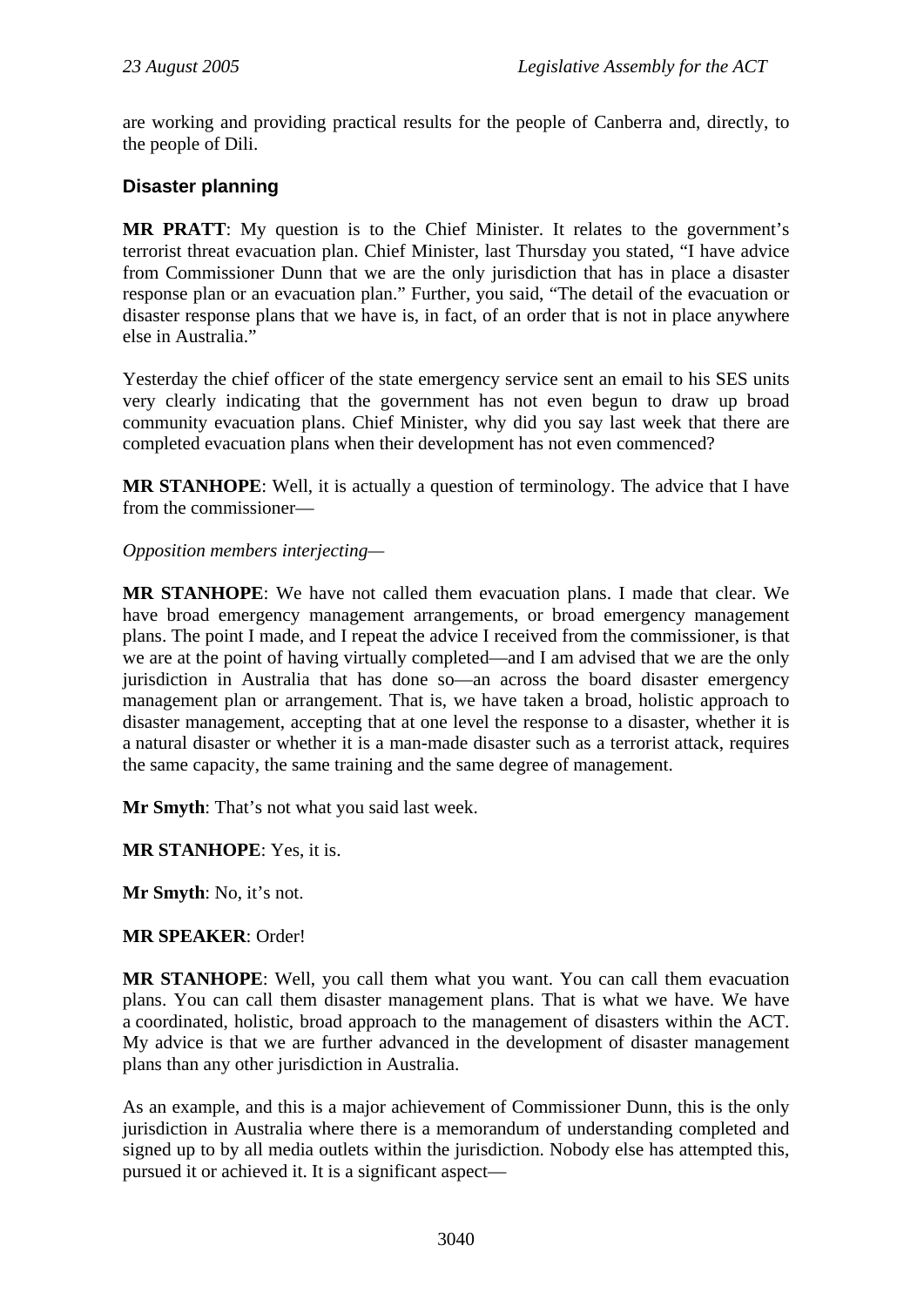are working and providing practical results for the people of Canberra and, directly, to the people of Dili.

### Disaster planning

**MR PRATT**: My question is to the Chief Minister. It relates to the government's terrorist threat evacuation plan. Chief Minister, last Thursday you stated, "I have advice from Commissioner Dunn that we are the only jurisdiction that has in place a disaster response plan or an evacuation plan." Further, you said, "The detail of the evacuation or disaster response plans that we have is, in fact, of an order that is not in place anywhere else in Australia."

Yesterday the chief officer of the state emergency service sent an email to his SES units very clearly indicating that the government has not even begun to draw up broad community evacuation plans. Chief Minister, why did you say last week that there are completed evacuation plans when their development has not even commenced?

**MR STANHOPE**: Well, it is actually a question of terminology. The advice that I have from the commissioner—

*Opposition members interjecting—*

**MR STANHOPE**: We have not called them evacuation plans. I made that clear. We have broad emergency management arrangements, or broad emergency management plans. The point I made, and I repeat the advice I received from the commissioner, is that we are at the point of having virtually completed—and I am advised that we are the only jurisdiction in Australia that has done so—an across the board disaster emergency management plan or arrangement. That is, we have taken a broad, holistic approach to disaster management, accepting that at one level the response to a disaster, whether it is a natural disaster or whether it is a man-made disaster such as a terrorist attack, requires the same capacity, the same training and the same degree of management.

**Mr Smyth**: That's not what you said last week.

**MR STANHOPE**: Yes, it is.

**Mr Smyth**: No, it's not.

**MR SPEAKER**: Order!

**MR STANHOPE**: Well, you call them what you want. You can call them evacuation plans. You can call them disaster management plans. That is what we have. We have a coordinated, holistic, broad approach to the management of disasters within the ACT. My advice is that we are further advanced in the development of disaster management plans than any other jurisdiction in Australia.

As an example, and this is a major achievement of Commissioner Dunn, this is the only jurisdiction in Australia where there is a memorandum of understanding completed and signed up to by all media outlets within the jurisdiction. Nobody else has attempted this, pursued it or achieved it. It is a significant aspect—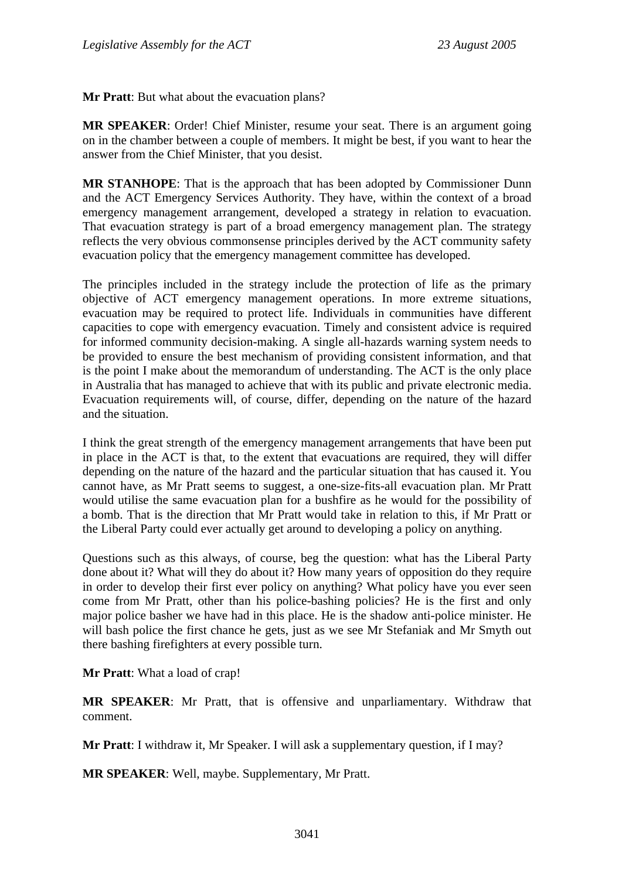**Mr Pratt**: But what about the evacuation plans?

**MR SPEAKER**: Order! Chief Minister, resume your seat. There is an argument going on in the chamber between a couple of members. It might be best, if you want to hear the answer from the Chief Minister, that you desist.

**MR STANHOPE**: That is the approach that has been adopted by Commissioner Dunn and the ACT Emergency Services Authority. They have, within the context of a broad emergency management arrangement, developed a strategy in relation to evacuation. That evacuation strategy is part of a broad emergency management plan. The strategy reflects the very obvious commonsense principles derived by the ACT community safety evacuation policy that the emergency management committee has developed.

The principles included in the strategy include the protection of life as the primary objective of ACT emergency management operations. In more extreme situations, evacuation may be required to protect life. Individuals in communities have different capacities to cope with emergency evacuation. Timely and consistent advice is required for informed community decision-making. A single all-hazards warning system needs to be provided to ensure the best mechanism of providing consistent information, and that is the point I make about the memorandum of understanding. The ACT is the only place in Australia that has managed to achieve that with its public and private electronic media. Evacuation requirements will, of course, differ, depending on the nature of the hazard and the situation.

I think the great strength of the emergency management arrangements that have been put in place in the ACT is that, to the extent that evacuations are required, they will differ depending on the nature of the hazard and the particular situation that has caused it. You cannot have, as Mr Pratt seems to suggest, a one-size-fits-all evacuation plan. Mr Pratt would utilise the same evacuation plan for a bushfire as he would for the possibility of a bomb. That is the direction that Mr Pratt would take in relation to this, if Mr Pratt or the Liberal Party could ever actually get around to developing a policy on anything.

Questions such as this always, of course, beg the question: what has the Liberal Party done about it? What will they do about it? How many years of opposition do they require in order to develop their first ever policy on anything? What policy have you ever seen come from Mr Pratt, other than his police-bashing policies? He is the first and only major police basher we have had in this place. He is the shadow anti-police minister. He will bash police the first chance he gets, just as we see Mr Stefaniak and Mr Smyth out there bashing firefighters at every possible turn.

**Mr Pratt**: What a load of crap!

**MR SPEAKER**: Mr Pratt, that is offensive and unparliamentary. Withdraw that comment.

**Mr Pratt**: I withdraw it, Mr Speaker. I will ask a supplementary question, if I may?

**MR SPEAKER**: Well, maybe. Supplementary, Mr Pratt.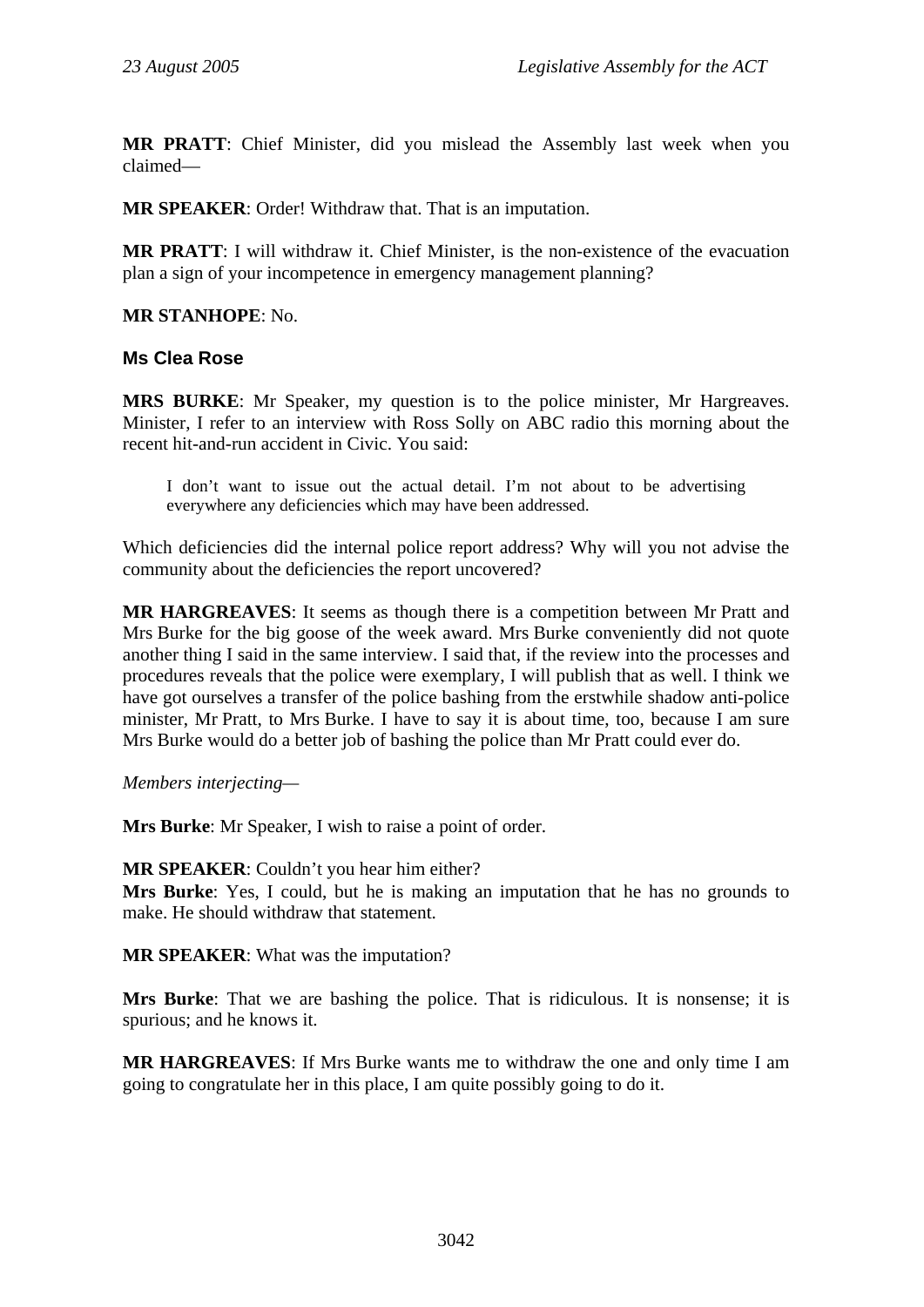**MR PRATT**: Chief Minister, did you mislead the Assembly last week when you claimed—

**MR SPEAKER**: Order! Withdraw that. That is an imputation.

**MR PRATT**: I will withdraw it. Chief Minister, is the non-existence of the evacuation plan a sign of your incompetence in emergency management planning?

**MR STANHOPE**: No.

### Ms Clea Rose

**MRS BURKE**: Mr Speaker, my question is to the police minister, Mr Hargreaves. Minister, I refer to an interview with Ross Solly on ABC radio this morning about the recent hit-and-run accident in Civic. You said:

> I don't want to issue out the actual detail. I'm not about to be advertising everywhere any deficiencies which may have been addressed.

Which deficiencies did the internal police report address? Why will you not advise the community about the deficiencies the report uncovered?

**MR HARGREAVES**: It seems as though there is a competition between Mr Pratt and Mrs Burke for the big goose of the week award. Mrs Burke conveniently did not quote another thing I said in the same interview. I said that, if the review into the processes and procedures reveals that the police were exemplary, I will publish that as well. I think we have got ourselves a transfer of the police bashing from the erstwhile shadow anti-police minister, Mr Pratt, to Mrs Burke. I have to say it is about time, too, because I am sure Mrs Burke would do a better job of bashing the police than Mr Pratt could ever do.

*Members interjecting—*

**Mrs Burke**: Mr Speaker, I wish to raise a point of order.

**MR SPEAKER**: Couldn't you hear him either?

**Mrs Burke**: Yes, I could, but he is making an imputation that he has no grounds to make. He should withdraw that statement.

**MR SPEAKER**: What was the imputation?

**Mrs Burke**: That we are bashing the police. That is ridiculous. It is nonsense; it is spurious; and he knows it.

**MR HARGREAVES**: If Mrs Burke wants me to withdraw the one and only time I am going to congratulate her in this place, I am quite possibly going to do it.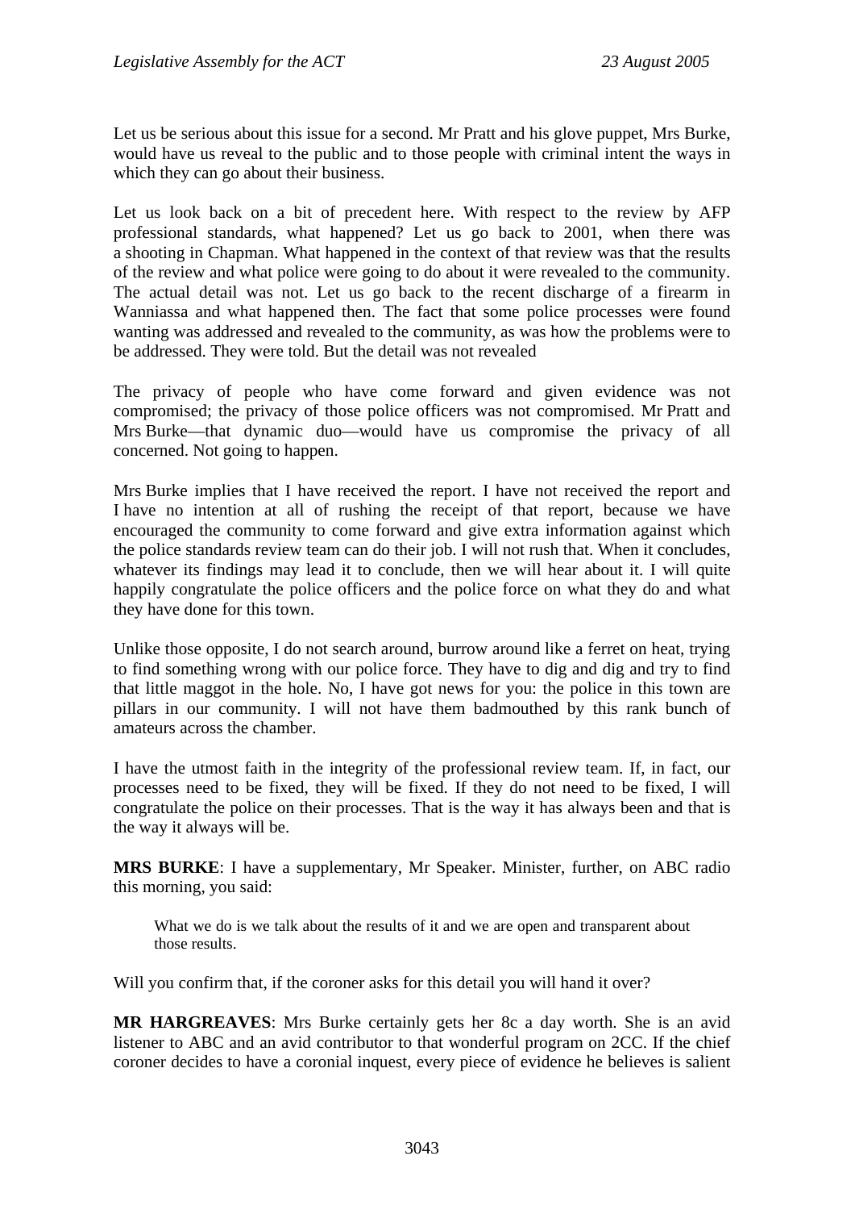Let us be serious about this issue for a second. Mr Pratt and his glove puppet, Mrs Burke, would have us reveal to the public and to those people with criminal intent the ways in which they can go about their business.

Let us look back on a bit of precedent here. With respect to the review by AFP professional standards, what happened? Let us go back to 2001, when there was a shooting in Chapman. What happened in the context of that review was that the results of the review and what police were going to do about it were revealed to the community. The actual detail was not. Let us go back to the recent discharge of a firearm in Wanniassa and what happened then. The fact that some police processes were found wanting was addressed and revealed to the community, as was how the problems were to be addressed. They were told. But the detail was not revealed

The privacy of people who have come forward and given evidence was not compromised; the privacy of those police officers was not compromised. Mr Pratt and Mrs Burke—that dynamic duo—would have us compromise the privacy of all concerned. Not going to happen.

Mrs Burke implies that I have received the report. I have not received the report and I have no intention at all of rushing the receipt of that report, because we have encouraged the community to come forward and give extra information against which the police standards review team can do their job. I will not rush that. When it concludes, whatever its findings may lead it to conclude, then we will hear about it. I will quite happily congratulate the police officers and the police force on what they do and what they have done for this town.

Unlike those opposite, I do not search around, burrow around like a ferret on heat, trying to find something wrong with our police force. They have to dig and dig and try to find that little maggot in the hole. No, I have got news for you: the police in this town are pillars in our community. I will not have them badmouthed by this rank bunch of amateurs across the chamber.

I have the utmost faith in the integrity of the professional review team. If, in fact, our processes need to be fixed, they will be fixed. If they do not need to be fixed, I will congratulate the police on their processes. That is the way it has always been and that is the way it always will be.

**MRS BURKE**: I have a supplementary, Mr Speaker. Minister, further, on ABC radio this morning, you said:

> What we do is we talk about the results of it and we are open and transparent about those results.

Will you confirm that, if the coroner asks for this detail you will hand it over?

**MR HARGREAVES**: Mrs Burke certainly gets her 8c a day worth. She is an avid listener to ABC and an avid contributor to that wonderful program on 2CC. If the chief coroner decides to have a coronial inquest, every piece of evidence he believes is salient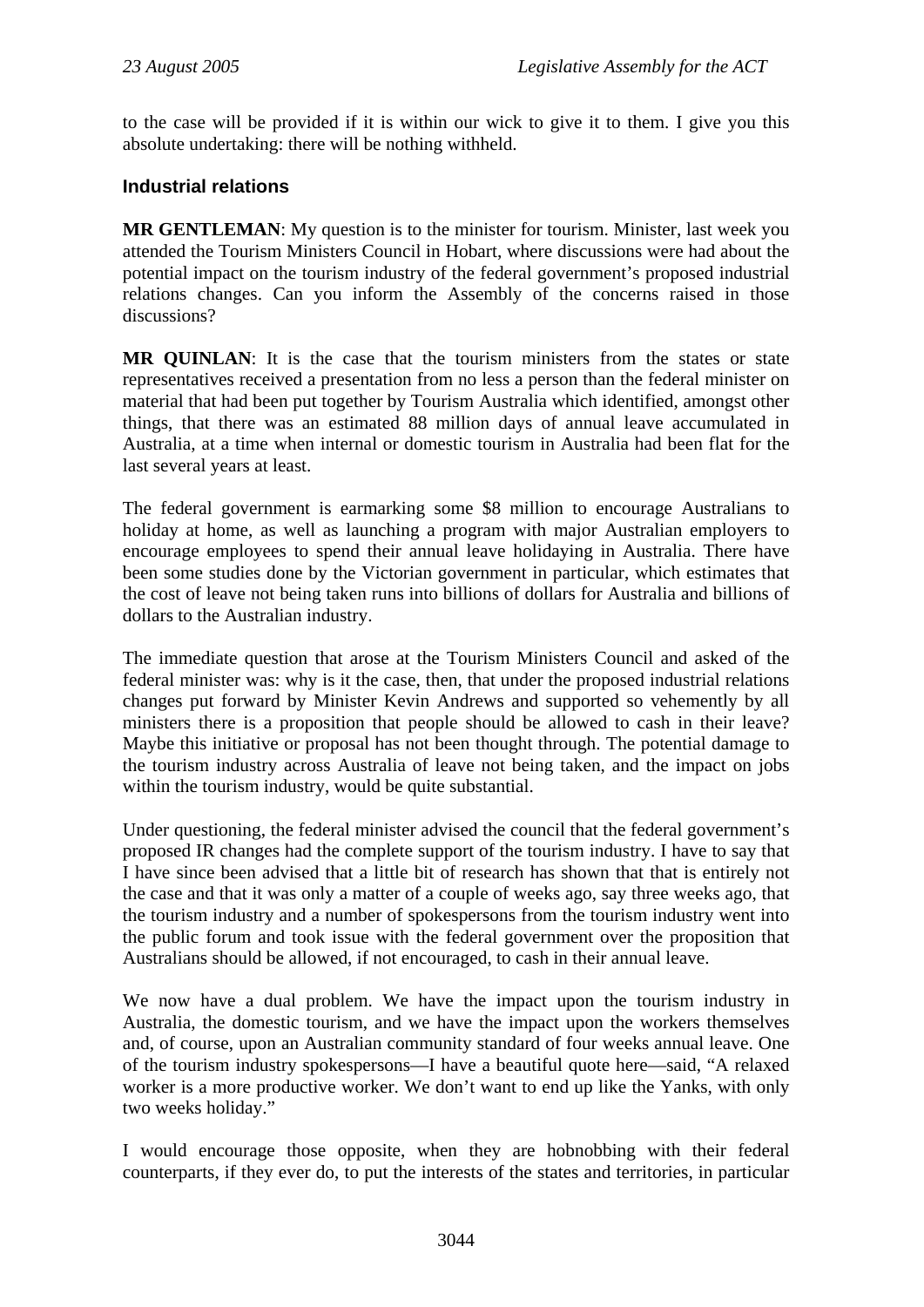to the case will be provided if it is within our wick to give it to them. I give you this absolute undertaking: there will be nothing withheld.

### Industrial relations

**MR GENTLEMAN**: My question is to the minister for tourism. Minister, last week you attended the Tourism Ministers Council in Hobart, where discussions were had about the potential impact on the tourism industry of the federal government's proposed industrial relations changes. Can you inform the Assembly of the concerns raised in those discussions?

**MR QUINLAN**: It is the case that the tourism ministers from the states or state representatives received a presentation from no less a person than the federal minister on material that had been put together by Tourism Australia which identified, amongst other things, that there was an estimated 88 million days of annual leave accumulated in Australia, at a time when internal or domestic tourism in Australia had been flat for the last several years at least.

The federal government is earmarking some $8 million to encourage Australians to holiday at home, as well as launching a program with major Australian employers to encourage employees to spend their annual leave holidaying in Australia. There have been some studies done by the Victorian government in particular, which estimates that the cost of leave not being taken runs into billions of dollars for Australia and billions of dollars to the Australian industry.

The immediate question that arose at the Tourism Ministers Council and asked of the federal minister was: why is it the case, then, that under the proposed industrial relations changes put forward by Minister Kevin Andrews and supported so vehemently by all ministers there is a proposition that people should be allowed to cash in their leave? Maybe this initiative or proposal has not been thought through. The potential damage to the tourism industry across Australia of leave not being taken, and the impact on jobs within the tourism industry, would be quite substantial.

Under questioning, the federal minister advised the council that the federal government's proposed IR changes had the complete support of the tourism industry. I have to say that I have since been advised that a little bit of research has shown that that is entirely not the case and that it was only a matter of a couple of weeks ago, say three weeks ago, that the tourism industry and a number of spokespersons from the tourism industry went into the public forum and took issue with the federal government over the proposition that Australians should be allowed, if not encouraged, to cash in their annual leave.

We now have a dual problem. We have the impact upon the tourism industry in Australia, the domestic tourism, and we have the impact upon the workers themselves and, of course, upon an Australian community standard of four weeks annual leave. One of the tourism industry spokespersons—I have a beautiful quote here—said, "A relaxed worker is a more productive worker. We don't want to end up like the Yanks, with only two weeks holiday."

I would encourage those opposite, when they are hobnobbing with their federal counterparts, if they ever do, to put the interests of the states and territories, in particular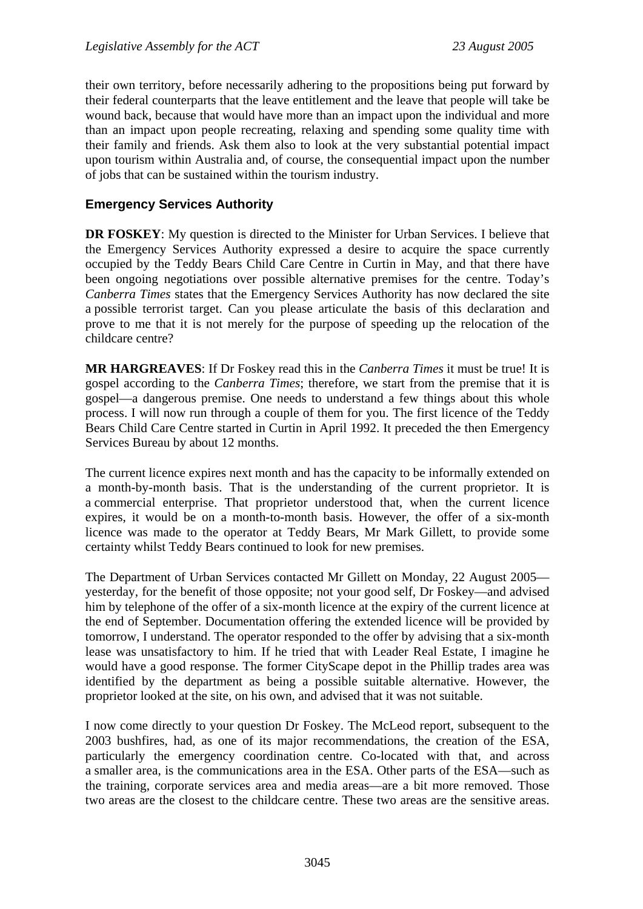their own territory, before necessarily adhering to the propositions being put forward by their federal counterparts that the leave entitlement and the leave that people will take be wound back, because that would have more than an impact upon the individual and more than an impact upon people recreating, relaxing and spending some quality time with their family and friends. Ask them also to look at the very substantial potential impact upon tourism within Australia and, of course, the consequential impact upon the number of jobs that can be sustained within the tourism industry.

### Emergency Services Authority

**DR FOSKEY**: My question is directed to the Minister for Urban Services. I believe that the Emergency Services Authority expressed a desire to acquire the space currently occupied by the Teddy Bears Child Care Centre in Curtin in May, and that there have been ongoing negotiations over possible alternative premises for the centre. Today's *Canberra Times* states that the Emergency Services Authority has now declared the site a possible terrorist target. Can you please articulate the basis of this declaration and prove to me that it is not merely for the purpose of speeding up the relocation of the childcare centre?

**MR HARGREAVES**: If Dr Foskey read this in the *Canberra Times* it must be true! It is gospel according to the *Canberra Times*; therefore, we start from the premise that it is gospel—a dangerous premise. One needs to understand a few things about this whole process. I will now run through a couple of them for you. The first licence of the Teddy Bears Child Care Centre started in Curtin in April 1992. It preceded the then Emergency Services Bureau by about 12 months.

The current licence expires next month and has the capacity to be informally extended on a month-by-month basis. That is the understanding of the current proprietor. It is a commercial enterprise. That proprietor understood that, when the current licence expires, it would be on a month-to-month basis. However, the offer of a six-month licence was made to the operator at Teddy Bears, Mr Mark Gillett, to provide some certainty whilst Teddy Bears continued to look for new premises.

The Department of Urban Services contacted Mr Gillett on Monday, 22 August 2005—yesterday, for the benefit of those opposite; not your good self, Dr Foskey—and advised him by telephone of the offer of a six-month licence at the expiry of the current licence at the end of September. Documentation offering the extended licence will be provided by tomorrow, I understand. The operator responded to the offer by advising that a six-month lease was unsatisfactory to him. If he tried that with Leader Real Estate, I imagine he would have a good response. The former CityScape depot in the Phillip trades area was identified by the department as being a possible suitable alternative. However, the proprietor looked at the site, on his own, and advised that it was not suitable.

I now come directly to your question Dr Foskey. The McLeod report, subsequent to the 2003 bushfires, had, as one of its major recommendations, the creation of the ESA, particularly the emergency coordination centre. Co-located with that, and across a smaller area, is the communications area in the ESA. Other parts of the ESA—such as the training, corporate services area and media areas—are a bit more removed. Those two areas are the closest to the childcare centre. These two areas are the sensitive areas.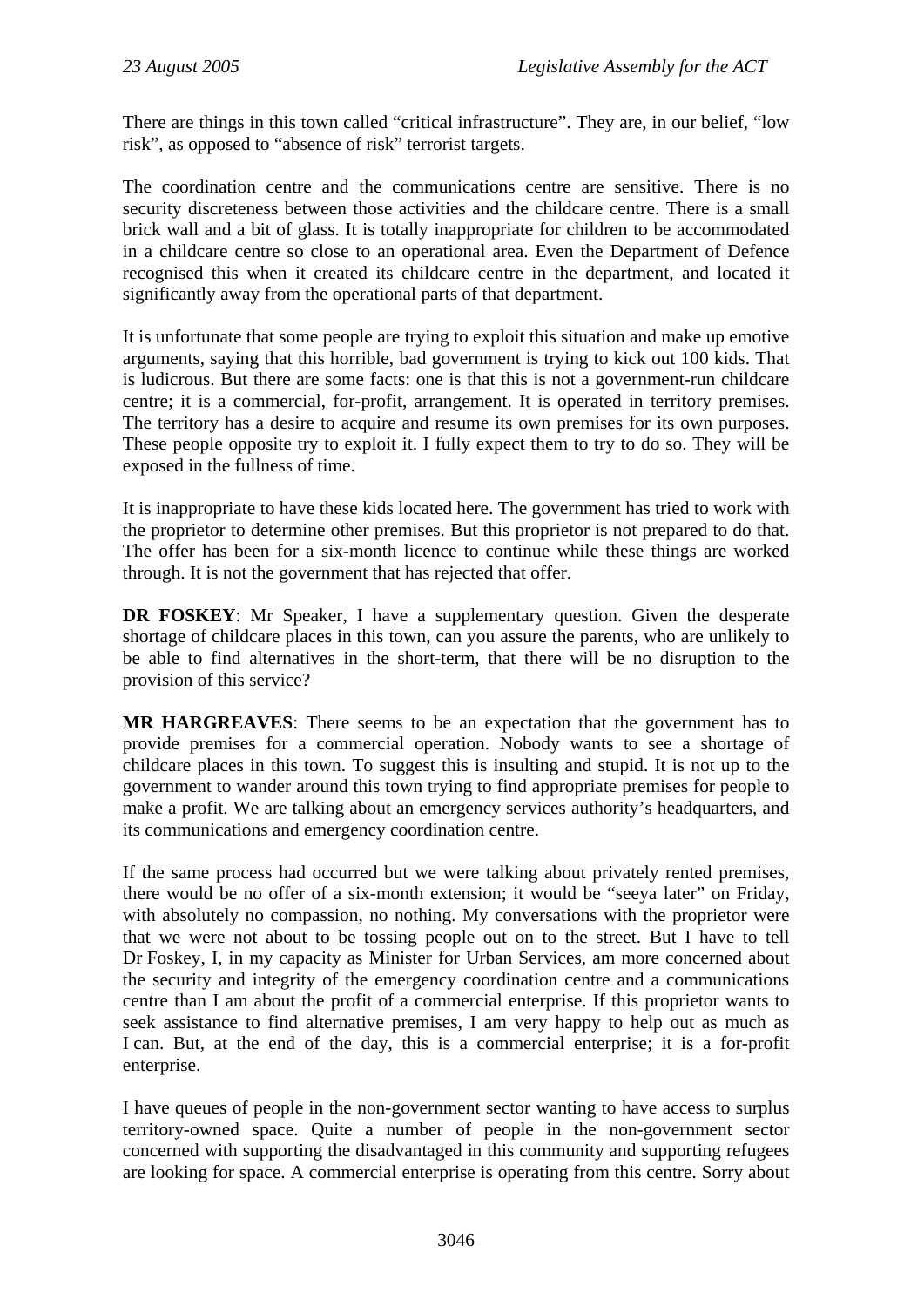There are things in this town called "critical infrastructure". They are, in our belief, "low risk", as opposed to "absence of risk" terrorist targets.

The coordination centre and the communications centre are sensitive. There is no security discreteness between those activities and the childcare centre. There is a small brick wall and a bit of glass. It is totally inappropriate for children to be accommodated in a childcare centre so close to an operational area. Even the Department of Defence recognised this when it created its childcare centre in the department, and located it significantly away from the operational parts of that department.

It is unfortunate that some people are trying to exploit this situation and make up emotive arguments, saying that this horrible, bad government is trying to kick out 100 kids. That is ludicrous. But there are some facts: one is that this is not a government-run childcare centre; it is a commercial, for-profit, arrangement. It is operated in territory premises. The territory has a desire to acquire and resume its own premises for its own purposes. These people opposite try to exploit it. I fully expect them to try to do so. They will be exposed in the fullness of time.

It is inappropriate to have these kids located here. The government has tried to work with the proprietor to determine other premises. But this proprietor is not prepared to do that. The offer has been for a six-month licence to continue while these things are worked through. It is not the government that has rejected that offer.

**DR FOSKEY**: Mr Speaker, I have a supplementary question. Given the desperate shortage of childcare places in this town, can you assure the parents, who are unlikely to be able to find alternatives in the short-term, that there will be no disruption to the provision of this service?

**MR HARGREAVES**: There seems to be an expectation that the government has to provide premises for a commercial operation. Nobody wants to see a shortage of childcare places in this town. To suggest this is insulting and stupid. It is not up to the government to wander around this town trying to find appropriate premises for people to make a profit. We are talking about an emergency services authority's headquarters, and its communications and emergency coordination centre.

If the same process had occurred but we were talking about privately rented premises, there would be no offer of a six-month extension; it would be "seeya later" on Friday, with absolutely no compassion, no nothing. My conversations with the proprietor were that we were not about to be tossing people out on to the street. But I have to tell Dr Foskey, I, in my capacity as Minister for Urban Services, am more concerned about the security and integrity of the emergency coordination centre and a communications centre than I am about the profit of a commercial enterprise. If this proprietor wants to seek assistance to find alternative premises, I am very happy to help out as much as I can. But, at the end of the day, this is a commercial enterprise; it is a for-profit enterprise.

I have queues of people in the non-government sector wanting to have access to surplus territory-owned space. Quite a number of people in the non-government sector concerned with supporting the disadvantaged in this community and supporting refugees are looking for space. A commercial enterprise is operating from this centre. Sorry about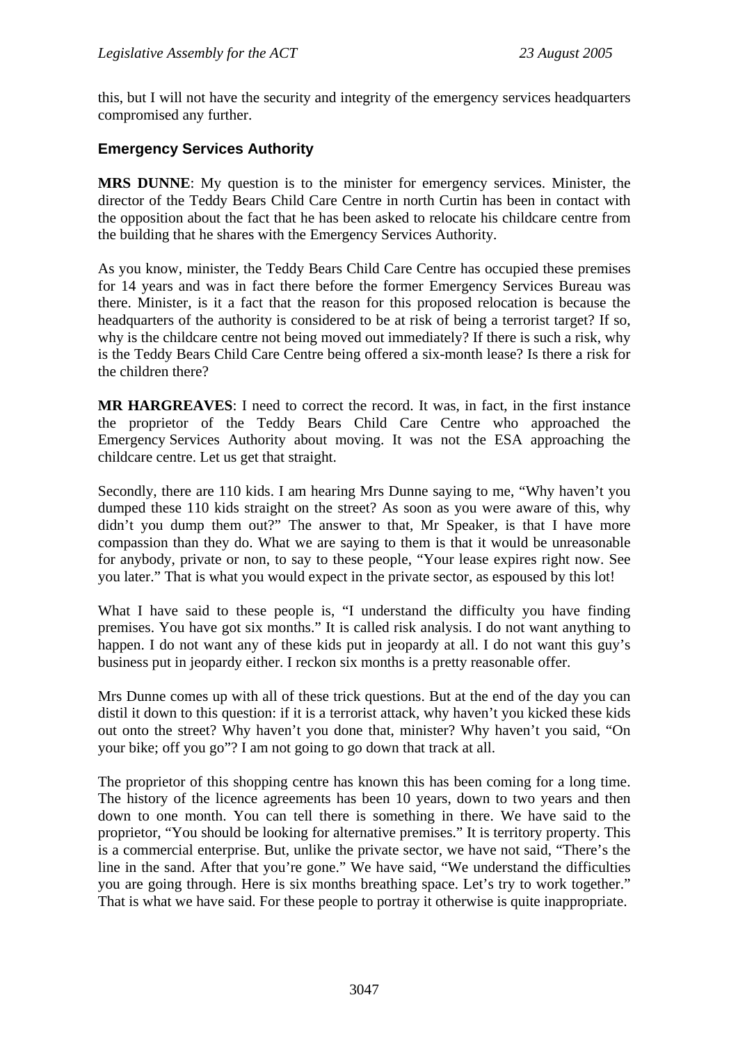this, but I will not have the security and integrity of the emergency services headquarters compromised any further.

### Emergency Services Authority

**MRS DUNNE**: My question is to the minister for emergency services. Minister, the director of the Teddy Bears Child Care Centre in north Curtin has been in contact with the opposition about the fact that he has been asked to relocate his childcare centre from the building that he shares with the Emergency Services Authority.

As you know, minister, the Teddy Bears Child Care Centre has occupied these premises for 14 years and was in fact there before the former Emergency Services Bureau was there. Minister, is it a fact that the reason for this proposed relocation is because the headquarters of the authority is considered to be at risk of being a terrorist target? If so, why is the childcare centre not being moved out immediately? If there is such a risk, why is the Teddy Bears Child Care Centre being offered a six-month lease? Is there a risk for the children there?

**MR HARGREAVES**: I need to correct the record. It was, in fact, in the first instance the proprietor of the Teddy Bears Child Care Centre who approached the Emergency Services Authority about moving. It was not the ESA approaching the childcare centre. Let us get that straight.

Secondly, there are 110 kids. I am hearing Mrs Dunne saying to me, "Why haven't you dumped these 110 kids straight on the street? As soon as you were aware of this, why didn't you dump them out?" The answer to that, Mr Speaker, is that I have more compassion than they do. What we are saying to them is that it would be unreasonable for anybody, private or non, to say to these people, "Your lease expires right now. See you later." That is what you would expect in the private sector, as espoused by this lot!

What I have said to these people is, "I understand the difficulty you have finding premises. You have got six months." It is called risk analysis. I do not want anything to happen. I do not want any of these kids put in jeopardy at all. I do not want this guy's business put in jeopardy either. I reckon six months is a pretty reasonable offer.

Mrs Dunne comes up with all of these trick questions. But at the end of the day you can distil it down to this question: if it is a terrorist attack, why haven't you kicked these kids out onto the street? Why haven't you done that, minister? Why haven't you said, "On your bike; off you go"? I am not going to go down that track at all.

The proprietor of this shopping centre has known this has been coming for a long time. The history of the licence agreements has been 10 years, down to two years and then down to one month. You can tell there is something in there. We have said to the proprietor, "You should be looking for alternative premises." It is territory property. This is a commercial enterprise. But, unlike the private sector, we have not said, "There's the line in the sand. After that you're gone." We have said, "We understand the difficulties you are going through. Here is six months breathing space. Let's try to work together." That is what we have said. For these people to portray it otherwise is quite inappropriate.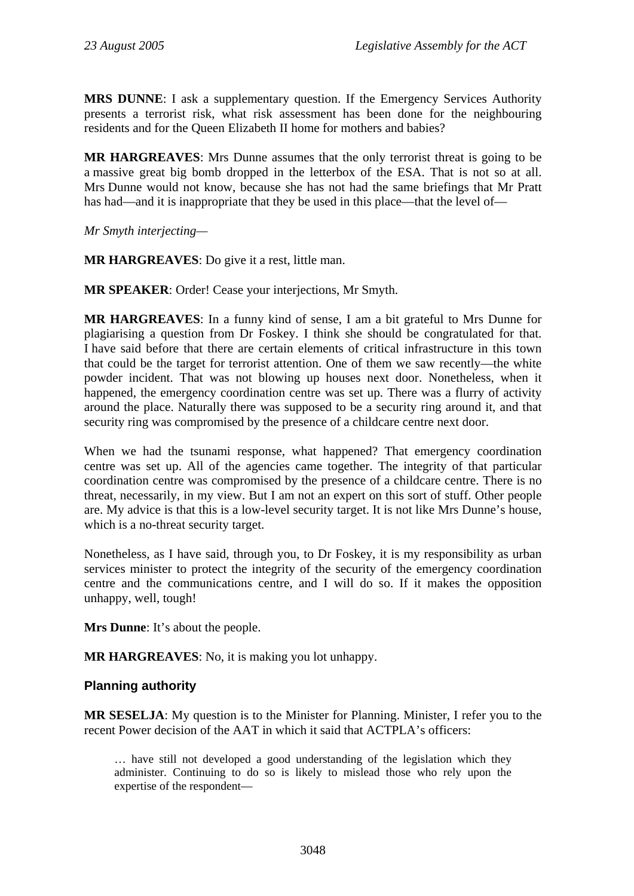**MRS DUNNE**: I ask a supplementary question. If the Emergency Services Authority presents a terrorist risk, what risk assessment has been done for the neighbouring residents and for the Queen Elizabeth II home for mothers and babies?

**MR HARGREAVES**: Mrs Dunne assumes that the only terrorist threat is going to be a massive great big bomb dropped in the letterbox of the ESA. That is not so at all. Mrs Dunne would not know, because she has not had the same briefings that Mr Pratt has had—and it is inappropriate that they be used in this place—that the level of—

*Mr Smyth interjecting*—

**MR HARGREAVES**: Do give it a rest, little man.

**MR SPEAKER**: Order! Cease your interjections, Mr Smyth.

**MR HARGREAVES**: In a funny kind of sense, I am a bit grateful to Mrs Dunne for plagiarising a question from Dr Foskey. I think she should be congratulated for that. I have said before that there are certain elements of critical infrastructure in this town that could be the target for terrorist attention. One of them we saw recently—the white powder incident. That was not blowing up houses next door. Nonetheless, when it happened, the emergency coordination centre was set up. There was a flurry of activity around the place. Naturally there was supposed to be a security ring around it, and that security ring was compromised by the presence of a childcare centre next door.

When we had the tsunami response, what happened? That emergency coordination centre was set up. All of the agencies came together. The integrity of that particular coordination centre was compromised by the presence of a childcare centre. There is no threat, necessarily, in my view. But I am not an expert on this sort of stuff. Other people are. My advice is that this is a low-level security target. It is not like Mrs Dunne's house, which is a no-threat security target.

Nonetheless, as I have said, through you, to Dr Foskey, it is my responsibility as urban services minister to protect the integrity of the security of the emergency coordination centre and the communications centre, and I will do so. If it makes the opposition unhappy, well, tough!

**Mrs Dunne**: It's about the people.

**MR HARGREAVES**: No, it is making you lot unhappy.

## Planning authority

**MR SESELJA**: My question is to the Minister for Planning. Minister, I refer you to the recent Power decision of the AAT in which it said that ACTPLA's officers:

> … have still not developed a good understanding of the legislation which they administer. Continuing to do so is likely to mislead those who rely upon the expertise of the respondent—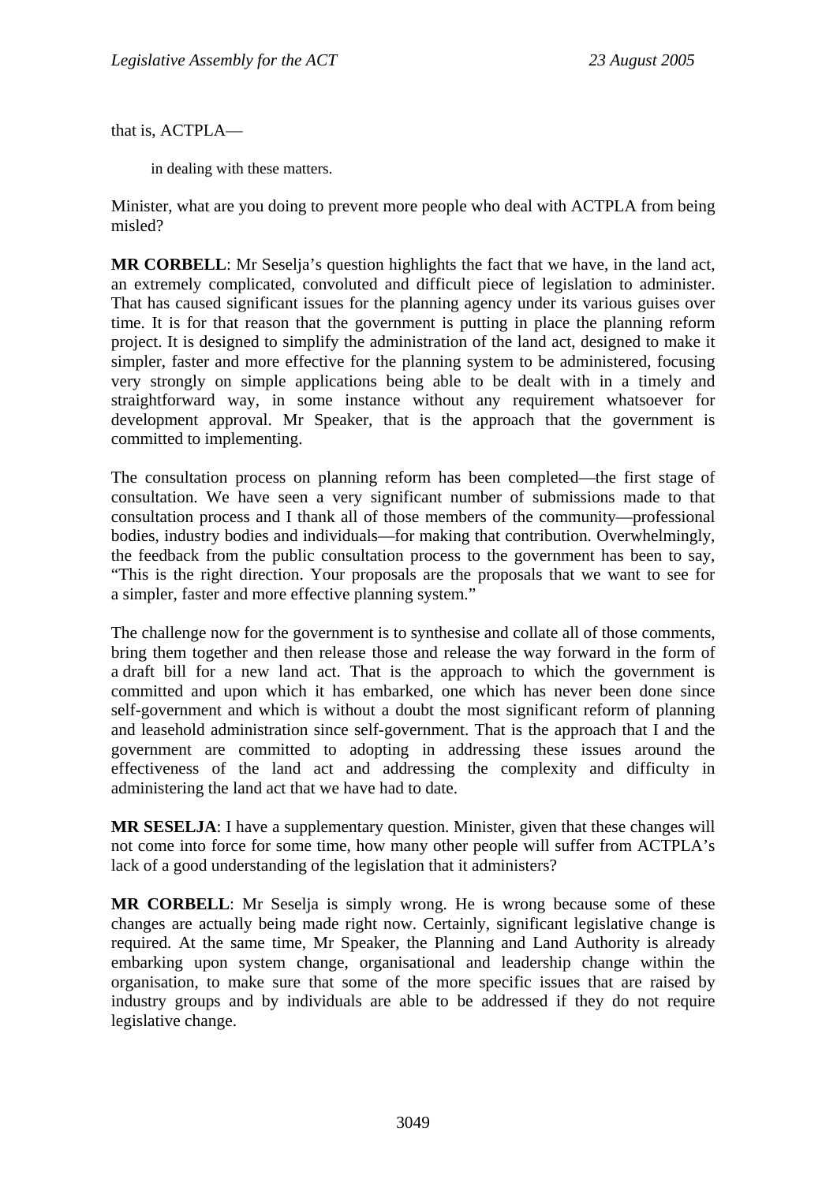that is, ACTPLA—

> in dealing with these matters.

Minister, what are you doing to prevent more people who deal with ACTPLA from being misled?

**MR CORBELL**: Mr Seselja's question highlights the fact that we have, in the land act, an extremely complicated, convoluted and difficult piece of legislation to administer. That has caused significant issues for the planning agency under its various guises over time. It is for that reason that the government is putting in place the planning reform project. It is designed to simplify the administration of the land act, designed to make it simpler, faster and more effective for the planning system to be administered, focusing very strongly on simple applications being able to be dealt with in a timely and straightforward way, in some instance without any requirement whatsoever for development approval. Mr Speaker, that is the approach that the government is committed to implementing.

The consultation process on planning reform has been completed—the first stage of consultation. We have seen a very significant number of submissions made to that consultation process and I thank all of those members of the community—professional bodies, industry bodies and individuals—for making that contribution. Overwhelmingly, the feedback from the public consultation process to the government has been to say, "This is the right direction. Your proposals are the proposals that we want to see for a simpler, faster and more effective planning system."

The challenge now for the government is to synthesise and collate all of those comments, bring them together and then release those and release the way forward in the form of a draft bill for a new land act. That is the approach to which the government is committed and upon which it has embarked, one which has never been done since self-government and which is without a doubt the most significant reform of planning and leasehold administration since self-government. That is the approach that I and the government are committed to adopting in addressing these issues around the effectiveness of the land act and addressing the complexity and difficulty in administering the land act that we have had to date.

**MR SESELJA**: I have a supplementary question. Minister, given that these changes will not come into force for some time, how many other people will suffer from ACTPLA's lack of a good understanding of the legislation that it administers?

**MR CORBELL**: Mr Seselja is simply wrong. He is wrong because some of these changes are actually being made right now. Certainly, significant legislative change is required. At the same time, Mr Speaker, the Planning and Land Authority is already embarking upon system change, organisational and leadership change within the organisation, to make sure that some of the more specific issues that are raised by industry groups and by individuals are able to be addressed if they do not require legislative change.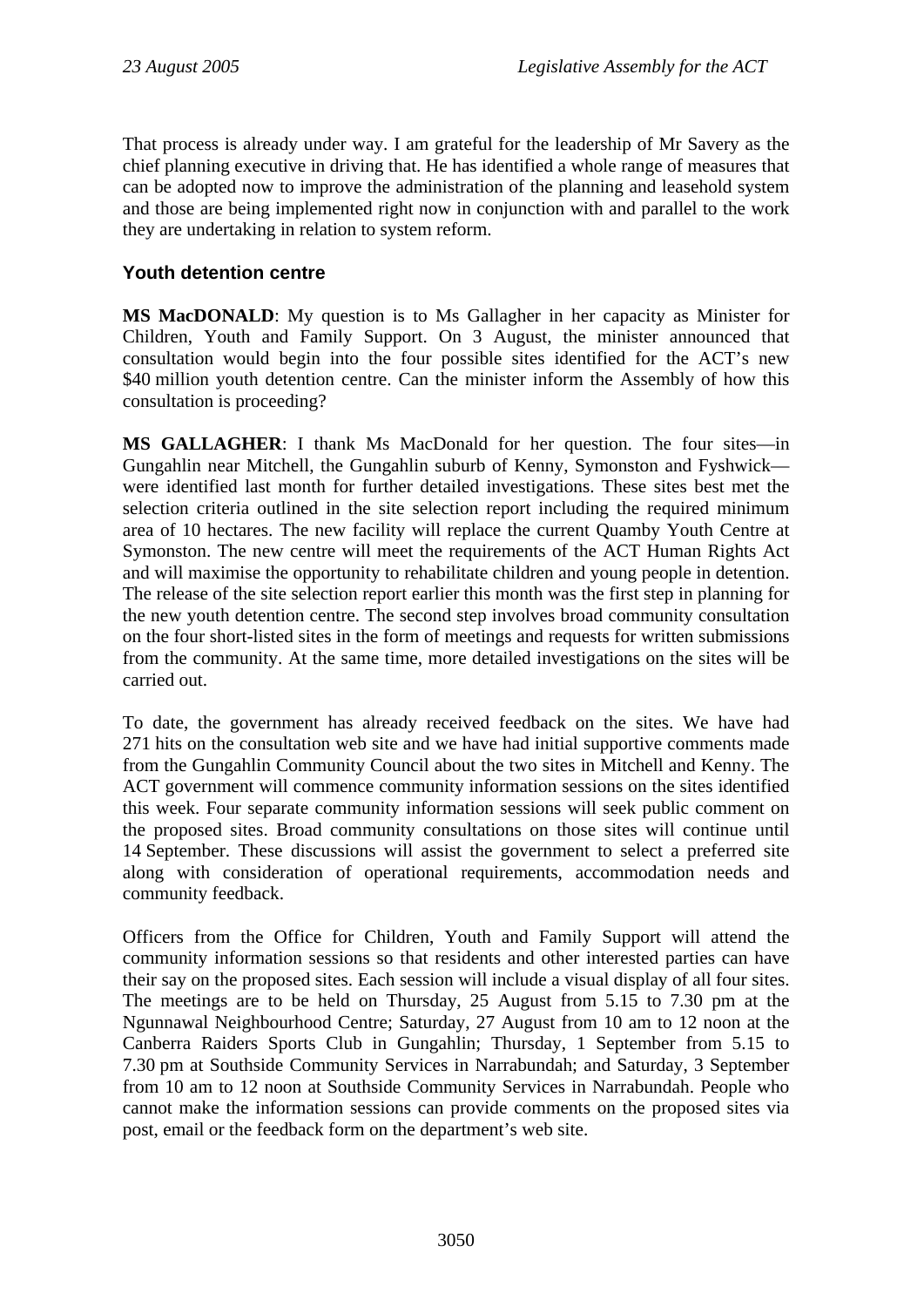That process is already under way. I am grateful for the leadership of Mr Savery as the chief planning executive in driving that. He has identified a whole range of measures that can be adopted now to improve the administration of the planning and leasehold system and those are being implemented right now in conjunction with and parallel to the work they are undertaking in relation to system reform.

### Youth detention centre

**MS MacDONALD**: My question is to Ms Gallagher in her capacity as Minister for Children, Youth and Family Support. On 3 August, the minister announced that consultation would begin into the four possible sites identified for the ACT's new $40 million youth detention centre. Can the minister inform the Assembly of how this consultation is proceeding?

**MS GALLAGHER**: I thank Ms MacDonald for her question. The four sites—in Gungahlin near Mitchell, the Gungahlin suburb of Kenny, Symonston and Fyshwick—were identified last month for further detailed investigations. These sites best met the selection criteria outlined in the site selection report including the required minimum area of 10 hectares. The new facility will replace the current Quamby Youth Centre at Symonston. The new centre will meet the requirements of the ACT Human Rights Act and will maximise the opportunity to rehabilitate children and young people in detention. The release of the site selection report earlier this month was the first step in planning for the new youth detention centre. The second step involves broad community consultation on the four short-listed sites in the form of meetings and requests for written submissions from the community. At the same time, more detailed investigations on the sites will be carried out.

To date, the government has already received feedback on the sites. We have had 271 hits on the consultation web site and we have had initial supportive comments made from the Gungahlin Community Council about the two sites in Mitchell and Kenny. The ACT government will commence community information sessions on the sites identified this week. Four separate community information sessions will seek public comment on the proposed sites. Broad community consultations on those sites will continue until 14 September. These discussions will assist the government to select a preferred site along with consideration of operational requirements, accommodation needs and community feedback.

Officers from the Office for Children, Youth and Family Support will attend the community information sessions so that residents and other interested parties can have their say on the proposed sites. Each session will include a visual display of all four sites. The meetings are to be held on Thursday, 25 August from 5.15 to 7.30 pm at the Ngunnawal Neighbourhood Centre; Saturday, 27 August from 10 am to 12 noon at the Canberra Raiders Sports Club in Gungahlin; Thursday, 1 September from 5.15 to 7.30 pm at Southside Community Services in Narrabundah; and Saturday, 3 September from 10 am to 12 noon at Southside Community Services in Narrabundah. People who cannot make the information sessions can provide comments on the proposed sites via post, email or the feedback form on the department's web site.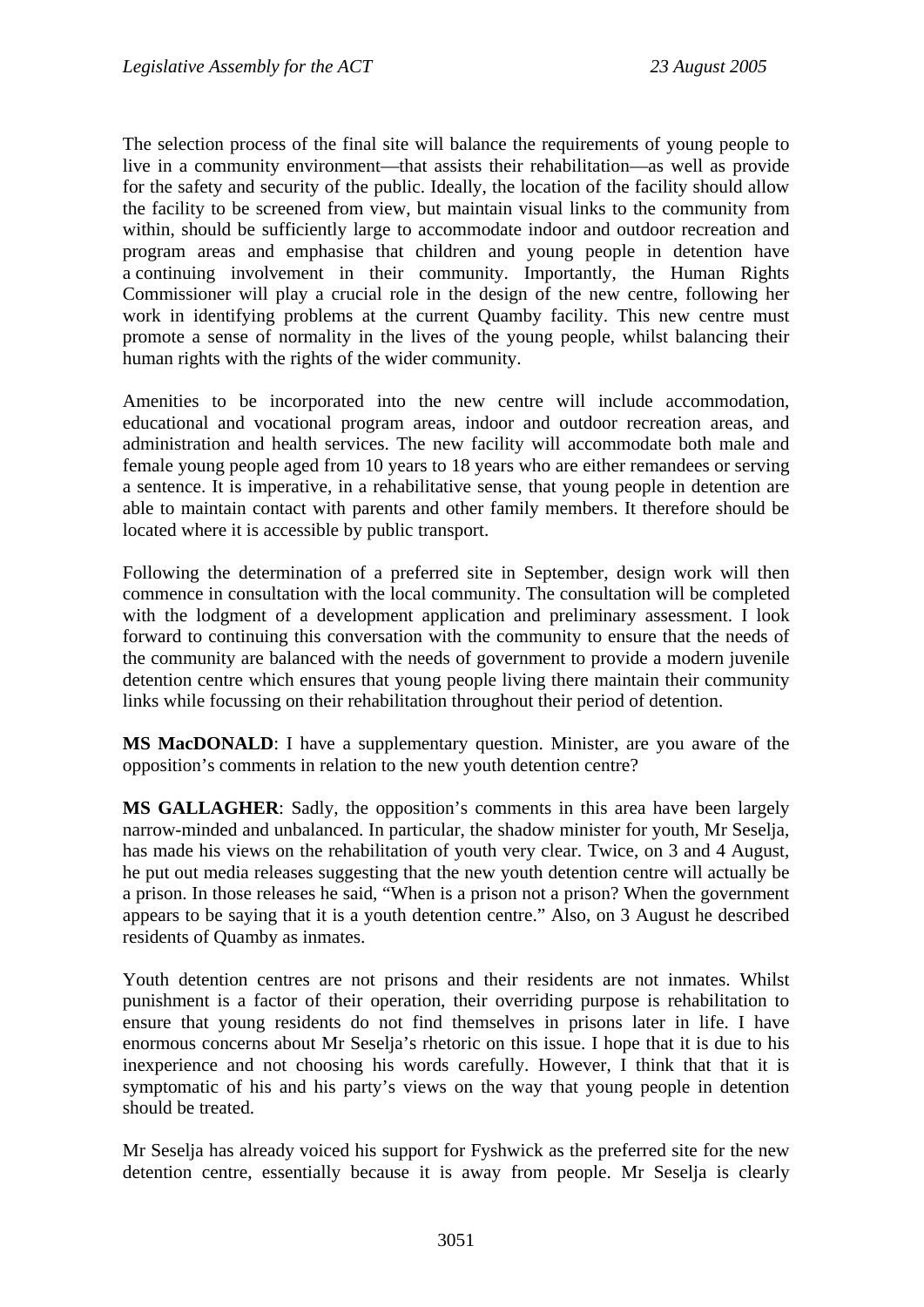The selection process of the final site will balance the requirements of young people to live in a community environment—that assists their rehabilitation—as well as provide for the safety and security of the public. Ideally, the location of the facility should allow the facility to be screened from view, but maintain visual links to the community from within, should be sufficiently large to accommodate indoor and outdoor recreation and program areas and emphasise that children and young people in detention have a continuing involvement in their community. Importantly, the Human Rights Commissioner will play a crucial role in the design of the new centre, following her work in identifying problems at the current Quamby facility. This new centre must promote a sense of normality in the lives of the young people, whilst balancing their human rights with the rights of the wider community.

Amenities to be incorporated into the new centre will include accommodation, educational and vocational program areas, indoor and outdoor recreation areas, and administration and health services. The new facility will accommodate both male and female young people aged from 10 years to 18 years who are either remandees or serving a sentence. It is imperative, in a rehabilitative sense, that young people in detention are able to maintain contact with parents and other family members. It therefore should be located where it is accessible by public transport.

Following the determination of a preferred site in September, design work will then commence in consultation with the local community. The consultation will be completed with the lodgment of a development application and preliminary assessment. I look forward to continuing this conversation with the community to ensure that the needs of the community are balanced with the needs of government to provide a modern juvenile detention centre which ensures that young people living there maintain their community links while focussing on their rehabilitation throughout their period of detention.

**MS MacDONALD**: I have a supplementary question. Minister, are you aware of the opposition's comments in relation to the new youth detention centre?

**MS GALLAGHER**: Sadly, the opposition's comments in this area have been largely narrow-minded and unbalanced. In particular, the shadow minister for youth, Mr Seselja, has made his views on the rehabilitation of youth very clear. Twice, on 3 and 4 August, he put out media releases suggesting that the new youth detention centre will actually be a prison. In those releases he said, "When is a prison not a prison? When the government appears to be saying that it is a youth detention centre." Also, on 3 August he described residents of Quamby as inmates.

Youth detention centres are not prisons and their residents are not inmates. Whilst punishment is a factor of their operation, their overriding purpose is rehabilitation to ensure that young residents do not find themselves in prisons later in life. I have enormous concerns about Mr Seselja's rhetoric on this issue. I hope that it is due to his inexperience and not choosing his words carefully. However, I think that that it is symptomatic of his and his party's views on the way that young people in detention should be treated.

Mr Seselja has already voiced his support for Fyshwick as the preferred site for the new detention centre, essentially because it is away from people. Mr Seselja is clearly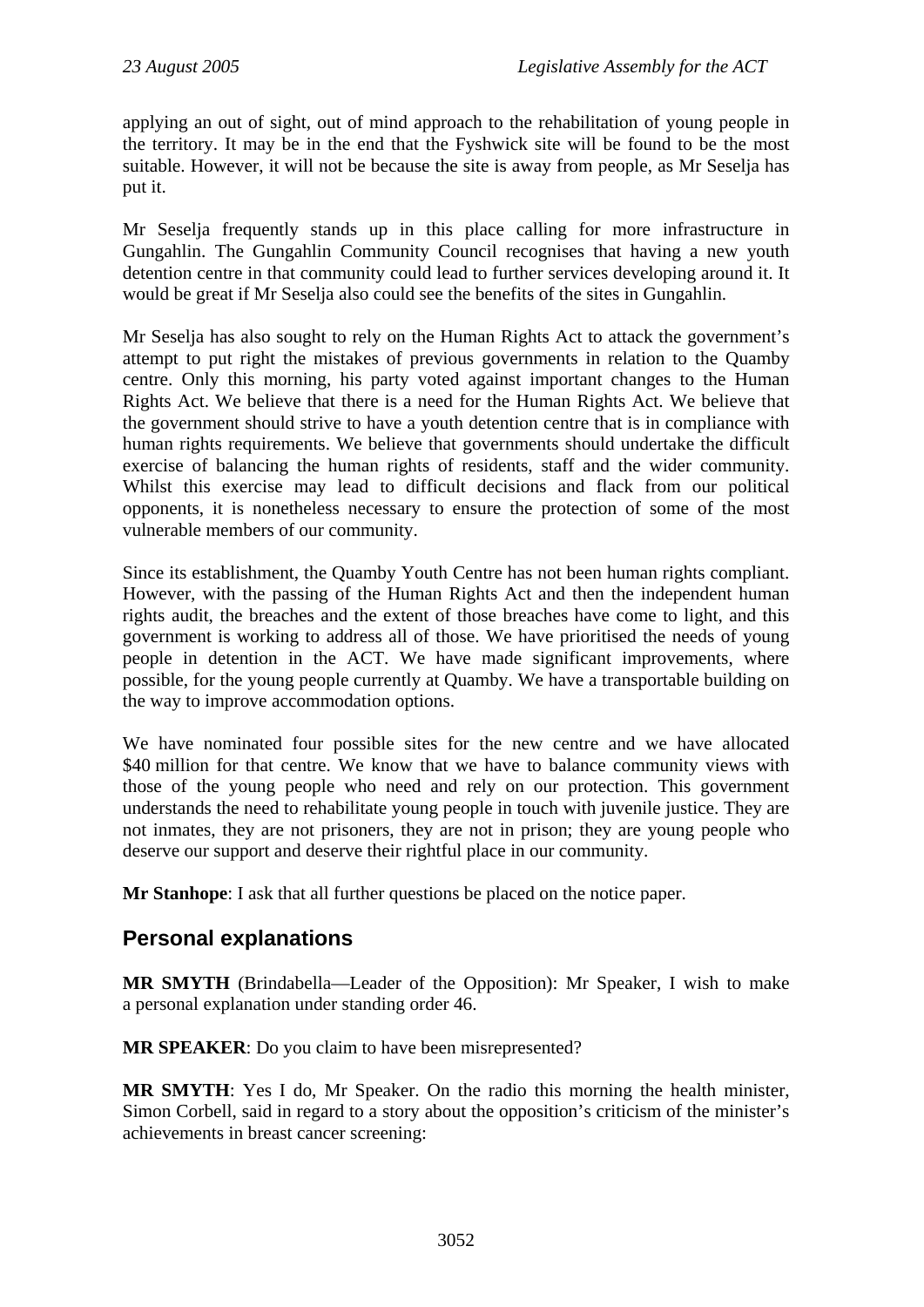applying an out of sight, out of mind approach to the rehabilitation of young people in the territory. It may be in the end that the Fyshwick site will be found to be the most suitable. However, it will not be because the site is away from people, as Mr Seselja has put it.

Mr Seselja frequently stands up in this place calling for more infrastructure in Gungahlin. The Gungahlin Community Council recognises that having a new youth detention centre in that community could lead to further services developing around it. It would be great if Mr Seselja also could see the benefits of the sites in Gungahlin.

Mr Seselja has also sought to rely on the Human Rights Act to attack the government's attempt to put right the mistakes of previous governments in relation to the Quamby centre. Only this morning, his party voted against important changes to the Human Rights Act. We believe that there is a need for the Human Rights Act. We believe that the government should strive to have a youth detention centre that is in compliance with human rights requirements. We believe that governments should undertake the difficult exercise of balancing the human rights of residents, staff and the wider community. Whilst this exercise may lead to difficult decisions and flack from our political opponents, it is nonetheless necessary to ensure the protection of some of the most vulnerable members of our community.

Since its establishment, the Quamby Youth Centre has not been human rights compliant. However, with the passing of the Human Rights Act and then the independent human rights audit, the breaches and the extent of those breaches have come to light, and this government is working to address all of those. We have prioritised the needs of young people in detention in the ACT. We have made significant improvements, where possible, for the young people currently at Quamby. We have a transportable building on the way to improve accommodation options.

We have nominated four possible sites for the new centre and we have allocated $40 million for that centre. We know that we have to balance community views with those of the young people who need and rely on our protection. This government understands the need to rehabilitate young people in touch with juvenile justice. They are not inmates, they are not prisoners, they are not in prison; they are young people who deserve our support and deserve their rightful place in our community.

**Mr Stanhope**: I ask that all further questions be placed on the notice paper.

## Personal explanations

**MR SMYTH** (Brindabella—Leader of the Opposition): Mr Speaker, I wish to make a personal explanation under standing order 46.

**MR SPEAKER**: Do you claim to have been misrepresented?

**MR SMYTH**: Yes I do, Mr Speaker. On the radio this morning the health minister, Simon Corbell, said in regard to a story about the opposition's criticism of the minister's achievements in breast cancer screening: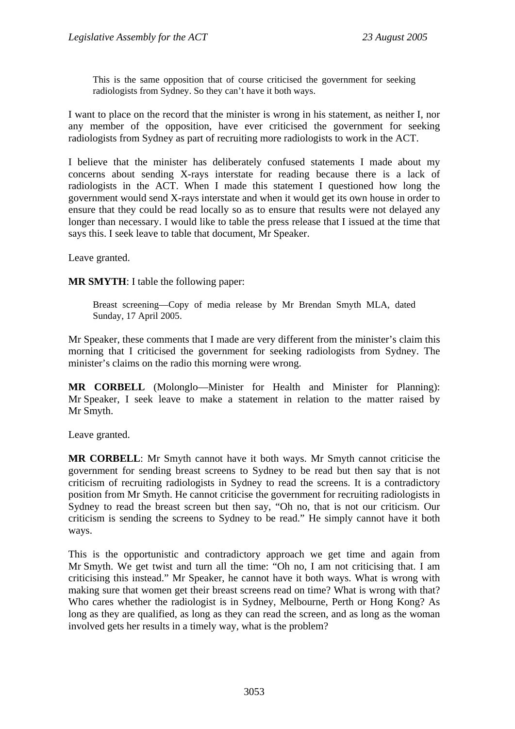> This is the same opposition that of course criticised the government for seeking radiologists from Sydney. So they can't have it both ways.

I want to place on the record that the minister is wrong in his statement, as neither I, nor any member of the opposition, have ever criticised the government for seeking radiologists from Sydney as part of recruiting more radiologists to work in the ACT.

I believe that the minister has deliberately confused statements I made about my concerns about sending X-rays interstate for reading because there is a lack of radiologists in the ACT. When I made this statement I questioned how long the government would send X-rays interstate and when it would get its own house in order to ensure that they could be read locally so as to ensure that results were not delayed any longer than necessary. I would like to table the press release that I issued at the time that says this. I seek leave to table that document, Mr Speaker.

Leave granted.

**MR SMYTH**: I table the following paper:

> Breast screening—Copy of media release by Mr Brendan Smyth MLA, dated Sunday, 17 April 2005.

Mr Speaker, these comments that I made are very different from the minister's claim this morning that I criticised the government for seeking radiologists from Sydney. The minister's claims on the radio this morning were wrong.

**MR CORBELL** (Molonglo—Minister for Health and Minister for Planning): Mr Speaker, I seek leave to make a statement in relation to the matter raised by Mr Smyth.

Leave granted.

**MR CORBELL**: Mr Smyth cannot have it both ways. Mr Smyth cannot criticise the government for sending breast screens to Sydney to be read but then say that is not criticism of recruiting radiologists in Sydney to read the screens. It is a contradictory position from Mr Smyth. He cannot criticise the government for recruiting radiologists in Sydney to read the breast screen but then say, "Oh no, that is not our criticism. Our criticism is sending the screens to Sydney to be read." He simply cannot have it both ways.

This is the opportunistic and contradictory approach we get time and again from Mr Smyth. We get twist and turn all the time: "Oh no, I am not criticising that. I am criticising this instead." Mr Speaker, he cannot have it both ways. What is wrong with making sure that women get their breast screens read on time? What is wrong with that? Who cares whether the radiologist is in Sydney, Melbourne, Perth or Hong Kong? As long as they are qualified, as long as they can read the screen, and as long as the woman involved gets her results in a timely way, what is the problem?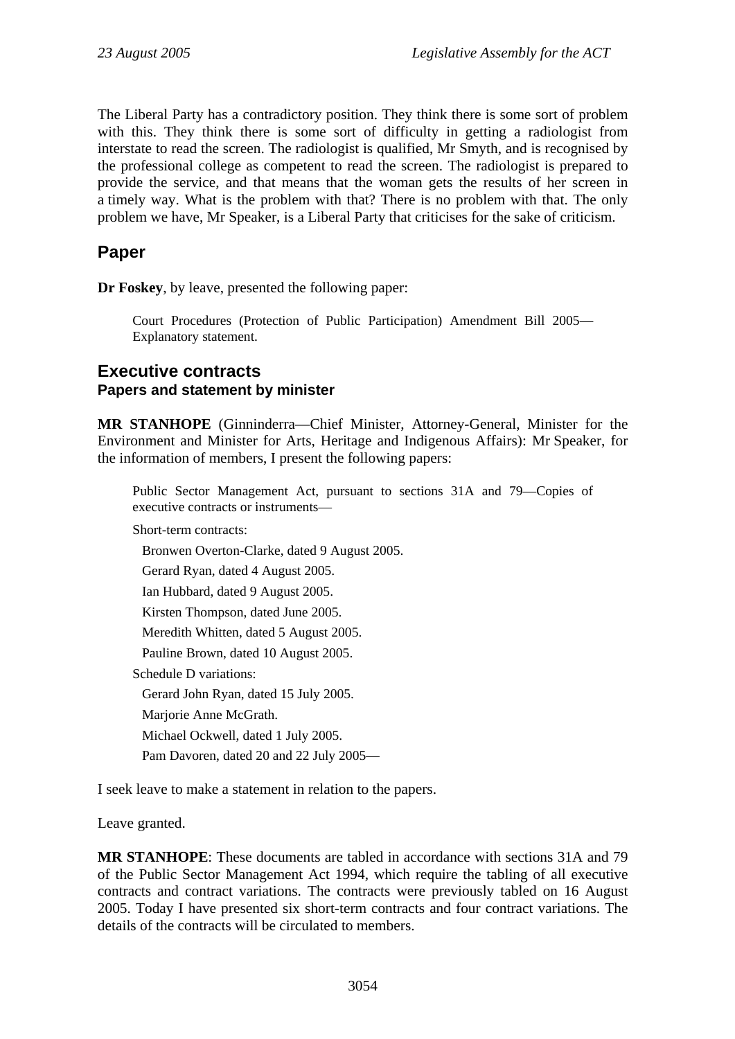The Liberal Party has a contradictory position. They think there is some sort of problem with this. They think there is some sort of difficulty in getting a radiologist from interstate to read the screen. The radiologist is qualified, Mr Smyth, and is recognised by the professional college as competent to read the screen. The radiologist is prepared to provide the service, and that means that the woman gets the results of her screen in a timely way. What is the problem with that? There is no problem with that. The only problem we have, Mr Speaker, is a Liberal Party that criticises for the sake of criticism.

## Paper

**Dr Foskey**, by leave, presented the following paper:

> Court Procedures (Protection of Public Participation) Amendment Bill 2005—Explanatory statement.

## Executive contracts

### Papers and statement by minister

**MR STANHOPE** (Ginninderra—Chief Minister, Attorney-General, Minister for the Environment and Minister for Arts, Heritage and Indigenous Affairs): Mr Speaker, for the information of members, I present the following papers:

> Public Sector Management Act, pursuant to sections 31A and 79—Copies of executive contracts or instruments—
>
> Short-term contracts:
>
> Bronwen Overton-Clarke, dated 9 August 2005.
>
> Gerard Ryan, dated 4 August 2005.
>
> Ian Hubbard, dated 9 August 2005.
>
> Kirsten Thompson, dated June 2005.
>
> Meredith Whitten, dated 5 August 2005.
>
> Pauline Brown, dated 10 August 2005.
>
> Schedule D variations:
>
> Gerard John Ryan, dated 15 July 2005.
>
> Marjorie Anne McGrath.
>
> Michael Ockwell, dated 1 July 2005.
>
> Pam Davoren, dated 20 and 22 July 2005—

I seek leave to make a statement in relation to the papers.

Leave granted.

**MR STANHOPE**: These documents are tabled in accordance with sections 31A and 79 of the Public Sector Management Act 1994, which require the tabling of all executive contracts and contract variations. The contracts were previously tabled on 16 August 2005. Today I have presented six short-term contracts and four contract variations. The details of the contracts will be circulated to members.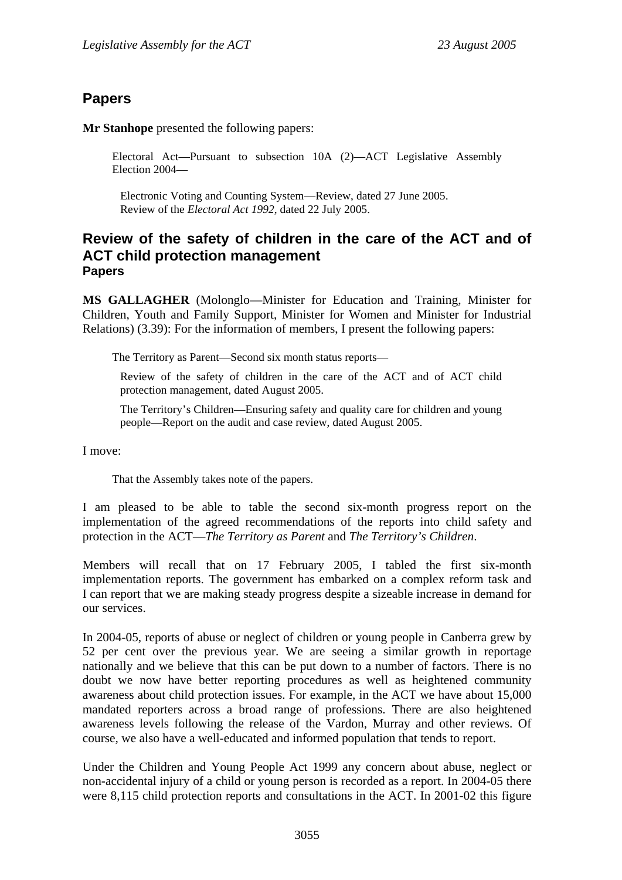## Papers

**Mr Stanhope** presented the following papers:

> Electoral Act—Pursuant to subsection 10A (2)—ACT Legislative Assembly Election 2004—
>
> Electronic Voting and Counting System—Review, dated 27 June 2005.
> Review of the *Electoral Act 1992*, dated 22 July 2005.

## Review of the safety of children in the care of the ACT and of ACT child protection management
### Papers

**MS GALLAGHER** (Molonglo—Minister for Education and Training, Minister for Children, Youth and Family Support, Minister for Women and Minister for Industrial Relations) (3.39): For the information of members, I present the following papers:

> The Territory as Parent—Second six month status reports—
>
> Review of the safety of children in the care of the ACT and of ACT child protection management, dated August 2005.
>
> The Territory's Children—Ensuring safety and quality care for children and young people—Report on the audit and case review, dated August 2005.

I move:

> That the Assembly takes note of the papers.

I am pleased to be able to table the second six-month progress report on the implementation of the agreed recommendations of the reports into child safety and protection in the ACT—*The Territory as Parent* and *The Territory's Children*.

Members will recall that on 17 February 2005, I tabled the first six-month implementation reports. The government has embarked on a complex reform task and I can report that we are making steady progress despite a sizeable increase in demand for our services.

In 2004-05, reports of abuse or neglect of children or young people in Canberra grew by 52 per cent over the previous year. We are seeing a similar growth in reportage nationally and we believe that this can be put down to a number of factors. There is no doubt we now have better reporting procedures as well as heightened community awareness about child protection issues. For example, in the ACT we have about 15,000 mandated reporters across a broad range of professions. There are also heightened awareness levels following the release of the Vardon, Murray and other reviews. Of course, we also have a well-educated and informed population that tends to report.

Under the Children and Young People Act 1999 any concern about abuse, neglect or non-accidental injury of a child or young person is recorded as a report. In 2004-05 there were 8,115 child protection reports and consultations in the ACT. In 2001-02 this figure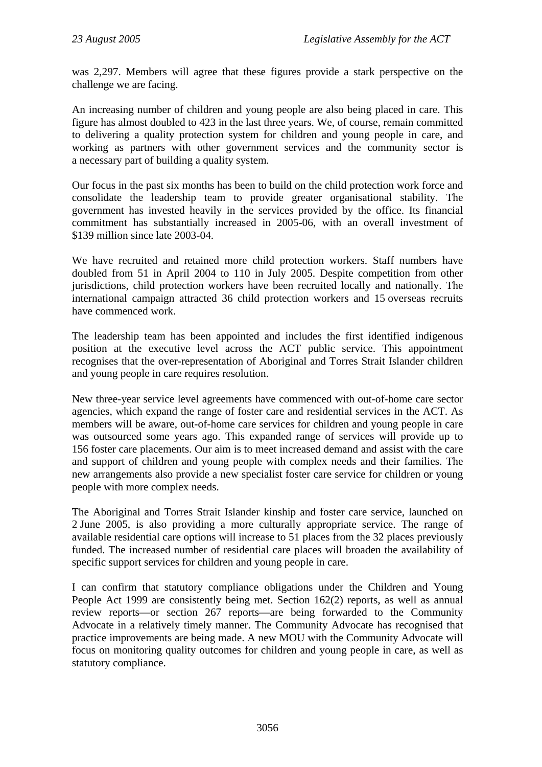was 2,297. Members will agree that these figures provide a stark perspective on the challenge we are facing.

An increasing number of children and young people are also being placed in care. This figure has almost doubled to 423 in the last three years. We, of course, remain committed to delivering a quality protection system for children and young people in care, and working as partners with other government services and the community sector is a necessary part of building a quality system.

Our focus in the past six months has been to build on the child protection work force and consolidate the leadership team to provide greater organisational stability. The government has invested heavily in the services provided by the office. Its financial commitment has substantially increased in 2005-06, with an overall investment of $139 million since late 2003-04.

We have recruited and retained more child protection workers. Staff numbers have doubled from 51 in April 2004 to 110 in July 2005. Despite competition from other jurisdictions, child protection workers have been recruited locally and nationally. The international campaign attracted 36 child protection workers and 15 overseas recruits have commenced work.

The leadership team has been appointed and includes the first identified indigenous position at the executive level across the ACT public service. This appointment recognises that the over-representation of Aboriginal and Torres Strait Islander children and young people in care requires resolution.

New three-year service level agreements have commenced with out-of-home care sector agencies, which expand the range of foster care and residential services in the ACT. As members will be aware, out-of-home care services for children and young people in care was outsourced some years ago. This expanded range of services will provide up to 156 foster care placements. Our aim is to meet increased demand and assist with the care and support of children and young people with complex needs and their families. The new arrangements also provide a new specialist foster care service for children or young people with more complex needs.

The Aboriginal and Torres Strait Islander kinship and foster care service, launched on 2 June 2005, is also providing a more culturally appropriate service. The range of available residential care options will increase to 51 places from the 32 places previously funded. The increased number of residential care places will broaden the availability of specific support services for children and young people in care.

I can confirm that statutory compliance obligations under the Children and Young People Act 1999 are consistently being met. Section 162(2) reports, as well as annual review reports—or section 267 reports—are being forwarded to the Community Advocate in a relatively timely manner. The Community Advocate has recognised that practice improvements are being made. A new MOU with the Community Advocate will focus on monitoring quality outcomes for children and young people in care, as well as statutory compliance.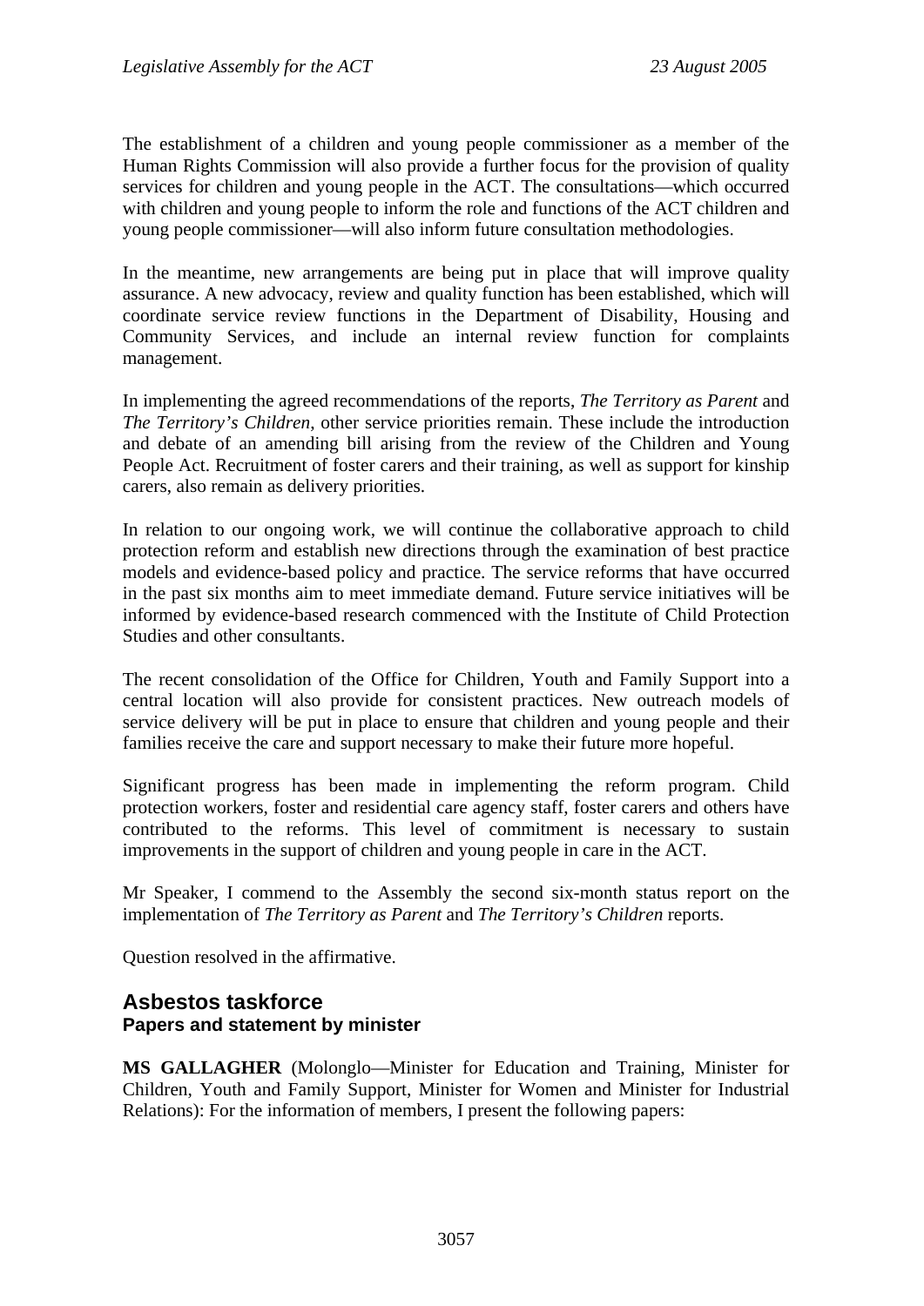The establishment of a children and young people commissioner as a member of the Human Rights Commission will also provide a further focus for the provision of quality services for children and young people in the ACT. The consultations—which occurred with children and young people to inform the role and functions of the ACT children and young people commissioner—will also inform future consultation methodologies.

In the meantime, new arrangements are being put in place that will improve quality assurance. A new advocacy, review and quality function has been established, which will coordinate service review functions in the Department of Disability, Housing and Community Services, and include an internal review function for complaints management.

In implementing the agreed recommendations of the reports, *The Territory as Parent* and *The Territory's Children*, other service priorities remain. These include the introduction and debate of an amending bill arising from the review of the Children and Young People Act. Recruitment of foster carers and their training, as well as support for kinship carers, also remain as delivery priorities.

In relation to our ongoing work, we will continue the collaborative approach to child protection reform and establish new directions through the examination of best practice models and evidence-based policy and practice. The service reforms that have occurred in the past six months aim to meet immediate demand. Future service initiatives will be informed by evidence-based research commenced with the Institute of Child Protection Studies and other consultants.

The recent consolidation of the Office for Children, Youth and Family Support into a central location will also provide for consistent practices. New outreach models of service delivery will be put in place to ensure that children and young people and their families receive the care and support necessary to make their future more hopeful.

Significant progress has been made in implementing the reform program. Child protection workers, foster and residential care agency staff, foster carers and others have contributed to the reforms. This level of commitment is necessary to sustain improvements in the support of children and young people in care in the ACT.

Mr Speaker, I commend to the Assembly the second six-month status report on the implementation of *The Territory as Parent* and *The Territory's Children* reports.

Question resolved in the affirmative.

## Asbestos taskforce
### Papers and statement by minister

**MS GALLAGHER** (Molonglo—Minister for Education and Training, Minister for Children, Youth and Family Support, Minister for Women and Minister for Industrial Relations): For the information of members, I present the following papers: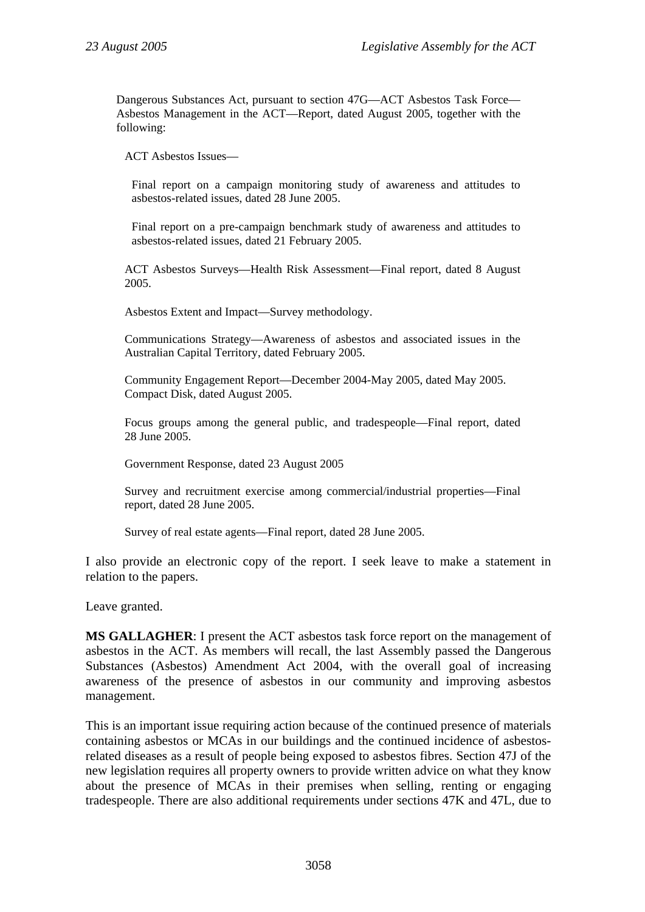Dangerous Substances Act, pursuant to section 47G—ACT Asbestos Task Force—Asbestos Management in the ACT—Report, dated August 2005, together with the following:

ACT Asbestos Issues—

Final report on a campaign monitoring study of awareness and attitudes to asbestos-related issues, dated 28 June 2005.

Final report on a pre-campaign benchmark study of awareness and attitudes to asbestos-related issues, dated 21 February 2005.

ACT Asbestos Surveys—Health Risk Assessment—Final report, dated 8 August 2005.

Asbestos Extent and Impact—Survey methodology.

Communications Strategy—Awareness of asbestos and associated issues in the Australian Capital Territory, dated February 2005.

Community Engagement Report—December 2004-May 2005, dated May 2005.
Compact Disk, dated August 2005.

Focus groups among the general public, and tradespeople—Final report, dated 28 June 2005.

Government Response, dated 23 August 2005

Survey and recruitment exercise among commercial/industrial properties—Final report, dated 28 June 2005.

Survey of real estate agents—Final report, dated 28 June 2005.

I also provide an electronic copy of the report. I seek leave to make a statement in relation to the papers.

Leave granted.

**MS GALLAGHER**: I present the ACT asbestos task force report on the management of asbestos in the ACT. As members will recall, the last Assembly passed the Dangerous Substances (Asbestos) Amendment Act 2004, with the overall goal of increasing awareness of the presence of asbestos in our community and improving asbestos management.

This is an important issue requiring action because of the continued presence of materials containing asbestos or MCAs in our buildings and the continued incidence of asbestos-related diseases as a result of people being exposed to asbestos fibres. Section 47J of the new legislation requires all property owners to provide written advice on what they know about the presence of MCAs in their premises when selling, renting or engaging tradespeople. There are also additional requirements under sections 47K and 47L, due to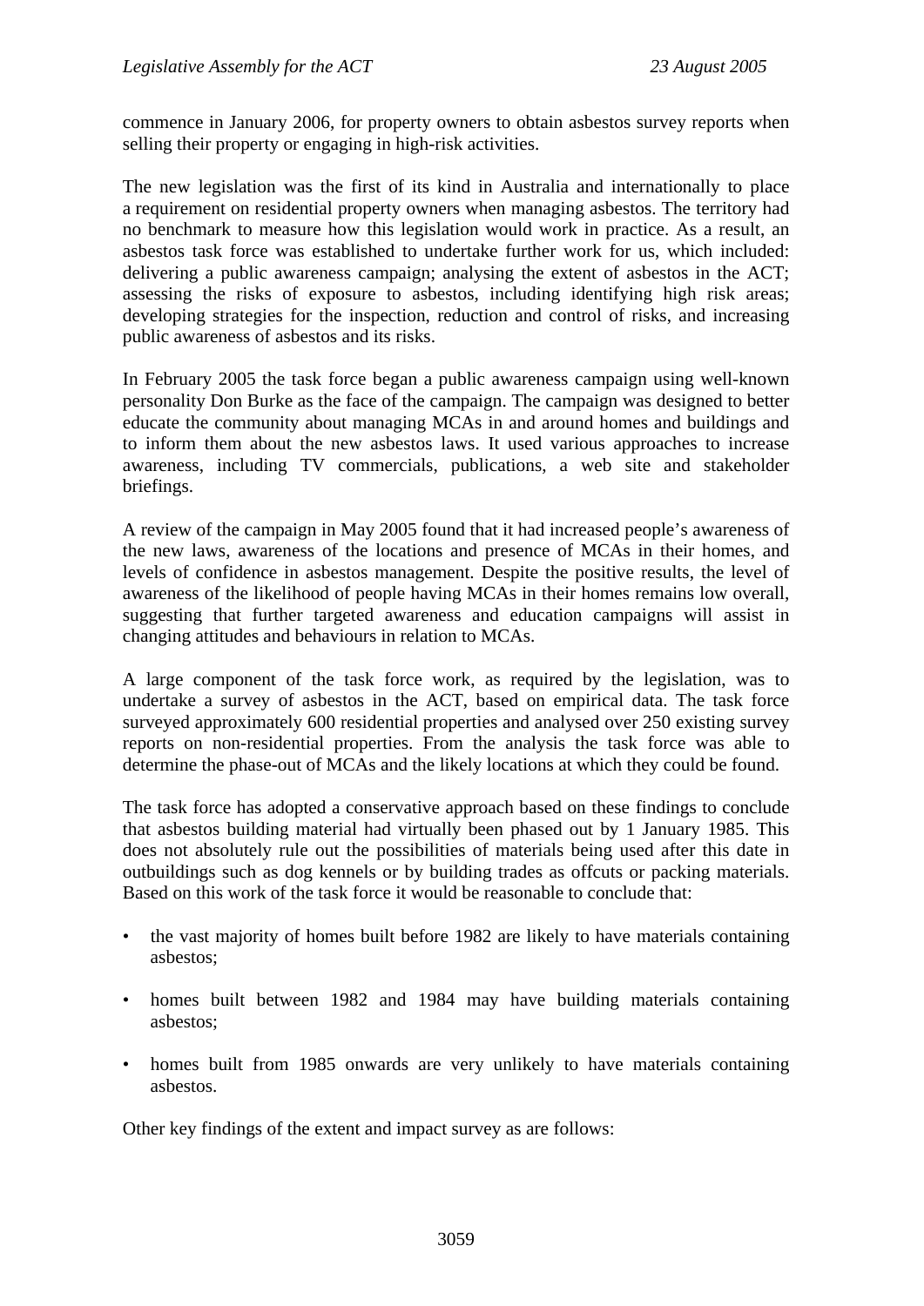commence in January 2006, for property owners to obtain asbestos survey reports when selling their property or engaging in high-risk activities.

The new legislation was the first of its kind in Australia and internationally to place a requirement on residential property owners when managing asbestos. The territory had no benchmark to measure how this legislation would work in practice. As a result, an asbestos task force was established to undertake further work for us, which included: delivering a public awareness campaign; analysing the extent of asbestos in the ACT; assessing the risks of exposure to asbestos, including identifying high risk areas; developing strategies for the inspection, reduction and control of risks, and increasing public awareness of asbestos and its risks.

In February 2005 the task force began a public awareness campaign using well-known personality Don Burke as the face of the campaign. The campaign was designed to better educate the community about managing MCAs in and around homes and buildings and to inform them about the new asbestos laws. It used various approaches to increase awareness, including TV commercials, publications, a web site and stakeholder briefings.

A review of the campaign in May 2005 found that it had increased people's awareness of the new laws, awareness of the locations and presence of MCAs in their homes, and levels of confidence in asbestos management. Despite the positive results, the level of awareness of the likelihood of people having MCAs in their homes remains low overall, suggesting that further targeted awareness and education campaigns will assist in changing attitudes and behaviours in relation to MCAs.

A large component of the task force work, as required by the legislation, was to undertake a survey of asbestos in the ACT, based on empirical data. The task force surveyed approximately 600 residential properties and analysed over 250 existing survey reports on non-residential properties. From the analysis the task force was able to determine the phase-out of MCAs and the likely locations at which they could be found.

The task force has adopted a conservative approach based on these findings to conclude that asbestos building material had virtually been phased out by 1 January 1985. This does not absolutely rule out the possibilities of materials being used after this date in outbuildings such as dog kennels or by building trades as offcuts or packing materials. Based on this work of the task force it would be reasonable to conclude that:

- the vast majority of homes built before 1982 are likely to have materials containing asbestos;
- homes built between 1982 and 1984 may have building materials containing asbestos;
- homes built from 1985 onwards are very unlikely to have materials containing asbestos.

Other key findings of the extent and impact survey as are follows: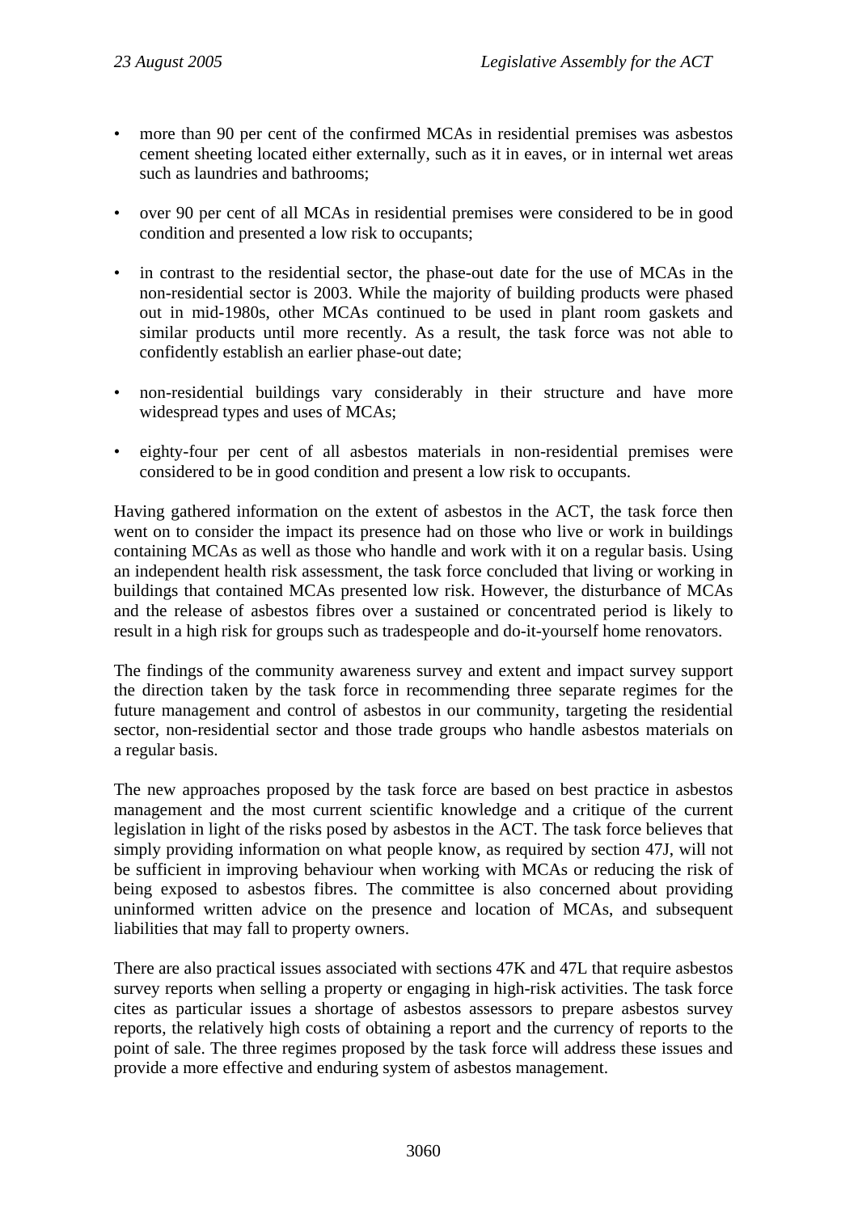- more than 90 per cent of the confirmed MCAs in residential premises was asbestos cement sheeting located either externally, such as it in eaves, or in internal wet areas such as laundries and bathrooms;

- over 90 per cent of all MCAs in residential premises were considered to be in good condition and presented a low risk to occupants;

- in contrast to the residential sector, the phase-out date for the use of MCAs in the non-residential sector is 2003. While the majority of building products were phased out in mid-1980s, other MCAs continued to be used in plant room gaskets and similar products until more recently. As a result, the task force was not able to confidently establish an earlier phase-out date;

- non-residential buildings vary considerably in their structure and have more widespread types and uses of MCAs;

- eighty-four per cent of all asbestos materials in non-residential premises were considered to be in good condition and present a low risk to occupants.

Having gathered information on the extent of asbestos in the ACT, the task force then went on to consider the impact its presence had on those who live or work in buildings containing MCAs as well as those who handle and work with it on a regular basis. Using an independent health risk assessment, the task force concluded that living or working in buildings that contained MCAs presented low risk. However, the disturbance of MCAs and the release of asbestos fibres over a sustained or concentrated period is likely to result in a high risk for groups such as tradespeople and do-it-yourself home renovators.

The findings of the community awareness survey and extent and impact survey support the direction taken by the task force in recommending three separate regimes for the future management and control of asbestos in our community, targeting the residential sector, non-residential sector and those trade groups who handle asbestos materials on a regular basis.

The new approaches proposed by the task force are based on best practice in asbestos management and the most current scientific knowledge and a critique of the current legislation in light of the risks posed by asbestos in the ACT. The task force believes that simply providing information on what people know, as required by section 47J, will not be sufficient in improving behaviour when working with MCAs or reducing the risk of being exposed to asbestos fibres. The committee is also concerned about providing uninformed written advice on the presence and location of MCAs, and subsequent liabilities that may fall to property owners.

There are also practical issues associated with sections 47K and 47L that require asbestos survey reports when selling a property or engaging in high-risk activities. The task force cites as particular issues a shortage of asbestos assessors to prepare asbestos survey reports, the relatively high costs of obtaining a report and the currency of reports to the point of sale. The three regimes proposed by the task force will address these issues and provide a more effective and enduring system of asbestos management.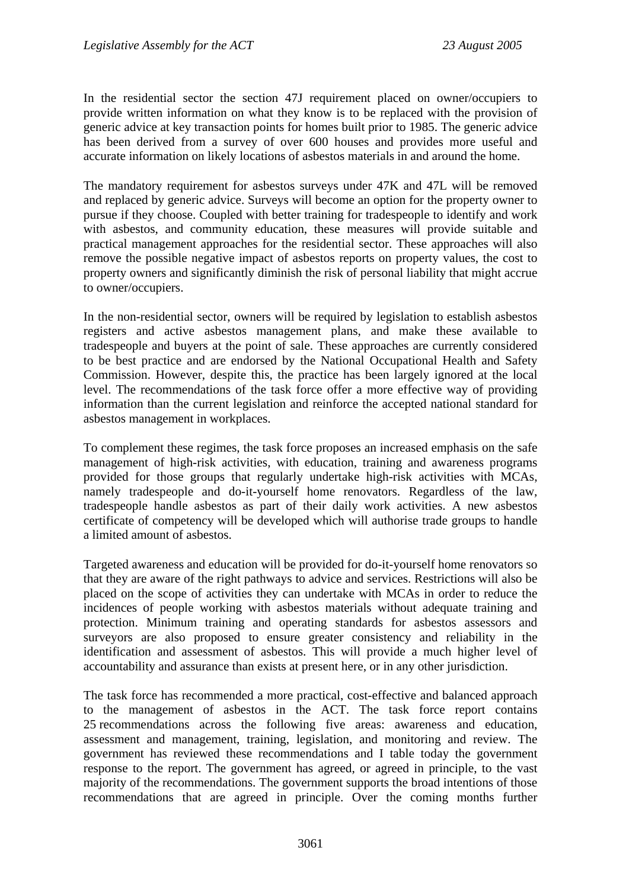In the residential sector the section 47J requirement placed on owner/occupiers to provide written information on what they know is to be replaced with the provision of generic advice at key transaction points for homes built prior to 1985. The generic advice has been derived from a survey of over 600 houses and provides more useful and accurate information on likely locations of asbestos materials in and around the home.

The mandatory requirement for asbestos surveys under 47K and 47L will be removed and replaced by generic advice. Surveys will become an option for the property owner to pursue if they choose. Coupled with better training for tradespeople to identify and work with asbestos, and community education, these measures will provide suitable and practical management approaches for the residential sector. These approaches will also remove the possible negative impact of asbestos reports on property values, the cost to property owners and significantly diminish the risk of personal liability that might accrue to owner/occupiers.

In the non-residential sector, owners will be required by legislation to establish asbestos registers and active asbestos management plans, and make these available to tradespeople and buyers at the point of sale. These approaches are currently considered to be best practice and are endorsed by the National Occupational Health and Safety Commission. However, despite this, the practice has been largely ignored at the local level. The recommendations of the task force offer a more effective way of providing information than the current legislation and reinforce the accepted national standard for asbestos management in workplaces.

To complement these regimes, the task force proposes an increased emphasis on the safe management of high-risk activities, with education, training and awareness programs provided for those groups that regularly undertake high-risk activities with MCAs, namely tradespeople and do-it-yourself home renovators. Regardless of the law, tradespeople handle asbestos as part of their daily work activities. A new asbestos certificate of competency will be developed which will authorise trade groups to handle a limited amount of asbestos.

Targeted awareness and education will be provided for do-it-yourself home renovators so that they are aware of the right pathways to advice and services. Restrictions will also be placed on the scope of activities they can undertake with MCAs in order to reduce the incidences of people working with asbestos materials without adequate training and protection. Minimum training and operating standards for asbestos assessors and surveyors are also proposed to ensure greater consistency and reliability in the identification and assessment of asbestos. This will provide a much higher level of accountability and assurance than exists at present here, or in any other jurisdiction.

The task force has recommended a more practical, cost-effective and balanced approach to the management of asbestos in the ACT. The task force report contains 25 recommendations across the following five areas: awareness and education, assessment and management, training, legislation, and monitoring and review. The government has reviewed these recommendations and I table today the government response to the report. The government has agreed, or agreed in principle, to the vast majority of the recommendations. The government supports the broad intentions of those recommendations that are agreed in principle. Over the coming months further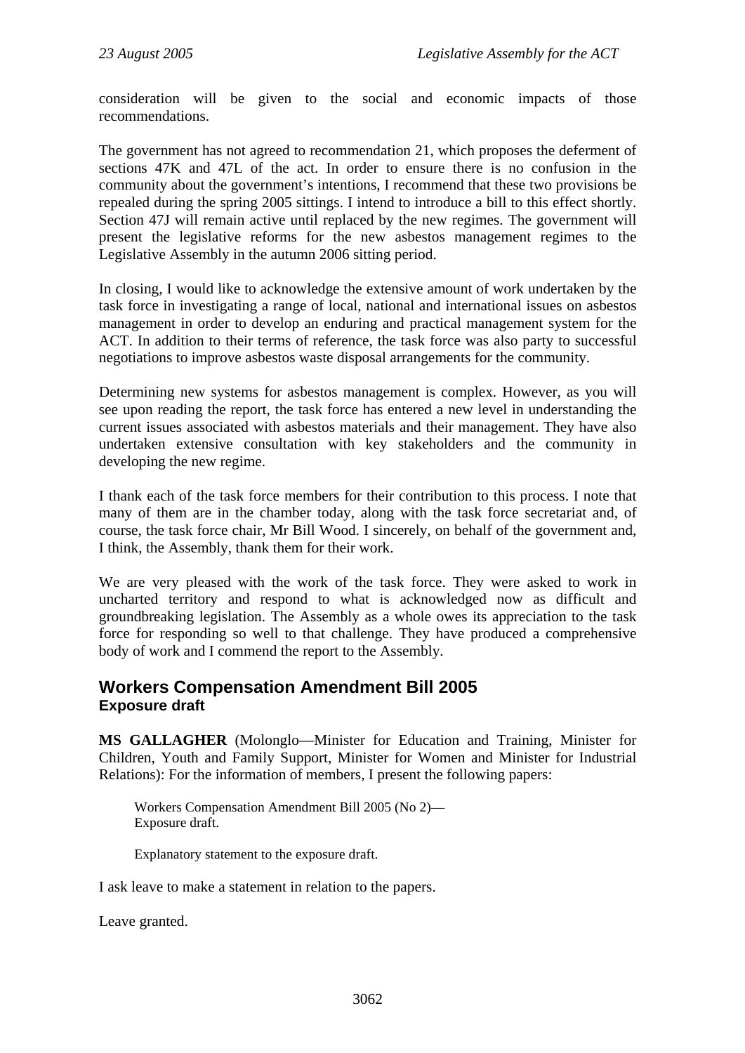consideration will be given to the social and economic impacts of those recommendations.

The government has not agreed to recommendation 21, which proposes the deferment of sections 47K and 47L of the act. In order to ensure there is no confusion in the community about the government's intentions, I recommend that these two provisions be repealed during the spring 2005 sittings. I intend to introduce a bill to this effect shortly. Section 47J will remain active until replaced by the new regimes. The government will present the legislative reforms for the new asbestos management regimes to the Legislative Assembly in the autumn 2006 sitting period.

In closing, I would like to acknowledge the extensive amount of work undertaken by the task force in investigating a range of local, national and international issues on asbestos management in order to develop an enduring and practical management system for the ACT. In addition to their terms of reference, the task force was also party to successful negotiations to improve asbestos waste disposal arrangements for the community.

Determining new systems for asbestos management is complex. However, as you will see upon reading the report, the task force has entered a new level in understanding the current issues associated with asbestos materials and their management. They have also undertaken extensive consultation with key stakeholders and the community in developing the new regime.

I thank each of the task force members for their contribution to this process. I note that many of them are in the chamber today, along with the task force secretariat and, of course, the task force chair, Mr Bill Wood. I sincerely, on behalf of the government and, I think, the Assembly, thank them for their work.

We are very pleased with the work of the task force. They were asked to work in uncharted territory and respond to what is acknowledged now as difficult and groundbreaking legislation. The Assembly as a whole owes its appreciation to the task force for responding so well to that challenge. They have produced a comprehensive body of work and I commend the report to the Assembly.

## Workers Compensation Amendment Bill 2005
### Exposure draft

**MS GALLAGHER** (Molonglo—Minister for Education and Training, Minister for Children, Youth and Family Support, Minister for Women and Minister for Industrial Relations): For the information of members, I present the following papers:

> Workers Compensation Amendment Bill 2005 (No 2)—
> Exposure draft.
>
> Explanatory statement to the exposure draft.

I ask leave to make a statement in relation to the papers.

Leave granted.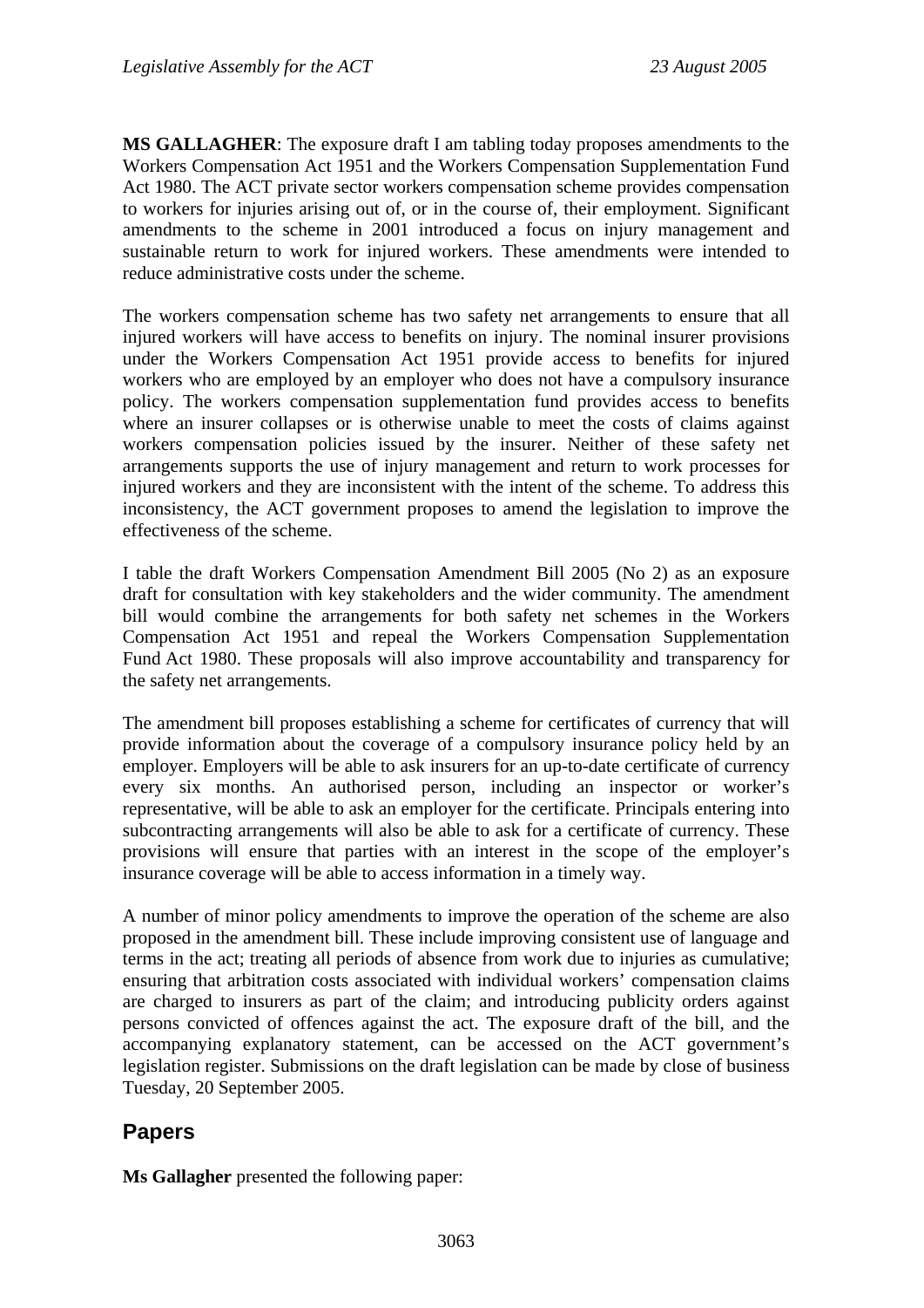**MS GALLAGHER**: The exposure draft I am tabling today proposes amendments to the Workers Compensation Act 1951 and the Workers Compensation Supplementation Fund Act 1980. The ACT private sector workers compensation scheme provides compensation to workers for injuries arising out of, or in the course of, their employment. Significant amendments to the scheme in 2001 introduced a focus on injury management and sustainable return to work for injured workers. These amendments were intended to reduce administrative costs under the scheme.

The workers compensation scheme has two safety net arrangements to ensure that all injured workers will have access to benefits on injury. The nominal insurer provisions under the Workers Compensation Act 1951 provide access to benefits for injured workers who are employed by an employer who does not have a compulsory insurance policy. The workers compensation supplementation fund provides access to benefits where an insurer collapses or is otherwise unable to meet the costs of claims against workers compensation policies issued by the insurer. Neither of these safety net arrangements supports the use of injury management and return to work processes for injured workers and they are inconsistent with the intent of the scheme. To address this inconsistency, the ACT government proposes to amend the legislation to improve the effectiveness of the scheme.

I table the draft Workers Compensation Amendment Bill 2005 (No 2) as an exposure draft for consultation with key stakeholders and the wider community. The amendment bill would combine the arrangements for both safety net schemes in the Workers Compensation Act 1951 and repeal the Workers Compensation Supplementation Fund Act 1980. These proposals will also improve accountability and transparency for the safety net arrangements.

The amendment bill proposes establishing a scheme for certificates of currency that will provide information about the coverage of a compulsory insurance policy held by an employer. Employers will be able to ask insurers for an up-to-date certificate of currency every six months. An authorised person, including an inspector or worker's representative, will be able to ask an employer for the certificate. Principals entering into subcontracting arrangements will also be able to ask for a certificate of currency. These provisions will ensure that parties with an interest in the scope of the employer's insurance coverage will be able to access information in a timely way.

A number of minor policy amendments to improve the operation of the scheme are also proposed in the amendment bill. These include improving consistent use of language and terms in the act; treating all periods of absence from work due to injuries as cumulative; ensuring that arbitration costs associated with individual workers' compensation claims are charged to insurers as part of the claim; and introducing publicity orders against persons convicted of offences against the act. The exposure draft of the bill, and the accompanying explanatory statement, can be accessed on the ACT government's legislation register. Submissions on the draft legislation can be made by close of business Tuesday, 20 September 2005.

## Papers

**Ms Gallagher** presented the following paper: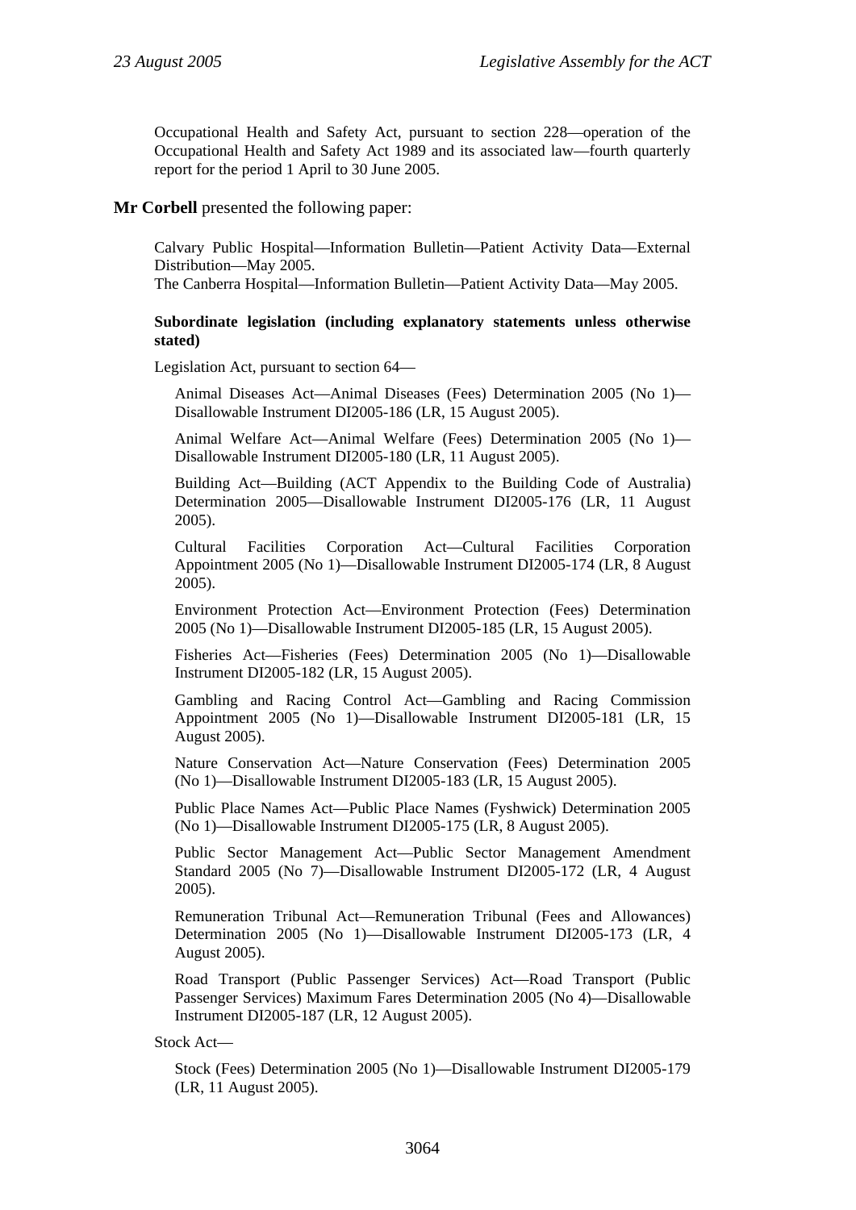Occupational Health and Safety Act, pursuant to section 228—operation of the Occupational Health and Safety Act 1989 and its associated law—fourth quarterly report for the period 1 April to 30 June 2005.

**Mr Corbell** presented the following paper:

Calvary Public Hospital—Information Bulletin—Patient Activity Data—External Distribution—May 2005.
The Canberra Hospital—Information Bulletin—Patient Activity Data—May 2005.

**Subordinate legislation (including explanatory statements unless otherwise stated)**

Legislation Act, pursuant to section 64—

Animal Diseases Act—Animal Diseases (Fees) Determination 2005 (No 1)—Disallowable Instrument DI2005-186 (LR, 15 August 2005).

Animal Welfare Act—Animal Welfare (Fees) Determination 2005 (No 1)—Disallowable Instrument DI2005-180 (LR, 11 August 2005).

Building Act—Building (ACT Appendix to the Building Code of Australia) Determination 2005—Disallowable Instrument DI2005-176 (LR, 11 August 2005).

Cultural Facilities Corporation Act—Cultural Facilities Corporation Appointment 2005 (No 1)—Disallowable Instrument DI2005-174 (LR, 8 August 2005).

Environment Protection Act—Environment Protection (Fees) Determination 2005 (No 1)—Disallowable Instrument DI2005-185 (LR, 15 August 2005).

Fisheries Act—Fisheries (Fees) Determination 2005 (No 1)—Disallowable Instrument DI2005-182 (LR, 15 August 2005).

Gambling and Racing Control Act—Gambling and Racing Commission Appointment 2005 (No 1)—Disallowable Instrument DI2005-181 (LR, 15 August 2005).

Nature Conservation Act—Nature Conservation (Fees) Determination 2005 (No 1)—Disallowable Instrument DI2005-183 (LR, 15 August 2005).

Public Place Names Act—Public Place Names (Fyshwick) Determination 2005 (No 1)—Disallowable Instrument DI2005-175 (LR, 8 August 2005).

Public Sector Management Act—Public Sector Management Amendment Standard 2005 (No 7)—Disallowable Instrument DI2005-172 (LR, 4 August 2005).

Remuneration Tribunal Act—Remuneration Tribunal (Fees and Allowances) Determination 2005 (No 1)—Disallowable Instrument DI2005-173 (LR, 4 August 2005).

Road Transport (Public Passenger Services) Act—Road Transport (Public Passenger Services) Maximum Fares Determination 2005 (No 4)—Disallowable Instrument DI2005-187 (LR, 12 August 2005).

Stock Act—

Stock (Fees) Determination 2005 (No 1)—Disallowable Instrument DI2005-179 (LR, 11 August 2005).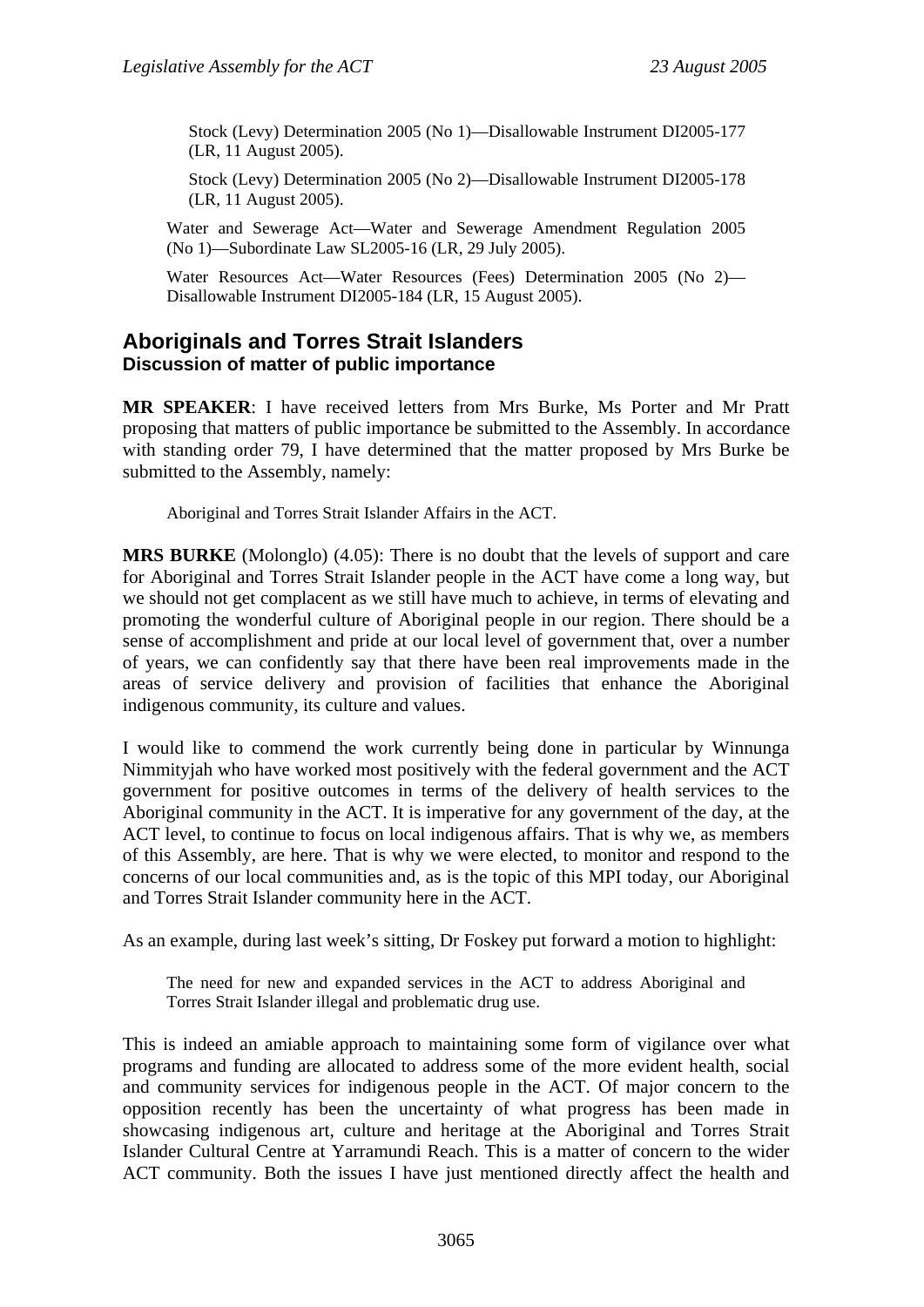Stock (Levy) Determination 2005 (No 1)—Disallowable Instrument DI2005-177 (LR, 11 August 2005).

Stock (Levy) Determination 2005 (No 2)—Disallowable Instrument DI2005-178 (LR, 11 August 2005).

Water and Sewerage Act—Water and Sewerage Amendment Regulation 2005 (No 1)—Subordinate Law SL2005-16 (LR, 29 July 2005).

Water Resources Act—Water Resources (Fees) Determination 2005 (No 2)—Disallowable Instrument DI2005-184 (LR, 15 August 2005).

## Aboriginals and Torres Strait Islanders
### Discussion of matter of public importance

**MR SPEAKER**: I have received letters from Mrs Burke, Ms Porter and Mr Pratt proposing that matters of public importance be submitted to the Assembly. In accordance with standing order 79, I have determined that the matter proposed by Mrs Burke be submitted to the Assembly, namely:

> Aboriginal and Torres Strait Islander Affairs in the ACT.

**MRS BURKE** (Molonglo) (4.05): There is no doubt that the levels of support and care for Aboriginal and Torres Strait Islander people in the ACT have come a long way, but we should not get complacent as we still have much to achieve, in terms of elevating and promoting the wonderful culture of Aboriginal people in our region. There should be a sense of accomplishment and pride at our local level of government that, over a number of years, we can confidently say that there have been real improvements made in the areas of service delivery and provision of facilities that enhance the Aboriginal indigenous community, its culture and values.

I would like to commend the work currently being done in particular by Winnunga Nimmityjah who have worked most positively with the federal government and the ACT government for positive outcomes in terms of the delivery of health services to the Aboriginal community in the ACT. It is imperative for any government of the day, at the ACT level, to continue to focus on local indigenous affairs. That is why we, as members of this Assembly, are here. That is why we were elected, to monitor and respond to the concerns of our local communities and, as is the topic of this MPI today, our Aboriginal and Torres Strait Islander community here in the ACT.

As an example, during last week's sitting, Dr Foskey put forward a motion to highlight:

> The need for new and expanded services in the ACT to address Aboriginal and Torres Strait Islander illegal and problematic drug use.

This is indeed an amiable approach to maintaining some form of vigilance over what programs and funding are allocated to address some of the more evident health, social and community services for indigenous people in the ACT. Of major concern to the opposition recently has been the uncertainty of what progress has been made in showcasing indigenous art, culture and heritage at the Aboriginal and Torres Strait Islander Cultural Centre at Yarramundi Reach. This is a matter of concern to the wider ACT community. Both the issues I have just mentioned directly affect the health and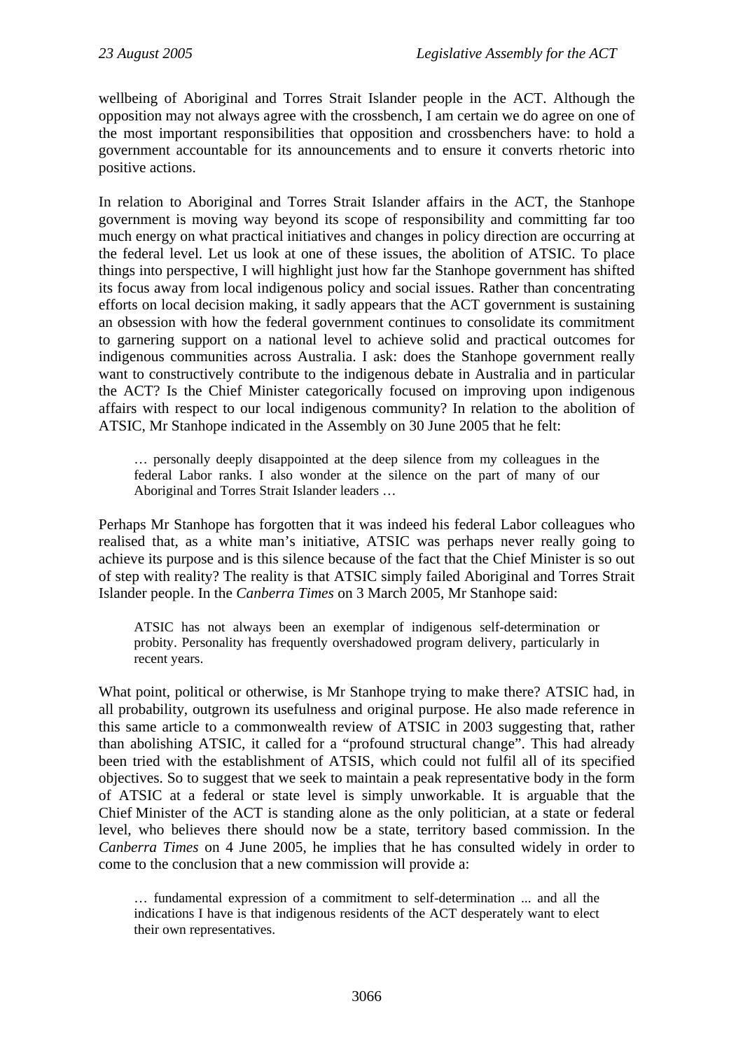wellbeing of Aboriginal and Torres Strait Islander people in the ACT. Although the opposition may not always agree with the crossbench, I am certain we do agree on one of the most important responsibilities that opposition and crossbenchers have: to hold a government accountable for its announcements and to ensure it converts rhetoric into positive actions.

In relation to Aboriginal and Torres Strait Islander affairs in the ACT, the Stanhope government is moving way beyond its scope of responsibility and committing far too much energy on what practical initiatives and changes in policy direction are occurring at the federal level. Let us look at one of these issues, the abolition of ATSIC. To place things into perspective, I will highlight just how far the Stanhope government has shifted its focus away from local indigenous policy and social issues. Rather than concentrating efforts on local decision making, it sadly appears that the ACT government is sustaining an obsession with how the federal government continues to consolidate its commitment to garnering support on a national level to achieve solid and practical outcomes for indigenous communities across Australia. I ask: does the Stanhope government really want to constructively contribute to the indigenous debate in Australia and in particular the ACT? Is the Chief Minister categorically focused on improving upon indigenous affairs with respect to our local indigenous community? In relation to the abolition of ATSIC, Mr Stanhope indicated in the Assembly on 30 June 2005 that he felt:

> … personally deeply disappointed at the deep silence from my colleagues in the federal Labor ranks. I also wonder at the silence on the part of many of our Aboriginal and Torres Strait Islander leaders …

Perhaps Mr Stanhope has forgotten that it was indeed his federal Labor colleagues who realised that, as a white man's initiative, ATSIC was perhaps never really going to achieve its purpose and is this silence because of the fact that the Chief Minister is so out of step with reality? The reality is that ATSIC simply failed Aboriginal and Torres Strait Islander people. In the *Canberra Times* on 3 March 2005, Mr Stanhope said:

> ATSIC has not always been an exemplar of indigenous self-determination or probity. Personality has frequently overshadowed program delivery, particularly in recent years.

What point, political or otherwise, is Mr Stanhope trying to make there? ATSIC had, in all probability, outgrown its usefulness and original purpose. He also made reference in this same article to a commonwealth review of ATSIC in 2003 suggesting that, rather than abolishing ATSIC, it called for a "profound structural change". This had already been tried with the establishment of ATSIS, which could not fulfil all of its specified objectives. So to suggest that we seek to maintain a peak representative body in the form of ATSIC at a federal or state level is simply unworkable. It is arguable that the Chief Minister of the ACT is standing alone as the only politician, at a state or federal level, who believes there should now be a state, territory based commission. In the *Canberra Times* on 4 June 2005, he implies that he has consulted widely in order to come to the conclusion that a new commission will provide a:

> … fundamental expression of a commitment to self-determination ... and all the indications I have is that indigenous residents of the ACT desperately want to elect their own representatives.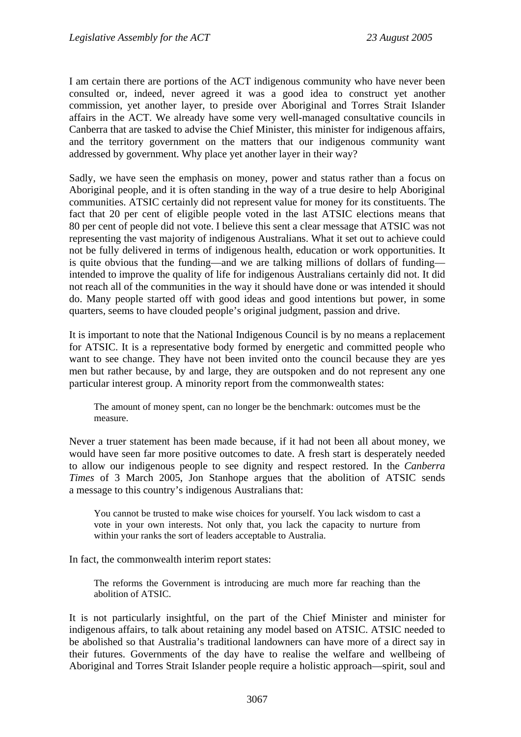I am certain there are portions of the ACT indigenous community who have never been consulted or, indeed, never agreed it was a good idea to construct yet another commission, yet another layer, to preside over Aboriginal and Torres Strait Islander affairs in the ACT. We already have some very well-managed consultative councils in Canberra that are tasked to advise the Chief Minister, this minister for indigenous affairs, and the territory government on the matters that our indigenous community want addressed by government. Why place yet another layer in their way?

Sadly, we have seen the emphasis on money, power and status rather than a focus on Aboriginal people, and it is often standing in the way of a true desire to help Aboriginal communities. ATSIC certainly did not represent value for money for its constituents. The fact that 20 per cent of eligible people voted in the last ATSIC elections means that 80 per cent of people did not vote. I believe this sent a clear message that ATSIC was not representing the vast majority of indigenous Australians. What it set out to achieve could not be fully delivered in terms of indigenous health, education or work opportunities. It is quite obvious that the funding—and we are talking millions of dollars of funding—intended to improve the quality of life for indigenous Australians certainly did not. It did not reach all of the communities in the way it should have done or was intended it should do. Many people started off with good ideas and good intentions but power, in some quarters, seems to have clouded people's original judgment, passion and drive.

It is important to note that the National Indigenous Council is by no means a replacement for ATSIC. It is a representative body formed by energetic and committed people who want to see change. They have not been invited onto the council because they are yes men but rather because, by and large, they are outspoken and do not represent any one particular interest group. A minority report from the commonwealth states:

> The amount of money spent, can no longer be the benchmark: outcomes must be the measure.

Never a truer statement has been made because, if it had not been all about money, we would have seen far more positive outcomes to date. A fresh start is desperately needed to allow our indigenous people to see dignity and respect restored. In the *Canberra Times* of 3 March 2005, Jon Stanhope argues that the abolition of ATSIC sends a message to this country's indigenous Australians that:

> You cannot be trusted to make wise choices for yourself. You lack wisdom to cast a vote in your own interests. Not only that, you lack the capacity to nurture from within your ranks the sort of leaders acceptable to Australia.

In fact, the commonwealth interim report states:

> The reforms the Government is introducing are much more far reaching than the abolition of ATSIC.

It is not particularly insightful, on the part of the Chief Minister and minister for indigenous affairs, to talk about retaining any model based on ATSIC. ATSIC needed to be abolished so that Australia's traditional landowners can have more of a direct say in their futures. Governments of the day have to realise the welfare and wellbeing of Aboriginal and Torres Strait Islander people require a holistic approach—spirit, soul and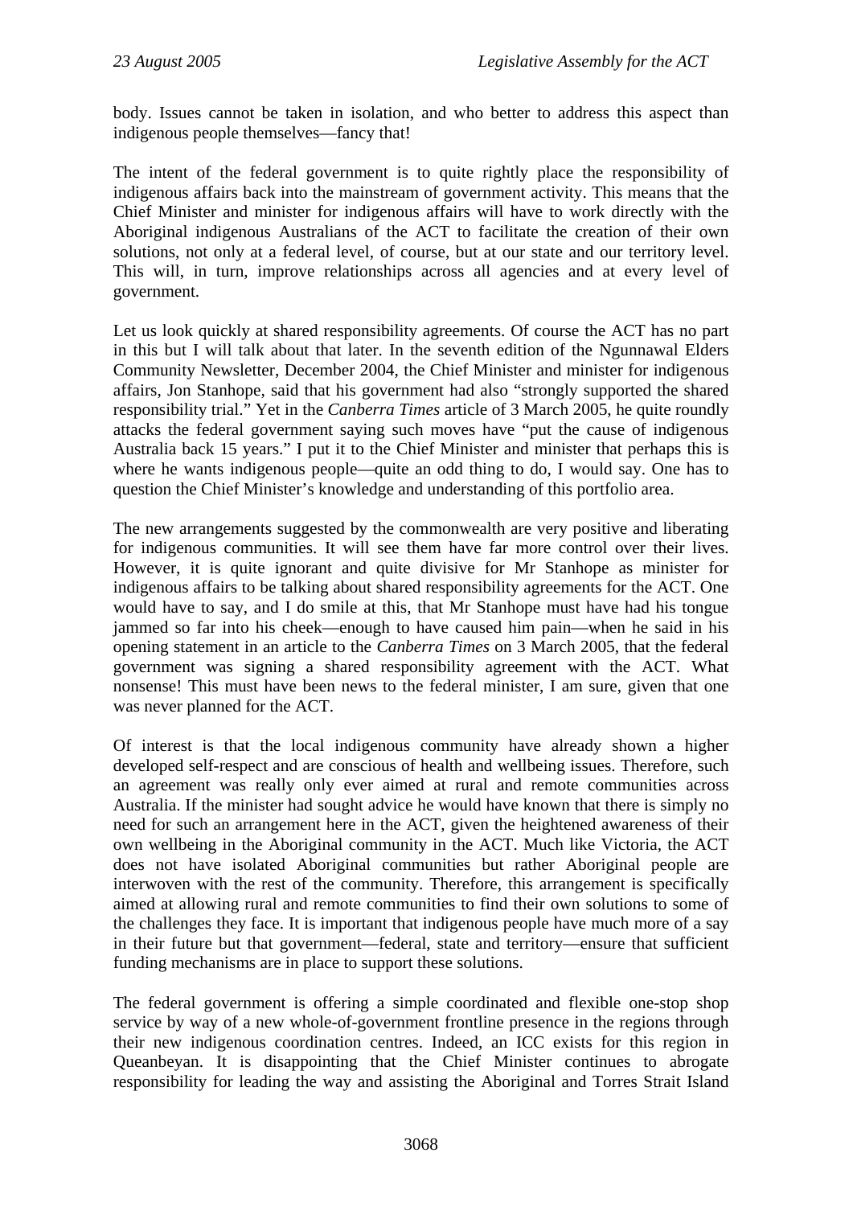body. Issues cannot be taken in isolation, and who better to address this aspect than indigenous people themselves—fancy that!

The intent of the federal government is to quite rightly place the responsibility of indigenous affairs back into the mainstream of government activity. This means that the Chief Minister and minister for indigenous affairs will have to work directly with the Aboriginal indigenous Australians of the ACT to facilitate the creation of their own solutions, not only at a federal level, of course, but at our state and our territory level. This will, in turn, improve relationships across all agencies and at every level of government.

Let us look quickly at shared responsibility agreements. Of course the ACT has no part in this but I will talk about that later. In the seventh edition of the Ngunnawal Elders Community Newsletter, December 2004, the Chief Minister and minister for indigenous affairs, Jon Stanhope, said that his government had also "strongly supported the shared responsibility trial." Yet in the *Canberra Times* article of 3 March 2005, he quite roundly attacks the federal government saying such moves have "put the cause of indigenous Australia back 15 years." I put it to the Chief Minister and minister that perhaps this is where he wants indigenous people—quite an odd thing to do, I would say. One has to question the Chief Minister's knowledge and understanding of this portfolio area.

The new arrangements suggested by the commonwealth are very positive and liberating for indigenous communities. It will see them have far more control over their lives. However, it is quite ignorant and quite divisive for Mr Stanhope as minister for indigenous affairs to be talking about shared responsibility agreements for the ACT. One would have to say, and I do smile at this, that Mr Stanhope must have had his tongue jammed so far into his cheek—enough to have caused him pain—when he said in his opening statement in an article to the *Canberra Times* on 3 March 2005, that the federal government was signing a shared responsibility agreement with the ACT. What nonsense! This must have been news to the federal minister, I am sure, given that one was never planned for the ACT.

Of interest is that the local indigenous community have already shown a higher developed self-respect and are conscious of health and wellbeing issues. Therefore, such an agreement was really only ever aimed at rural and remote communities across Australia. If the minister had sought advice he would have known that there is simply no need for such an arrangement here in the ACT, given the heightened awareness of their own wellbeing in the Aboriginal community in the ACT. Much like Victoria, the ACT does not have isolated Aboriginal communities but rather Aboriginal people are interwoven with the rest of the community. Therefore, this arrangement is specifically aimed at allowing rural and remote communities to find their own solutions to some of the challenges they face. It is important that indigenous people have much more of a say in their future but that government—federal, state and territory—ensure that sufficient funding mechanisms are in place to support these solutions.

The federal government is offering a simple coordinated and flexible one-stop shop service by way of a new whole-of-government frontline presence in the regions through their new indigenous coordination centres. Indeed, an ICC exists for this region in Queanbeyan. It is disappointing that the Chief Minister continues to abrogate responsibility for leading the way and assisting the Aboriginal and Torres Strait Island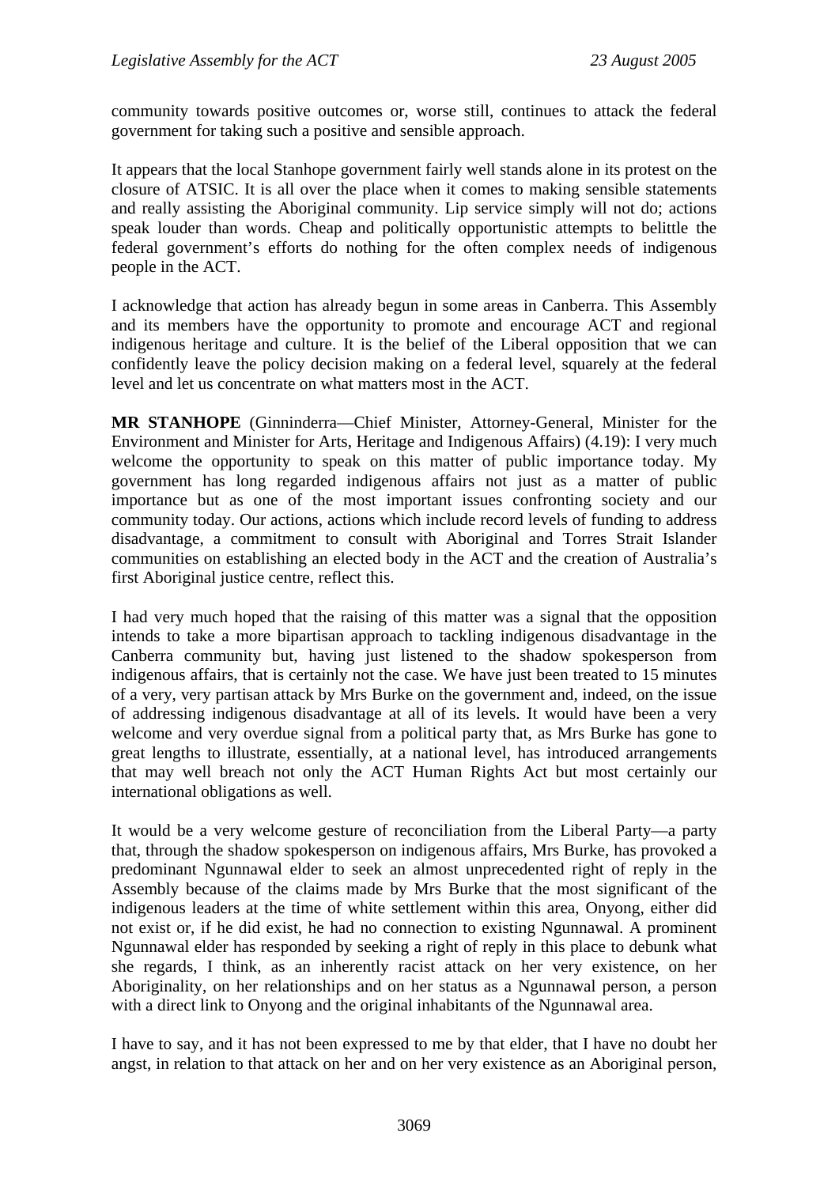community towards positive outcomes or, worse still, continues to attack the federal government for taking such a positive and sensible approach.

It appears that the local Stanhope government fairly well stands alone in its protest on the closure of ATSIC. It is all over the place when it comes to making sensible statements and really assisting the Aboriginal community. Lip service simply will not do; actions speak louder than words. Cheap and politically opportunistic attempts to belittle the federal government's efforts do nothing for the often complex needs of indigenous people in the ACT.

I acknowledge that action has already begun in some areas in Canberra. This Assembly and its members have the opportunity to promote and encourage ACT and regional indigenous heritage and culture. It is the belief of the Liberal opposition that we can confidently leave the policy decision making on a federal level, squarely at the federal level and let us concentrate on what matters most in the ACT.

**MR STANHOPE** (Ginninderra—Chief Minister, Attorney-General, Minister for the Environment and Minister for Arts, Heritage and Indigenous Affairs) (4.19): I very much welcome the opportunity to speak on this matter of public importance today. My government has long regarded indigenous affairs not just as a matter of public importance but as one of the most important issues confronting society and our community today. Our actions, actions which include record levels of funding to address disadvantage, a commitment to consult with Aboriginal and Torres Strait Islander communities on establishing an elected body in the ACT and the creation of Australia's first Aboriginal justice centre, reflect this.

I had very much hoped that the raising of this matter was a signal that the opposition intends to take a more bipartisan approach to tackling indigenous disadvantage in the Canberra community but, having just listened to the shadow spokesperson from indigenous affairs, that is certainly not the case. We have just been treated to 15 minutes of a very, very partisan attack by Mrs Burke on the government and, indeed, on the issue of addressing indigenous disadvantage at all of its levels. It would have been a very welcome and very overdue signal from a political party that, as Mrs Burke has gone to great lengths to illustrate, essentially, at a national level, has introduced arrangements that may well breach not only the ACT Human Rights Act but most certainly our international obligations as well.

It would be a very welcome gesture of reconciliation from the Liberal Party—a party that, through the shadow spokesperson on indigenous affairs, Mrs Burke, has provoked a predominant Ngunnawal elder to seek an almost unprecedented right of reply in the Assembly because of the claims made by Mrs Burke that the most significant of the indigenous leaders at the time of white settlement within this area, Onyong, either did not exist or, if he did exist, he had no connection to existing Ngunnawal. A prominent Ngunnawal elder has responded by seeking a right of reply in this place to debunk what she regards, I think, as an inherently racist attack on her very existence, on her Aboriginality, on her relationships and on her status as a Ngunnawal person, a person with a direct link to Onyong and the original inhabitants of the Ngunnawal area.

I have to say, and it has not been expressed to me by that elder, that I have no doubt her angst, in relation to that attack on her and on her very existence as an Aboriginal person,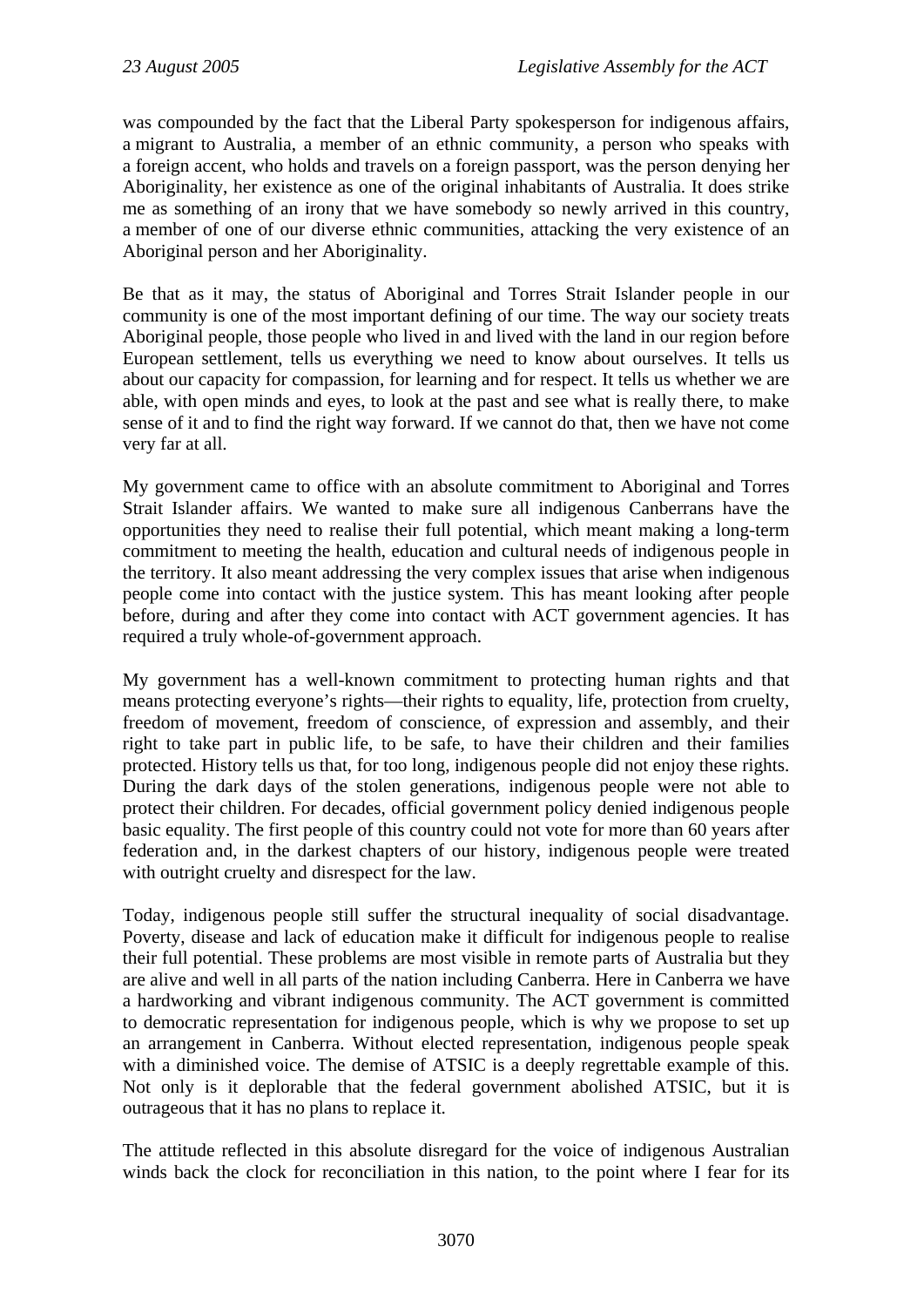was compounded by the fact that the Liberal Party spokesperson for indigenous affairs, a migrant to Australia, a member of an ethnic community, a person who speaks with a foreign accent, who holds and travels on a foreign passport, was the person denying her Aboriginality, her existence as one of the original inhabitants of Australia. It does strike me as something of an irony that we have somebody so newly arrived in this country, a member of one of our diverse ethnic communities, attacking the very existence of an Aboriginal person and her Aboriginality.

Be that as it may, the status of Aboriginal and Torres Strait Islander people in our community is one of the most important defining of our time. The way our society treats Aboriginal people, those people who lived in and lived with the land in our region before European settlement, tells us everything we need to know about ourselves. It tells us about our capacity for compassion, for learning and for respect. It tells us whether we are able, with open minds and eyes, to look at the past and see what is really there, to make sense of it and to find the right way forward. If we cannot do that, then we have not come very far at all.

My government came to office with an absolute commitment to Aboriginal and Torres Strait Islander affairs. We wanted to make sure all indigenous Canberrans have the opportunities they need to realise their full potential, which meant making a long-term commitment to meeting the health, education and cultural needs of indigenous people in the territory. It also meant addressing the very complex issues that arise when indigenous people come into contact with the justice system. This has meant looking after people before, during and after they come into contact with ACT government agencies. It has required a truly whole-of-government approach.

My government has a well-known commitment to protecting human rights and that means protecting everyone's rights—their rights to equality, life, protection from cruelty, freedom of movement, freedom of conscience, of expression and assembly, and their right to take part in public life, to be safe, to have their children and their families protected. History tells us that, for too long, indigenous people did not enjoy these rights. During the dark days of the stolen generations, indigenous people were not able to protect their children. For decades, official government policy denied indigenous people basic equality. The first people of this country could not vote for more than 60 years after federation and, in the darkest chapters of our history, indigenous people were treated with outright cruelty and disrespect for the law.

Today, indigenous people still suffer the structural inequality of social disadvantage. Poverty, disease and lack of education make it difficult for indigenous people to realise their full potential. These problems are most visible in remote parts of Australia but they are alive and well in all parts of the nation including Canberra. Here in Canberra we have a hardworking and vibrant indigenous community. The ACT government is committed to democratic representation for indigenous people, which is why we propose to set up an arrangement in Canberra. Without elected representation, indigenous people speak with a diminished voice. The demise of ATSIC is a deeply regrettable example of this. Not only is it deplorable that the federal government abolished ATSIC, but it is outrageous that it has no plans to replace it.

The attitude reflected in this absolute disregard for the voice of indigenous Australian winds back the clock for reconciliation in this nation, to the point where I fear for its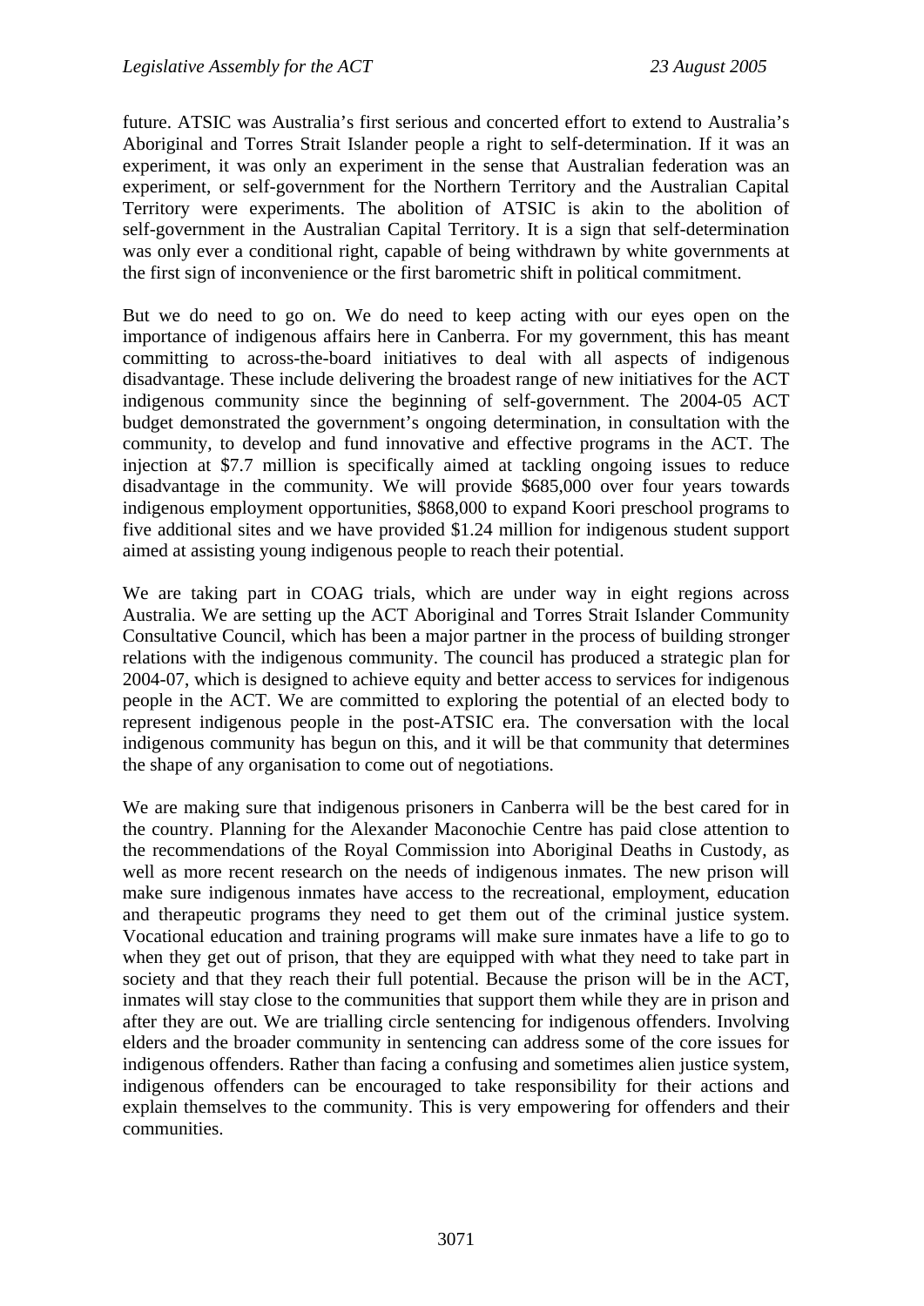future. ATSIC was Australia's first serious and concerted effort to extend to Australia's Aboriginal and Torres Strait Islander people a right to self-determination. If it was an experiment, it was only an experiment in the sense that Australian federation was an experiment, or self-government for the Northern Territory and the Australian Capital Territory were experiments. The abolition of ATSIC is akin to the abolition of self-government in the Australian Capital Territory. It is a sign that self-determination was only ever a conditional right, capable of being withdrawn by white governments at the first sign of inconvenience or the first barometric shift in political commitment.

But we do need to go on. We do need to keep acting with our eyes open on the importance of indigenous affairs here in Canberra. For my government, this has meant committing to across-the-board initiatives to deal with all aspects of indigenous disadvantage. These include delivering the broadest range of new initiatives for the ACT indigenous community since the beginning of self-government. The 2004-05 ACT budget demonstrated the government's ongoing determination, in consultation with the community, to develop and fund innovative and effective programs in the ACT. The injection at $7.7 million is specifically aimed at tackling ongoing issues to reduce disadvantage in the community. We will provide $685,000 over four years towards indigenous employment opportunities, $868,000 to expand Koori preschool programs to five additional sites and we have provided $1.24 million for indigenous student support aimed at assisting young indigenous people to reach their potential.

We are taking part in COAG trials, which are under way in eight regions across Australia. We are setting up the ACT Aboriginal and Torres Strait Islander Community Consultative Council, which has been a major partner in the process of building stronger relations with the indigenous community. The council has produced a strategic plan for 2004-07, which is designed to achieve equity and better access to services for indigenous people in the ACT. We are committed to exploring the potential of an elected body to represent indigenous people in the post-ATSIC era. The conversation with the local indigenous community has begun on this, and it will be that community that determines the shape of any organisation to come out of negotiations.

We are making sure that indigenous prisoners in Canberra will be the best cared for in the country. Planning for the Alexander Maconochie Centre has paid close attention to the recommendations of the Royal Commission into Aboriginal Deaths in Custody, as well as more recent research on the needs of indigenous inmates. The new prison will make sure indigenous inmates have access to the recreational, employment, education and therapeutic programs they need to get them out of the criminal justice system. Vocational education and training programs will make sure inmates have a life to go to when they get out of prison, that they are equipped with what they need to take part in society and that they reach their full potential. Because the prison will be in the ACT, inmates will stay close to the communities that support them while they are in prison and after they are out. We are trialling circle sentencing for indigenous offenders. Involving elders and the broader community in sentencing can address some of the core issues for indigenous offenders. Rather than facing a confusing and sometimes alien justice system, indigenous offenders can be encouraged to take responsibility for their actions and explain themselves to the community. This is very empowering for offenders and their communities.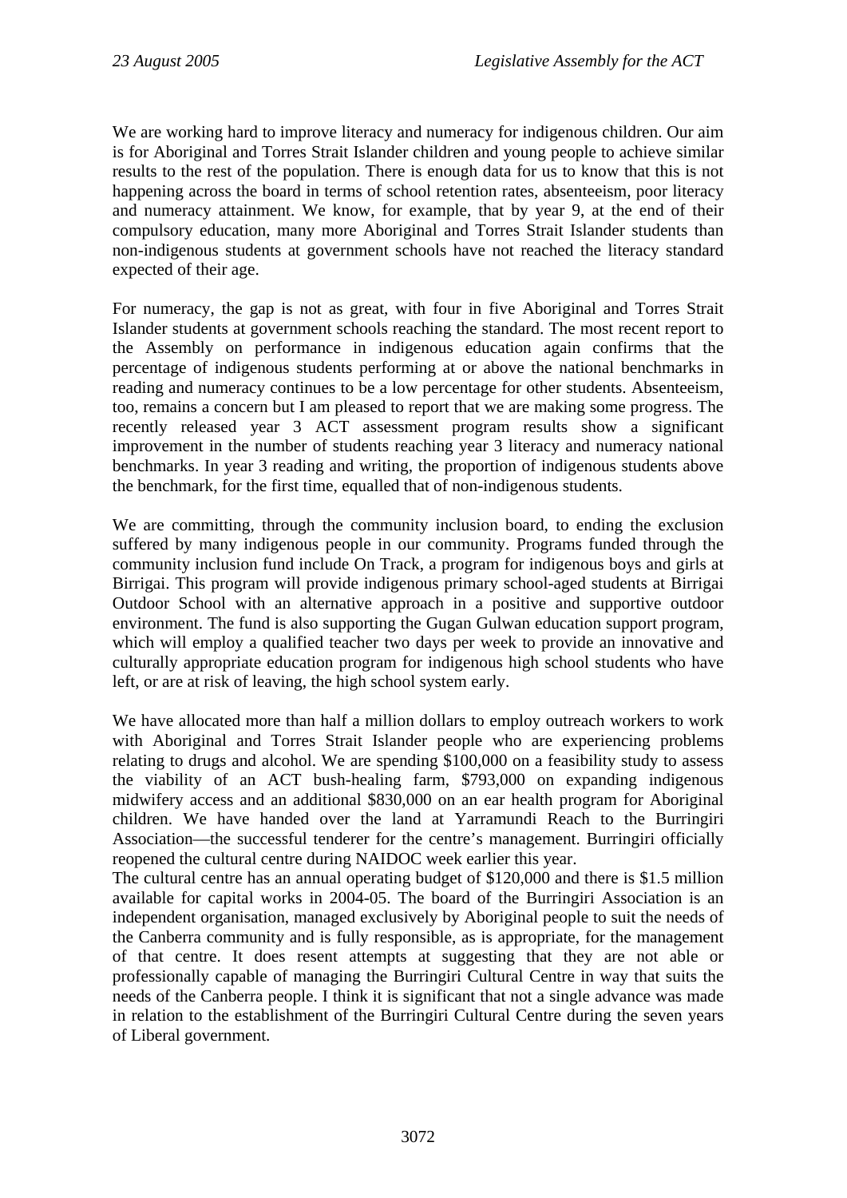We are working hard to improve literacy and numeracy for indigenous children. Our aim is for Aboriginal and Torres Strait Islander children and young people to achieve similar results to the rest of the population. There is enough data for us to know that this is not happening across the board in terms of school retention rates, absenteeism, poor literacy and numeracy attainment. We know, for example, that by year 9, at the end of their compulsory education, many more Aboriginal and Torres Strait Islander students than non-indigenous students at government schools have not reached the literacy standard expected of their age.

For numeracy, the gap is not as great, with four in five Aboriginal and Torres Strait Islander students at government schools reaching the standard. The most recent report to the Assembly on performance in indigenous education again confirms that the percentage of indigenous students performing at or above the national benchmarks in reading and numeracy continues to be a low percentage for other students. Absenteeism, too, remains a concern but I am pleased to report that we are making some progress. The recently released year 3 ACT assessment program results show a significant improvement in the number of students reaching year 3 literacy and numeracy national benchmarks. In year 3 reading and writing, the proportion of indigenous students above the benchmark, for the first time, equalled that of non-indigenous students.

We are committing, through the community inclusion board, to ending the exclusion suffered by many indigenous people in our community. Programs funded through the community inclusion fund include On Track, a program for indigenous boys and girls at Birrigai. This program will provide indigenous primary school-aged students at Birrigai Outdoor School with an alternative approach in a positive and supportive outdoor environment. The fund is also supporting the Gugan Gulwan education support program, which will employ a qualified teacher two days per week to provide an innovative and culturally appropriate education program for indigenous high school students who have left, or are at risk of leaving, the high school system early.

We have allocated more than half a million dollars to employ outreach workers to work with Aboriginal and Torres Strait Islander people who are experiencing problems relating to drugs and alcohol. We are spending $100,000 on a feasibility study to assess the viability of an ACT bush-healing farm, $793,000 on expanding indigenous midwifery access and an additional $830,000 on an ear health program for Aboriginal children. We have handed over the land at Yarramundi Reach to the Burringiri Association—the successful tenderer for the centre's management. Burringiri officially reopened the cultural centre during NAIDOC week earlier this year.

The cultural centre has an annual operating budget of $120,000 and there is $1.5 million available for capital works in 2004-05. The board of the Burringiri Association is an independent organisation, managed exclusively by Aboriginal people to suit the needs of the Canberra community and is fully responsible, as is appropriate, for the management of that centre. It does resent attempts at suggesting that they are not able or professionally capable of managing the Burringiri Cultural Centre in way that suits the needs of the Canberra people. I think it is significant that not a single advance was made in relation to the establishment of the Burringiri Cultural Centre during the seven years of Liberal government.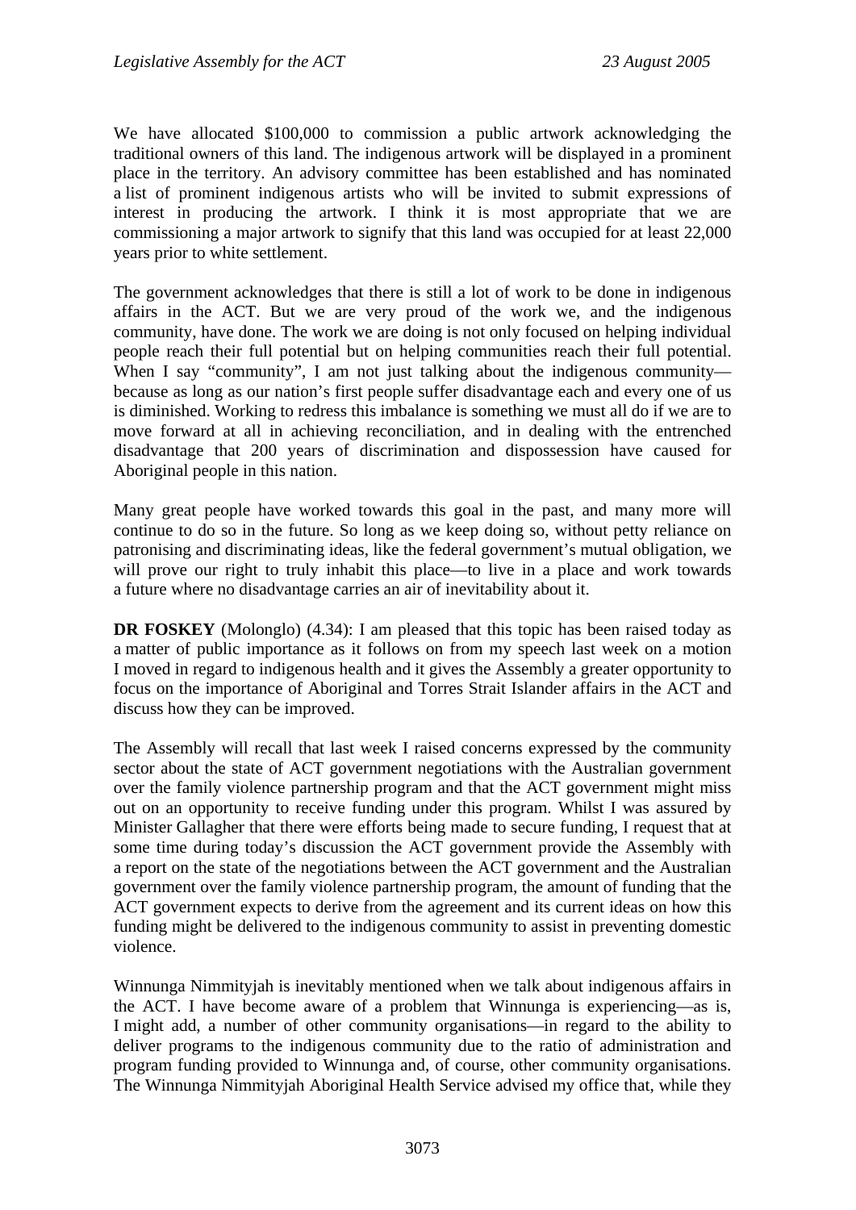We have allocated $100,000 to commission a public artwork acknowledging the traditional owners of this land. The indigenous artwork will be displayed in a prominent place in the territory. An advisory committee has been established and has nominated a list of prominent indigenous artists who will be invited to submit expressions of interest in producing the artwork. I think it is most appropriate that we are commissioning a major artwork to signify that this land was occupied for at least 22,000 years prior to white settlement.

The government acknowledges that there is still a lot of work to be done in indigenous affairs in the ACT. But we are very proud of the work we, and the indigenous community, have done. The work we are doing is not only focused on helping individual people reach their full potential but on helping communities reach their full potential. When I say "community", I am not just talking about the indigenous community—because as long as our nation's first people suffer disadvantage each and every one of us is diminished. Working to redress this imbalance is something we must all do if we are to move forward at all in achieving reconciliation, and in dealing with the entrenched disadvantage that 200 years of discrimination and dispossession have caused for Aboriginal people in this nation.

Many great people have worked towards this goal in the past, and many more will continue to do so in the future. So long as we keep doing so, without petty reliance on patronising and discriminating ideas, like the federal government's mutual obligation, we will prove our right to truly inhabit this place—to live in a place and work towards a future where no disadvantage carries an air of inevitability about it.

**DR FOSKEY** (Molonglo) (4.34): I am pleased that this topic has been raised today as a matter of public importance as it follows on from my speech last week on a motion I moved in regard to indigenous health and it gives the Assembly a greater opportunity to focus on the importance of Aboriginal and Torres Strait Islander affairs in the ACT and discuss how they can be improved.

The Assembly will recall that last week I raised concerns expressed by the community sector about the state of ACT government negotiations with the Australian government over the family violence partnership program and that the ACT government might miss out on an opportunity to receive funding under this program. Whilst I was assured by Minister Gallagher that there were efforts being made to secure funding, I request that at some time during today's discussion the ACT government provide the Assembly with a report on the state of the negotiations between the ACT government and the Australian government over the family violence partnership program, the amount of funding that the ACT government expects to derive from the agreement and its current ideas on how this funding might be delivered to the indigenous community to assist in preventing domestic violence.

Winnunga Nimmityjah is inevitably mentioned when we talk about indigenous affairs in the ACT. I have become aware of a problem that Winnunga is experiencing—as is, I might add, a number of other community organisations—in regard to the ability to deliver programs to the indigenous community due to the ratio of administration and program funding provided to Winnunga and, of course, other community organisations. The Winnunga Nimmityjah Aboriginal Health Service advised my office that, while they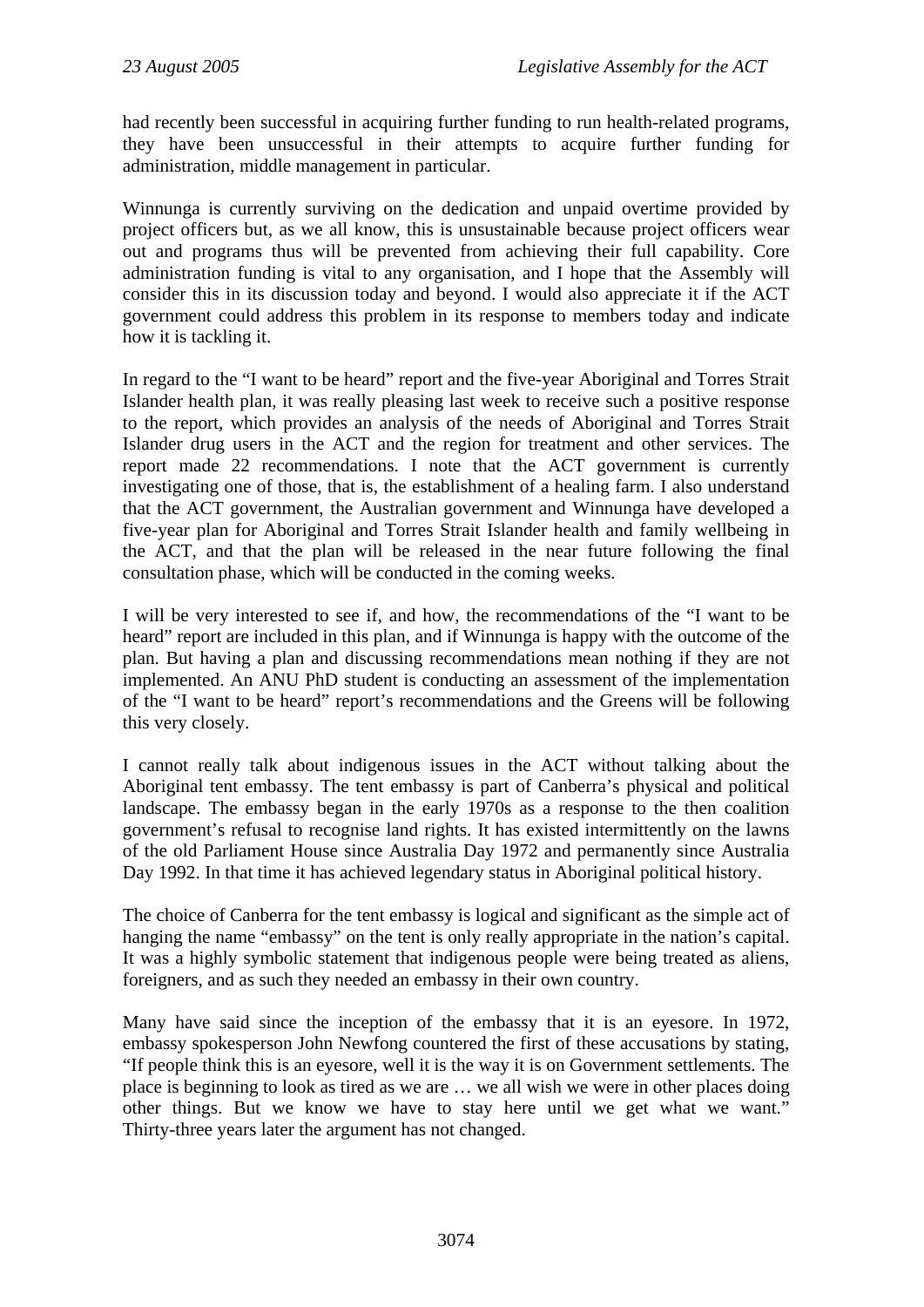had recently been successful in acquiring further funding to run health-related programs, they have been unsuccessful in their attempts to acquire further funding for administration, middle management in particular.

Winnunga is currently surviving on the dedication and unpaid overtime provided by project officers but, as we all know, this is unsustainable because project officers wear out and programs thus will be prevented from achieving their full capability. Core administration funding is vital to any organisation, and I hope that the Assembly will consider this in its discussion today and beyond. I would also appreciate it if the ACT government could address this problem in its response to members today and indicate how it is tackling it.

In regard to the "I want to be heard" report and the five-year Aboriginal and Torres Strait Islander health plan, it was really pleasing last week to receive such a positive response to the report, which provides an analysis of the needs of Aboriginal and Torres Strait Islander drug users in the ACT and the region for treatment and other services. The report made 22 recommendations. I note that the ACT government is currently investigating one of those, that is, the establishment of a healing farm. I also understand that the ACT government, the Australian government and Winnunga have developed a five-year plan for Aboriginal and Torres Strait Islander health and family wellbeing in the ACT, and that the plan will be released in the near future following the final consultation phase, which will be conducted in the coming weeks.

I will be very interested to see if, and how, the recommendations of the "I want to be heard" report are included in this plan, and if Winnunga is happy with the outcome of the plan. But having a plan and discussing recommendations mean nothing if they are not implemented. An ANU PhD student is conducting an assessment of the implementation of the "I want to be heard" report's recommendations and the Greens will be following this very closely.

I cannot really talk about indigenous issues in the ACT without talking about the Aboriginal tent embassy. The tent embassy is part of Canberra's physical and political landscape. The embassy began in the early 1970s as a response to the then coalition government's refusal to recognise land rights. It has existed intermittently on the lawns of the old Parliament House since Australia Day 1972 and permanently since Australia Day 1992. In that time it has achieved legendary status in Aboriginal political history.

The choice of Canberra for the tent embassy is logical and significant as the simple act of hanging the name "embassy" on the tent is only really appropriate in the nation's capital. It was a highly symbolic statement that indigenous people were being treated as aliens, foreigners, and as such they needed an embassy in their own country.

Many have said since the inception of the embassy that it is an eyesore. In 1972, embassy spokesperson John Newfong countered the first of these accusations by stating, "If people think this is an eyesore, well it is the way it is on Government settlements. The place is beginning to look as tired as we are … we all wish we were in other places doing other things. But we know we have to stay here until we get what we want." Thirty-three years later the argument has not changed.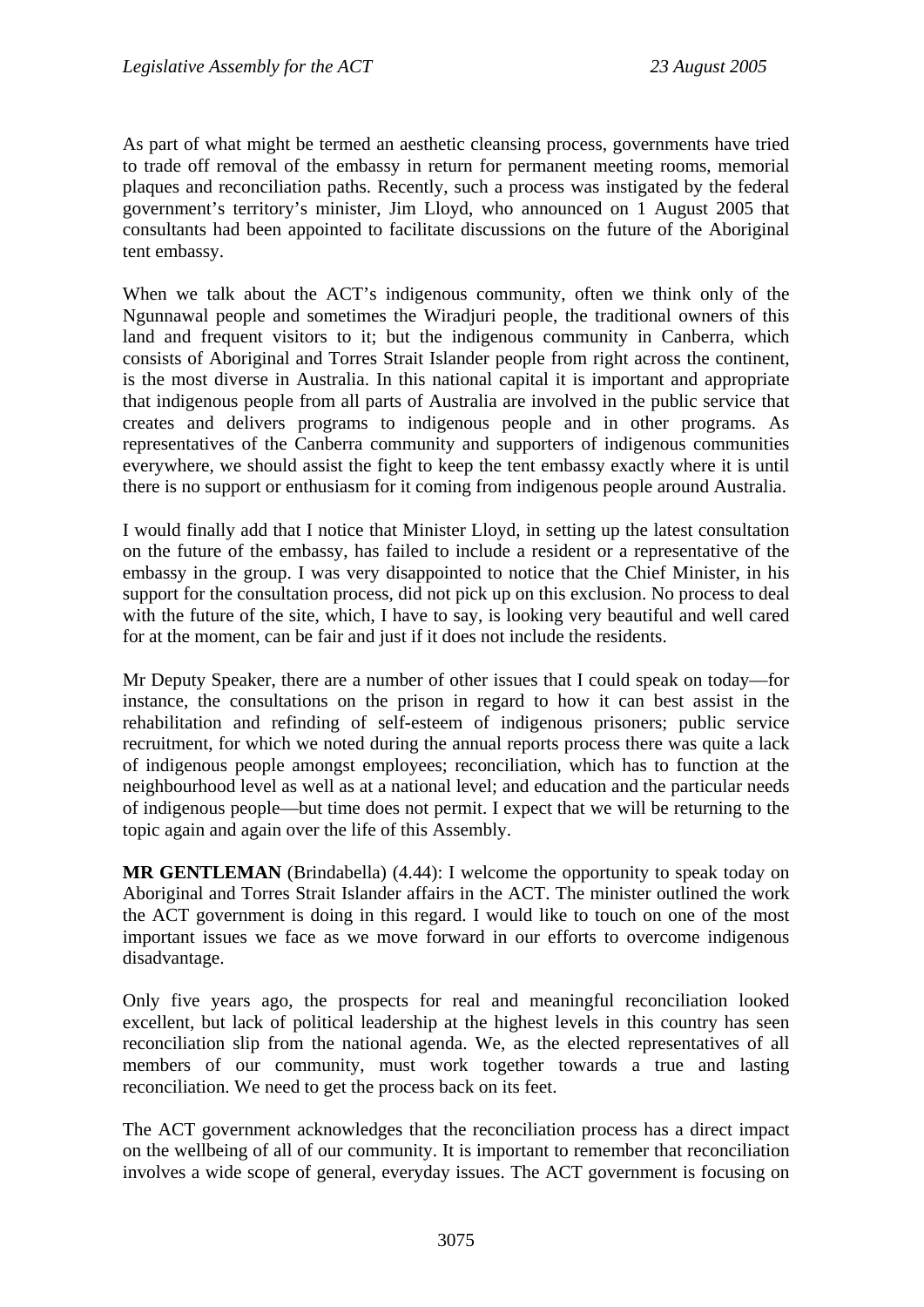As part of what might be termed an aesthetic cleansing process, governments have tried to trade off removal of the embassy in return for permanent meeting rooms, memorial plaques and reconciliation paths. Recently, such a process was instigated by the federal government's territory's minister, Jim Lloyd, who announced on 1 August 2005 that consultants had been appointed to facilitate discussions on the future of the Aboriginal tent embassy.

When we talk about the ACT's indigenous community, often we think only of the Ngunnawal people and sometimes the Wiradjuri people, the traditional owners of this land and frequent visitors to it; but the indigenous community in Canberra, which consists of Aboriginal and Torres Strait Islander people from right across the continent, is the most diverse in Australia. In this national capital it is important and appropriate that indigenous people from all parts of Australia are involved in the public service that creates and delivers programs to indigenous people and in other programs. As representatives of the Canberra community and supporters of indigenous communities everywhere, we should assist the fight to keep the tent embassy exactly where it is until there is no support or enthusiasm for it coming from indigenous people around Australia.

I would finally add that I notice that Minister Lloyd, in setting up the latest consultation on the future of the embassy, has failed to include a resident or a representative of the embassy in the group. I was very disappointed to notice that the Chief Minister, in his support for the consultation process, did not pick up on this exclusion. No process to deal with the future of the site, which, I have to say, is looking very beautiful and well cared for at the moment, can be fair and just if it does not include the residents.

Mr Deputy Speaker, there are a number of other issues that I could speak on today—for instance, the consultations on the prison in regard to how it can best assist in the rehabilitation and refinding of self-esteem of indigenous prisoners; public service recruitment, for which we noted during the annual reports process there was quite a lack of indigenous people amongst employees; reconciliation, which has to function at the neighbourhood level as well as at a national level; and education and the particular needs of indigenous people—but time does not permit. I expect that we will be returning to the topic again and again over the life of this Assembly.

**MR GENTLEMAN** (Brindabella) (4.44): I welcome the opportunity to speak today on Aboriginal and Torres Strait Islander affairs in the ACT. The minister outlined the work the ACT government is doing in this regard. I would like to touch on one of the most important issues we face as we move forward in our efforts to overcome indigenous disadvantage.

Only five years ago, the prospects for real and meaningful reconciliation looked excellent, but lack of political leadership at the highest levels in this country has seen reconciliation slip from the national agenda. We, as the elected representatives of all members of our community, must work together towards a true and lasting reconciliation. We need to get the process back on its feet.

The ACT government acknowledges that the reconciliation process has a direct impact on the wellbeing of all of our community. It is important to remember that reconciliation involves a wide scope of general, everyday issues. The ACT government is focusing on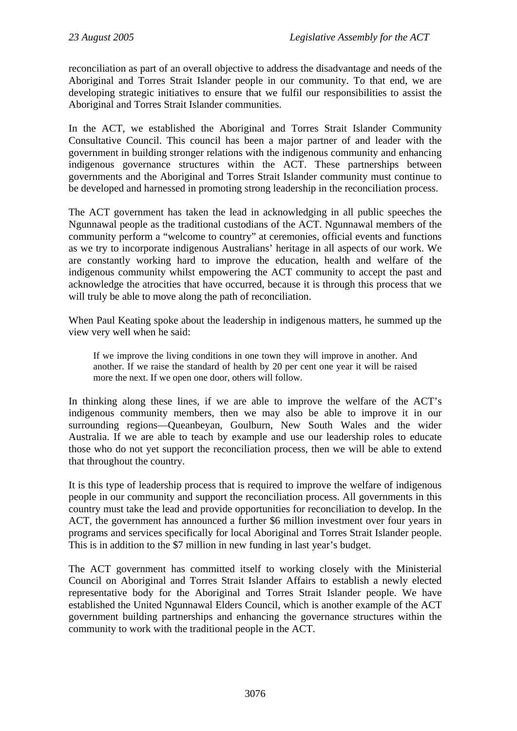reconciliation as part of an overall objective to address the disadvantage and needs of the Aboriginal and Torres Strait Islander people in our community. To that end, we are developing strategic initiatives to ensure that we fulfil our responsibilities to assist the Aboriginal and Torres Strait Islander communities.

In the ACT, we established the Aboriginal and Torres Strait Islander Community Consultative Council. This council has been a major partner of and leader with the government in building stronger relations with the indigenous community and enhancing indigenous governance structures within the ACT. These partnerships between governments and the Aboriginal and Torres Strait Islander community must continue to be developed and harnessed in promoting strong leadership in the reconciliation process.

The ACT government has taken the lead in acknowledging in all public speeches the Ngunnawal people as the traditional custodians of the ACT. Ngunnawal members of the community perform a "welcome to country" at ceremonies, official events and functions as we try to incorporate indigenous Australians' heritage in all aspects of our work. We are constantly working hard to improve the education, health and welfare of the indigenous community whilst empowering the ACT community to accept the past and acknowledge the atrocities that have occurred, because it is through this process that we will truly be able to move along the path of reconciliation.

When Paul Keating spoke about the leadership in indigenous matters, he summed up the view very well when he said:

> If we improve the living conditions in one town they will improve in another. And another. If we raise the standard of health by 20 per cent one year it will be raised more the next. If we open one door, others will follow.

In thinking along these lines, if we are able to improve the welfare of the ACT's indigenous community members, then we may also be able to improve it in our surrounding regions—Queanbeyan, Goulburn, New South Wales and the wider Australia. If we are able to teach by example and use our leadership roles to educate those who do not yet support the reconciliation process, then we will be able to extend that throughout the country.

It is this type of leadership process that is required to improve the welfare of indigenous people in our community and support the reconciliation process. All governments in this country must take the lead and provide opportunities for reconciliation to develop. In the ACT, the government has announced a further $6 million investment over four years in programs and services specifically for local Aboriginal and Torres Strait Islander people. This is in addition to the $7 million in new funding in last year's budget.

The ACT government has committed itself to working closely with the Ministerial Council on Aboriginal and Torres Strait Islander Affairs to establish a newly elected representative body for the Aboriginal and Torres Strait Islander people. We have established the United Ngunnawal Elders Council, which is another example of the ACT government building partnerships and enhancing the governance structures within the community to work with the traditional people in the ACT.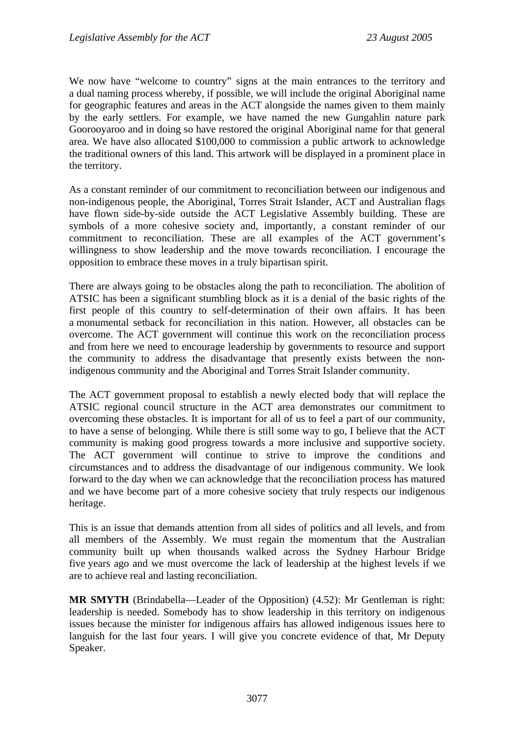We now have "welcome to country" signs at the main entrances to the territory and a dual naming process whereby, if possible, we will include the original Aboriginal name for geographic features and areas in the ACT alongside the names given to them mainly by the early settlers. For example, we have named the new Gungahlin nature park Goorooyaroo and in doing so have restored the original Aboriginal name for that general area. We have also allocated $100,000 to commission a public artwork to acknowledge the traditional owners of this land. This artwork will be displayed in a prominent place in the territory.

As a constant reminder of our commitment to reconciliation between our indigenous and non-indigenous people, the Aboriginal, Torres Strait Islander, ACT and Australian flags have flown side-by-side outside the ACT Legislative Assembly building. These are symbols of a more cohesive society and, importantly, a constant reminder of our commitment to reconciliation. These are all examples of the ACT government's willingness to show leadership and the move towards reconciliation. I encourage the opposition to embrace these moves in a truly bipartisan spirit.

There are always going to be obstacles along the path to reconciliation. The abolition of ATSIC has been a significant stumbling block as it is a denial of the basic rights of the first people of this country to self-determination of their own affairs. It has been a monumental setback for reconciliation in this nation. However, all obstacles can be overcome. The ACT government will continue this work on the reconciliation process and from here we need to encourage leadership by governments to resource and support the community to address the disadvantage that presently exists between the non-indigenous community and the Aboriginal and Torres Strait Islander community.

The ACT government proposal to establish a newly elected body that will replace the ATSIC regional council structure in the ACT area demonstrates our commitment to overcoming these obstacles. It is important for all of us to feel a part of our community, to have a sense of belonging. While there is still some way to go, I believe that the ACT community is making good progress towards a more inclusive and supportive society. The ACT government will continue to strive to improve the conditions and circumstances and to address the disadvantage of our indigenous community. We look forward to the day when we can acknowledge that the reconciliation process has matured and we have become part of a more cohesive society that truly respects our indigenous heritage.

This is an issue that demands attention from all sides of politics and all levels, and from all members of the Assembly. We must regain the momentum that the Australian community built up when thousands walked across the Sydney Harbour Bridge five years ago and we must overcome the lack of leadership at the highest levels if we are to achieve real and lasting reconciliation.

**MR SMYTH** (Brindabella—Leader of the Opposition) (4.52): Mr Gentleman is right: leadership is needed. Somebody has to show leadership in this territory on indigenous issues because the minister for indigenous affairs has allowed indigenous issues here to languish for the last four years. I will give you concrete evidence of that, Mr Deputy Speaker.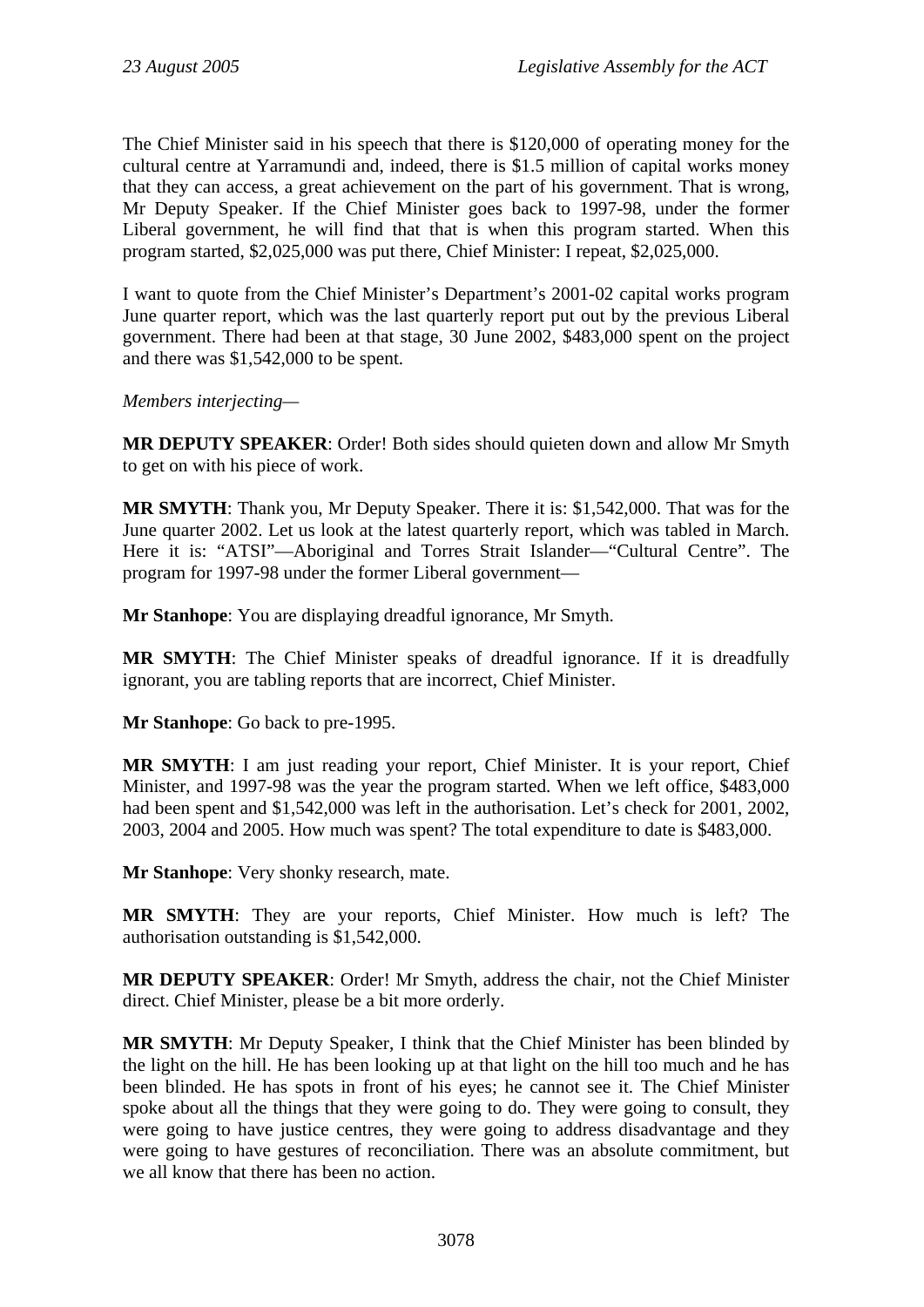The Chief Minister said in his speech that there is $120,000 of operating money for the cultural centre at Yarramundi and, indeed, there is $1.5 million of capital works money that they can access, a great achievement on the part of his government. That is wrong, Mr Deputy Speaker. If the Chief Minister goes back to 1997-98, under the former Liberal government, he will find that that is when this program started. When this program started, $2,025,000 was put there, Chief Minister: I repeat, $2,025,000.

I want to quote from the Chief Minister's Department's 2001-02 capital works program June quarter report, which was the last quarterly report put out by the previous Liberal government. There had been at that stage, 30 June 2002, $483,000 spent on the project and there was $1,542,000 to be spent.

*Members interjecting*—

**MR DEPUTY SPEAKER**: Order! Both sides should quieten down and allow Mr Smyth to get on with his piece of work.

**MR SMYTH**: Thank you, Mr Deputy Speaker. There it is: $1,542,000. That was for the June quarter 2002. Let us look at the latest quarterly report, which was tabled in March. Here it is: "ATSI"—Aboriginal and Torres Strait Islander—"Cultural Centre". The program for 1997-98 under the former Liberal government—

**Mr Stanhope**: You are displaying dreadful ignorance, Mr Smyth.

**MR SMYTH**: The Chief Minister speaks of dreadful ignorance. If it is dreadfully ignorant, you are tabling reports that are incorrect, Chief Minister.

**Mr Stanhope**: Go back to pre-1995.

**MR SMYTH**: I am just reading your report, Chief Minister. It is your report, Chief Minister, and 1997-98 was the year the program started. When we left office, $483,000 had been spent and $1,542,000 was left in the authorisation. Let's check for 2001, 2002, 2003, 2004 and 2005. How much was spent? The total expenditure to date is $483,000.

**Mr Stanhope**: Very shonky research, mate.

**MR SMYTH**: They are your reports, Chief Minister. How much is left? The authorisation outstanding is $1,542,000.

**MR DEPUTY SPEAKER**: Order! Mr Smyth, address the chair, not the Chief Minister direct. Chief Minister, please be a bit more orderly.

**MR SMYTH**: Mr Deputy Speaker, I think that the Chief Minister has been blinded by the light on the hill. He has been looking up at that light on the hill too much and he has been blinded. He has spots in front of his eyes; he cannot see it. The Chief Minister spoke about all the things that they were going to do. They were going to consult, they were going to have justice centres, they were going to address disadvantage and they were going to have gestures of reconciliation. There was an absolute commitment, but we all know that there has been no action.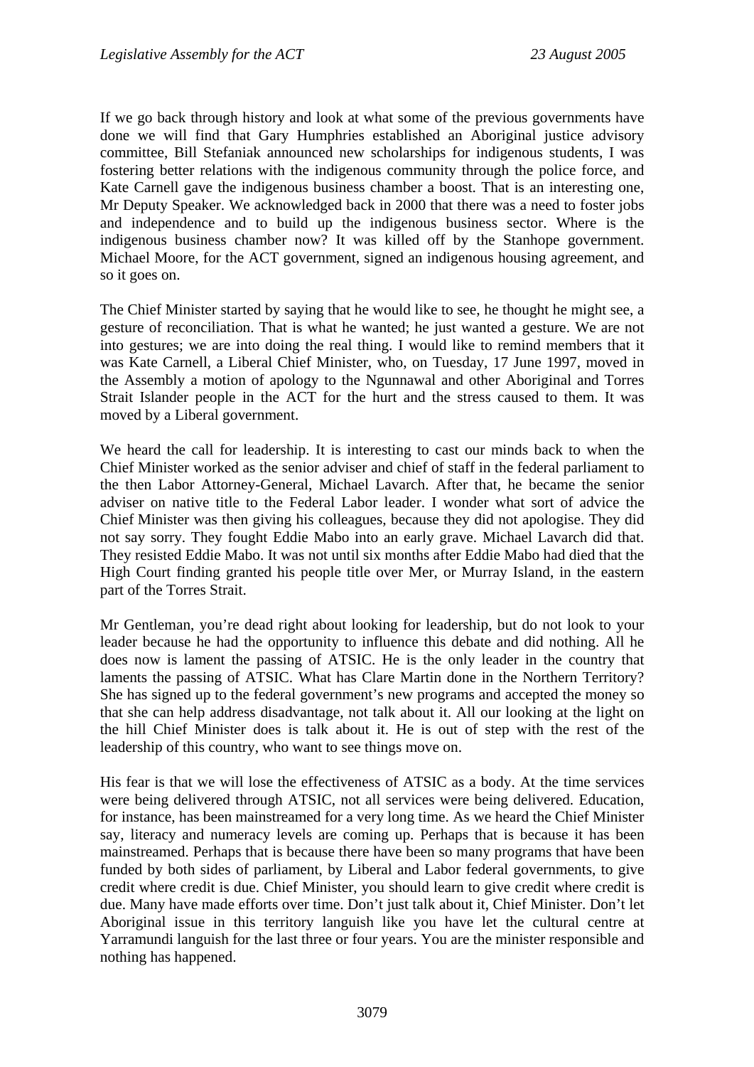If we go back through history and look at what some of the previous governments have done we will find that Gary Humphries established an Aboriginal justice advisory committee, Bill Stefaniak announced new scholarships for indigenous students, I was fostering better relations with the indigenous community through the police force, and Kate Carnell gave the indigenous business chamber a boost. That is an interesting one, Mr Deputy Speaker. We acknowledged back in 2000 that there was a need to foster jobs and independence and to build up the indigenous business sector. Where is the indigenous business chamber now? It was killed off by the Stanhope government. Michael Moore, for the ACT government, signed an indigenous housing agreement, and so it goes on.

The Chief Minister started by saying that he would like to see, he thought he might see, a gesture of reconciliation. That is what he wanted; he just wanted a gesture. We are not into gestures; we are into doing the real thing. I would like to remind members that it was Kate Carnell, a Liberal Chief Minister, who, on Tuesday, 17 June 1997, moved in the Assembly a motion of apology to the Ngunnawal and other Aboriginal and Torres Strait Islander people in the ACT for the hurt and the stress caused to them. It was moved by a Liberal government.

We heard the call for leadership. It is interesting to cast our minds back to when the Chief Minister worked as the senior adviser and chief of staff in the federal parliament to the then Labor Attorney-General, Michael Lavarch. After that, he became the senior adviser on native title to the Federal Labor leader. I wonder what sort of advice the Chief Minister was then giving his colleagues, because they did not apologise. They did not say sorry. They fought Eddie Mabo into an early grave. Michael Lavarch did that. They resisted Eddie Mabo. It was not until six months after Eddie Mabo had died that the High Court finding granted his people title over Mer, or Murray Island, in the eastern part of the Torres Strait.

Mr Gentleman, you're dead right about looking for leadership, but do not look to your leader because he had the opportunity to influence this debate and did nothing. All he does now is lament the passing of ATSIC. He is the only leader in the country that laments the passing of ATSIC. What has Clare Martin done in the Northern Territory? She has signed up to the federal government's new programs and accepted the money so that she can help address disadvantage, not talk about it. All our looking at the light on the hill Chief Minister does is talk about it. He is out of step with the rest of the leadership of this country, who want to see things move on.

His fear is that we will lose the effectiveness of ATSIC as a body. At the time services were being delivered through ATSIC, not all services were being delivered. Education, for instance, has been mainstreamed for a very long time. As we heard the Chief Minister say, literacy and numeracy levels are coming up. Perhaps that is because it has been mainstreamed. Perhaps that is because there have been so many programs that have been funded by both sides of parliament, by Liberal and Labor federal governments, to give credit where credit is due. Chief Minister, you should learn to give credit where credit is due. Many have made efforts over time. Don't just talk about it, Chief Minister. Don't let Aboriginal issue in this territory languish like you have let the cultural centre at Yarramundi languish for the last three or four years. You are the minister responsible and nothing has happened.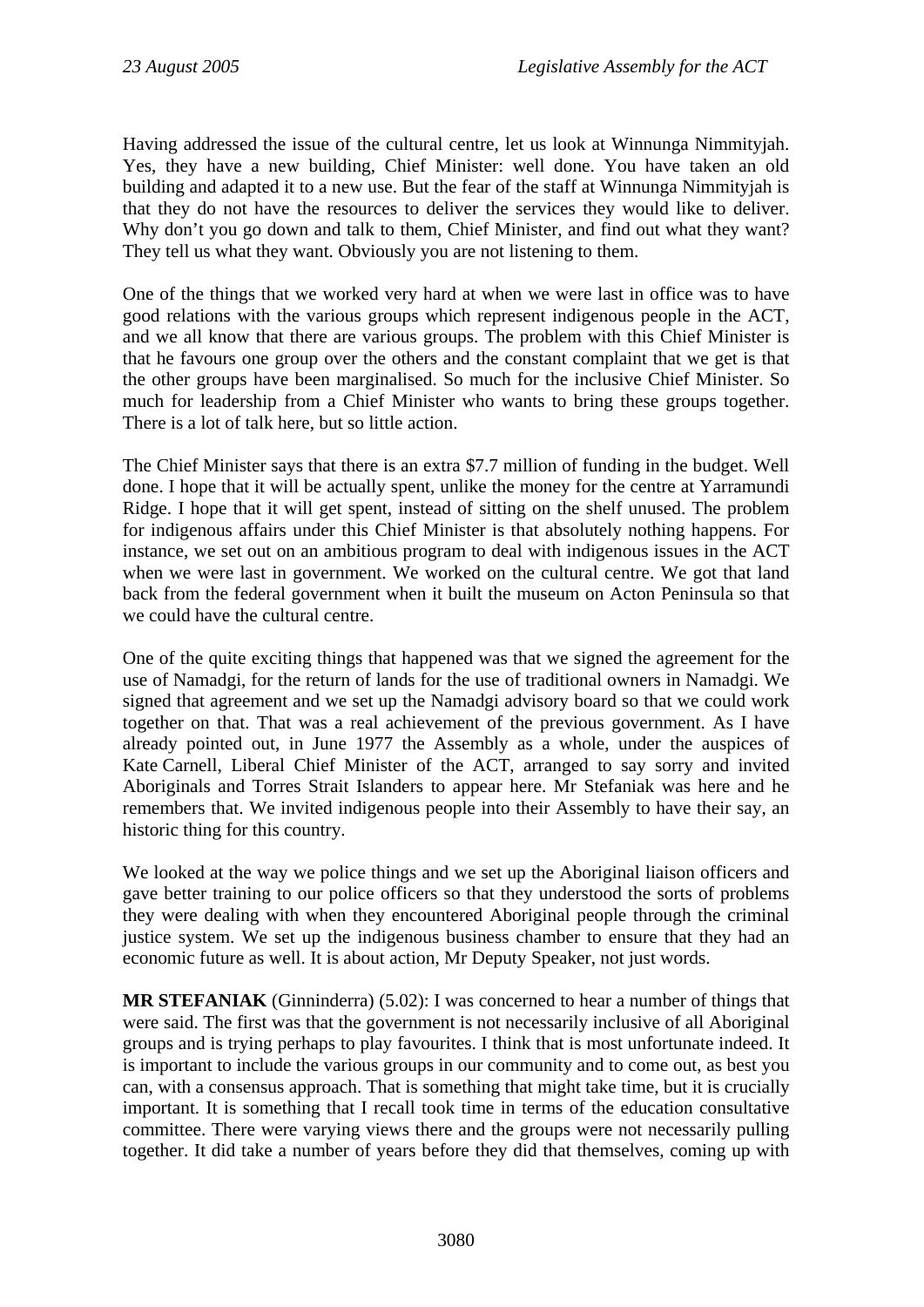Having addressed the issue of the cultural centre, let us look at Winnunga Nimmityjah. Yes, they have a new building, Chief Minister: well done. You have taken an old building and adapted it to a new use. But the fear of the staff at Winnunga Nimmityjah is that they do not have the resources to deliver the services they would like to deliver. Why don't you go down and talk to them, Chief Minister, and find out what they want? They tell us what they want. Obviously you are not listening to them.

One of the things that we worked very hard at when we were last in office was to have good relations with the various groups which represent indigenous people in the ACT, and we all know that there are various groups. The problem with this Chief Minister is that he favours one group over the others and the constant complaint that we get is that the other groups have been marginalised. So much for the inclusive Chief Minister. So much for leadership from a Chief Minister who wants to bring these groups together. There is a lot of talk here, but so little action.

The Chief Minister says that there is an extra $7.7 million of funding in the budget. Well done. I hope that it will be actually spent, unlike the money for the centre at Yarramundi Ridge. I hope that it will get spent, instead of sitting on the shelf unused. The problem for indigenous affairs under this Chief Minister is that absolutely nothing happens. For instance, we set out on an ambitious program to deal with indigenous issues in the ACT when we were last in government. We worked on the cultural centre. We got that land back from the federal government when it built the museum on Acton Peninsula so that we could have the cultural centre.

One of the quite exciting things that happened was that we signed the agreement for the use of Namadgi, for the return of lands for the use of traditional owners in Namadgi. We signed that agreement and we set up the Namadgi advisory board so that we could work together on that. That was a real achievement of the previous government. As I have already pointed out, in June 1977 the Assembly as a whole, under the auspices of Kate Carnell, Liberal Chief Minister of the ACT, arranged to say sorry and invited Aboriginals and Torres Strait Islanders to appear here. Mr Stefaniak was here and he remembers that. We invited indigenous people into their Assembly to have their say, an historic thing for this country.

We looked at the way we police things and we set up the Aboriginal liaison officers and gave better training to our police officers so that they understood the sorts of problems they were dealing with when they encountered Aboriginal people through the criminal justice system. We set up the indigenous business chamber to ensure that they had an economic future as well. It is about action, Mr Deputy Speaker, not just words.

**MR STEFANIAK** (Ginninderra) (5.02): I was concerned to hear a number of things that were said. The first was that the government is not necessarily inclusive of all Aboriginal groups and is trying perhaps to play favourites. I think that is most unfortunate indeed. It is important to include the various groups in our community and to come out, as best you can, with a consensus approach. That is something that might take time, but it is crucially important. It is something that I recall took time in terms of the education consultative committee. There were varying views there and the groups were not necessarily pulling together. It did take a number of years before they did that themselves, coming up with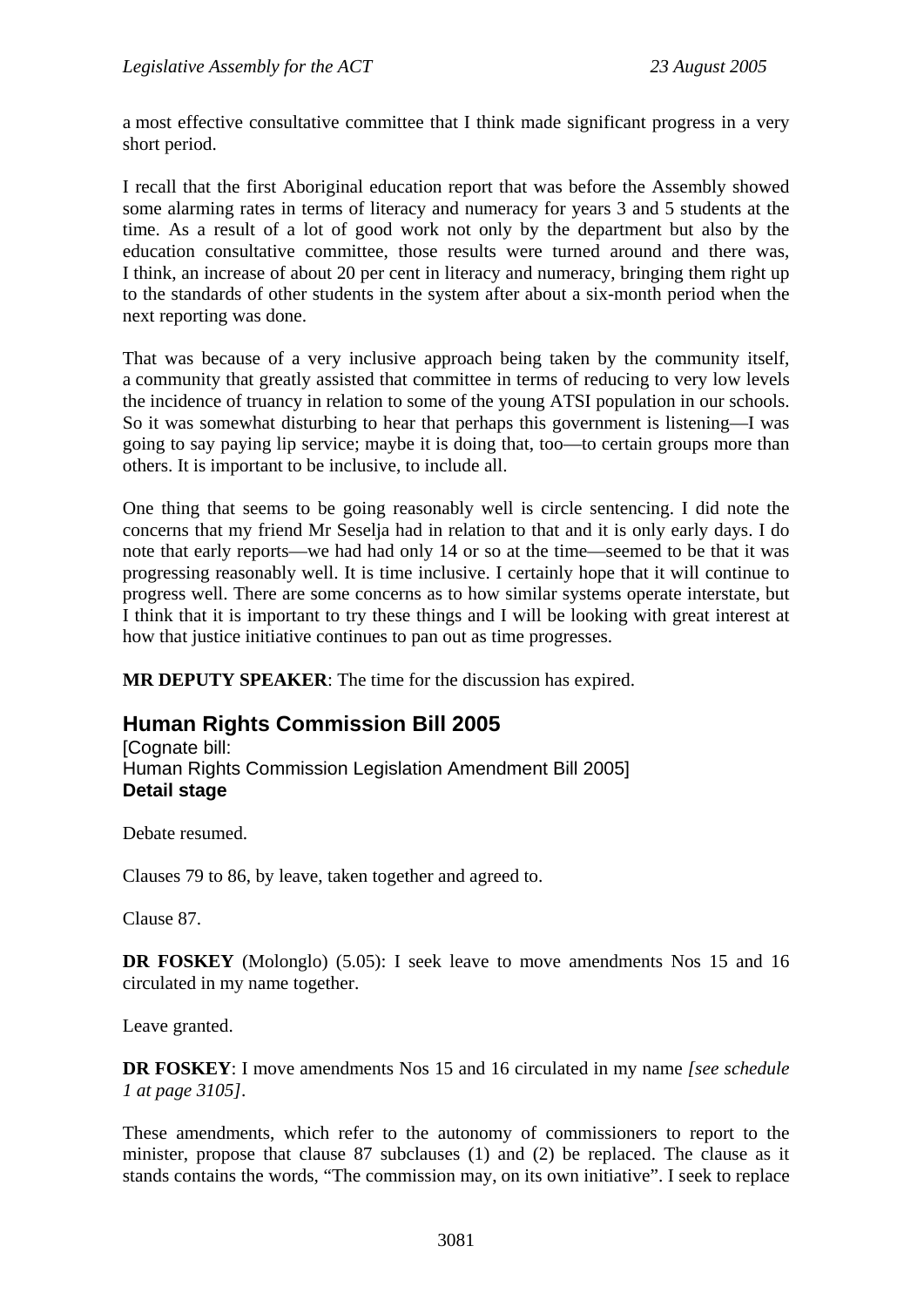a most effective consultative committee that I think made significant progress in a very short period.

I recall that the first Aboriginal education report that was before the Assembly showed some alarming rates in terms of literacy and numeracy for years 3 and 5 students at the time. As a result of a lot of good work not only by the department but also by the education consultative committee, those results were turned around and there was, I think, an increase of about 20 per cent in literacy and numeracy, bringing them right up to the standards of other students in the system after about a six-month period when the next reporting was done.

That was because of a very inclusive approach being taken by the community itself, a community that greatly assisted that committee in terms of reducing to very low levels the incidence of truancy in relation to some of the young ATSI population in our schools. So it was somewhat disturbing to hear that perhaps this government is listening—I was going to say paying lip service; maybe it is doing that, too—to certain groups more than others. It is important to be inclusive, to include all.

One thing that seems to be going reasonably well is circle sentencing. I did note the concerns that my friend Mr Seselja had in relation to that and it is only early days. I do note that early reports—we had had only 14 or so at the time—seemed to be that it was progressing reasonably well. It is time inclusive. I certainly hope that it will continue to progress well. There are some concerns as to how similar systems operate interstate, but I think that it is important to try these things and I will be looking with great interest at how that justice initiative continues to pan out as time progresses.

**MR DEPUTY SPEAKER**: The time for the discussion has expired.

## Human Rights Commission Bill 2005

[Cognate bill:
Human Rights Commission Legislation Amendment Bill 2005]
**Detail stage**

Debate resumed.

Clauses 79 to 86, by leave, taken together and agreed to.

Clause 87.

**DR FOSKEY** (Molonglo) (5.05): I seek leave to move amendments Nos 15 and 16 circulated in my name together.

Leave granted.

**DR FOSKEY**: I move amendments Nos 15 and 16 circulated in my name *[see schedule 1 at page 3105]*.

These amendments, which refer to the autonomy of commissioners to report to the minister, propose that clause 87 subclauses (1) and (2) be replaced. The clause as it stands contains the words, "The commission may, on its own initiative". I seek to replace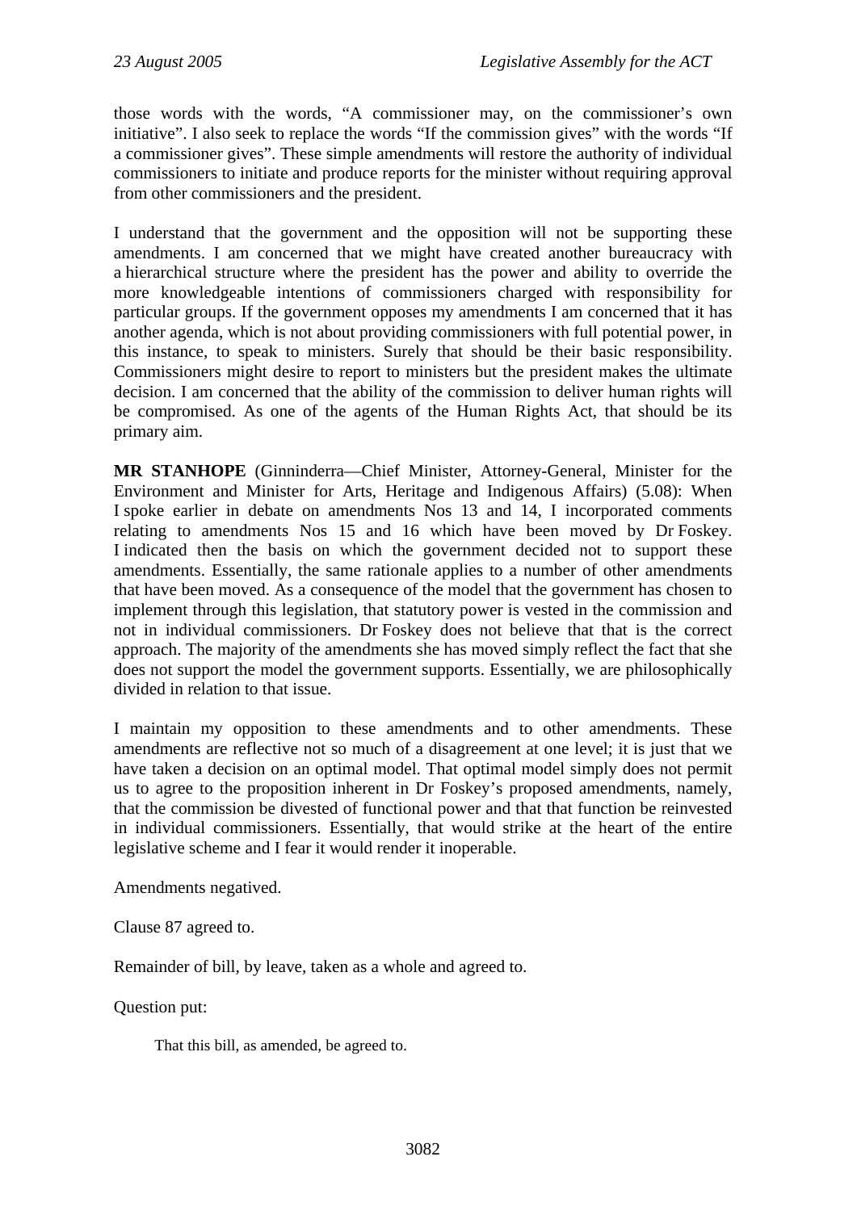those words with the words, "A commissioner may, on the commissioner's own initiative". I also seek to replace the words "If the commission gives" with the words "If a commissioner gives". These simple amendments will restore the authority of individual commissioners to initiate and produce reports for the minister without requiring approval from other commissioners and the president.

I understand that the government and the opposition will not be supporting these amendments. I am concerned that we might have created another bureaucracy with a hierarchical structure where the president has the power and ability to override the more knowledgeable intentions of commissioners charged with responsibility for particular groups. If the government opposes my amendments I am concerned that it has another agenda, which is not about providing commissioners with full potential power, in this instance, to speak to ministers. Surely that should be their basic responsibility. Commissioners might desire to report to ministers but the president makes the ultimate decision. I am concerned that the ability of the commission to deliver human rights will be compromised. As one of the agents of the Human Rights Act, that should be its primary aim.

**MR STANHOPE** (Ginninderra—Chief Minister, Attorney-General, Minister for the Environment and Minister for Arts, Heritage and Indigenous Affairs) (5.08): When I spoke earlier in debate on amendments Nos 13 and 14, I incorporated comments relating to amendments Nos 15 and 16 which have been moved by Dr Foskey. I indicated then the basis on which the government decided not to support these amendments. Essentially, the same rationale applies to a number of other amendments that have been moved. As a consequence of the model that the government has chosen to implement through this legislation, that statutory power is vested in the commission and not in individual commissioners. Dr Foskey does not believe that that is the correct approach. The majority of the amendments she has moved simply reflect the fact that she does not support the model the government supports. Essentially, we are philosophically divided in relation to that issue.

I maintain my opposition to these amendments and to other amendments. These amendments are reflective not so much of a disagreement at one level; it is just that we have taken a decision on an optimal model. That optimal model simply does not permit us to agree to the proposition inherent in Dr Foskey's proposed amendments, namely, that the commission be divested of functional power and that that function be reinvested in individual commissioners. Essentially, that would strike at the heart of the entire legislative scheme and I fear it would render it inoperable.

Amendments negatived.

Clause 87 agreed to.

Remainder of bill, by leave, taken as a whole and agreed to.

Question put:

> That this bill, as amended, be agreed to.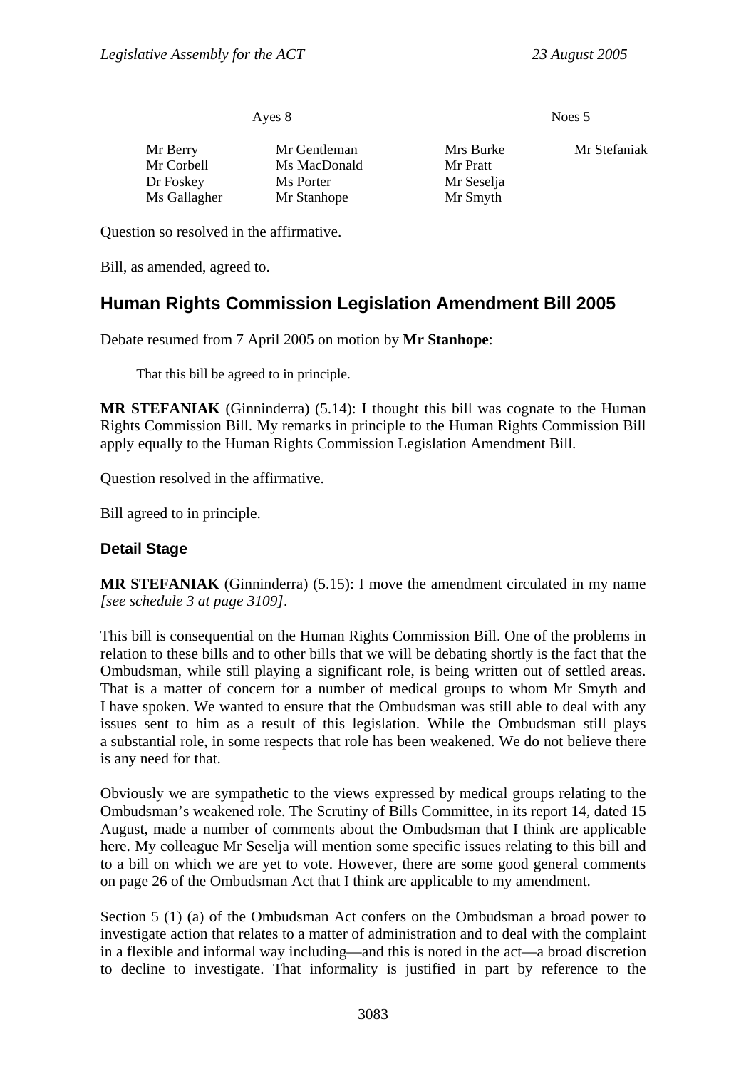| Ayes 8 | | Noes 5 | |
|---|---|---|---|
| Mr Berry | Mr Gentleman | Mrs Burke | Mr Stefaniak |
| Mr Corbell | Ms MacDonald | Mr Pratt | |
| Dr Foskey | Ms Porter | Mr Seselja | |
| Ms Gallagher | Mr Stanhope | Mr Smyth | |

Question so resolved in the affirmative.

Bill, as amended, agreed to.

## Human Rights Commission Legislation Amendment Bill 2005

Debate resumed from 7 April 2005 on motion by **Mr Stanhope**:

> That this bill be agreed to in principle.

**MR STEFANIAK** (Ginninderra) (5.14): I thought this bill was cognate to the Human Rights Commission Bill. My remarks in principle to the Human Rights Commission Bill apply equally to the Human Rights Commission Legislation Amendment Bill.

Question resolved in the affirmative.

Bill agreed to in principle.

### Detail Stage

**MR STEFANIAK** (Ginninderra) (5.15): I move the amendment circulated in my name *[see schedule 3 at page 3109]*.

This bill is consequential on the Human Rights Commission Bill. One of the problems in relation to these bills and to other bills that we will be debating shortly is the fact that the Ombudsman, while still playing a significant role, is being written out of settled areas. That is a matter of concern for a number of medical groups to whom Mr Smyth and I have spoken. We wanted to ensure that the Ombudsman was still able to deal with any issues sent to him as a result of this legislation. While the Ombudsman still plays a substantial role, in some respects that role has been weakened. We do not believe there is any need for that.

Obviously we are sympathetic to the views expressed by medical groups relating to the Ombudsman's weakened role. The Scrutiny of Bills Committee, in its report 14, dated 15 August, made a number of comments about the Ombudsman that I think are applicable here. My colleague Mr Seselja will mention some specific issues relating to this bill and to a bill on which we are yet to vote. However, there are some good general comments on page 26 of the Ombudsman Act that I think are applicable to my amendment.

Section 5 (1) (a) of the Ombudsman Act confers on the Ombudsman a broad power to investigate action that relates to a matter of administration and to deal with the complaint in a flexible and informal way including—and this is noted in the act—a broad discretion to decline to investigate. That informality is justified in part by reference to the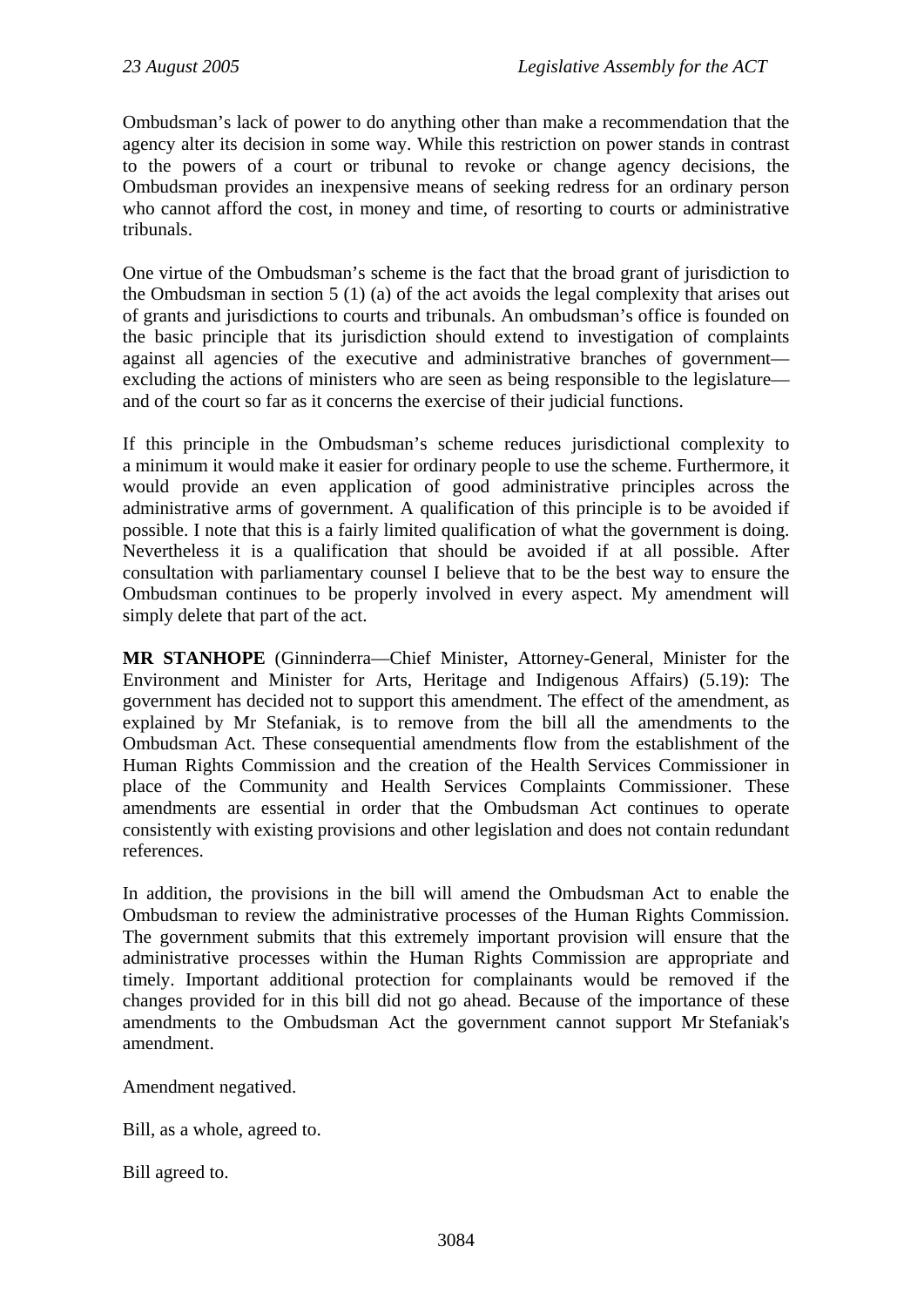Ombudsman's lack of power to do anything other than make a recommendation that the agency alter its decision in some way. While this restriction on power stands in contrast to the powers of a court or tribunal to revoke or change agency decisions, the Ombudsman provides an inexpensive means of seeking redress for an ordinary person who cannot afford the cost, in money and time, of resorting to courts or administrative tribunals.

One virtue of the Ombudsman's scheme is the fact that the broad grant of jurisdiction to the Ombudsman in section 5 (1) (a) of the act avoids the legal complexity that arises out of grants and jurisdictions to courts and tribunals. An ombudsman's office is founded on the basic principle that its jurisdiction should extend to investigation of complaints against all agencies of the executive and administrative branches of government—excluding the actions of ministers who are seen as being responsible to the legislature—and of the court so far as it concerns the exercise of their judicial functions.

If this principle in the Ombudsman's scheme reduces jurisdictional complexity to a minimum it would make it easier for ordinary people to use the scheme. Furthermore, it would provide an even application of good administrative principles across the administrative arms of government. A qualification of this principle is to be avoided if possible. I note that this is a fairly limited qualification of what the government is doing. Nevertheless it is a qualification that should be avoided if at all possible. After consultation with parliamentary counsel I believe that to be the best way to ensure the Ombudsman continues to be properly involved in every aspect. My amendment will simply delete that part of the act.

**MR STANHOPE** (Ginninderra—Chief Minister, Attorney-General, Minister for the Environment and Minister for Arts, Heritage and Indigenous Affairs) (5.19): The government has decided not to support this amendment. The effect of the amendment, as explained by Mr Stefaniak, is to remove from the bill all the amendments to the Ombudsman Act. These consequential amendments flow from the establishment of the Human Rights Commission and the creation of the Health Services Commissioner in place of the Community and Health Services Complaints Commissioner. These amendments are essential in order that the Ombudsman Act continues to operate consistently with existing provisions and other legislation and does not contain redundant references.

In addition, the provisions in the bill will amend the Ombudsman Act to enable the Ombudsman to review the administrative processes of the Human Rights Commission. The government submits that this extremely important provision will ensure that the administrative processes within the Human Rights Commission are appropriate and timely. Important additional protection for complainants would be removed if the changes provided for in this bill did not go ahead. Because of the importance of these amendments to the Ombudsman Act the government cannot support Mr Stefaniak's amendment.

Amendment negatived.

Bill, as a whole, agreed to.

Bill agreed to.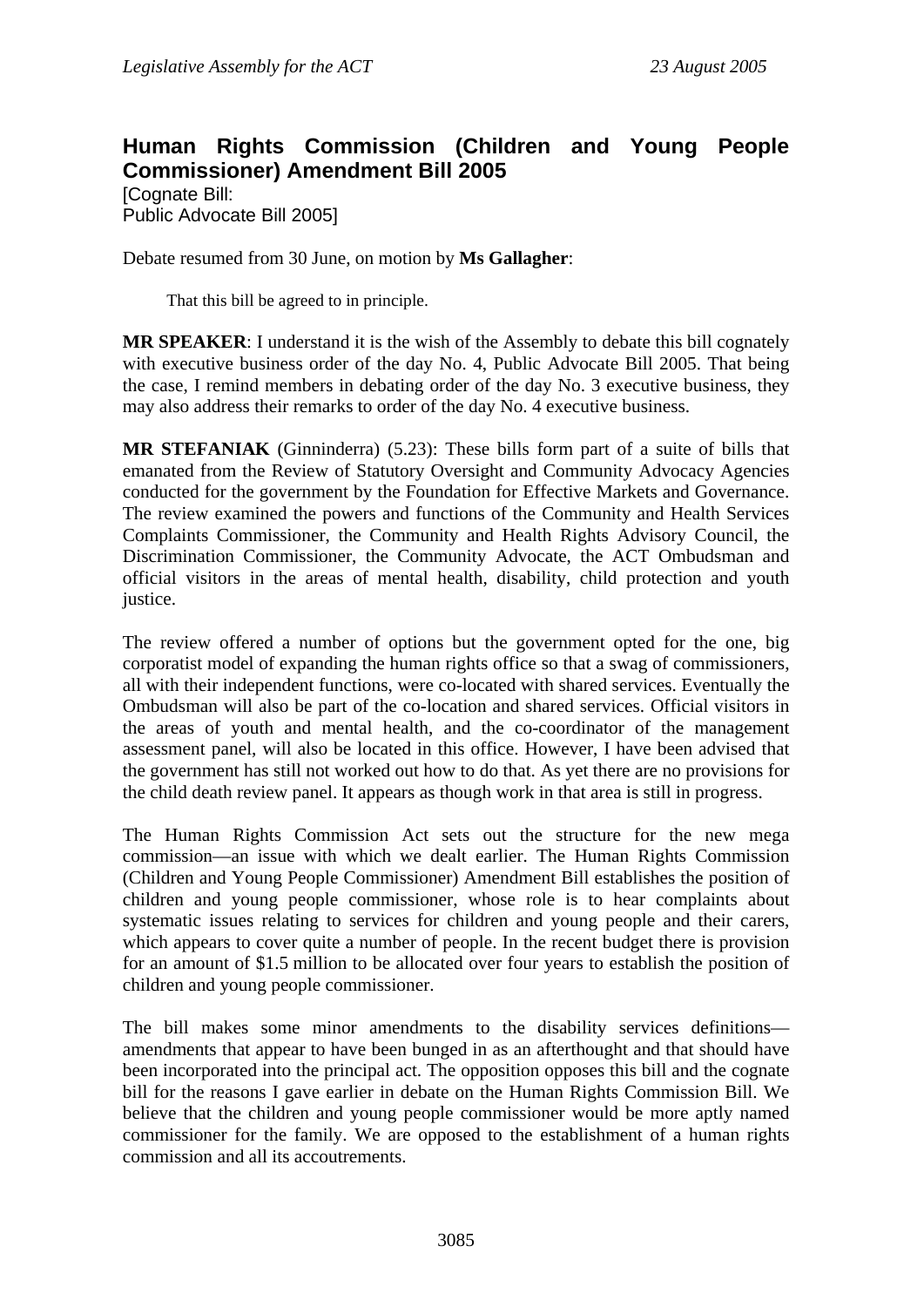## Human Rights Commission (Children and Young People Commissioner) Amendment Bill 2005

[Cognate Bill:
Public Advocate Bill 2005]

Debate resumed from 30 June, on motion by **Ms Gallagher**:

> That this bill be agreed to in principle.

**MR SPEAKER**: I understand it is the wish of the Assembly to debate this bill cognately with executive business order of the day No. 4, Public Advocate Bill 2005. That being the case, I remind members in debating order of the day No. 3 executive business, they may also address their remarks to order of the day No. 4 executive business.

**MR STEFANIAK** (Ginninderra) (5.23): These bills form part of a suite of bills that emanated from the Review of Statutory Oversight and Community Advocacy Agencies conducted for the government by the Foundation for Effective Markets and Governance. The review examined the powers and functions of the Community and Health Services Complaints Commissioner, the Community and Health Rights Advisory Council, the Discrimination Commissioner, the Community Advocate, the ACT Ombudsman and official visitors in the areas of mental health, disability, child protection and youth justice.

The review offered a number of options but the government opted for the one, big corporatist model of expanding the human rights office so that a swag of commissioners, all with their independent functions, were co-located with shared services. Eventually the Ombudsman will also be part of the co-location and shared services. Official visitors in the areas of youth and mental health, and the co-coordinator of the management assessment panel, will also be located in this office. However, I have been advised that the government has still not worked out how to do that. As yet there are no provisions for the child death review panel. It appears as though work in that area is still in progress.

The Human Rights Commission Act sets out the structure for the new mega commission—an issue with which we dealt earlier. The Human Rights Commission (Children and Young People Commissioner) Amendment Bill establishes the position of children and young people commissioner, whose role is to hear complaints about systematic issues relating to services for children and young people and their carers, which appears to cover quite a number of people. In the recent budget there is provision for an amount of $1.5 million to be allocated over four years to establish the position of children and young people commissioner.

The bill makes some minor amendments to the disability services definitions—amendments that appear to have been bunged in as an afterthought and that should have been incorporated into the principal act. The opposition opposes this bill and the cognate bill for the reasons I gave earlier in debate on the Human Rights Commission Bill. We believe that the children and young people commissioner would be more aptly named commissioner for the family. We are opposed to the establishment of a human rights commission and all its accoutrements.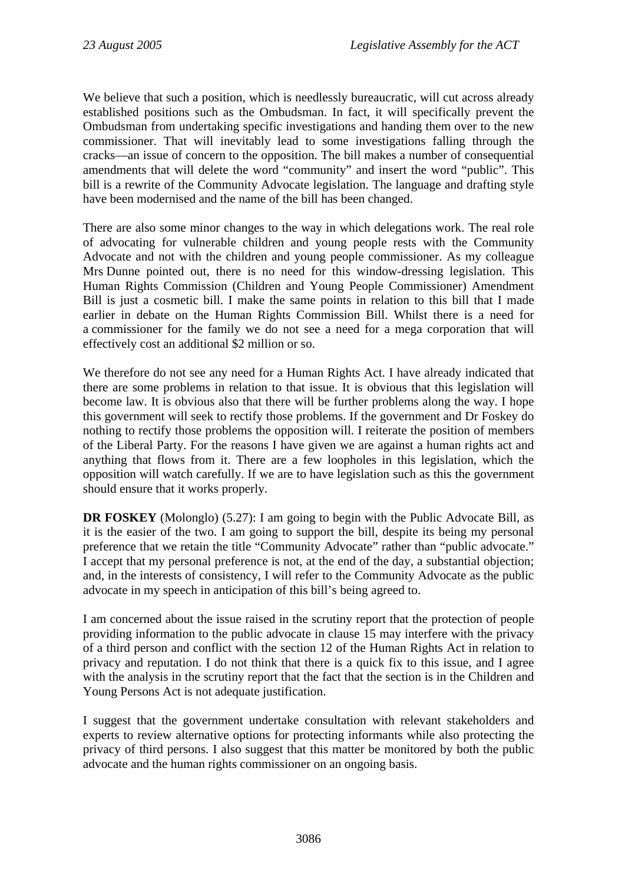We believe that such a position, which is needlessly bureaucratic, will cut across already established positions such as the Ombudsman. In fact, it will specifically prevent the Ombudsman from undertaking specific investigations and handing them over to the new commissioner. That will inevitably lead to some investigations falling through the cracks—an issue of concern to the opposition. The bill makes a number of consequential amendments that will delete the word "community" and insert the word "public". This bill is a rewrite of the Community Advocate legislation. The language and drafting style have been modernised and the name of the bill has been changed.

There are also some minor changes to the way in which delegations work. The real role of advocating for vulnerable children and young people rests with the Community Advocate and not with the children and young people commissioner. As my colleague Mrs Dunne pointed out, there is no need for this window-dressing legislation. This Human Rights Commission (Children and Young People Commissioner) Amendment Bill is just a cosmetic bill. I make the same points in relation to this bill that I made earlier in debate on the Human Rights Commission Bill. Whilst there is a need for a commissioner for the family we do not see a need for a mega corporation that will effectively cost an additional $2 million or so.

We therefore do not see any need for a Human Rights Act. I have already indicated that there are some problems in relation to that issue. It is obvious that this legislation will become law. It is obvious also that there will be further problems along the way. I hope this government will seek to rectify those problems. If the government and Dr Foskey do nothing to rectify those problems the opposition will. I reiterate the position of members of the Liberal Party. For the reasons I have given we are against a human rights act and anything that flows from it. There are a few loopholes in this legislation, which the opposition will watch carefully. If we are to have legislation such as this the government should ensure that it works properly.

**DR FOSKEY** (Molonglo) (5.27): I am going to begin with the Public Advocate Bill, as it is the easier of the two. I am going to support the bill, despite its being my personal preference that we retain the title "Community Advocate" rather than "public advocate." I accept that my personal preference is not, at the end of the day, a substantial objection; and, in the interests of consistency, I will refer to the Community Advocate as the public advocate in my speech in anticipation of this bill's being agreed to.

I am concerned about the issue raised in the scrutiny report that the protection of people providing information to the public advocate in clause 15 may interfere with the privacy of a third person and conflict with the section 12 of the Human Rights Act in relation to privacy and reputation. I do not think that there is a quick fix to this issue, and I agree with the analysis in the scrutiny report that the fact that the section is in the Children and Young Persons Act is not adequate justification.

I suggest that the government undertake consultation with relevant stakeholders and experts to review alternative options for protecting informants while also protecting the privacy of third persons. I also suggest that this matter be monitored by both the public advocate and the human rights commissioner on an ongoing basis.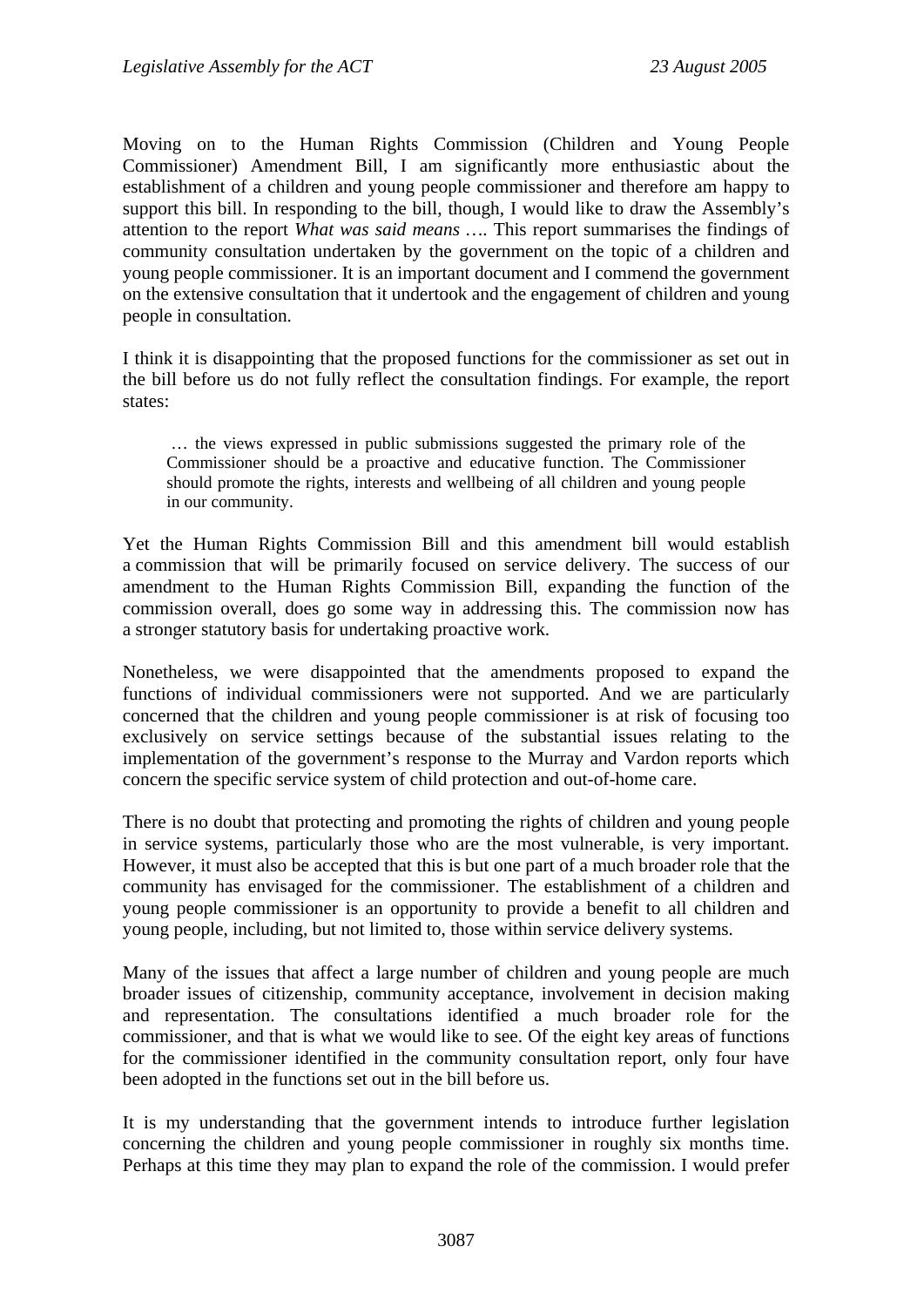Moving on to the Human Rights Commission (Children and Young People Commissioner) Amendment Bill, I am significantly more enthusiastic about the establishment of a children and young people commissioner and therefore am happy to support this bill. In responding to the bill, though, I would like to draw the Assembly's attention to the report *What was said means* …. This report summarises the findings of community consultation undertaken by the government on the topic of a children and young people commissioner. It is an important document and I commend the government on the extensive consultation that it undertook and the engagement of children and young people in consultation.

I think it is disappointing that the proposed functions for the commissioner as set out in the bill before us do not fully reflect the consultation findings. For example, the report states:

> … the views expressed in public submissions suggested the primary role of the Commissioner should be a proactive and educative function. The Commissioner should promote the rights, interests and wellbeing of all children and young people in our community.

Yet the Human Rights Commission Bill and this amendment bill would establish a commission that will be primarily focused on service delivery. The success of our amendment to the Human Rights Commission Bill, expanding the function of the commission overall, does go some way in addressing this. The commission now has a stronger statutory basis for undertaking proactive work.

Nonetheless, we were disappointed that the amendments proposed to expand the functions of individual commissioners were not supported. And we are particularly concerned that the children and young people commissioner is at risk of focusing too exclusively on service settings because of the substantial issues relating to the implementation of the government's response to the Murray and Vardon reports which concern the specific service system of child protection and out-of-home care.

There is no doubt that protecting and promoting the rights of children and young people in service systems, particularly those who are the most vulnerable, is very important. However, it must also be accepted that this is but one part of a much broader role that the community has envisaged for the commissioner. The establishment of a children and young people commissioner is an opportunity to provide a benefit to all children and young people, including, but not limited to, those within service delivery systems.

Many of the issues that affect a large number of children and young people are much broader issues of citizenship, community acceptance, involvement in decision making and representation. The consultations identified a much broader role for the commissioner, and that is what we would like to see. Of the eight key areas of functions for the commissioner identified in the community consultation report, only four have been adopted in the functions set out in the bill before us.

It is my understanding that the government intends to introduce further legislation concerning the children and young people commissioner in roughly six months time. Perhaps at this time they may plan to expand the role of the commission. I would prefer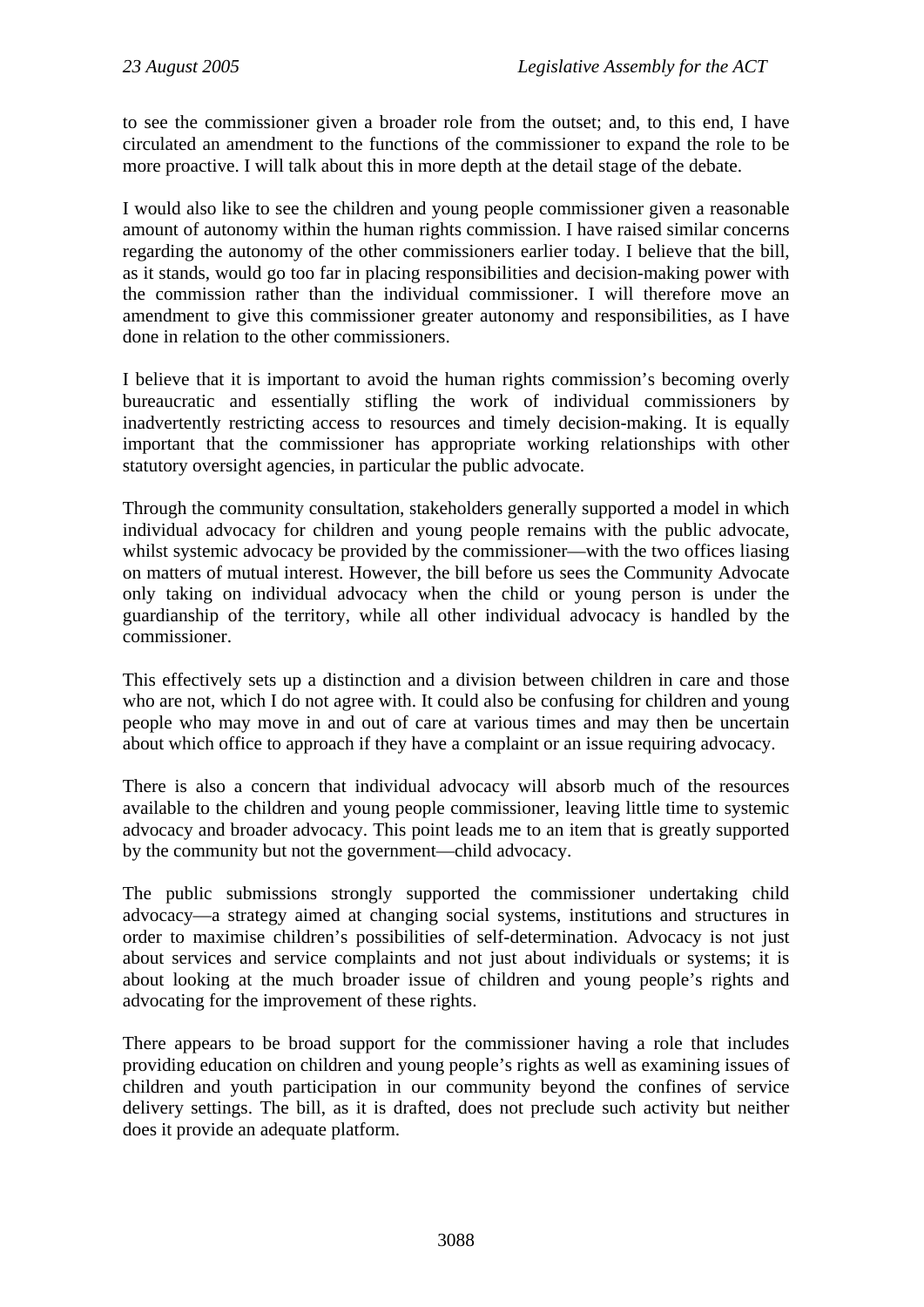to see the commissioner given a broader role from the outset; and, to this end, I have circulated an amendment to the functions of the commissioner to expand the role to be more proactive. I will talk about this in more depth at the detail stage of the debate.

I would also like to see the children and young people commissioner given a reasonable amount of autonomy within the human rights commission. I have raised similar concerns regarding the autonomy of the other commissioners earlier today. I believe that the bill, as it stands, would go too far in placing responsibilities and decision-making power with the commission rather than the individual commissioner. I will therefore move an amendment to give this commissioner greater autonomy and responsibilities, as I have done in relation to the other commissioners.

I believe that it is important to avoid the human rights commission's becoming overly bureaucratic and essentially stifling the work of individual commissioners by inadvertently restricting access to resources and timely decision-making. It is equally important that the commissioner has appropriate working relationships with other statutory oversight agencies, in particular the public advocate.

Through the community consultation, stakeholders generally supported a model in which individual advocacy for children and young people remains with the public advocate, whilst systemic advocacy be provided by the commissioner—with the two offices liasing on matters of mutual interest. However, the bill before us sees the Community Advocate only taking on individual advocacy when the child or young person is under the guardianship of the territory, while all other individual advocacy is handled by the commissioner.

This effectively sets up a distinction and a division between children in care and those who are not, which I do not agree with. It could also be confusing for children and young people who may move in and out of care at various times and may then be uncertain about which office to approach if they have a complaint or an issue requiring advocacy.

There is also a concern that individual advocacy will absorb much of the resources available to the children and young people commissioner, leaving little time to systemic advocacy and broader advocacy. This point leads me to an item that is greatly supported by the community but not the government—child advocacy.

The public submissions strongly supported the commissioner undertaking child advocacy—a strategy aimed at changing social systems, institutions and structures in order to maximise children's possibilities of self-determination. Advocacy is not just about services and service complaints and not just about individuals or systems; it is about looking at the much broader issue of children and young people's rights and advocating for the improvement of these rights.

There appears to be broad support for the commissioner having a role that includes providing education on children and young people's rights as well as examining issues of children and youth participation in our community beyond the confines of service delivery settings. The bill, as it is drafted, does not preclude such activity but neither does it provide an adequate platform.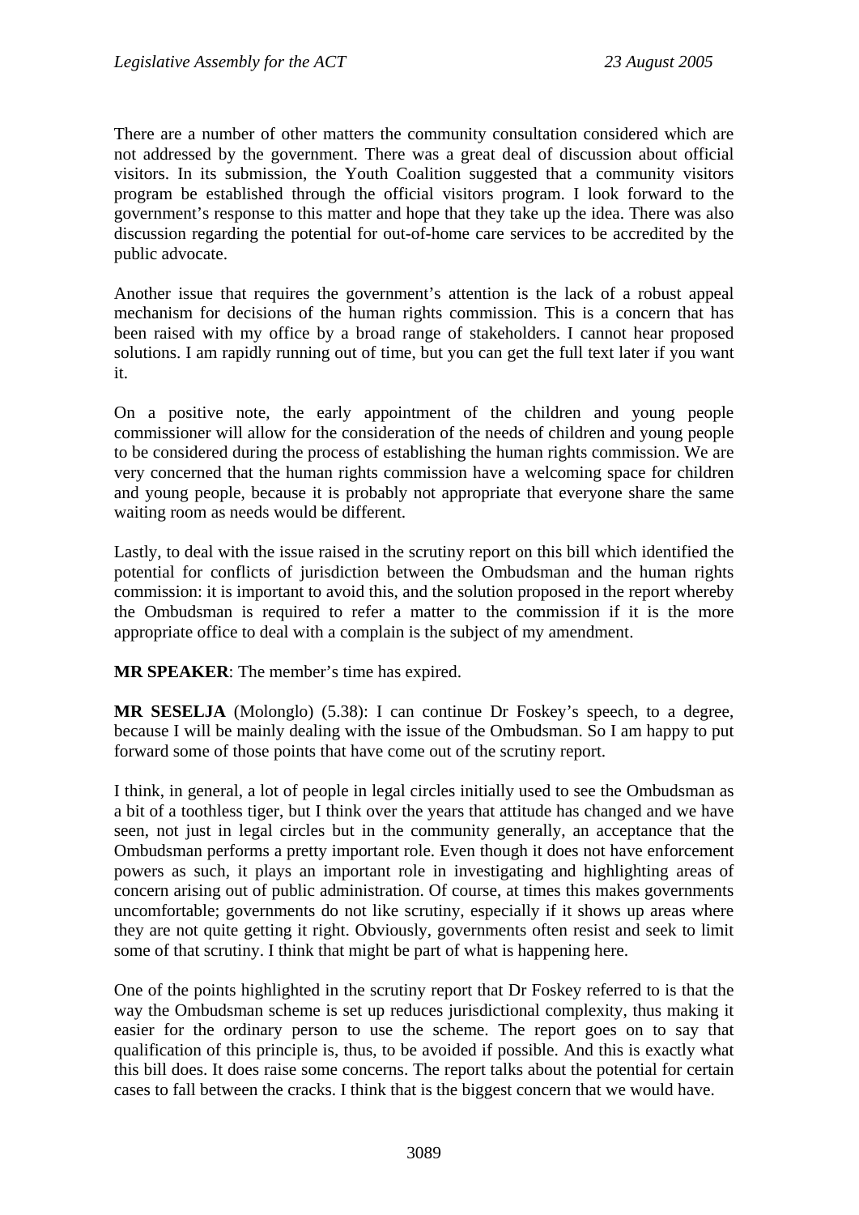There are a number of other matters the community consultation considered which are not addressed by the government. There was a great deal of discussion about official visitors. In its submission, the Youth Coalition suggested that a community visitors program be established through the official visitors program. I look forward to the government's response to this matter and hope that they take up the idea. There was also discussion regarding the potential for out-of-home care services to be accredited by the public advocate.

Another issue that requires the government's attention is the lack of a robust appeal mechanism for decisions of the human rights commission. This is a concern that has been raised with my office by a broad range of stakeholders. I cannot hear proposed solutions. I am rapidly running out of time, but you can get the full text later if you want it.

On a positive note, the early appointment of the children and young people commissioner will allow for the consideration of the needs of children and young people to be considered during the process of establishing the human rights commission. We are very concerned that the human rights commission have a welcoming space for children and young people, because it is probably not appropriate that everyone share the same waiting room as needs would be different.

Lastly, to deal with the issue raised in the scrutiny report on this bill which identified the potential for conflicts of jurisdiction between the Ombudsman and the human rights commission: it is important to avoid this, and the solution proposed in the report whereby the Ombudsman is required to refer a matter to the commission if it is the more appropriate office to deal with a complain is the subject of my amendment.

**MR SPEAKER**: The member's time has expired.

**MR SESELJA** (Molonglo) (5.38): I can continue Dr Foskey's speech, to a degree, because I will be mainly dealing with the issue of the Ombudsman. So I am happy to put forward some of those points that have come out of the scrutiny report.

I think, in general, a lot of people in legal circles initially used to see the Ombudsman as a bit of a toothless tiger, but I think over the years that attitude has changed and we have seen, not just in legal circles but in the community generally, an acceptance that the Ombudsman performs a pretty important role. Even though it does not have enforcement powers as such, it plays an important role in investigating and highlighting areas of concern arising out of public administration. Of course, at times this makes governments uncomfortable; governments do not like scrutiny, especially if it shows up areas where they are not quite getting it right. Obviously, governments often resist and seek to limit some of that scrutiny. I think that might be part of what is happening here.

One of the points highlighted in the scrutiny report that Dr Foskey referred to is that the way the Ombudsman scheme is set up reduces jurisdictional complexity, thus making it easier for the ordinary person to use the scheme. The report goes on to say that qualification of this principle is, thus, to be avoided if possible. And this is exactly what this bill does. It does raise some concerns. The report talks about the potential for certain cases to fall between the cracks. I think that is the biggest concern that we would have.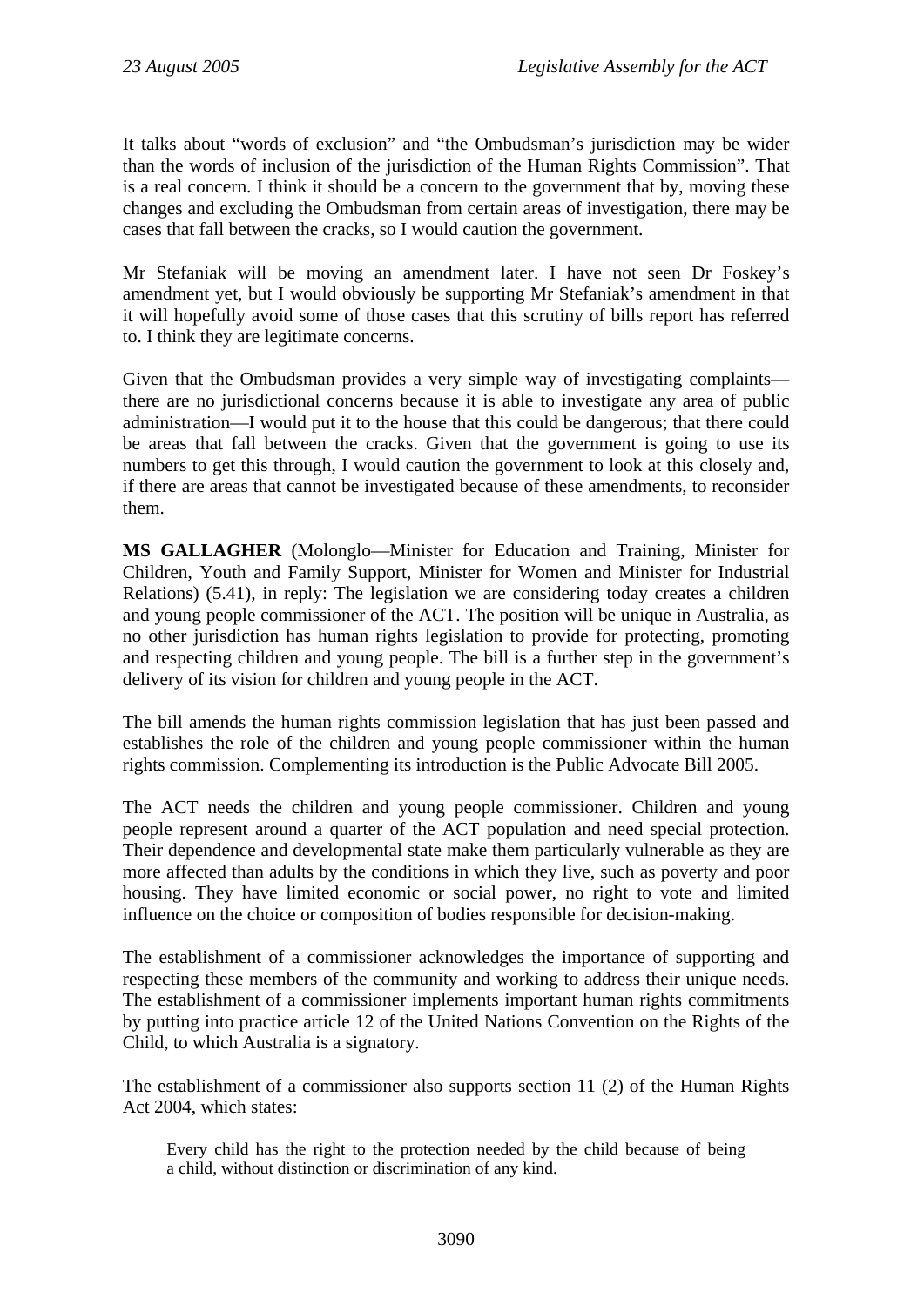It talks about "words of exclusion" and "the Ombudsman's jurisdiction may be wider than the words of inclusion of the jurisdiction of the Human Rights Commission". That is a real concern. I think it should be a concern to the government that by, moving these changes and excluding the Ombudsman from certain areas of investigation, there may be cases that fall between the cracks, so I would caution the government.

Mr Stefaniak will be moving an amendment later. I have not seen Dr Foskey's amendment yet, but I would obviously be supporting Mr Stefaniak's amendment in that it will hopefully avoid some of those cases that this scrutiny of bills report has referred to. I think they are legitimate concerns.

Given that the Ombudsman provides a very simple way of investigating complaints—there are no jurisdictional concerns because it is able to investigate any area of public administration—I would put it to the house that this could be dangerous; that there could be areas that fall between the cracks. Given that the government is going to use its numbers to get this through, I would caution the government to look at this closely and, if there are areas that cannot be investigated because of these amendments, to reconsider them.

**MS GALLAGHER** (Molonglo—Minister for Education and Training, Minister for Children, Youth and Family Support, Minister for Women and Minister for Industrial Relations) (5.41), in reply: The legislation we are considering today creates a children and young people commissioner of the ACT. The position will be unique in Australia, as no other jurisdiction has human rights legislation to provide for protecting, promoting and respecting children and young people. The bill is a further step in the government's delivery of its vision for children and young people in the ACT.

The bill amends the human rights commission legislation that has just been passed and establishes the role of the children and young people commissioner within the human rights commission. Complementing its introduction is the Public Advocate Bill 2005.

The ACT needs the children and young people commissioner. Children and young people represent around a quarter of the ACT population and need special protection. Their dependence and developmental state make them particularly vulnerable as they are more affected than adults by the conditions in which they live, such as poverty and poor housing. They have limited economic or social power, no right to vote and limited influence on the choice or composition of bodies responsible for decision-making.

The establishment of a commissioner acknowledges the importance of supporting and respecting these members of the community and working to address their unique needs. The establishment of a commissioner implements important human rights commitments by putting into practice article 12 of the United Nations Convention on the Rights of the Child, to which Australia is a signatory.

The establishment of a commissioner also supports section 11 (2) of the Human Rights Act 2004, which states:

> Every child has the right to the protection needed by the child because of being a child, without distinction or discrimination of any kind.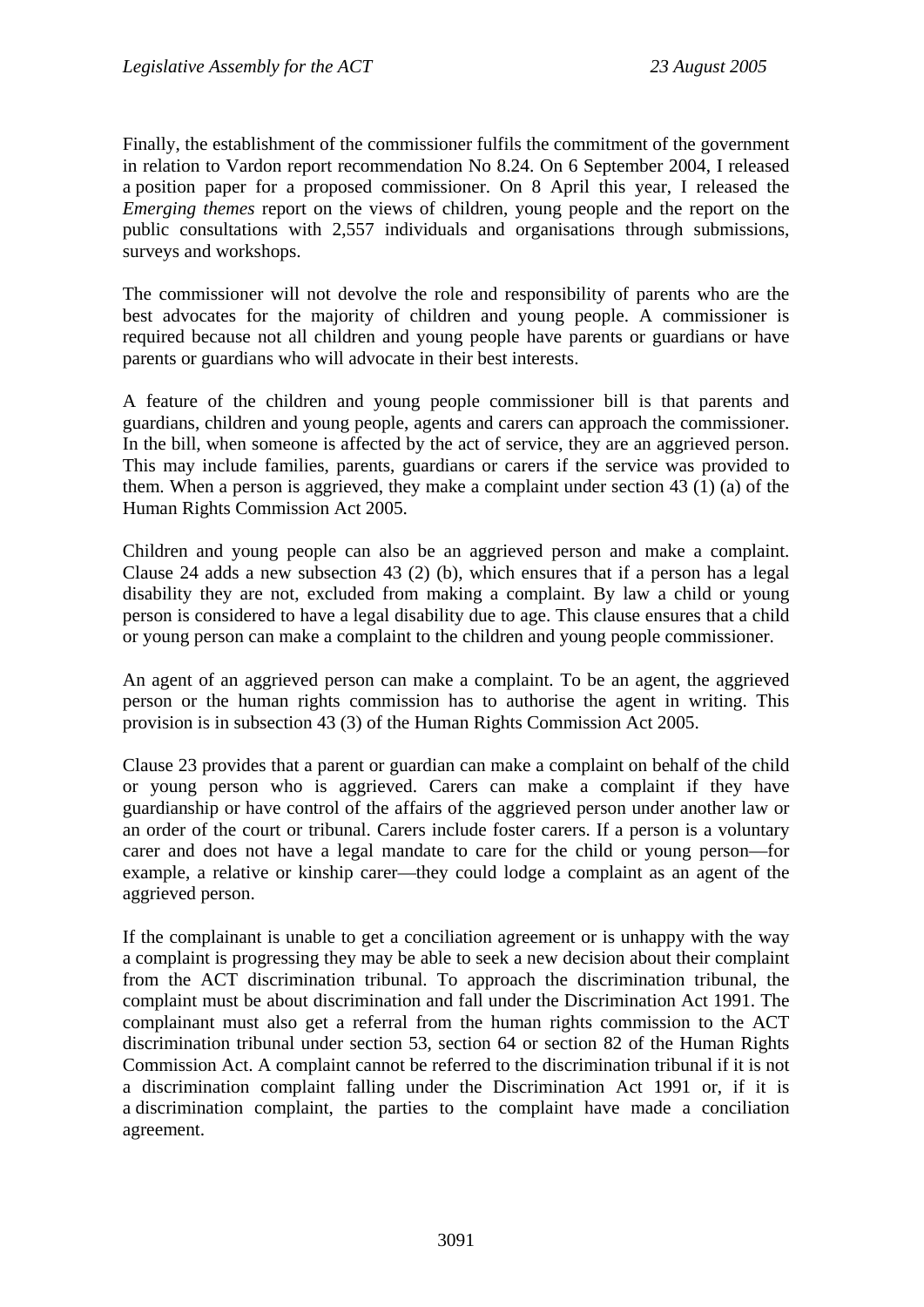Finally, the establishment of the commissioner fulfils the commitment of the government in relation to Vardon report recommendation No 8.24. On 6 September 2004, I released a position paper for a proposed commissioner. On 8 April this year, I released the *Emerging themes* report on the views of children, young people and the report on the public consultations with 2,557 individuals and organisations through submissions, surveys and workshops.

The commissioner will not devolve the role and responsibility of parents who are the best advocates for the majority of children and young people. A commissioner is required because not all children and young people have parents or guardians or have parents or guardians who will advocate in their best interests.

A feature of the children and young people commissioner bill is that parents and guardians, children and young people, agents and carers can approach the commissioner. In the bill, when someone is affected by the act of service, they are an aggrieved person. This may include families, parents, guardians or carers if the service was provided to them. When a person is aggrieved, they make a complaint under section 43 (1) (a) of the Human Rights Commission Act 2005.

Children and young people can also be an aggrieved person and make a complaint. Clause 24 adds a new subsection 43 (2) (b), which ensures that if a person has a legal disability they are not, excluded from making a complaint. By law a child or young person is considered to have a legal disability due to age. This clause ensures that a child or young person can make a complaint to the children and young people commissioner.

An agent of an aggrieved person can make a complaint. To be an agent, the aggrieved person or the human rights commission has to authorise the agent in writing. This provision is in subsection 43 (3) of the Human Rights Commission Act 2005.

Clause 23 provides that a parent or guardian can make a complaint on behalf of the child or young person who is aggrieved. Carers can make a complaint if they have guardianship or have control of the affairs of the aggrieved person under another law or an order of the court or tribunal. Carers include foster carers. If a person is a voluntary carer and does not have a legal mandate to care for the child or young person—for example, a relative or kinship carer—they could lodge a complaint as an agent of the aggrieved person.

If the complainant is unable to get a conciliation agreement or is unhappy with the way a complaint is progressing they may be able to seek a new decision about their complaint from the ACT discrimination tribunal. To approach the discrimination tribunal, the complaint must be about discrimination and fall under the Discrimination Act 1991. The complainant must also get a referral from the human rights commission to the ACT discrimination tribunal under section 53, section 64 or section 82 of the Human Rights Commission Act. A complaint cannot be referred to the discrimination tribunal if it is not a discrimination complaint falling under the Discrimination Act 1991 or, if it is a discrimination complaint, the parties to the complaint have made a conciliation agreement.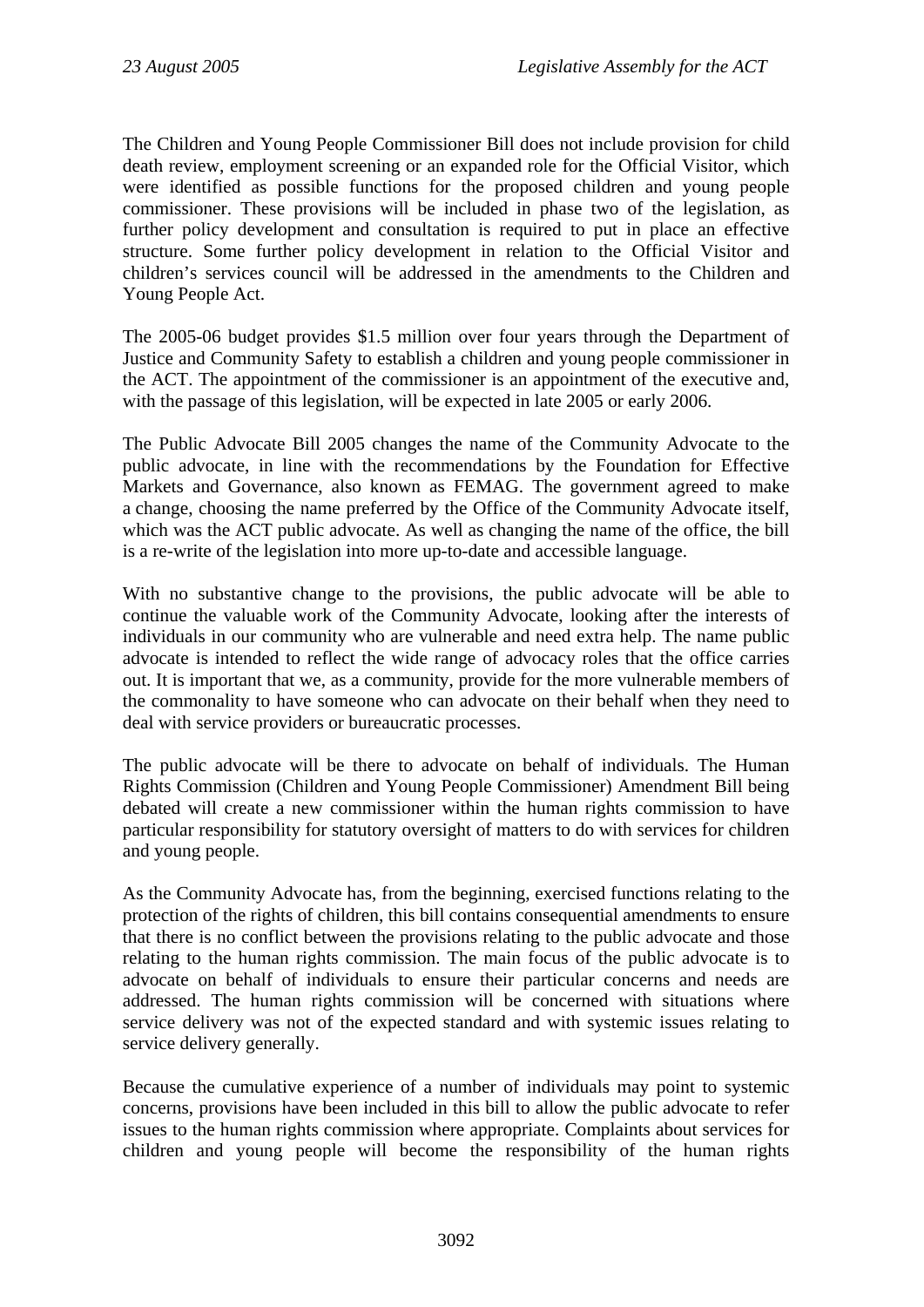The Children and Young People Commissioner Bill does not include provision for child death review, employment screening or an expanded role for the Official Visitor, which were identified as possible functions for the proposed children and young people commissioner. These provisions will be included in phase two of the legislation, as further policy development and consultation is required to put in place an effective structure. Some further policy development in relation to the Official Visitor and children's services council will be addressed in the amendments to the Children and Young People Act.

The 2005-06 budget provides $1.5 million over four years through the Department of Justice and Community Safety to establish a children and young people commissioner in the ACT. The appointment of the commissioner is an appointment of the executive and, with the passage of this legislation, will be expected in late 2005 or early 2006.

The Public Advocate Bill 2005 changes the name of the Community Advocate to the public advocate, in line with the recommendations by the Foundation for Effective Markets and Governance, also known as FEMAG. The government agreed to make a change, choosing the name preferred by the Office of the Community Advocate itself, which was the ACT public advocate. As well as changing the name of the office, the bill is a re-write of the legislation into more up-to-date and accessible language.

With no substantive change to the provisions, the public advocate will be able to continue the valuable work of the Community Advocate, looking after the interests of individuals in our community who are vulnerable and need extra help. The name public advocate is intended to reflect the wide range of advocacy roles that the office carries out. It is important that we, as a community, provide for the more vulnerable members of the commonality to have someone who can advocate on their behalf when they need to deal with service providers or bureaucratic processes.

The public advocate will be there to advocate on behalf of individuals. The Human Rights Commission (Children and Young People Commissioner) Amendment Bill being debated will create a new commissioner within the human rights commission to have particular responsibility for statutory oversight of matters to do with services for children and young people.

As the Community Advocate has, from the beginning, exercised functions relating to the protection of the rights of children, this bill contains consequential amendments to ensure that there is no conflict between the provisions relating to the public advocate and those relating to the human rights commission. The main focus of the public advocate is to advocate on behalf of individuals to ensure their particular concerns and needs are addressed. The human rights commission will be concerned with situations where service delivery was not of the expected standard and with systemic issues relating to service delivery generally.

Because the cumulative experience of a number of individuals may point to systemic concerns, provisions have been included in this bill to allow the public advocate to refer issues to the human rights commission where appropriate. Complaints about services for children and young people will become the responsibility of the human rights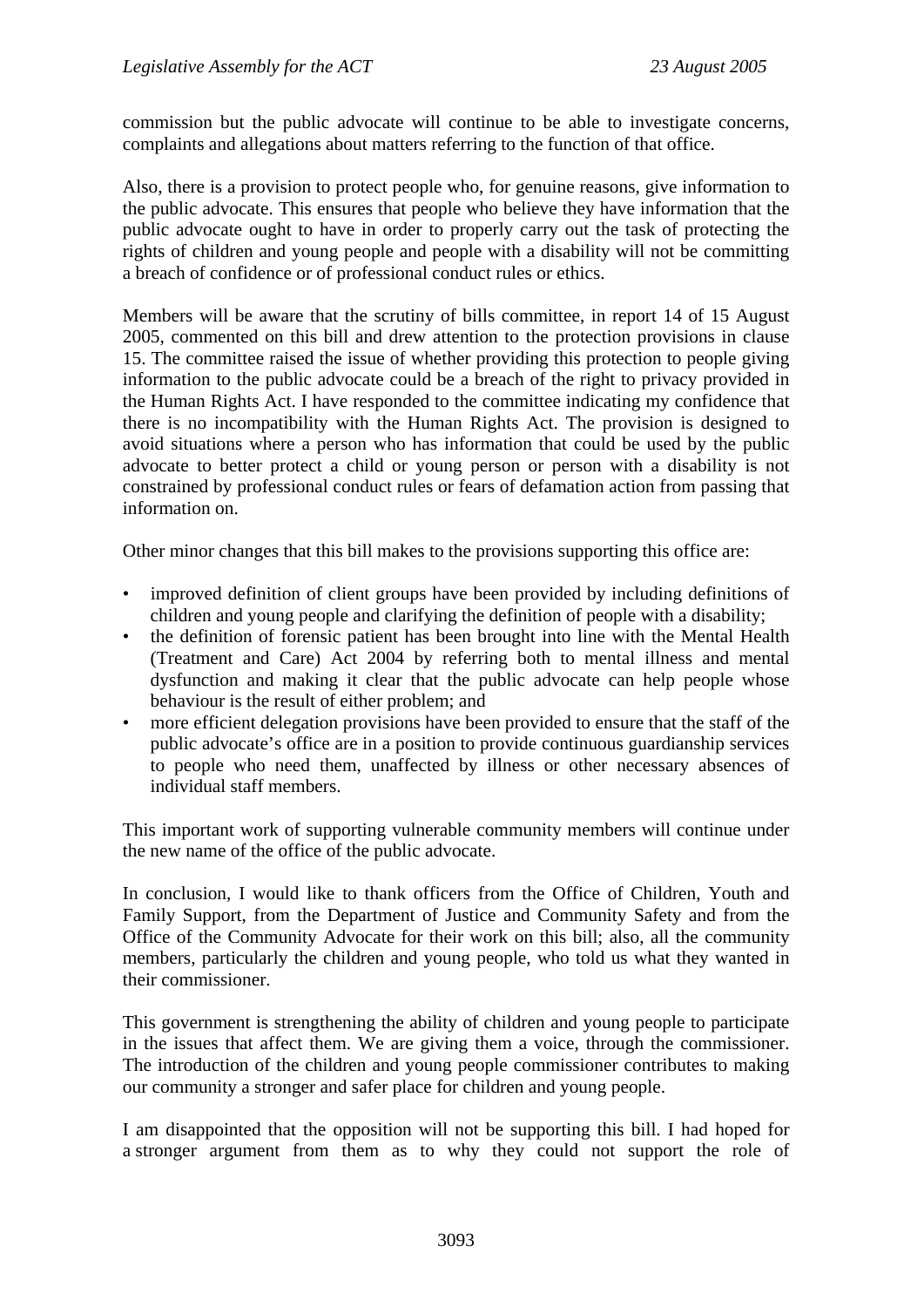commission but the public advocate will continue to be able to investigate concerns, complaints and allegations about matters referring to the function of that office.

Also, there is a provision to protect people who, for genuine reasons, give information to the public advocate. This ensures that people who believe they have information that the public advocate ought to have in order to properly carry out the task of protecting the rights of children and young people and people with a disability will not be committing a breach of confidence or of professional conduct rules or ethics.

Members will be aware that the scrutiny of bills committee, in report 14 of 15 August 2005, commented on this bill and drew attention to the protection provisions in clause 15. The committee raised the issue of whether providing this protection to people giving information to the public advocate could be a breach of the right to privacy provided in the Human Rights Act. I have responded to the committee indicating my confidence that there is no incompatibility with the Human Rights Act. The provision is designed to avoid situations where a person who has information that could be used by the public advocate to better protect a child or young person or person with a disability is not constrained by professional conduct rules or fears of defamation action from passing that information on.

Other minor changes that this bill makes to the provisions supporting this office are:

- improved definition of client groups have been provided by including definitions of children and young people and clarifying the definition of people with a disability;
- the definition of forensic patient has been brought into line with the Mental Health (Treatment and Care) Act 2004 by referring both to mental illness and mental dysfunction and making it clear that the public advocate can help people whose behaviour is the result of either problem; and
- more efficient delegation provisions have been provided to ensure that the staff of the public advocate's office are in a position to provide continuous guardianship services to people who need them, unaffected by illness or other necessary absences of individual staff members.

This important work of supporting vulnerable community members will continue under the new name of the office of the public advocate.

In conclusion, I would like to thank officers from the Office of Children, Youth and Family Support, from the Department of Justice and Community Safety and from the Office of the Community Advocate for their work on this bill; also, all the community members, particularly the children and young people, who told us what they wanted in their commissioner.

This government is strengthening the ability of children and young people to participate in the issues that affect them. We are giving them a voice, through the commissioner. The introduction of the children and young people commissioner contributes to making our community a stronger and safer place for children and young people.

I am disappointed that the opposition will not be supporting this bill. I had hoped for a stronger argument from them as to why they could not support the role of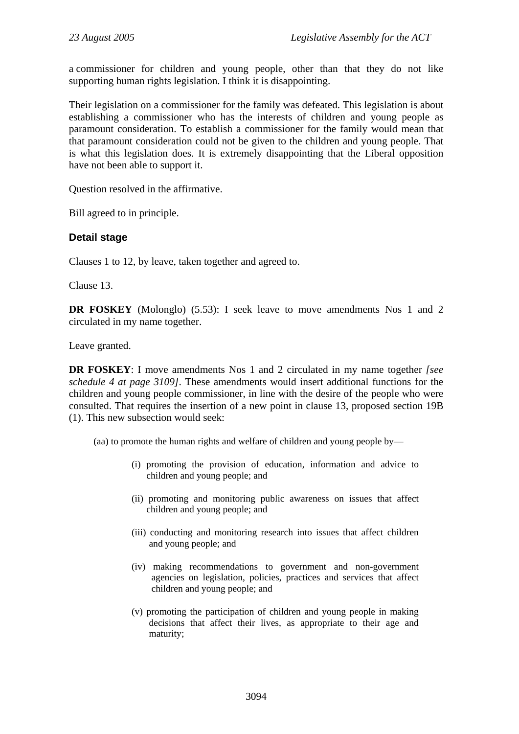a commissioner for children and young people, other than that they do not like supporting human rights legislation. I think it is disappointing.

Their legislation on a commissioner for the family was defeated. This legislation is about establishing a commissioner who has the interests of children and young people as paramount consideration. To establish a commissioner for the family would mean that that paramount consideration could not be given to the children and young people. That is what this legislation does. It is extremely disappointing that the Liberal opposition have not been able to support it.

Question resolved in the affirmative.

Bill agreed to in principle.

### Detail stage

Clauses 1 to 12, by leave, taken together and agreed to.

Clause 13.

**DR FOSKEY** (Molonglo) (5.53): I seek leave to move amendments Nos 1 and 2 circulated in my name together.

Leave granted.

**DR FOSKEY**: I move amendments Nos 1 and 2 circulated in my name together *[see schedule 4 at page 3109]*. These amendments would insert additional functions for the children and young people commissioner, in line with the desire of the people who were consulted. That requires the insertion of a new point in clause 13, proposed section 19B (1). This new subsection would seek:

> (aa) to promote the human rights and welfare of children and young people by—
>
> (i) promoting the provision of education, information and advice to children and young people; and
>
> (ii) promoting and monitoring public awareness on issues that affect children and young people; and
>
> (iii) conducting and monitoring research into issues that affect children and young people; and
>
> (iv) making recommendations to government and non-government agencies on legislation, policies, practices and services that affect children and young people; and
>
> (v) promoting the participation of children and young people in making decisions that affect their lives, as appropriate to their age and maturity;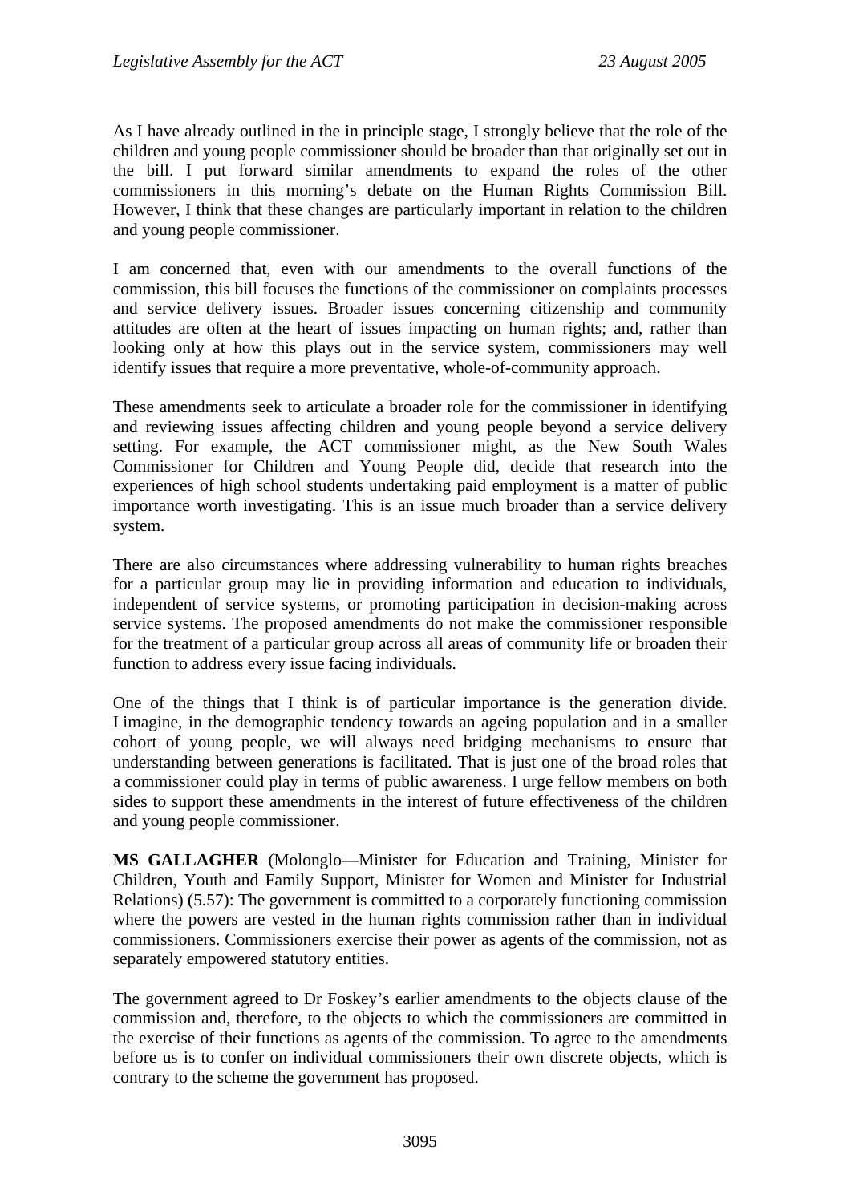As I have already outlined in the in principle stage, I strongly believe that the role of the children and young people commissioner should be broader than that originally set out in the bill. I put forward similar amendments to expand the roles of the other commissioners in this morning's debate on the Human Rights Commission Bill. However, I think that these changes are particularly important in relation to the children and young people commissioner.

I am concerned that, even with our amendments to the overall functions of the commission, this bill focuses the functions of the commissioner on complaints processes and service delivery issues. Broader issues concerning citizenship and community attitudes are often at the heart of issues impacting on human rights; and, rather than looking only at how this plays out in the service system, commissioners may well identify issues that require a more preventative, whole-of-community approach.

These amendments seek to articulate a broader role for the commissioner in identifying and reviewing issues affecting children and young people beyond a service delivery setting. For example, the ACT commissioner might, as the New South Wales Commissioner for Children and Young People did, decide that research into the experiences of high school students undertaking paid employment is a matter of public importance worth investigating. This is an issue much broader than a service delivery system.

There are also circumstances where addressing vulnerability to human rights breaches for a particular group may lie in providing information and education to individuals, independent of service systems, or promoting participation in decision-making across service systems. The proposed amendments do not make the commissioner responsible for the treatment of a particular group across all areas of community life or broaden their function to address every issue facing individuals.

One of the things that I think is of particular importance is the generation divide. I imagine, in the demographic tendency towards an ageing population and in a smaller cohort of young people, we will always need bridging mechanisms to ensure that understanding between generations is facilitated. That is just one of the broad roles that a commissioner could play in terms of public awareness. I urge fellow members on both sides to support these amendments in the interest of future effectiveness of the children and young people commissioner.

**MS GALLAGHER** (Molonglo—Minister for Education and Training, Minister for Children, Youth and Family Support, Minister for Women and Minister for Industrial Relations) (5.57): The government is committed to a corporately functioning commission where the powers are vested in the human rights commission rather than in individual commissioners. Commissioners exercise their power as agents of the commission, not as separately empowered statutory entities.

The government agreed to Dr Foskey's earlier amendments to the objects clause of the commission and, therefore, to the objects to which the commissioners are committed in the exercise of their functions as agents of the commission. To agree to the amendments before us is to confer on individual commissioners their own discrete objects, which is contrary to the scheme the government has proposed.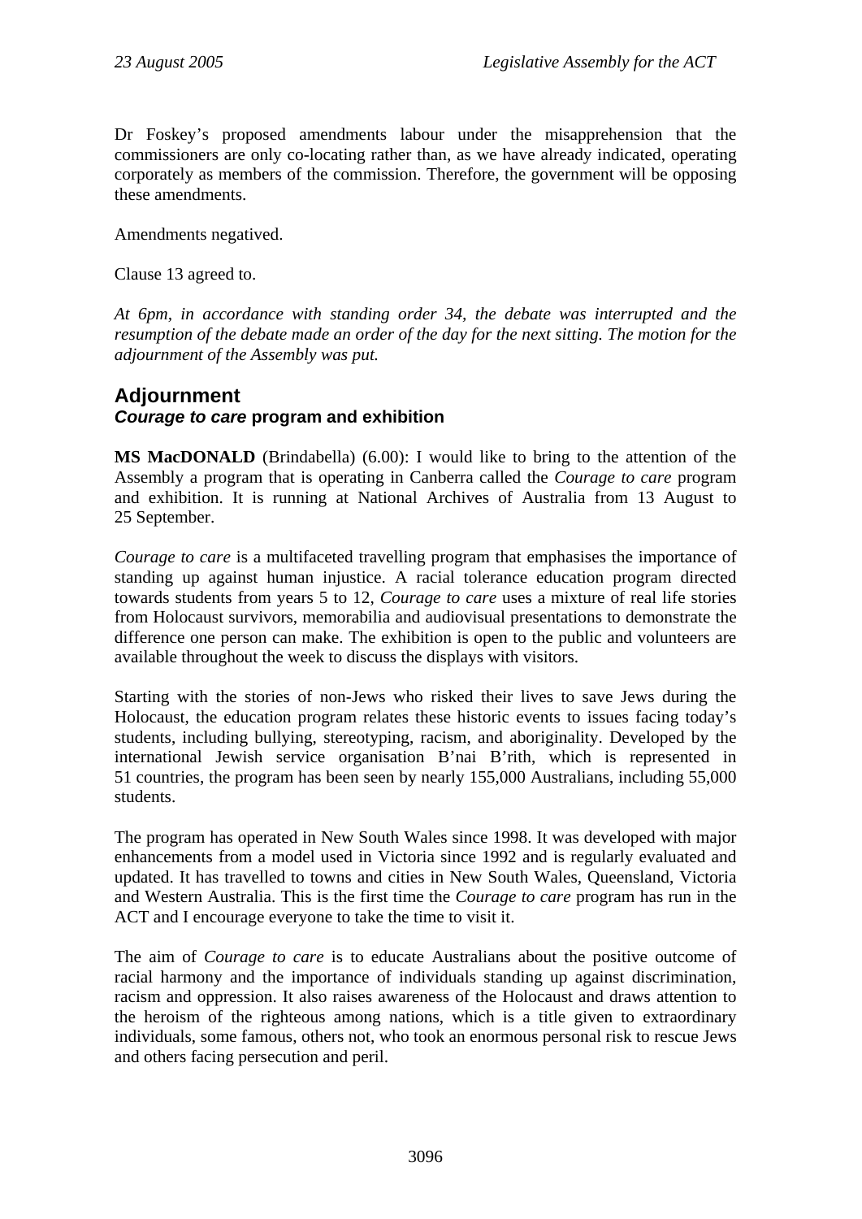Dr Foskey's proposed amendments labour under the misapprehension that the commissioners are only co-locating rather than, as we have already indicated, operating corporately as members of the commission. Therefore, the government will be opposing these amendments.

Amendments negatived.

Clause 13 agreed to.

*At 6pm, in accordance with standing order 34, the debate was interrupted and the resumption of the debate made an order of the day for the next sitting. The motion for the adjournment of the Assembly was put.*

## Adjournment

### *Courage to care* program and exhibition

**MS MacDONALD** (Brindabella) (6.00): I would like to bring to the attention of the Assembly a program that is operating in Canberra called the *Courage to care* program and exhibition. It is running at National Archives of Australia from 13 August to 25 September.

*Courage to care* is a multifaceted travelling program that emphasises the importance of standing up against human injustice. A racial tolerance education program directed towards students from years 5 to 12, *Courage to care* uses a mixture of real life stories from Holocaust survivors, memorabilia and audiovisual presentations to demonstrate the difference one person can make. The exhibition is open to the public and volunteers are available throughout the week to discuss the displays with visitors.

Starting with the stories of non-Jews who risked their lives to save Jews during the Holocaust, the education program relates these historic events to issues facing today's students, including bullying, stereotyping, racism, and aboriginality. Developed by the international Jewish service organisation B'nai B'rith, which is represented in 51 countries, the program has been seen by nearly 155,000 Australians, including 55,000 students.

The program has operated in New South Wales since 1998. It was developed with major enhancements from a model used in Victoria since 1992 and is regularly evaluated and updated. It has travelled to towns and cities in New South Wales, Queensland, Victoria and Western Australia. This is the first time the *Courage to care* program has run in the ACT and I encourage everyone to take the time to visit it.

The aim of *Courage to care* is to educate Australians about the positive outcome of racial harmony and the importance of individuals standing up against discrimination, racism and oppression. It also raises awareness of the Holocaust and draws attention to the heroism of the righteous among nations, which is a title given to extraordinary individuals, some famous, others not, who took an enormous personal risk to rescue Jews and others facing persecution and peril.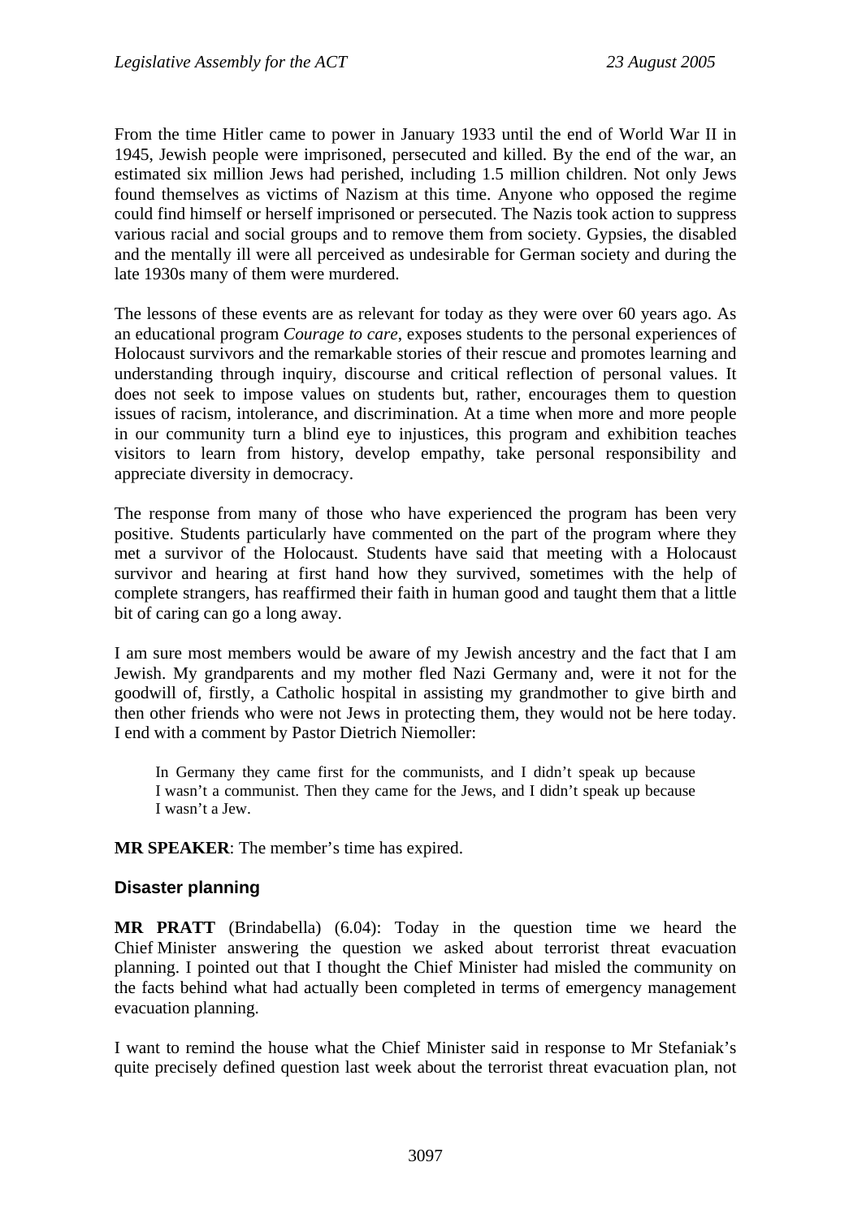From the time Hitler came to power in January 1933 until the end of World War II in 1945, Jewish people were imprisoned, persecuted and killed. By the end of the war, an estimated six million Jews had perished, including 1.5 million children. Not only Jews found themselves as victims of Nazism at this time. Anyone who opposed the regime could find himself or herself imprisoned or persecuted. The Nazis took action to suppress various racial and social groups and to remove them from society. Gypsies, the disabled and the mentally ill were all perceived as undesirable for German society and during the late 1930s many of them were murdered.

The lessons of these events are as relevant for today as they were over 60 years ago. As an educational program *Courage to care*, exposes students to the personal experiences of Holocaust survivors and the remarkable stories of their rescue and promotes learning and understanding through inquiry, discourse and critical reflection of personal values. It does not seek to impose values on students but, rather, encourages them to question issues of racism, intolerance, and discrimination. At a time when more and more people in our community turn a blind eye to injustices, this program and exhibition teaches visitors to learn from history, develop empathy, take personal responsibility and appreciate diversity in democracy.

The response from many of those who have experienced the program has been very positive. Students particularly have commented on the part of the program where they met a survivor of the Holocaust. Students have said that meeting with a Holocaust survivor and hearing at first hand how they survived, sometimes with the help of complete strangers, has reaffirmed their faith in human good and taught them that a little bit of caring can go a long away.

I am sure most members would be aware of my Jewish ancestry and the fact that I am Jewish. My grandparents and my mother fled Nazi Germany and, were it not for the goodwill of, firstly, a Catholic hospital in assisting my grandmother to give birth and then other friends who were not Jews in protecting them, they would not be here today. I end with a comment by Pastor Dietrich Niemoller:

> In Germany they came first for the communists, and I didn't speak up because I wasn't a communist. Then they came for the Jews, and I didn't speak up because I wasn't a Jew.

**MR SPEAKER**: The member's time has expired.

## Disaster planning

**MR PRATT** (Brindabella) (6.04): Today in the question time we heard the Chief Minister answering the question we asked about terrorist threat evacuation planning. I pointed out that I thought the Chief Minister had misled the community on the facts behind what had actually been completed in terms of emergency management evacuation planning.

I want to remind the house what the Chief Minister said in response to Mr Stefaniak's quite precisely defined question last week about the terrorist threat evacuation plan, not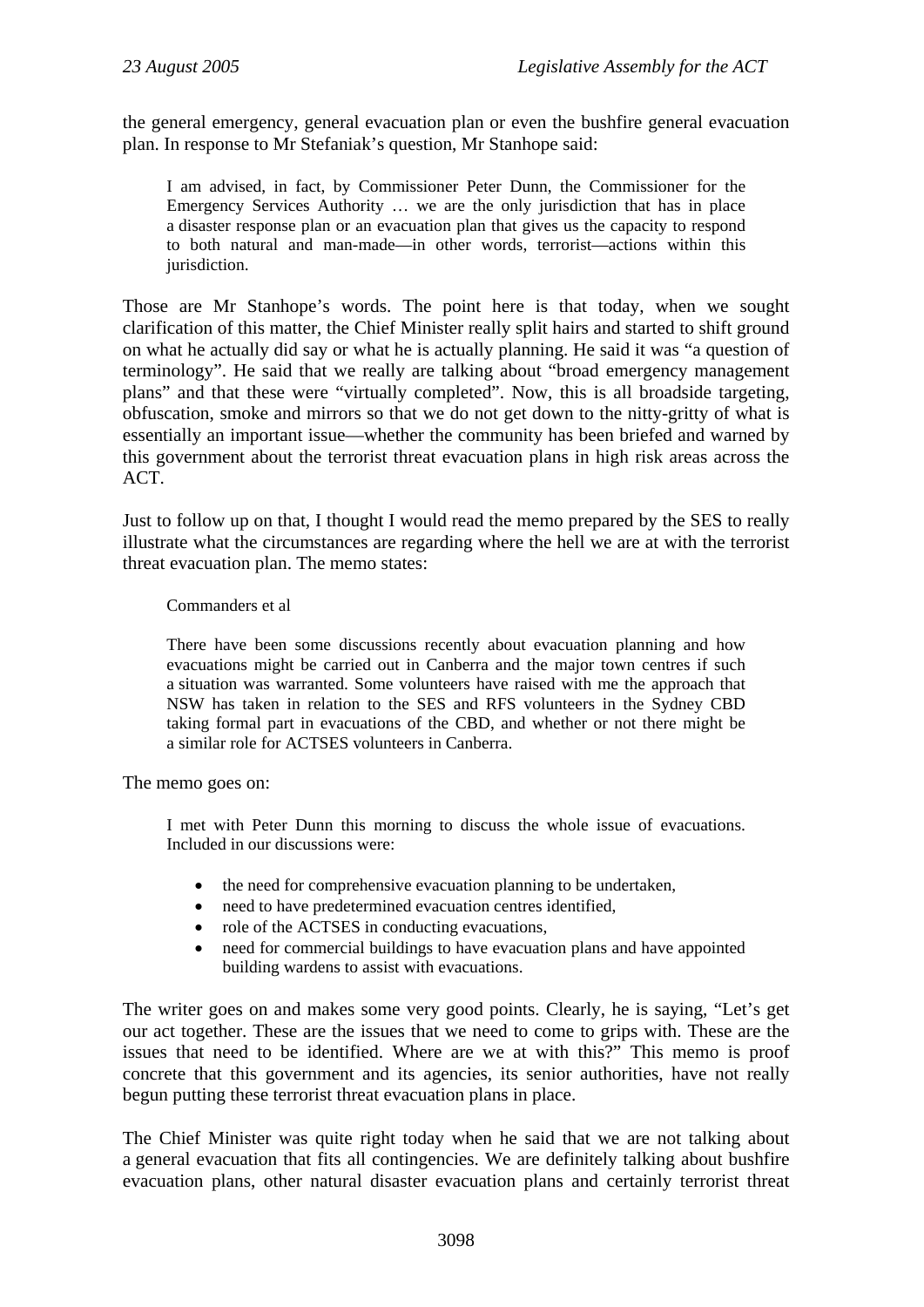the general emergency, general evacuation plan or even the bushfire general evacuation plan. In response to Mr Stefaniak's question, Mr Stanhope said:

> I am advised, in fact, by Commissioner Peter Dunn, the Commissioner for the Emergency Services Authority … we are the only jurisdiction that has in place a disaster response plan or an evacuation plan that gives us the capacity to respond to both natural and man-made—in other words, terrorist—actions within this jurisdiction.

Those are Mr Stanhope's words. The point here is that today, when we sought clarification of this matter, the Chief Minister really split hairs and started to shift ground on what he actually did say or what he is actually planning. He said it was "a question of terminology". He said that we really are talking about "broad emergency management plans" and that these were "virtually completed". Now, this is all broadside targeting, obfuscation, smoke and mirrors so that we do not get down to the nitty-gritty of what is essentially an important issue—whether the community has been briefed and warned by this government about the terrorist threat evacuation plans in high risk areas across the ACT.

Just to follow up on that, I thought I would read the memo prepared by the SES to really illustrate what the circumstances are regarding where the hell we are at with the terrorist threat evacuation plan. The memo states:

> Commanders et al
>
> There have been some discussions recently about evacuation planning and how evacuations might be carried out in Canberra and the major town centres if such a situation was warranted. Some volunteers have raised with me the approach that NSW has taken in relation to the SES and RFS volunteers in the Sydney CBD taking formal part in evacuations of the CBD, and whether or not there might be a similar role for ACTSES volunteers in Canberra.

The memo goes on:

> I met with Peter Dunn this morning to discuss the whole issue of evacuations. Included in our discussions were:
>
> - the need for comprehensive evacuation planning to be undertaken,
> - need to have predetermined evacuation centres identified,
> - role of the ACTSES in conducting evacuations,
> - need for commercial buildings to have evacuation plans and have appointed building wardens to assist with evacuations.

The writer goes on and makes some very good points. Clearly, he is saying, "Let's get our act together. These are the issues that we need to come to grips with. These are the issues that need to be identified. Where are we at with this?" This memo is proof concrete that this government and its agencies, its senior authorities, have not really begun putting these terrorist threat evacuation plans in place.

The Chief Minister was quite right today when he said that we are not talking about a general evacuation that fits all contingencies. We are definitely talking about bushfire evacuation plans, other natural disaster evacuation plans and certainly terrorist threat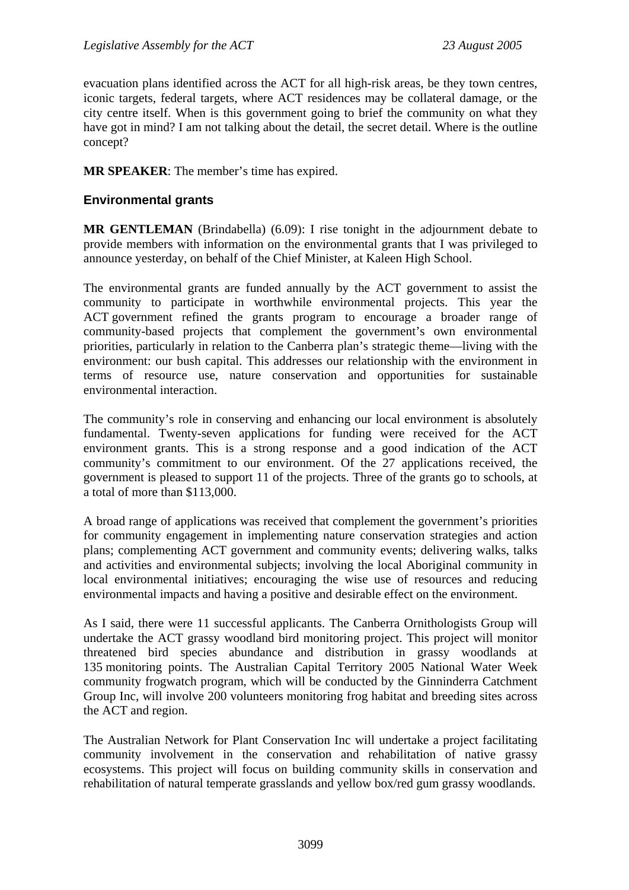evacuation plans identified across the ACT for all high-risk areas, be they town centres, iconic targets, federal targets, where ACT residences may be collateral damage, or the city centre itself. When is this government going to brief the community on what they have got in mind? I am not talking about the detail, the secret detail. Where is the outline concept?

**MR SPEAKER**: The member's time has expired.

### Environmental grants

**MR GENTLEMAN** (Brindabella) (6.09): I rise tonight in the adjournment debate to provide members with information on the environmental grants that I was privileged to announce yesterday, on behalf of the Chief Minister, at Kaleen High School.

The environmental grants are funded annually by the ACT government to assist the community to participate in worthwhile environmental projects. This year the ACT government refined the grants program to encourage a broader range of community-based projects that complement the government's own environmental priorities, particularly in relation to the Canberra plan's strategic theme—living with the environment: our bush capital. This addresses our relationship with the environment in terms of resource use, nature conservation and opportunities for sustainable environmental interaction.

The community's role in conserving and enhancing our local environment is absolutely fundamental. Twenty-seven applications for funding were received for the ACT environment grants. This is a strong response and a good indication of the ACT community's commitment to our environment. Of the 27 applications received, the government is pleased to support 11 of the projects. Three of the grants go to schools, at a total of more than $113,000.

A broad range of applications was received that complement the government's priorities for community engagement in implementing nature conservation strategies and action plans; complementing ACT government and community events; delivering walks, talks and activities and environmental subjects; involving the local Aboriginal community in local environmental initiatives; encouraging the wise use of resources and reducing environmental impacts and having a positive and desirable effect on the environment.

As I said, there were 11 successful applicants. The Canberra Ornithologists Group will undertake the ACT grassy woodland bird monitoring project. This project will monitor threatened bird species abundance and distribution in grassy woodlands at 135 monitoring points. The Australian Capital Territory 2005 National Water Week community frogwatch program, which will be conducted by the Ginninderra Catchment Group Inc, will involve 200 volunteers monitoring frog habitat and breeding sites across the ACT and region.

The Australian Network for Plant Conservation Inc will undertake a project facilitating community involvement in the conservation and rehabilitation of native grassy ecosystems. This project will focus on building community skills in conservation and rehabilitation of natural temperate grasslands and yellow box/red gum grassy woodlands.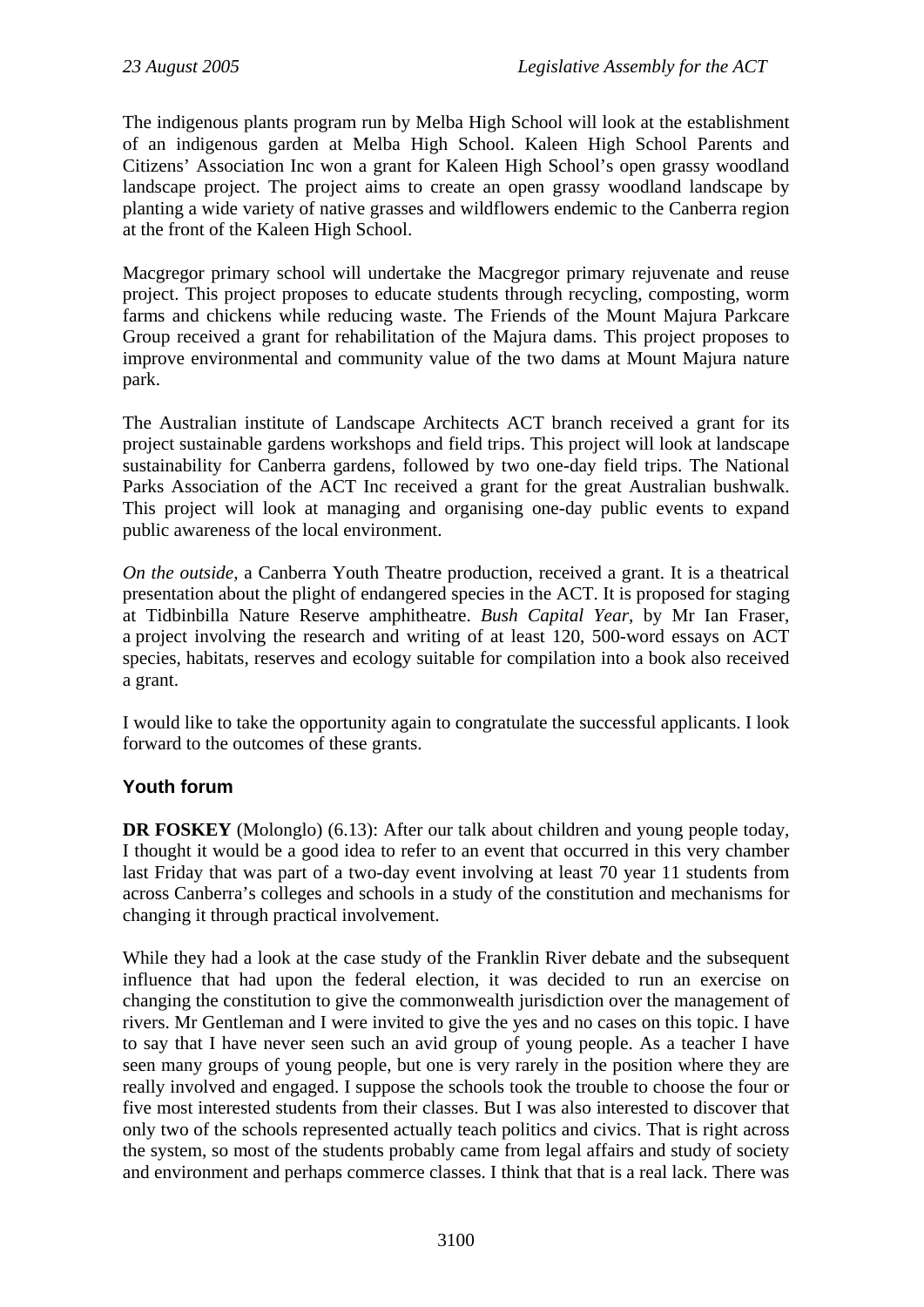The indigenous plants program run by Melba High School will look at the establishment of an indigenous garden at Melba High School. Kaleen High School Parents and Citizens' Association Inc won a grant for Kaleen High School's open grassy woodland landscape project. The project aims to create an open grassy woodland landscape by planting a wide variety of native grasses and wildflowers endemic to the Canberra region at the front of the Kaleen High School.

Macgregor primary school will undertake the Macgregor primary rejuvenate and reuse project. This project proposes to educate students through recycling, composting, worm farms and chickens while reducing waste. The Friends of the Mount Majura Parkcare Group received a grant for rehabilitation of the Majura dams. This project proposes to improve environmental and community value of the two dams at Mount Majura nature park.

The Australian institute of Landscape Architects ACT branch received a grant for its project sustainable gardens workshops and field trips. This project will look at landscape sustainability for Canberra gardens, followed by two one-day field trips. The National Parks Association of the ACT Inc received a grant for the great Australian bushwalk. This project will look at managing and organising one-day public events to expand public awareness of the local environment.

*On the outside,* a Canberra Youth Theatre production, received a grant. It is a theatrical presentation about the plight of endangered species in the ACT. It is proposed for staging at Tidbinbilla Nature Reserve amphitheatre. *Bush Capital Year*, by Mr Ian Fraser, a project involving the research and writing of at least 120, 500-word essays on ACT species, habitats, reserves and ecology suitable for compilation into a book also received a grant.

I would like to take the opportunity again to congratulate the successful applicants. I look forward to the outcomes of these grants.

## Youth forum

**DR FOSKEY** (Molonglo) (6.13): After our talk about children and young people today, I thought it would be a good idea to refer to an event that occurred in this very chamber last Friday that was part of a two-day event involving at least 70 year 11 students from across Canberra's colleges and schools in a study of the constitution and mechanisms for changing it through practical involvement.

While they had a look at the case study of the Franklin River debate and the subsequent influence that had upon the federal election, it was decided to run an exercise on changing the constitution to give the commonwealth jurisdiction over the management of rivers. Mr Gentleman and I were invited to give the yes and no cases on this topic. I have to say that I have never seen such an avid group of young people. As a teacher I have seen many groups of young people, but one is very rarely in the position where they are really involved and engaged. I suppose the schools took the trouble to choose the four or five most interested students from their classes. But I was also interested to discover that only two of the schools represented actually teach politics and civics. That is right across the system, so most of the students probably came from legal affairs and study of society and environment and perhaps commerce classes. I think that that is a real lack. There was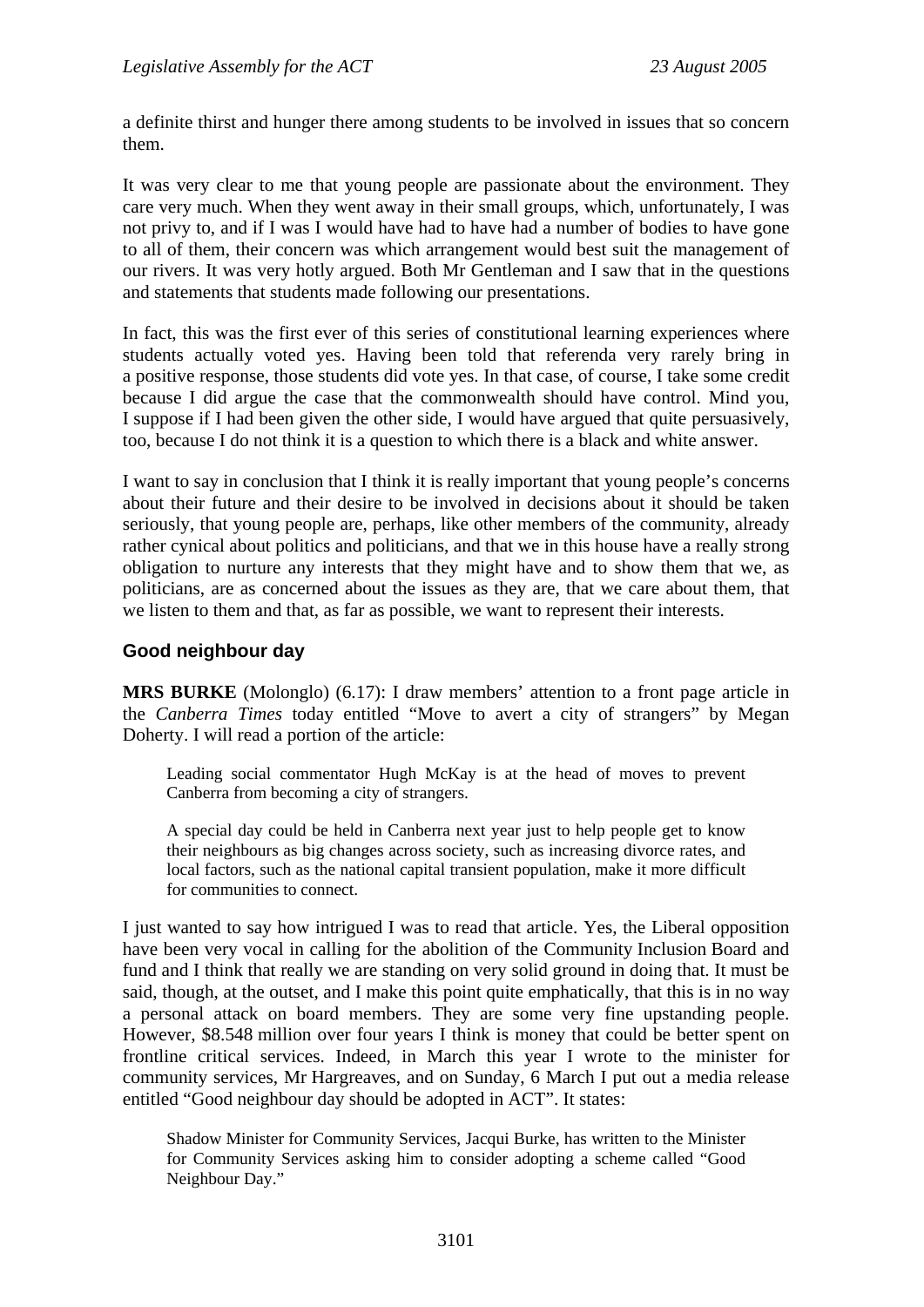a definite thirst and hunger there among students to be involved in issues that so concern them.

It was very clear to me that young people are passionate about the environment. They care very much. When they went away in their small groups, which, unfortunately, I was not privy to, and if I was I would have had to have had a number of bodies to have gone to all of them, their concern was which arrangement would best suit the management of our rivers. It was very hotly argued. Both Mr Gentleman and I saw that in the questions and statements that students made following our presentations.

In fact, this was the first ever of this series of constitutional learning experiences where students actually voted yes. Having been told that referenda very rarely bring in a positive response, those students did vote yes. In that case, of course, I take some credit because I did argue the case that the commonwealth should have control. Mind you, I suppose if I had been given the other side, I would have argued that quite persuasively, too, because I do not think it is a question to which there is a black and white answer.

I want to say in conclusion that I think it is really important that young people's concerns about their future and their desire to be involved in decisions about it should be taken seriously, that young people are, perhaps, like other members of the community, already rather cynical about politics and politicians, and that we in this house have a really strong obligation to nurture any interests that they might have and to show them that we, as politicians, are as concerned about the issues as they are, that we care about them, that we listen to them and that, as far as possible, we want to represent their interests.

## Good neighbour day

**MRS BURKE** (Molonglo) (6.17): I draw members' attention to a front page article in the *Canberra Times* today entitled "Move to avert a city of strangers" by Megan Doherty. I will read a portion of the article:

> Leading social commentator Hugh McKay is at the head of moves to prevent Canberra from becoming a city of strangers.
>
> A special day could be held in Canberra next year just to help people get to know their neighbours as big changes across society, such as increasing divorce rates, and local factors, such as the national capital transient population, make it more difficult for communities to connect.

I just wanted to say how intrigued I was to read that article. Yes, the Liberal opposition have been very vocal in calling for the abolition of the Community Inclusion Board and fund and I think that really we are standing on very solid ground in doing that. It must be said, though, at the outset, and I make this point quite emphatically, that this is in no way a personal attack on board members. They are some very fine upstanding people. However, \$8.548 million over four years I think is money that could be better spent on frontline critical services. Indeed, in March this year I wrote to the minister for community services, Mr Hargreaves, and on Sunday, 6 March I put out a media release entitled "Good neighbour day should be adopted in ACT". It states:

> Shadow Minister for Community Services, Jacqui Burke, has written to the Minister for Community Services asking him to consider adopting a scheme called "Good Neighbour Day."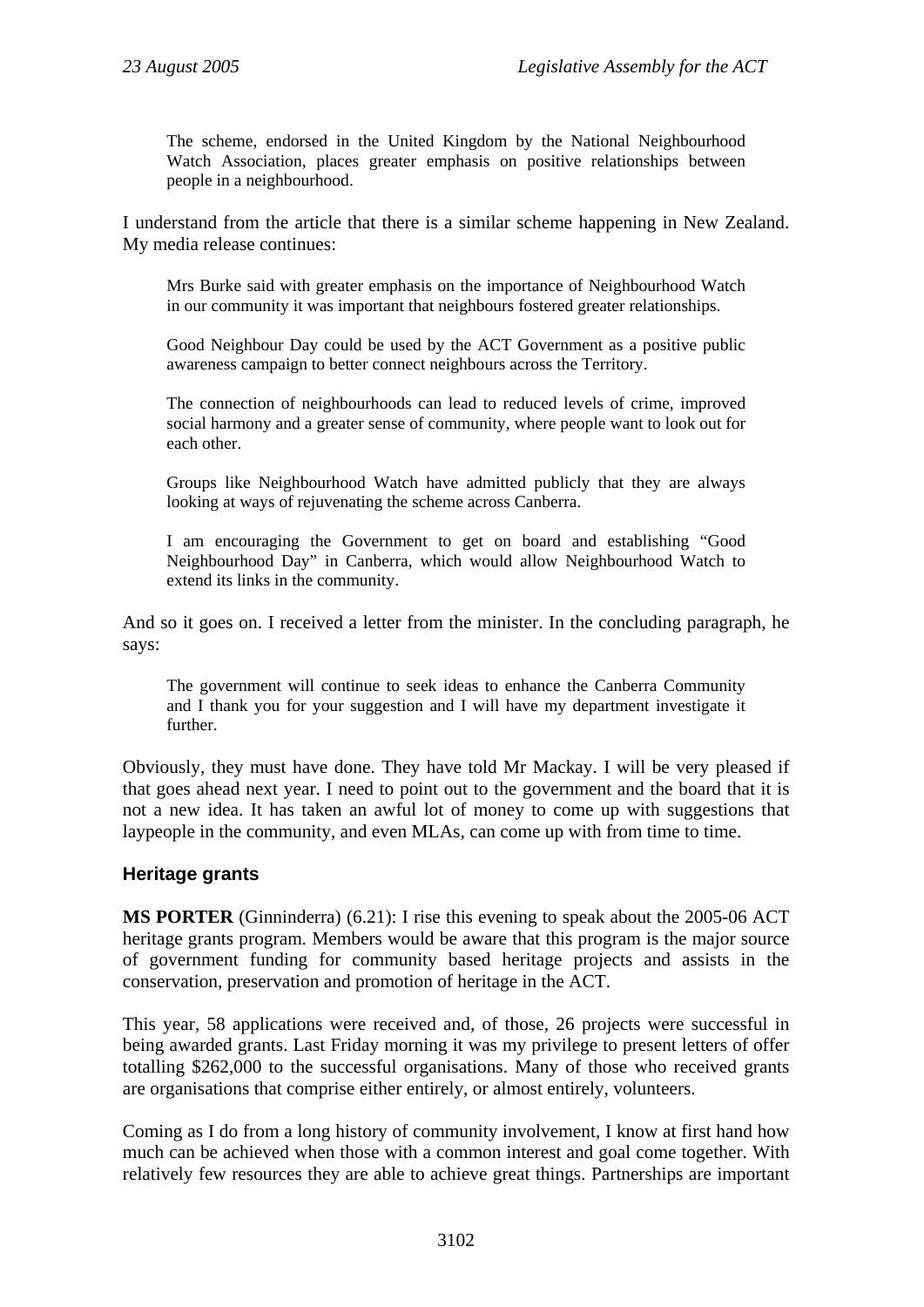> The scheme, endorsed in the United Kingdom by the National Neighbourhood Watch Association, places greater emphasis on positive relationships between people in a neighbourhood.

I understand from the article that there is a similar scheme happening in New Zealand. My media release continues:

> Mrs Burke said with greater emphasis on the importance of Neighbourhood Watch in our community it was important that neighbours fostered greater relationships.
>
> Good Neighbour Day could be used by the ACT Government as a positive public awareness campaign to better connect neighbours across the Territory.
>
> The connection of neighbourhoods can lead to reduced levels of crime, improved social harmony and a greater sense of community, where people want to look out for each other.
>
> Groups like Neighbourhood Watch have admitted publicly that they are always looking at ways of rejuvenating the scheme across Canberra.
>
> I am encouraging the Government to get on board and establishing "Good Neighbourhood Day" in Canberra, which would allow Neighbourhood Watch to extend its links in the community.

And so it goes on. I received a letter from the minister. In the concluding paragraph, he says:

> The government will continue to seek ideas to enhance the Canberra Community and I thank you for your suggestion and I will have my department investigate it further.

Obviously, they must have done. They have told Mr Mackay. I will be very pleased if that goes ahead next year. I need to point out to the government and the board that it is not a new idea. It has taken an awful lot of money to come up with suggestions that laypeople in the community, and even MLAs, can come up with from time to time.

### Heritage grants

**MS PORTER** (Ginninderra) (6.21): I rise this evening to speak about the 2005-06 ACT heritage grants program. Members would be aware that this program is the major source of government funding for community based heritage projects and assists in the conservation, preservation and promotion of heritage in the ACT.

This year, 58 applications were received and, of those, 26 projects were successful in being awarded grants. Last Friday morning it was my privilege to present letters of offer totalling $262,000 to the successful organisations. Many of those who received grants are organisations that comprise either entirely, or almost entirely, volunteers.

Coming as I do from a long history of community involvement, I know at first hand how much can be achieved when those with a common interest and goal come together. With relatively few resources they are able to achieve great things. Partnerships are important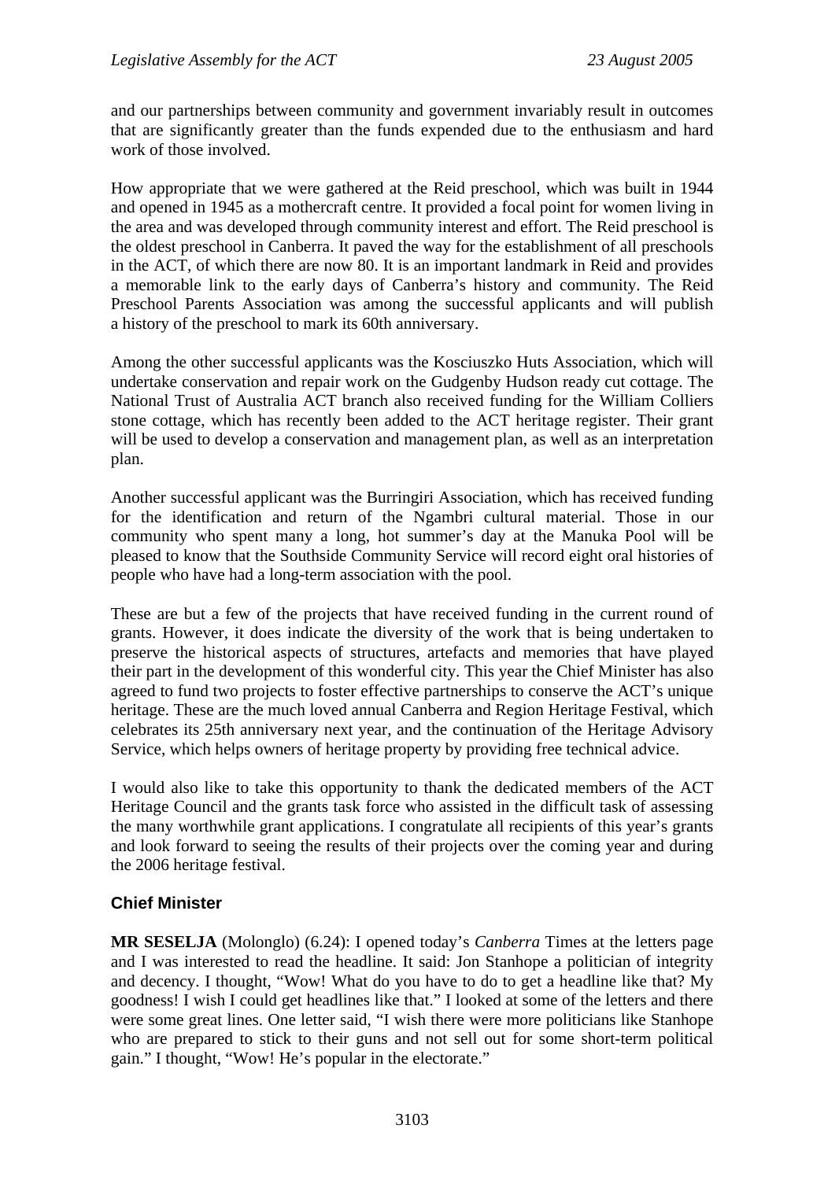and our partnerships between community and government invariably result in outcomes that are significantly greater than the funds expended due to the enthusiasm and hard work of those involved.

How appropriate that we were gathered at the Reid preschool, which was built in 1944 and opened in 1945 as a mothercraft centre. It provided a focal point for women living in the area and was developed through community interest and effort. The Reid preschool is the oldest preschool in Canberra. It paved the way for the establishment of all preschools in the ACT, of which there are now 80. It is an important landmark in Reid and provides a memorable link to the early days of Canberra's history and community. The Reid Preschool Parents Association was among the successful applicants and will publish a history of the preschool to mark its 60th anniversary.

Among the other successful applicants was the Kosciuszko Huts Association, which will undertake conservation and repair work on the Gudgenby Hudson ready cut cottage. The National Trust of Australia ACT branch also received funding for the William Colliers stone cottage, which has recently been added to the ACT heritage register. Their grant will be used to develop a conservation and management plan, as well as an interpretation plan.

Another successful applicant was the Burringiri Association, which has received funding for the identification and return of the Ngambri cultural material. Those in our community who spent many a long, hot summer's day at the Manuka Pool will be pleased to know that the Southside Community Service will record eight oral histories of people who have had a long-term association with the pool.

These are but a few of the projects that have received funding in the current round of grants. However, it does indicate the diversity of the work that is being undertaken to preserve the historical aspects of structures, artefacts and memories that have played their part in the development of this wonderful city. This year the Chief Minister has also agreed to fund two projects to foster effective partnerships to conserve the ACT's unique heritage. These are the much loved annual Canberra and Region Heritage Festival, which celebrates its 25th anniversary next year, and the continuation of the Heritage Advisory Service, which helps owners of heritage property by providing free technical advice.

I would also like to take this opportunity to thank the dedicated members of the ACT Heritage Council and the grants task force who assisted in the difficult task of assessing the many worthwhile grant applications. I congratulate all recipients of this year's grants and look forward to seeing the results of their projects over the coming year and during the 2006 heritage festival.

## Chief Minister

**MR SESELJA** (Molonglo) (6.24): I opened today's *Canberra* Times at the letters page and I was interested to read the headline. It said: Jon Stanhope a politician of integrity and decency. I thought, "Wow! What do you have to do to get a headline like that? My goodness! I wish I could get headlines like that." I looked at some of the letters and there were some great lines. One letter said, "I wish there were more politicians like Stanhope who are prepared to stick to their guns and not sell out for some short-term political gain." I thought, "Wow! He's popular in the electorate."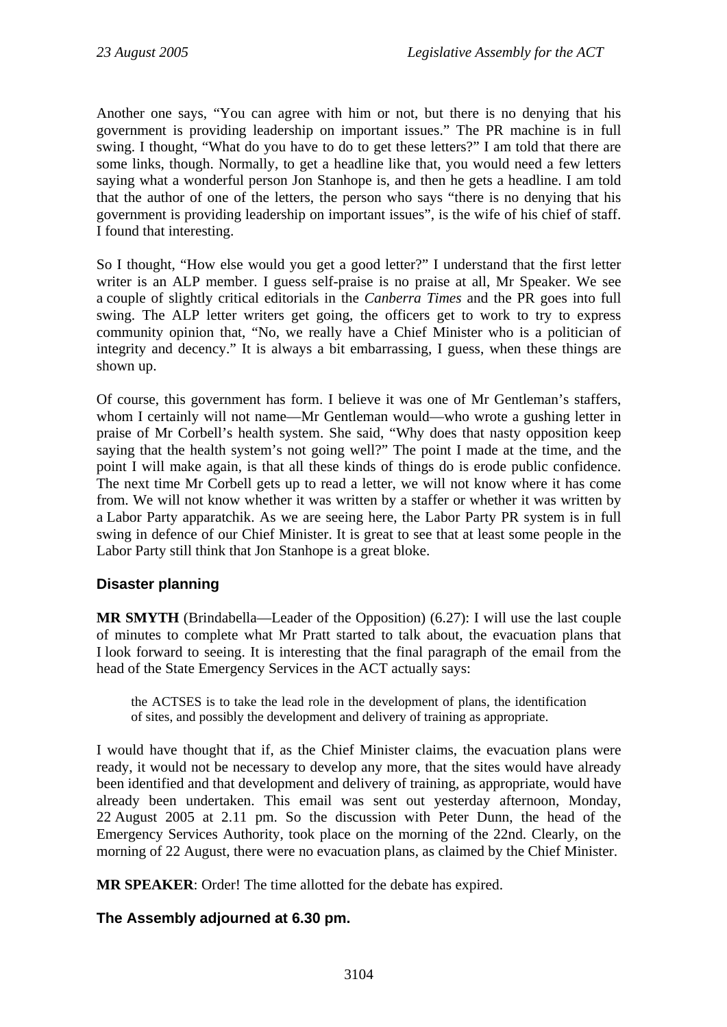Another one says, "You can agree with him or not, but there is no denying that his government is providing leadership on important issues." The PR machine is in full swing. I thought, "What do you have to do to get these letters?" I am told that there are some links, though. Normally, to get a headline like that, you would need a few letters saying what a wonderful person Jon Stanhope is, and then he gets a headline. I am told that the author of one of the letters, the person who says "there is no denying that his government is providing leadership on important issues", is the wife of his chief of staff. I found that interesting.

So I thought, "How else would you get a good letter?" I understand that the first letter writer is an ALP member. I guess self-praise is no praise at all, Mr Speaker. We see a couple of slightly critical editorials in the *Canberra Times* and the PR goes into full swing. The ALP letter writers get going, the officers get to work to try to express community opinion that, "No, we really have a Chief Minister who is a politician of integrity and decency." It is always a bit embarrassing, I guess, when these things are shown up.

Of course, this government has form. I believe it was one of Mr Gentleman's staffers, whom I certainly will not name—Mr Gentleman would—who wrote a gushing letter in praise of Mr Corbell's health system. She said, "Why does that nasty opposition keep saying that the health system's not going well?" The point I made at the time, and the point I will make again, is that all these kinds of things do is erode public confidence. The next time Mr Corbell gets up to read a letter, we will not know where it has come from. We will not know whether it was written by a staffer or whether it was written by a Labor Party apparatchik. As we are seeing here, the Labor Party PR system is in full swing in defence of our Chief Minister. It is great to see that at least some people in the Labor Party still think that Jon Stanhope is a great bloke.

## Disaster planning

**MR SMYTH** (Brindabella—Leader of the Opposition) (6.27): I will use the last couple of minutes to complete what Mr Pratt started to talk about, the evacuation plans that I look forward to seeing. It is interesting that the final paragraph of the email from the head of the State Emergency Services in the ACT actually says:

> the ACTSES is to take the lead role in the development of plans, the identification of sites, and possibly the development and delivery of training as appropriate.

I would have thought that if, as the Chief Minister claims, the evacuation plans were ready, it would not be necessary to develop any more, that the sites would have already been identified and that development and delivery of training, as appropriate, would have already been undertaken. This email was sent out yesterday afternoon, Monday, 22 August 2005 at 2.11 pm. So the discussion with Peter Dunn, the head of the Emergency Services Authority, took place on the morning of the 22nd. Clearly, on the morning of 22 August, there were no evacuation plans, as claimed by the Chief Minister.

**MR SPEAKER**: Order! The time allotted for the debate has expired.

## The Assembly adjourned at 6.30 pm.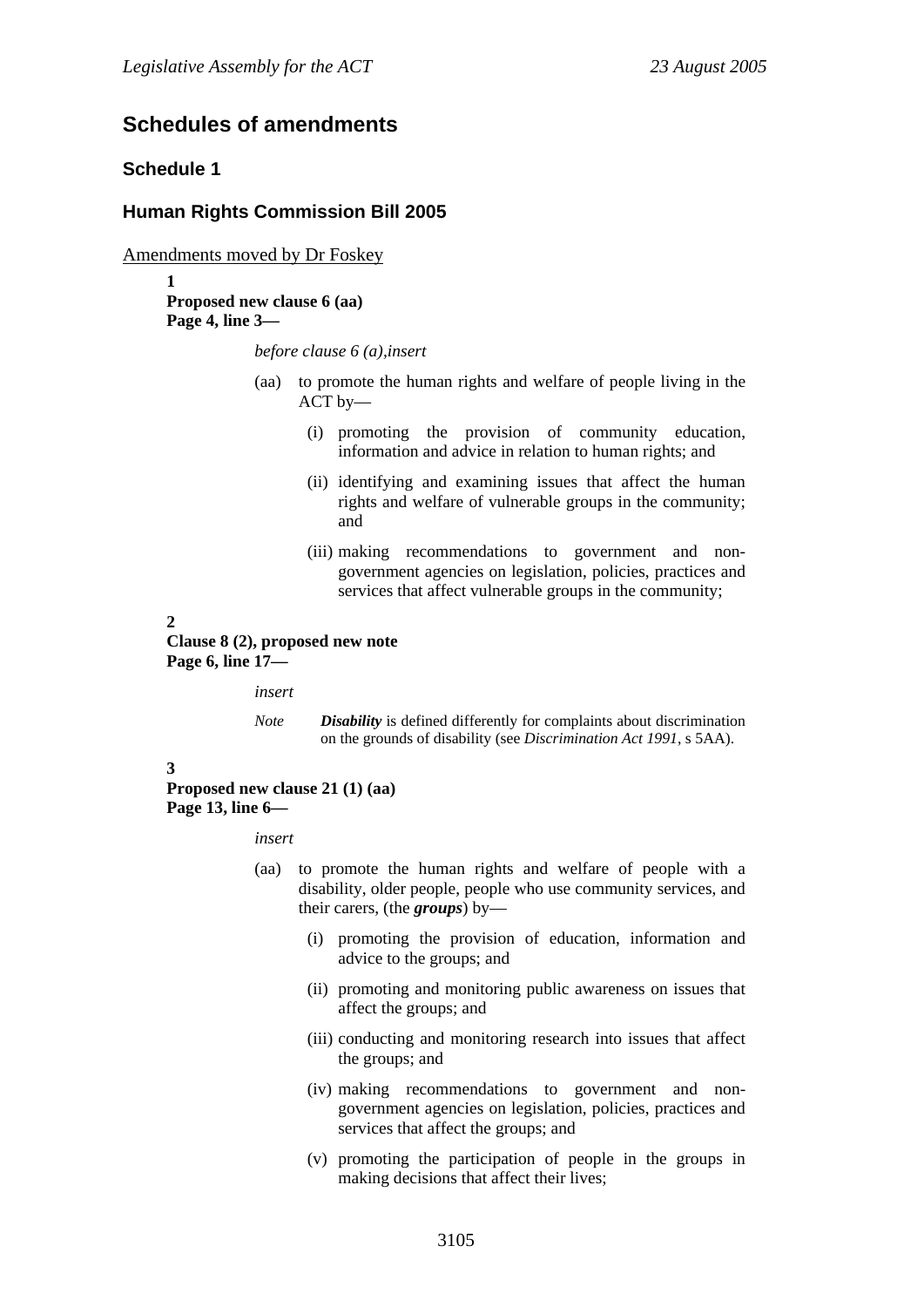# Schedules of amendments

## Schedule 1

## Human Rights Commission Bill 2005

Amendments moved by Dr Foskey

**1**
**Proposed new clause 6 (aa)**
**Page 4, line 3—**

*before clause 6 (a),insert*

(aa) to promote the human rights and welfare of people living in the ACT by—

(i) promoting the provision of community education, information and advice in relation to human rights; and

(ii) identifying and examining issues that affect the human rights and welfare of vulnerable groups in the community; and

(iii) making recommendations to government and non-government agencies on legislation, policies, practices and services that affect vulnerable groups in the community;

**2**
**Clause 8 (2), proposed new note**
**Page 6, line 17—**

*insert*

*Note* ***Disability*** is defined differently for complaints about discrimination on the grounds of disability (see *Discrimination Act 1991*, s 5AA).

**3**
**Proposed new clause 21 (1) (aa)**
**Page 13, line 6—**

*insert*

(aa) to promote the human rights and welfare of people with a disability, older people, people who use community services, and their carers, (the ***groups***) by—

(i) promoting the provision of education, information and advice to the groups; and

(ii) promoting and monitoring public awareness on issues that affect the groups; and

(iii) conducting and monitoring research into issues that affect the groups; and

(iv) making recommendations to government and non-government agencies on legislation, policies, practices and services that affect the groups; and

(v) promoting the participation of people in the groups in making decisions that affect their lives;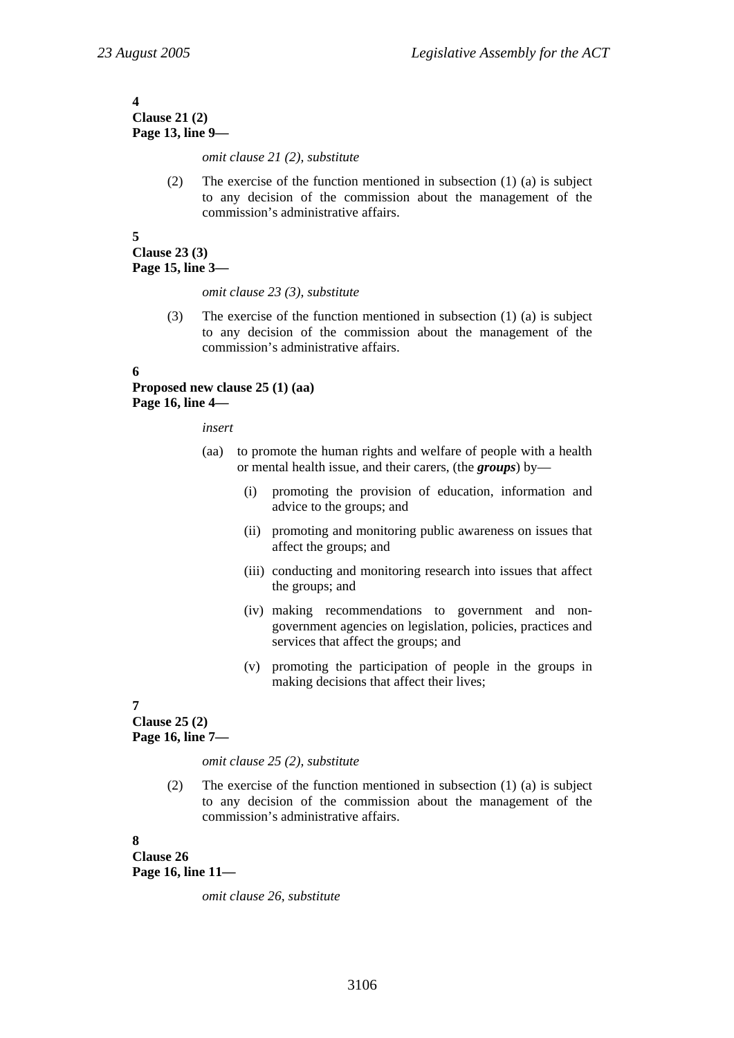**4**
**Clause 21 (2)**
**Page 13, line 9—**

*omit clause 21 (2), substitute*

(2) The exercise of the function mentioned in subsection (1) (a) is subject to any decision of the commission about the management of the commission's administrative affairs.

**5**
**Clause 23 (3)**
**Page 15, line 3—**

*omit clause 23 (3), substitute*

(3) The exercise of the function mentioned in subsection (1) (a) is subject to any decision of the commission about the management of the commission's administrative affairs.

**6**
**Proposed new clause 25 (1) (aa)**
**Page 16, line 4—**

*insert*

(aa) to promote the human rights and welfare of people with a health or mental health issue, and their carers, (the ***groups***) by—

(i) promoting the provision of education, information and advice to the groups; and

(ii) promoting and monitoring public awareness on issues that affect the groups; and

(iii) conducting and monitoring research into issues that affect the groups; and

(iv) making recommendations to government and non-government agencies on legislation, policies, practices and services that affect the groups; and

(v) promoting the participation of people in the groups in making decisions that affect their lives;

**7**
**Clause 25 (2)**
**Page 16, line 7—**

*omit clause 25 (2), substitute*

(2) The exercise of the function mentioned in subsection (1) (a) is subject to any decision of the commission about the management of the commission's administrative affairs.

**8**
**Clause 26**
**Page 16, line 11—**

*omit clause 26, substitute*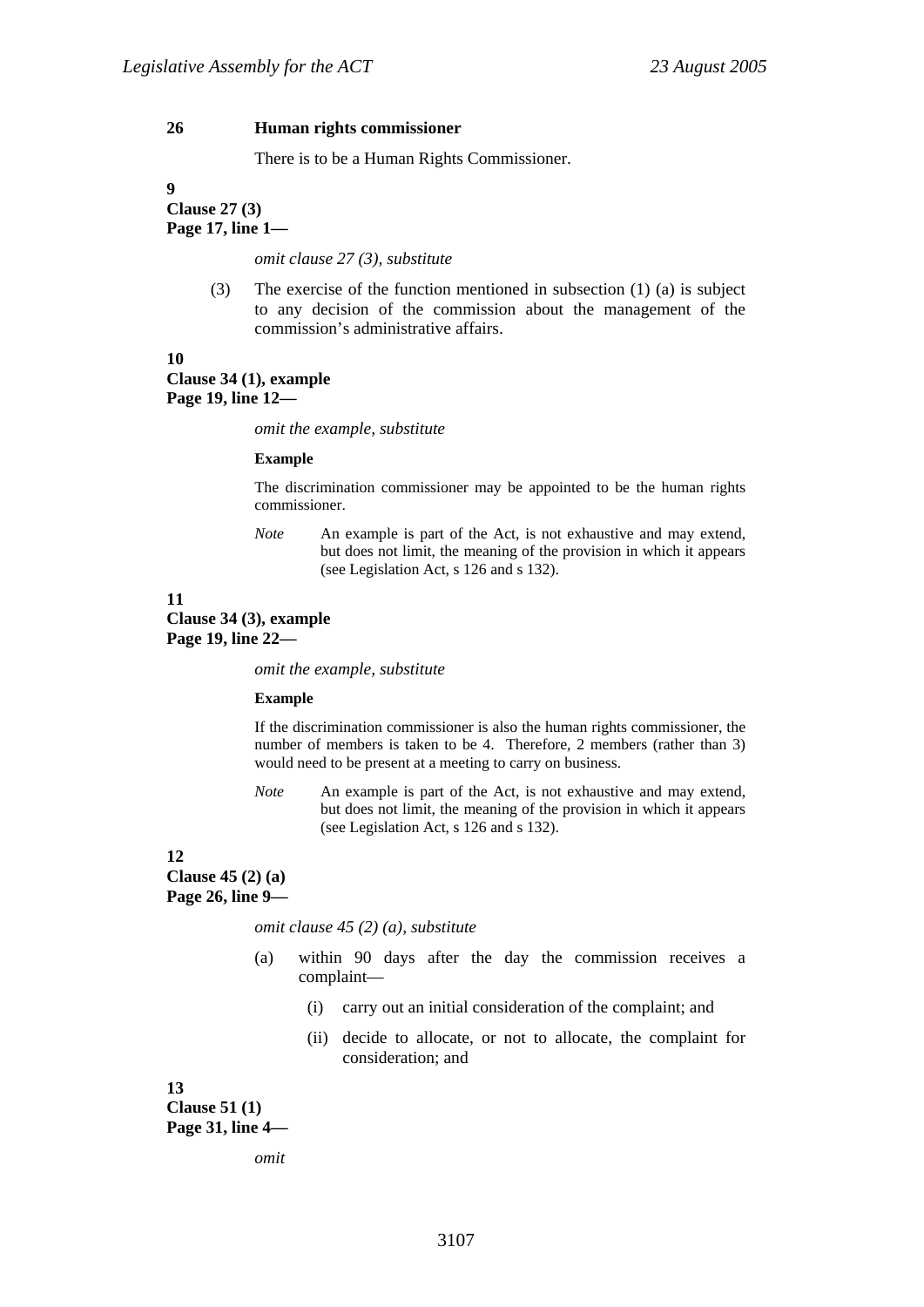**26 Human rights commissioner**

There is to be a Human Rights Commissioner.

**9**
**Clause 27 (3)**
**Page 17, line 1—**

*omit clause 27 (3), substitute*

(3) The exercise of the function mentioned in subsection (1) (a) is subject to any decision of the commission about the management of the commission's administrative affairs.

**10**
**Clause 34 (1), example**
**Page 19, line 12—**

*omit the example, substitute*

**Example**

The discrimination commissioner may be appointed to be the human rights commissioner.

*Note* An example is part of the Act, is not exhaustive and may extend, but does not limit, the meaning of the provision in which it appears (see Legislation Act, s 126 and s 132).

**11**
**Clause 34 (3), example**
**Page 19, line 22—**

*omit the example, substitute*

**Example**

If the discrimination commissioner is also the human rights commissioner, the number of members is taken to be 4. Therefore, 2 members (rather than 3) would need to be present at a meeting to carry on business.

*Note* An example is part of the Act, is not exhaustive and may extend, but does not limit, the meaning of the provision in which it appears (see Legislation Act, s 126 and s 132).

**12**
**Clause 45 (2) (a)**
**Page 26, line 9—**

*omit clause 45 (2) (a), substitute*

(a) within 90 days after the day the commission receives a complaint—

(i) carry out an initial consideration of the complaint; and

(ii) decide to allocate, or not to allocate, the complaint for consideration; and

**13**
**Clause 51 (1)**
**Page 31, line 4—**

*omit*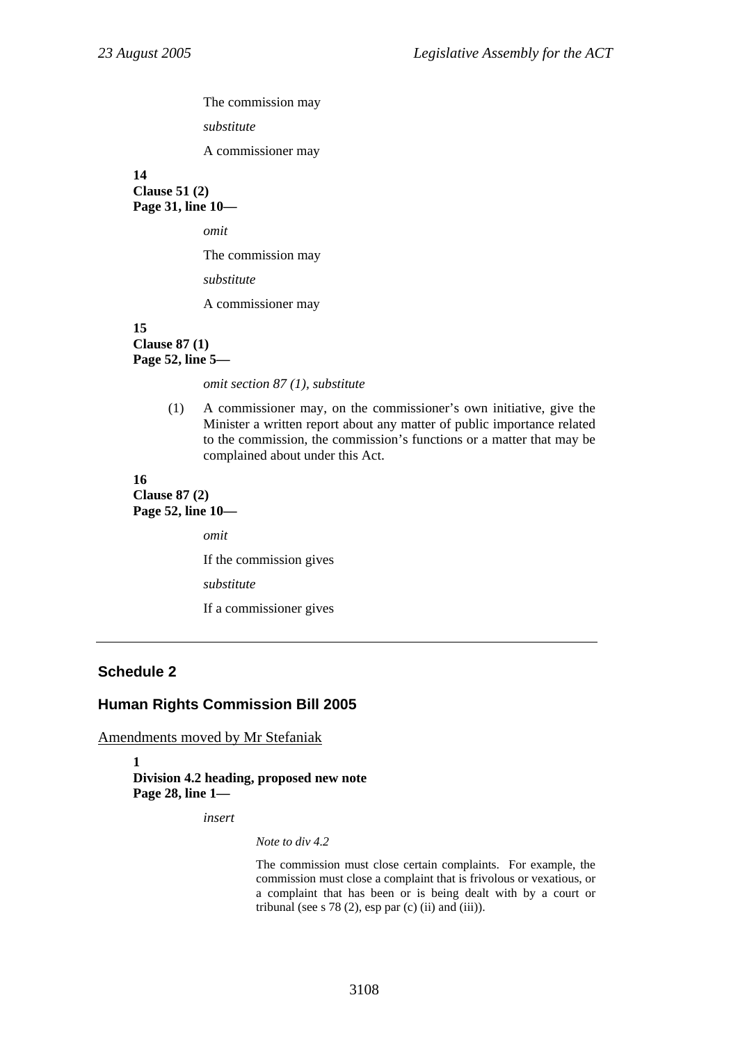The commission may

*substitute*

A commissioner may

**14**
**Clause 51 (2)**
**Page 31, line 10—**

*omit*

The commission may

*substitute*

A commissioner may

**15**
**Clause 87 (1)**
**Page 52, line 5—**

*omit section 87 (1), substitute*

(1) A commissioner may, on the commissioner's own initiative, give the Minister a written report about any matter of public importance related to the commission, the commission's functions or a matter that may be complained about under this Act.

**16**
**Clause 87 (2)**
**Page 52, line 10—**

*omit*

If the commission gives

*substitute*

If a commissioner gives

---

## Schedule 2

## Human Rights Commission Bill 2005

Amendments moved by Mr Stefaniak

**1**
**Division 4.2 heading, proposed new note**
**Page 28, line 1—**

*insert*

*Note to div 4.2*

The commission must close certain complaints. For example, the commission must close a complaint that is frivolous or vexatious, or a complaint that has been or is being dealt with by a court or tribunal (see s 78 (2), esp par (c) (ii) and (iii)).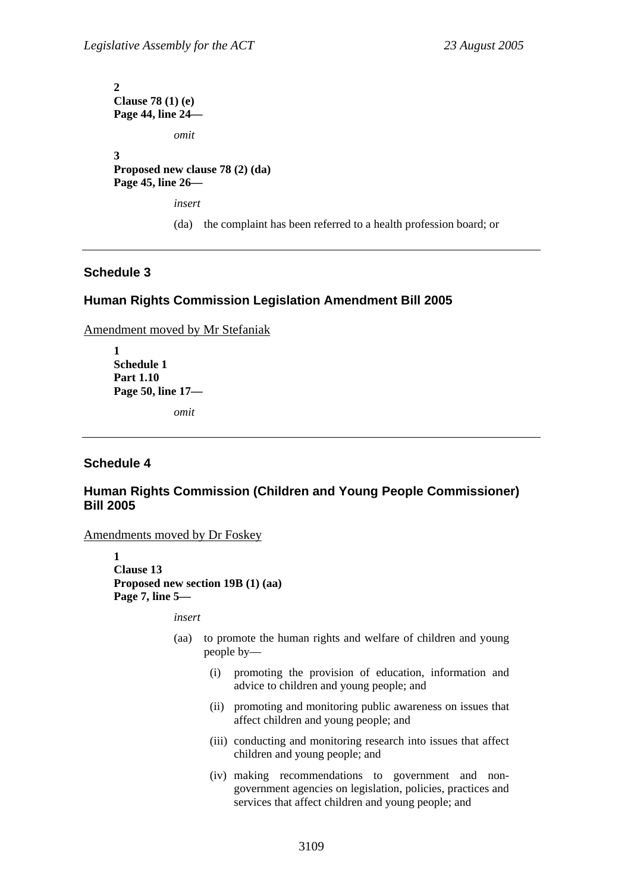**2**
**Clause 78 (1) (e)**
**Page 44, line 24—**

*omit*

**3**
**Proposed new clause 78 (2) (da)**
**Page 45, line 26—**

*insert*

(da) the complaint has been referred to a health profession board; or

---

## Schedule 3

### Human Rights Commission Legislation Amendment Bill 2005

Amendment moved by Mr Stefaniak

**1**
**Schedule 1**
**Part 1.10**
**Page 50, line 17—**

*omit*

---

## Schedule 4

### Human Rights Commission (Children and Young People Commissioner) Bill 2005

Amendments moved by Dr Foskey

**1**
**Clause 13**
**Proposed new section 19B (1) (aa)**
**Page 7, line 5—**

*insert*

(aa) to promote the human rights and welfare of children and young people by—

(i) promoting the provision of education, information and advice to children and young people; and

(ii) promoting and monitoring public awareness on issues that affect children and young people; and

(iii) conducting and monitoring research into issues that affect children and young people; and

(iv) making recommendations to government and non-government agencies on legislation, policies, practices and services that affect children and young people; and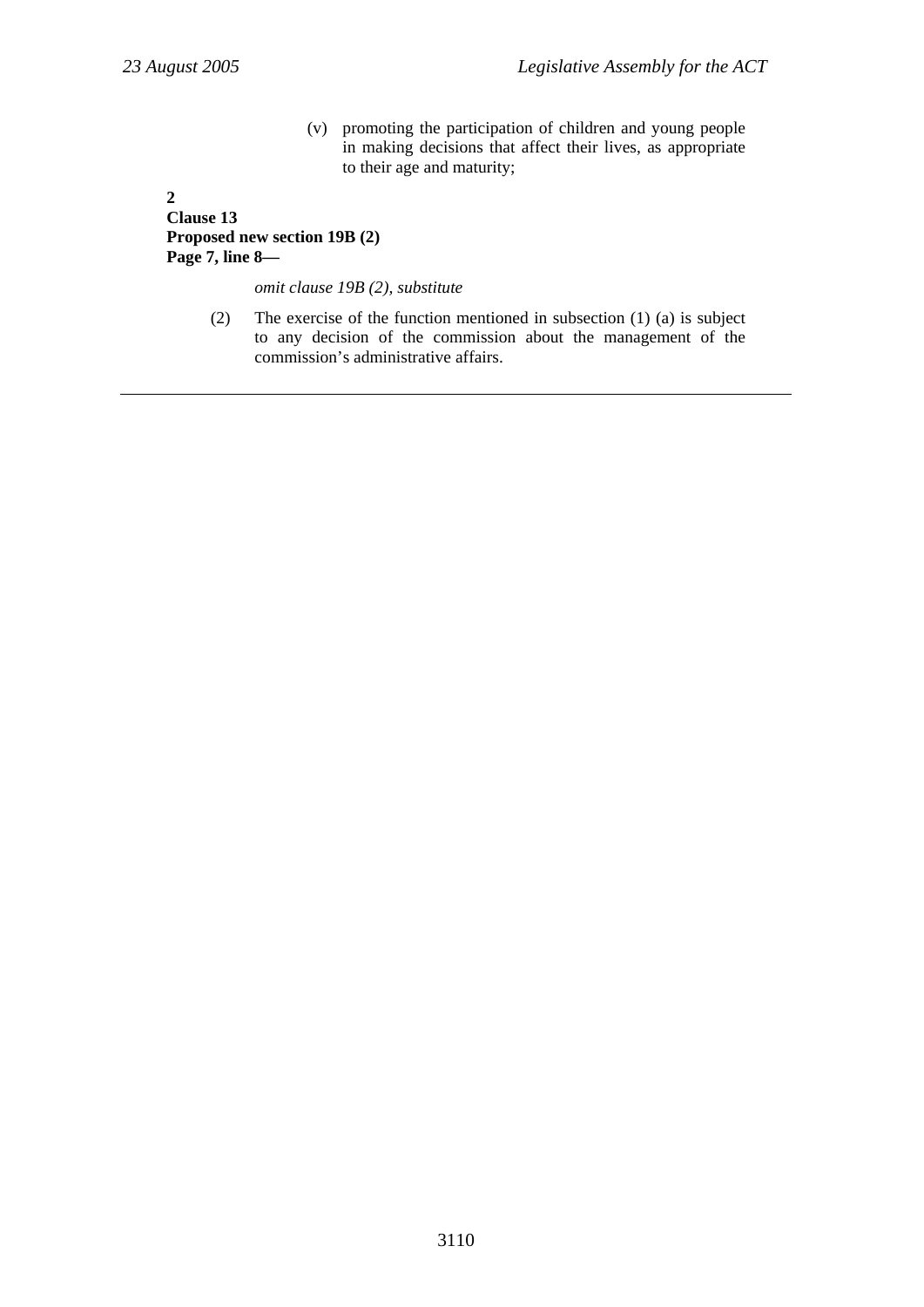(v) promoting the participation of children and young people in making decisions that affect their lives, as appropriate to their age and maturity;

**2**
**Clause 13**
**Proposed new section 19B (2)**
**Page 7, line 8—**

*omit clause 19B (2), substitute*

(2) The exercise of the function mentioned in subsection (1) (a) is subject to any decision of the commission about the management of the commission's administrative affairs.